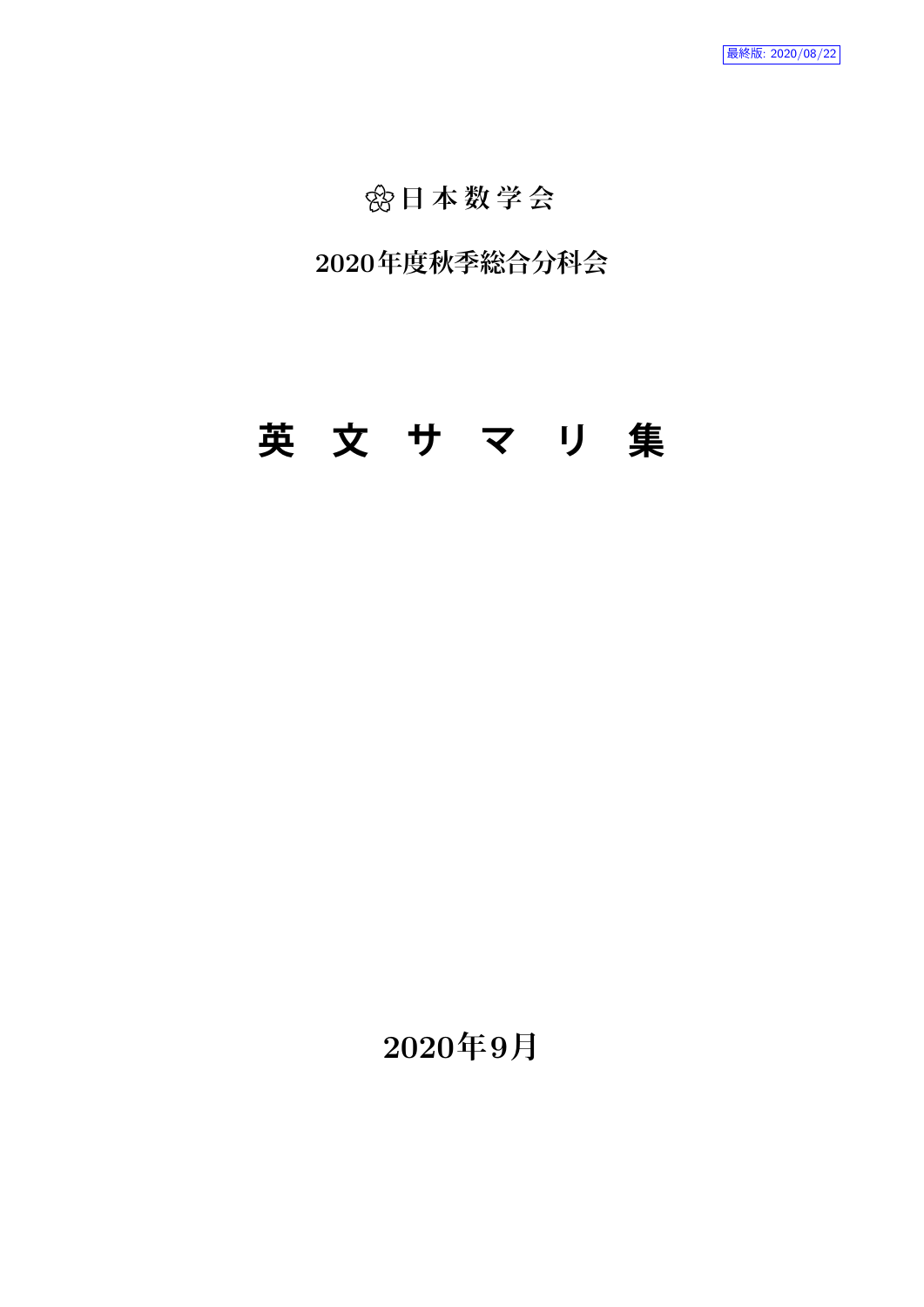最終版: 2020/08/22

日本数学会

2020年度秋季総合分科会

# 英 文 サ マ リ 集

2020年9月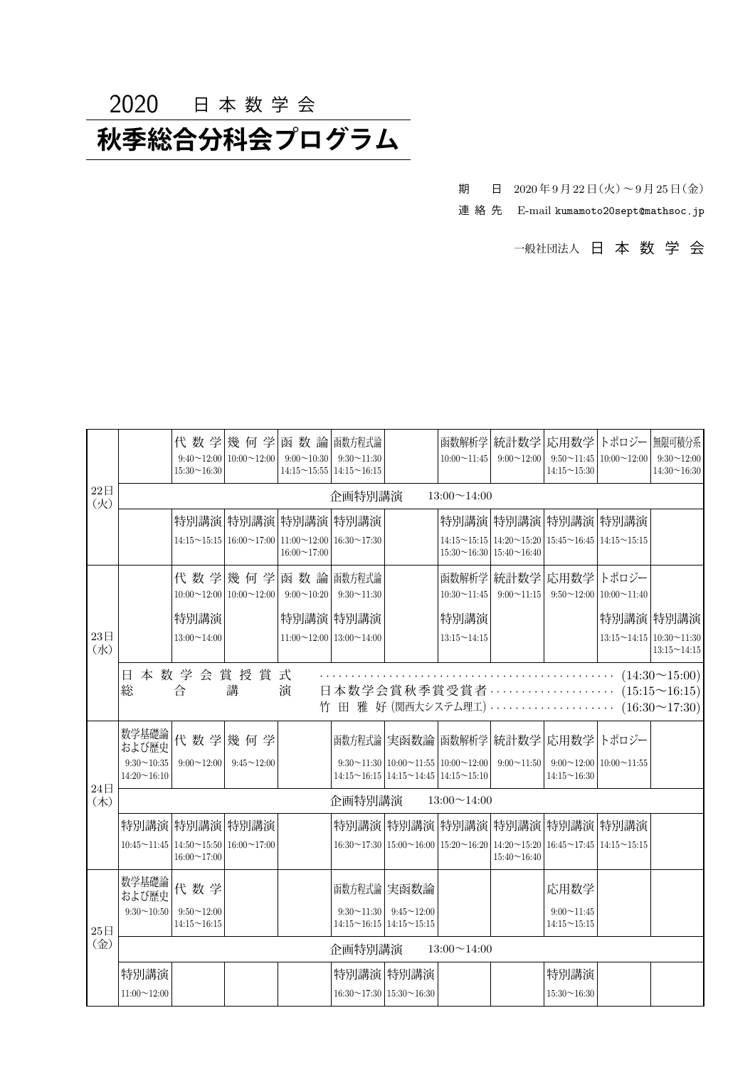2020　日 本 数 学 会

# 秋季総合分科会プログラム

期　　日　2020 年 9 月 22 日（火）～ 9 月 25 日（金）

連 絡 先　E-mail kumamoto20sept@mathsoc.jp

一般社団法人　日 本 数 学 会

| 日 | 数学基礎論および歴史 | 代数学 | 幾何学 | 函数論 | 函数方程式論 | 実函数論 | 函数解析学 | 統計数学 | 応用数学 | トポロジー | 無限可積分系 |
|---|---|---|---|---|---|---|---|---|---|---|---|
| 22日（火） | | 9:40～12:00 15:30～16:30 | 10:00～12:00 | 9:00～10:30 14:15～15:55 | 9:30～11:30 14:15～16:15 | | 10:00～11:45 | 9:00～12:00 | 9:50～11:45 14:15～15:30 | 10:00～12:00 | 9:30～12:00 14:30～16:30 |
| | 企画特別講演　13:00～14:00 | | | | | | | | | | |
| | | 特別講演 14:15～15:15 | 特別講演 16:00～17:00 | 特別講演 11:00～12:00 16:00～17:00 | 特別講演 16:30～17:30 | | 特別講演 14:15～15:15 15:30～16:30 | 特別講演 14:20～15:20 15:40～16:40 | 特別講演 15:45～16:45 | 特別講演 14:15～15:15 | |
| 23日（水） | | 10:00～12:00 | 10:00～12:00 | 9:00～10:20 | 9:30～11:30 | | 10:30～11:45 | 9:00～11:15 | 9:50～12:00 | 10:00～11:40 | |
| | | 特別講演 13:00～14:00 | | 特別講演 11:00～12:00 | 特別講演 13:00～14:00 | | 特別講演 13:15～14:15 | | | 特別講演 13:15～14:15 | 特別講演 10:30～11:30 13:15～14:15 |
| | 日本数学会賞授賞式 ……………… (14:30～15:00) | | | | | | | | | | |
| | 総合講演　日本数学会賞秋季賞受賞者 ……………… (15:15～16:15) | | | | | | | | | | |
| | 竹田雅好（関西大システム理工） ……………… (16:30～17:30) | | | | | | | | | | |
| 24日（木） | 9:30～10:35 14:20～16:10 | 9:00～12:00 | 9:45～12:00 | | 9:30～11:30 14:15～16:15 | 10:00～11:55 14:15～14:45 | 10:00～12:00 14:15～15:10 | 9:00～11:50 | 9:00～12:00 14:15～16:30 | 10:00～11:55 | |
| | 企画特別講演　13:00～14:00 | | | | | | | | | | |
| | 特別講演 10:45～11:45 | 特別講演 14:50～15:50 16:00～17:00 | 特別講演 16:00～17:00 | | 特別講演 16:30～17:30 | 特別講演 15:00～16:00 | 特別講演 15:20～16:20 | 特別講演 14:20～15:20 15:40～16:40 | 特別講演 16:45～17:45 | 特別講演 14:15～15:15 | |
| 25日（金） | 9:30～10:50 | 9:50～12:00 14:15～16:15 | | | 9:30～11:30 14:15～16:15 | 9:45～12:00 14:15～15:15 | | | 9:00～11:45 14:15～15:15 | | |
| | 企画特別講演　13:00～14:00 | | | | | | | | | | |
| | 特別講演 11:00～12:00 | | | | 特別講演 16:30～17:30 | 特別講演 15:30～16:30 | | | 特別講演 15:30～16:30 | | |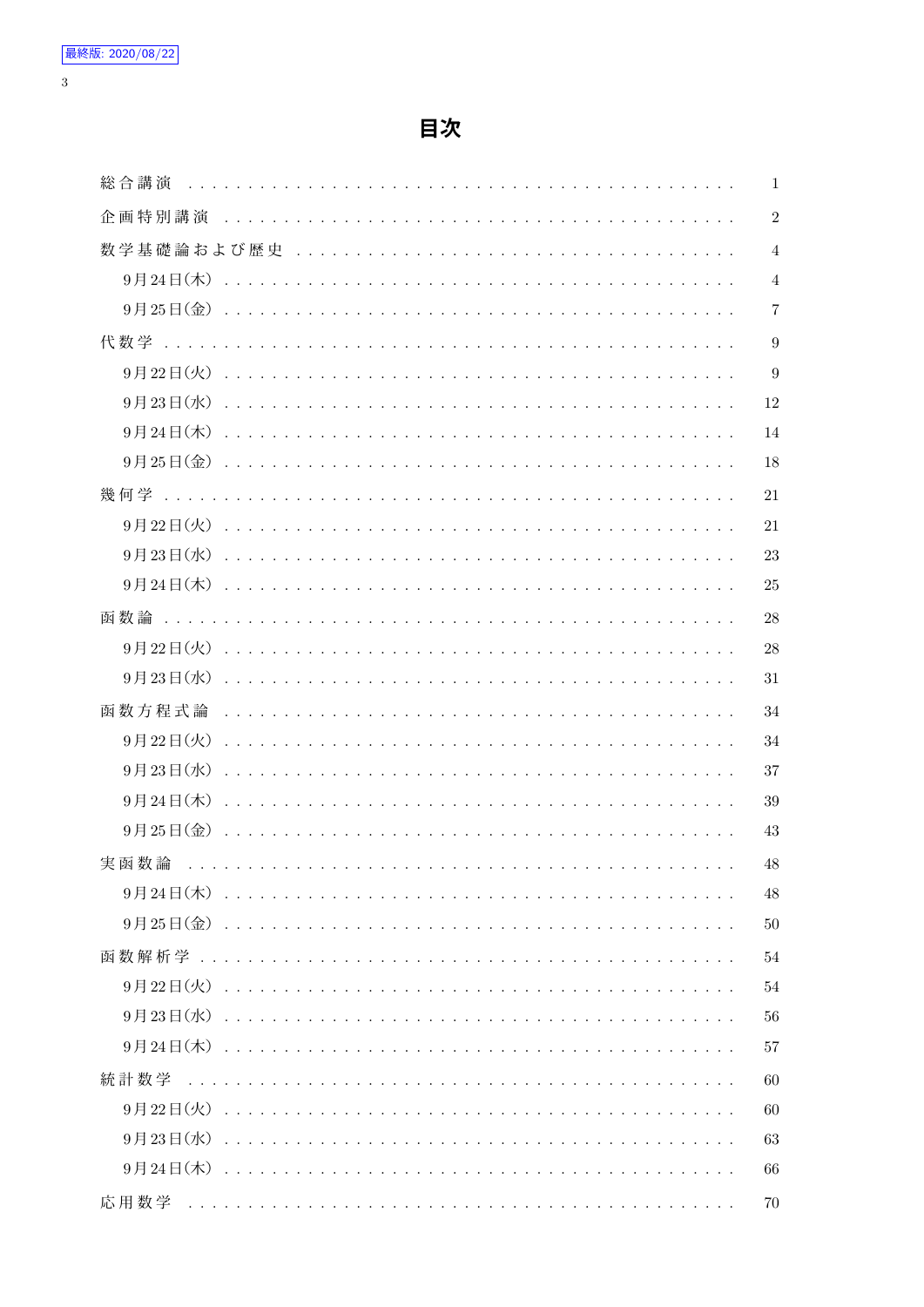# 目次

- 総合講演 ........ 1
- 企画特別講演 ........ 2
- 数学基礎論および歴史 ........ 4
  - 9月24日(木) ........ 4
  - 9月25日(金) ........ 7
- 代数学 ........ 9
  - 9月22日(火) ........ 9
  - 9月23日(水) ........ 12
  - 9月24日(木) ........ 14
  - 9月25日(金) ........ 18
- 幾何学 ........ 21
  - 9月22日(火) ........ 21
  - 9月23日(水) ........ 23
  - 9月24日(木) ........ 25
- 函数論 ........ 28
  - 9月22日(火) ........ 28
  - 9月23日(水) ........ 31
- 函数方程式論 ........ 34
  - 9月22日(火) ........ 34
  - 9月23日(水) ........ 37
  - 9月24日(木) ........ 39
  - 9月25日(金) ........ 43
- 実函数論 ........ 48
  - 9月24日(木) ........ 48
  - 9月25日(金) ........ 50
- 函数解析学 ........ 54
  - 9月22日(火) ........ 54
  - 9月23日(水) ........ 56
  - 9月24日(木) ........ 57
- 統計数学 ........ 60
  - 9月22日(火) ........ 60
  - 9月23日(水) ........ 63
  - 9月24日(木) ........ 66
- 応用数学 ........ 70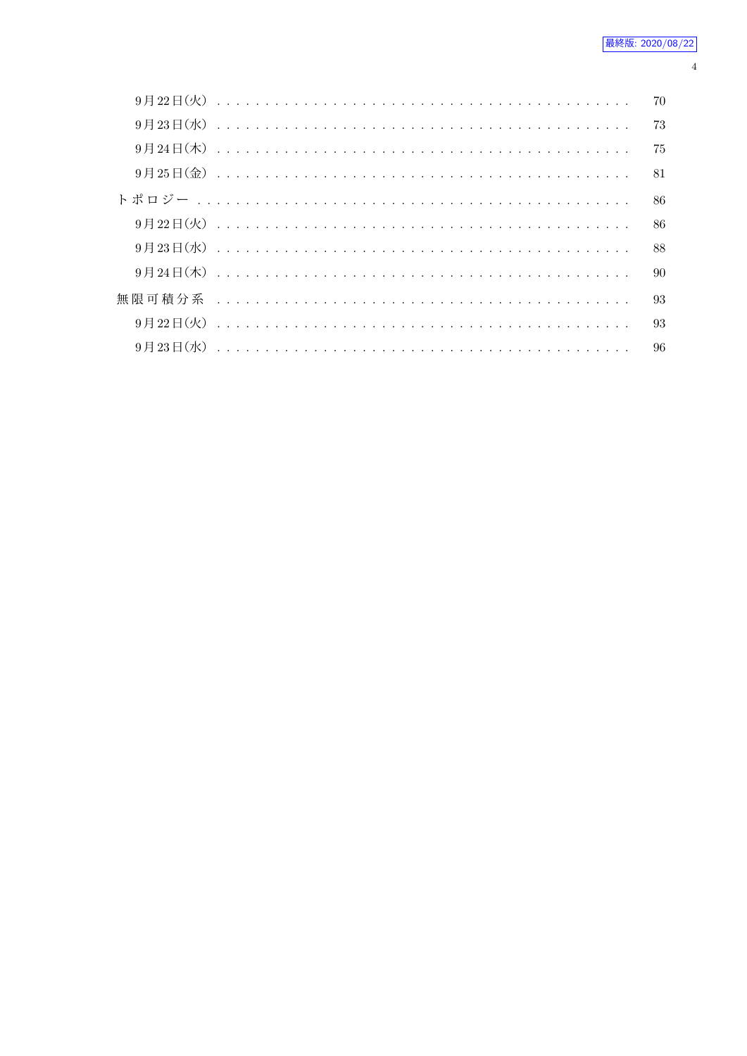9月22日(火) . . . . . . . . . . . . . . . . . . . . . . . . . . . . . . . . . . . . . . . . . 70

9月23日(水) . . . . . . . . . . . . . . . . . . . . . . . . . . . . . . . . . . . . . . . . . 73

9月24日(木) . . . . . . . . . . . . . . . . . . . . . . . . . . . . . . . . . . . . . . . . . 75

9月25日(金) . . . . . . . . . . . . . . . . . . . . . . . . . . . . . . . . . . . . . . . . . 81

トポロジー . . . . . . . . . . . . . . . . . . . . . . . . . . . . . . . . . . . . . . . . . . 86

9月22日(火) . . . . . . . . . . . . . . . . . . . . . . . . . . . . . . . . . . . . . . . . . 86

9月23日(水) . . . . . . . . . . . . . . . . . . . . . . . . . . . . . . . . . . . . . . . . . 88

9月24日(木) . . . . . . . . . . . . . . . . . . . . . . . . . . . . . . . . . . . . . . . . . 90

無限可積分系 . . . . . . . . . . . . . . . . . . . . . . . . . . . . . . . . . . . . . . . . . 93

9月22日(火) . . . . . . . . . . . . . . . . . . . . . . . . . . . . . . . . . . . . . . . . . 93

9月23日(水) . . . . . . . . . . . . . . . . . . . . . . . . . . . . . . . . . . . . . . . . . 96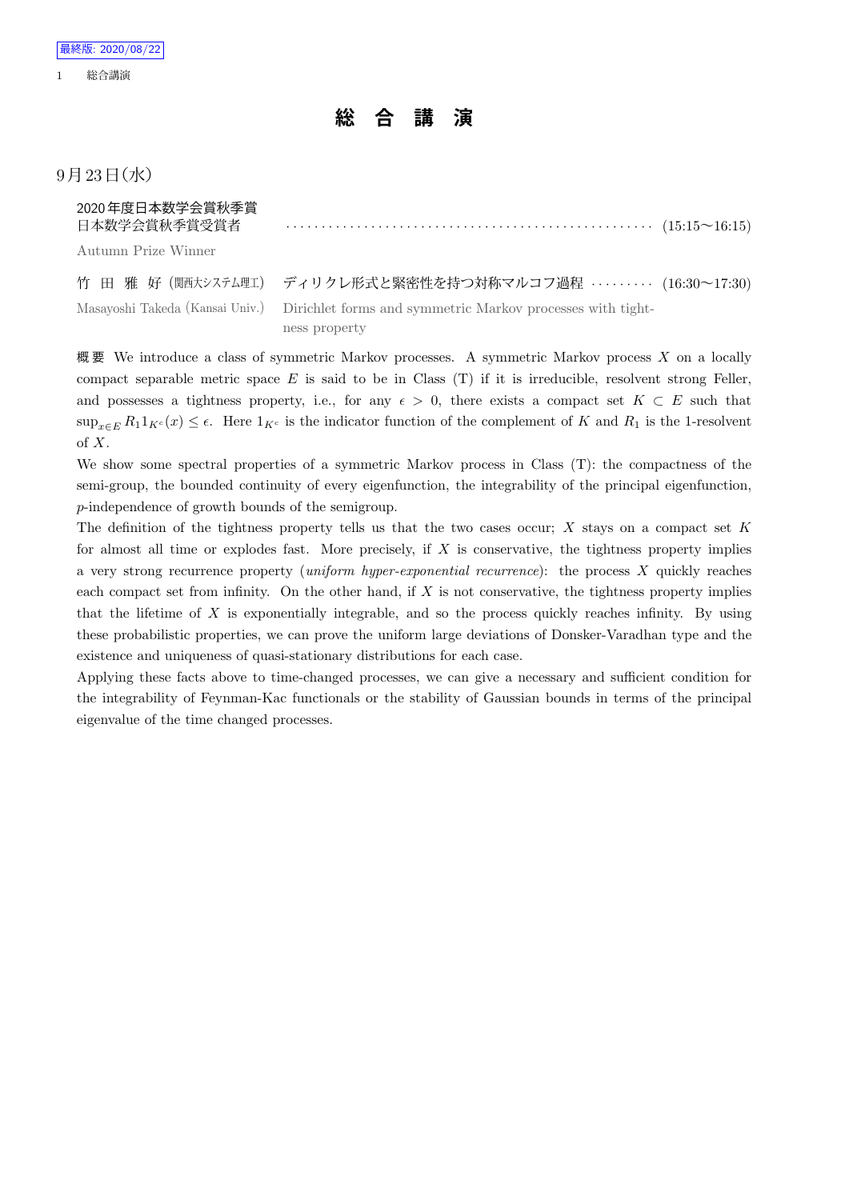# 総 合 講 演

## 9月23日(水)

2020年度日本数学会賞秋季賞
日本数学会賞秋季賞受賞者 ………………………………………………… (15:15〜16:15)
Autumn Prize Winner

竹 田 雅 好 (関西大システム理工) ディリクレ形式と緊密性を持つ対称マルコフ過程 ……… (16:30〜17:30)
Masayoshi Takeda (Kansai Univ.) Dirichlet forms and symmetric Markov processes with tightness property

概 要 We introduce a class of symmetric Markov processes. A symmetric Markov process $X$ on a locally compact separable metric space $E$ is said to be in Class (T) if it is irreducible, resolvent strong Feller, and possesses a tightness property, i.e., for any $\epsilon > 0$, there exists a compact set $K \subset E$ such that $\sup_{x\in E} R_1 1_{K^c}(x) \leq \epsilon$. Here $1_{K^c}$ is the indicator function of the complement of $K$ and $R_1$ is the 1-resolvent of $X$.

We show some spectral properties of a symmetric Markov process in Class (T): the compactness of the semi-group, the bounded continuity of every eigenfunction, the integrability of the principal eigenfunction, $p$-independence of growth bounds of the semigroup.

The definition of the tightness property tells us that the two cases occur; $X$ stays on a compact set $K$ for almost all time or explodes fast. More precisely, if $X$ is conservative, the tightness property implies a very strong recurrence property (*uniform hyper-exponential recurrence*): the process $X$ quickly reaches each compact set from infinity. On the other hand, if $X$ is not conservative, the tightness property implies that the lifetime of $X$ is exponentially integrable, and so the process quickly reaches infinity. By using these probabilistic properties, we can prove the uniform large deviations of Donsker-Varadhan type and the existence and uniqueness of quasi-stationary distributions for each case.

Applying these facts above to time-changed processes, we can give a necessary and sufficient condition for the integrability of Feynman-Kac functionals or the stability of Gaussian bounds in terms of the principal eigenvalue of the time changed processes.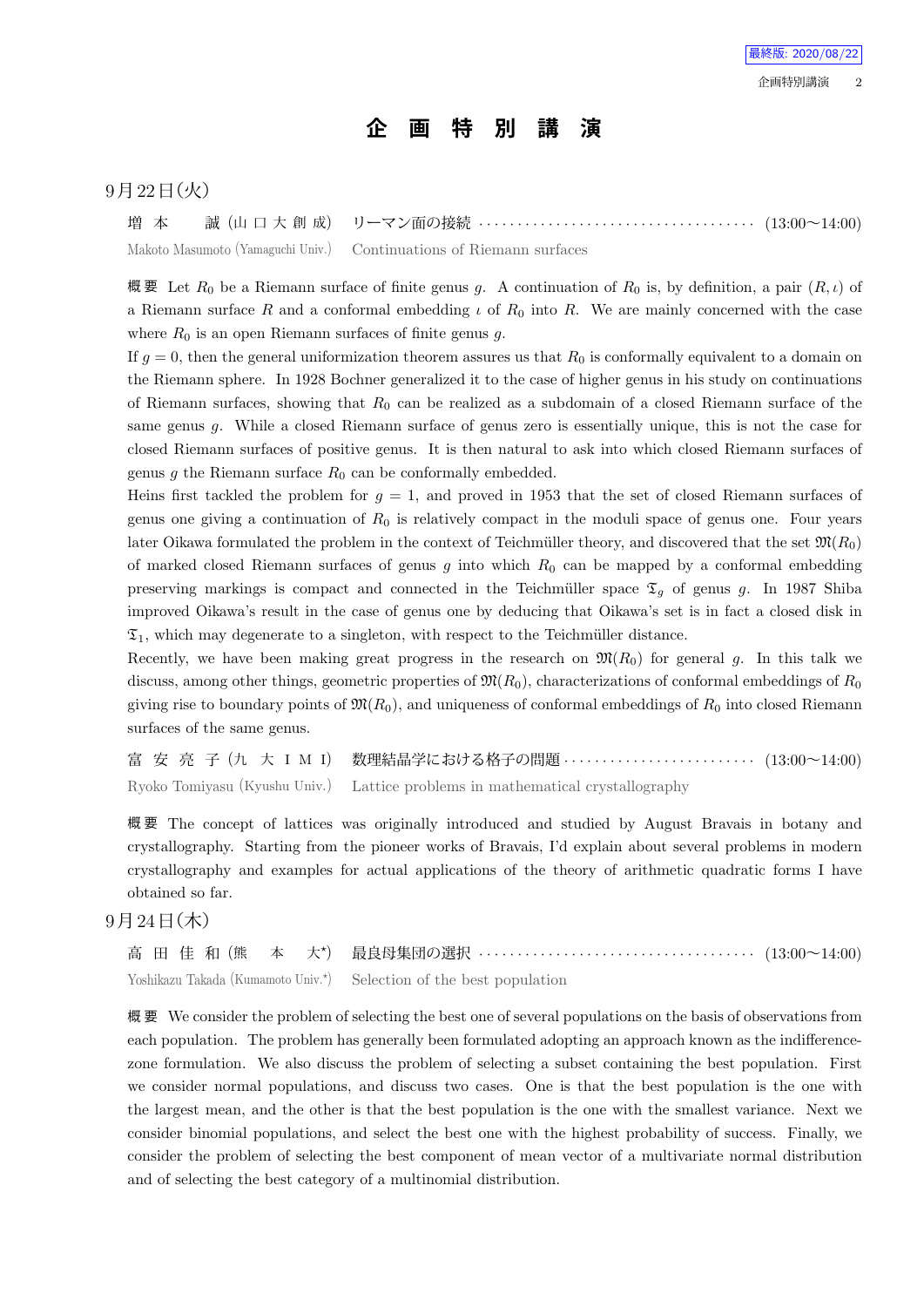# 企画特別講演

## 9月22日(火)

増本　誠 (山口大創成)　リーマン面の接続 ································· (13:00〜14:00)

Makoto Masumoto (Yamaguchi Univ.)　Continuations of Riemann surfaces

**概要** Let $R_0$ be a Riemann surface of finite genus $g$. A continuation of $R_0$ is, by definition, a pair $(R, \iota)$ of a Riemann surface $R$ and a conformal embedding $\iota$ of $R_0$ into $R$. We are mainly concerned with the case where $R_0$ is an open Riemann surfaces of finite genus $g$.

If $g = 0$, then the general uniformization theorem assures us that $R_0$ is conformally equivalent to a domain on the Riemann sphere. In 1928 Bochner generalized it to the case of higher genus in his study on continuations of Riemann surfaces, showing that $R_0$ can be realized as a subdomain of a closed Riemann surface of the same genus $g$. While a closed Riemann surface of genus zero is essentially unique, this is not the case for closed Riemann surfaces of positive genus. It is then natural to ask into which closed Riemann surfaces of genus $g$ the Riemann surface $R_0$ can be conformally embedded.

Heins first tackled the problem for $g = 1$, and proved in 1953 that the set of closed Riemann surfaces of genus one giving a continuation of $R_0$ is relatively compact in the moduli space of genus one. Four years later Oikawa formulated the problem in the context of Teichmüller theory, and discovered that the set $\mathfrak{M}(R_0)$ of marked closed Riemann surfaces of genus $g$ into which $R_0$ can be mapped by a conformal embedding preserving markings is compact and connected in the Teichmüller space $\mathfrak{T}_g$ of genus $g$. In 1987 Shiba improved Oikawa's result in the case of genus one by deducing that Oikawa's set is in fact a closed disk in $\mathfrak{T}_1$, which may degenerate to a singleton, with respect to the Teichmüller distance.

Recently, we have been making great progress in the research on $\mathfrak{M}(R_0)$ for general $g$. In this talk we discuss, among other things, geometric properties of $\mathfrak{M}(R_0)$, characterizations of conformal embeddings of $R_0$ giving rise to boundary points of $\mathfrak{M}(R_0)$, and uniqueness of conformal embeddings of $R_0$ into closed Riemann surfaces of the same genus.

富安亮子 (九大IMI)　数理結晶学における格子の問題 ························· (13:00〜14:00)

Ryoko Tomiyasu (Kyushu Univ.)　Lattice problems in mathematical crystallography

**概要** The concept of lattices was originally introduced and studied by August Bravais in botany and crystallography. Starting from the pioneer works of Bravais, I'd explain about several problems in modern crystallography and examples for actual applications of the theory of arithmetic quadratic forms I have obtained so far.

## 9月24日(木)

高田佳和 (熊本大[*])　最良母集団の選択 ································· (13:00〜14:00)

Yoshikazu Takada (Kumamoto Univ.[*])　Selection of the best population

**概要** We consider the problem of selecting the best one of several populations on the basis of observations from each population. The problem has generally been formulated adopting an approach known as the indifference-zone formulation. We also discuss the problem of selecting a subset containing the best population. First we consider normal populations, and discuss two cases. One is that the best population is the one with the largest mean, and the other is that the best population is the one with the smallest variance. Next we consider binomial populations, and select the best one with the highest probability of success. Finally, we consider the problem of selecting the best component of mean vector of a multivariate normal distribution and of selecting the best category of a multinomial distribution.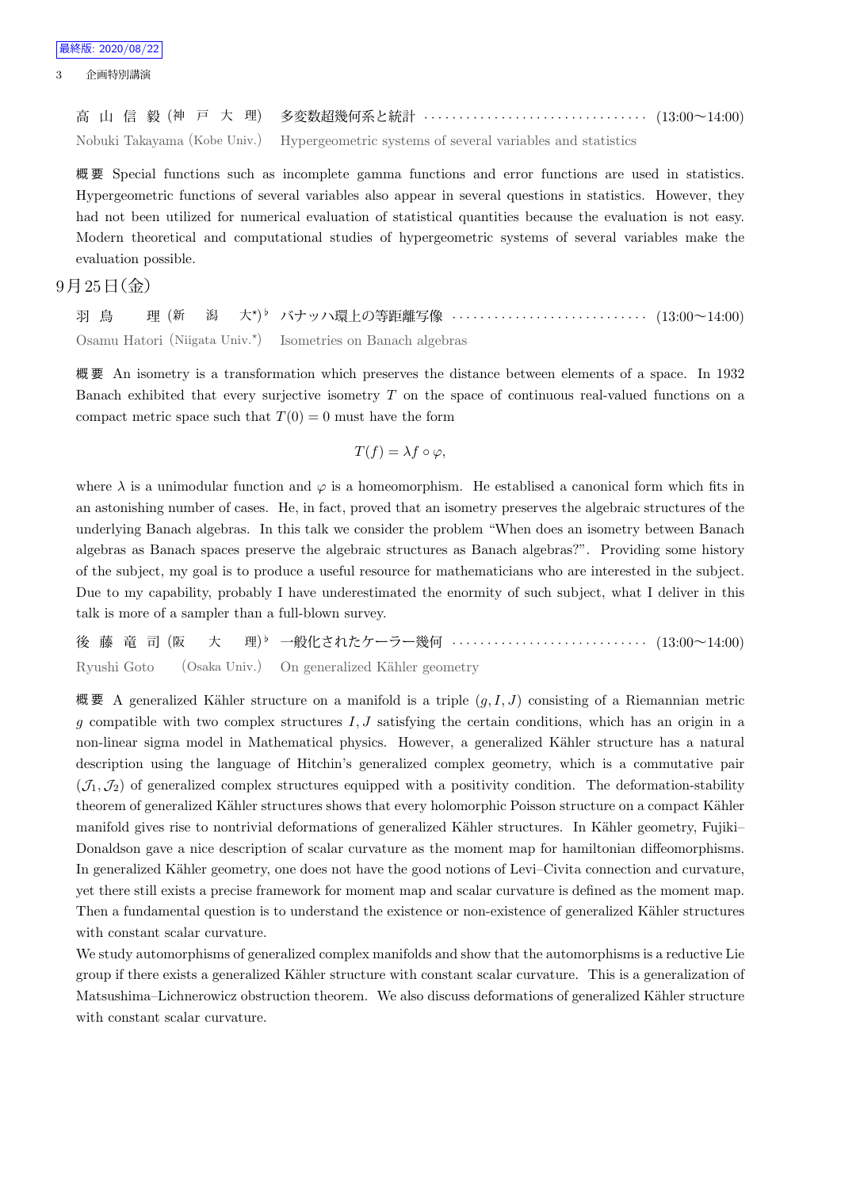高 山 信 毅 (神 戸 大 理) 多変数超幾何系と統計 ································ (13:00〜14:00)
Nobuki Takayama (Kobe Univ.) Hypergeometric systems of several variables and statistics

**概 要** Special functions such as incomplete gamma functions and error functions are used in statistics. Hypergeometric functions of several variables also appear in several questions in statistics. However, they had not been utilized for numerical evaluation of statistical quantities because the evaluation is not easy. Modern theoretical and computational studies of hypergeometric systems of several variables make the evaluation possible.

## 9月25日(金)

羽 鳥 理 (新 潟 大*)♭ バナッハ環上の等距離写像 ··························· (13:00〜14:00)
Osamu Hatori (Niigata Univ.*) Isometries on Banach algebras

**概 要** An isometry is a transformation which preserves the distance between elements of a space. In 1932 Banach exhibited that every surjective isometry $T$ on the space of continuous real-valued functions on a compact metric space such that $T(0) = 0$ must have the form

$$T(f) = \lambda f \circ \varphi,$$

where $\lambda$ is a unimodular function and $\varphi$ is a homeomorphism. He establised a canonical form which fits in an astonishing number of cases. He, in fact, proved that an isometry preserves the algebraic structures of the underlying Banach algebras. In this talk we consider the problem "When does an isometry between Banach algebras as Banach spaces preserve the algebraic structures as Banach algebras?". Providing some history of the subject, my goal is to produce a useful resource for mathematicians who are interested in the subject. Due to my capability, probably I have underestimated the enormity of such subject, what I deliver in this talk is more of a sampler than a full-blown survey.

後 藤 竜 司 (阪 大 理)♭ 一般化されたケーラー幾何 ··························· (13:00〜14:00)
Ryushi Goto (Osaka Univ.) On generalized Kähler geometry

**概 要** A generalized Kähler structure on a manifold is a triple $(g, I, J)$ consisting of a Riemannian metric $g$ compatible with two complex structures $I, J$ satisfying the certain conditions, which has an origin in a non-linear sigma model in Mathematical physics. However, a generalized Kähler structure has a natural description using the language of Hitchin's generalized complex geometry, which is a commutative pair $(\mathcal{J}_1, \mathcal{J}_2)$ of generalized complex structures equipped with a positivity condition. The deformation-stability theorem of generalized Kähler structures shows that every holomorphic Poisson structure on a compact Kähler manifold gives rise to nontrivial deformations of generalized Kähler structures. In Kähler geometry, Fujiki–Donaldson gave a nice description of scalar curvature as the moment map for hamiltonian diffeomorphisms. In generalized Kähler geometry, one does not have the good notions of Levi–Civita connection and curvature, yet there still exists a precise framework for moment map and scalar curvature is defined as the moment map. Then a fundamental question is to understand the existence or non-existence of generalized Kähler structures with constant scalar curvature.

We study automorphisms of generalized complex manifolds and show that the automorphisms is a reductive Lie group if there exists a generalized Kähler structure with constant scalar curvature. This is a generalization of Matsushima–Lichnerowicz obstruction theorem. We also discuss deformations of generalized Kähler structure with constant scalar curvature.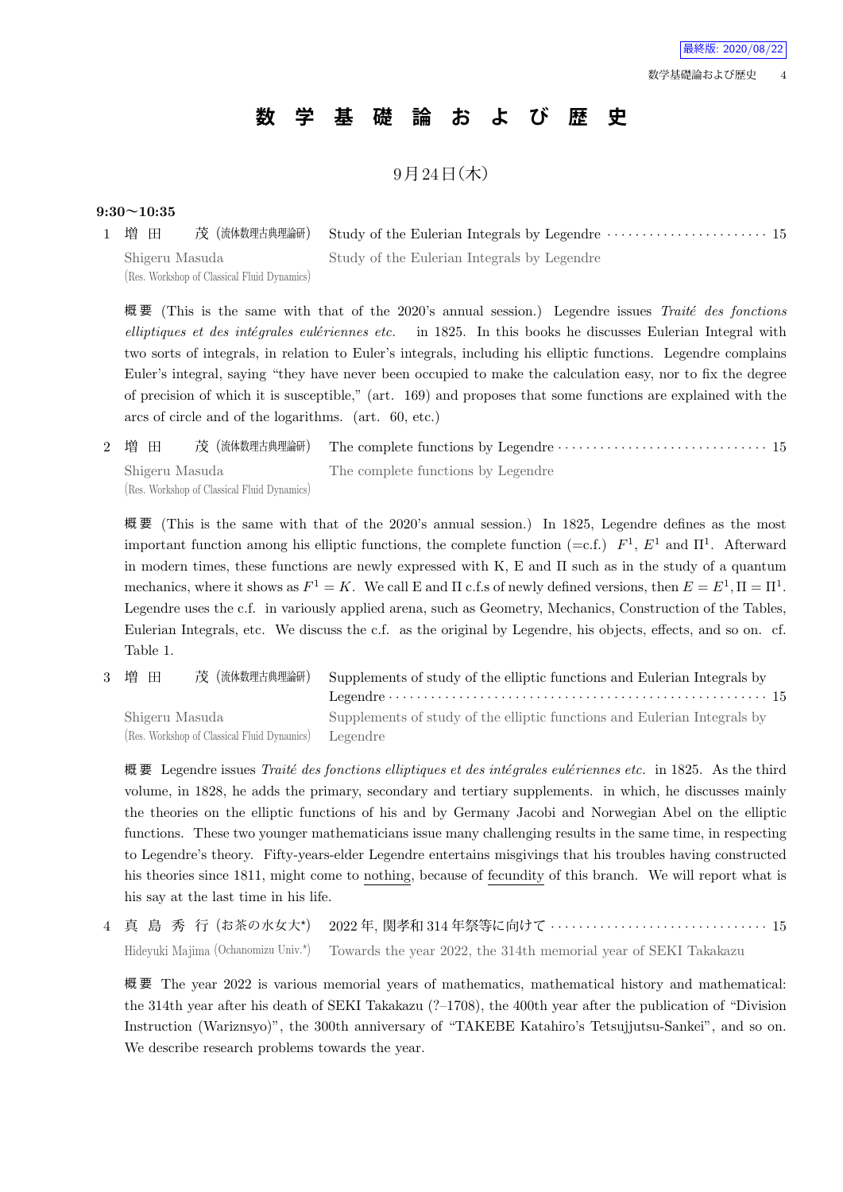最終版: 2020/08/22

# 数 学 基 礎 論 お よ び 歴 史

9月24日(木)

**9:30〜10:35**

1 増 田　茂 (流体数理古典理論研) Study of the Eulerian Integrals by Legendre ･･････････････････････ 15
Shigeru Masuda (Res. Workshop of Classical Fluid Dynamics) Study of the Eulerian Integrals by Legendre

概 要 (This is the same with that of the 2020's annual session.) Legendre issues *Traité des fonctions elliptiques et des intégrales eulériennes etc.* in 1825. In this books he discusses Eulerian Integral with two sorts of integrals, in relation to Euler's integrals, including his elliptic functions. Legendre complains Euler's integral, saying "they have never been occupied to make the calculation easy, nor to fix the degree of precision of which it is susceptible," (art. 169) and proposes that some functions are explained with the arcs of circle and of the logarithms. (art. 60, etc.)

2 増 田　茂 (流体数理古典理論研) The complete functions by Legendre ･･････････････････････････････ 15
Shigeru Masuda (Res. Workshop of Classical Fluid Dynamics) The complete functions by Legendre

概 要 (This is the same with that of the 2020's annual session.) In 1825, Legendre defines as the most important function among his elliptic functions, the complete function (=c.f.) $F^1$, $E^1$ and $\Pi^1$. Afterward in modern times, these functions are newly expressed with K, E and Π such as in the study of a quantum mechanics, where it shows as $F^1 = K$. We call E and Π c.f.s of newly defined versions, then $E = E^1, \Pi = \Pi^1$. Legendre uses the c.f. in variously applied arena, such as Geometry, Mechanics, Construction of the Tables, Eulerian Integrals, etc. We discuss the c.f. as the original by Legendre, his objects, effects, and so on. cf. Table 1.

3 増 田　茂 (流体数理古典理論研) Supplements of study of the elliptic functions and Eulerian Integrals by Legendre ･･････････････････････････････････････････････････････ 15
Shigeru Masuda (Res. Workshop of Classical Fluid Dynamics) Supplements of study of the elliptic functions and Eulerian Integrals by Legendre

概 要 Legendre issues *Traité des fonctions elliptiques et des intégrales eulériennes etc.* in 1825. As the third volume, in 1828, he adds the primary, secondary and tertiary supplements. in which, he discusses mainly the theories on the elliptic functions of his and by Germany Jacobi and Norwegian Abel on the elliptic functions. These two younger mathematicians issue many challenging results in the same time, in respecting to Legendre's theory. Fifty-years-elder Legendre entertains misgivings that his troubles having constructed his theories since 1811, might come to nothing, because of fecundity of this branch. We will report what is his say at the last time in his life.

4 真 島 秀 行 (お茶の水女大*) 2022 年, 関孝和 314 年祭等に向けて ･･････････････････････････････ 15
Hideyuki Majima (Ochanomizu Univ.*) Towards the year 2022, the 314th memorial year of SEKI Takakazu

概 要 The year 2022 is various memorial years of mathematics, mathematical history and mathematical: the 314th year after his death of SEKI Takakazu (?–1708), the 400th year after the publication of "Division Instruction (Wariznsyo)", the 300th anniversary of "TAKEBE Katahiro's Tetsujjutsu-Sankei", and so on. We describe research problems towards the year.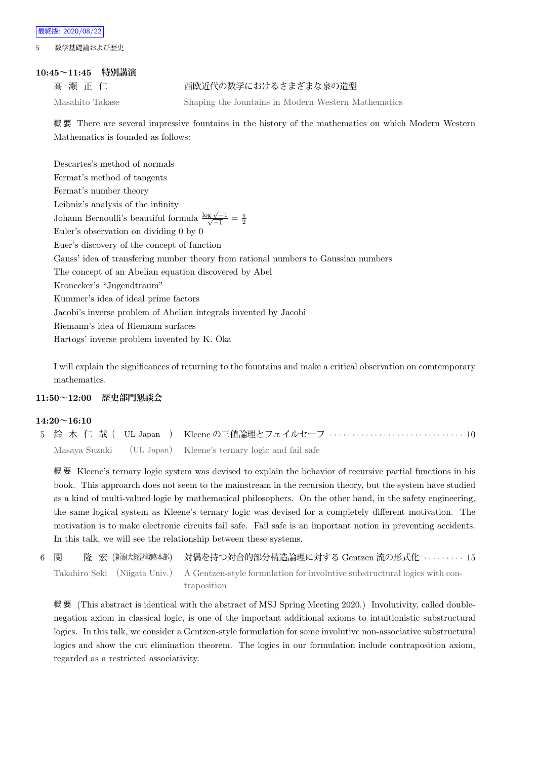### 10:45〜11:45　特別講演

高 瀬 正 仁　　西欧近代の数学におけるさまざまな泉の造型

Masahito Takase　　Shaping the fountains in Modern Western Mathematics

概要 There are several impressive fountains in the history of the mathematics on which Modern Western Mathematics is founded as follows:

Descartes's method of normals
Fermat's method of tangents
Fermat's number theory
Leibniz's analysis of the infinity
Johann Bernoulli's beautiful formula $\frac{\log\sqrt{-1}}{\sqrt{-1}} = \frac{\pi}{2}$
Euler's observation on dividing 0 by 0
Euer's discovery of the concept of function
Gauss' idea of transfering number theory from rational numbers to Gaussian numbers
The concept of an Abelian equation discovered by Abel
Kronecker's "Jugendtraum"
Kummer's idea of ideal prime factors
Jacobi's inverse problem of Abelian integrals invented by Jacobi
Riemann's idea of Riemann surfaces
Hartogs' inverse problem invented by K. Oka

I will explain the significances of returning to the fountains and make a critical observation on comtemporary mathematics.

### 11:50〜12:00　歴史部門懇談会

### 14:20〜16:10

5　鈴 木 仁 哉（UL Japan）　Kleene の三値論理とフェイルセーフ ········ 10

Masaya Suzuki (UL Japan)　Kleene's ternary logic and fail safe

概要 Kleene's ternary logic system was devised to explain the behavior of recursive partial functions in his book. This approach does not seem to the mainstream in the recursion theory, but the system have studied as a kind of multi-valued logic by mathematical philosophers. On the other hand, in the safety engineering, the same logical system as Kleene's ternary logic was devised for a completely different motivation. The motivation is to make electronic circuits fail safe. Fail safe is an important notion in preventing accidents. In this talk, we will see the relationship between these systems.

6　関　　隆 宏（新潟大経営戦略本部）　対偶を持つ対合的部分構造論理に対する Gentzen 流の形式化 ········ 15

Takahiro Seki (Niigata Univ.)　A Gentzen-style formulation for involutive substructural logics with contraposition

概要 (This abstract is identical with the abstract of MSJ Spring Meeting 2020.) Involutivity, called double-negation axiom in classical logic, is one of the important additional axioms to intuitionistic substructural logics. In this talk, we consider a Gentzen-style formulation for some involutive non-associative substructural logics and show the cut elimination theorem. The logics in our formulation include contraposition axiom, regarded as a restricted associativity.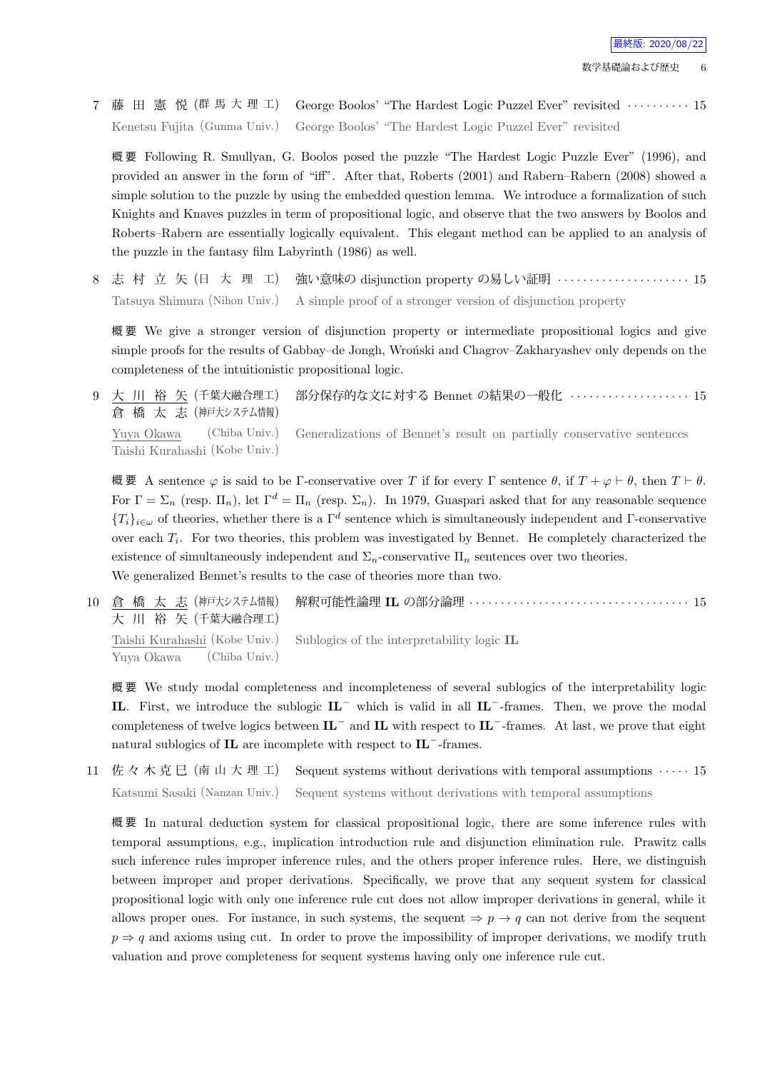7 藤 田 憲 悦 (群 馬 大 理 工)　George Boolos' "The Hardest Logic Puzzel Ever" revisited ………… 15

Kenetsu Fujita (Gunma Univ.)　George Boolos' "The Hardest Logic Puzzel Ever" revisited

概要 Following R. Smullyan, G. Boolos posed the puzzle "The Hardest Logic Puzzle Ever" (1996), and provided an answer in the form of "iff". After that, Roberts (2001) and Rabern–Rabern (2008) showed a simple solution to the puzzle by using the embedded question lemma. We introduce a formalization of such Knights and Knaves puzzles in term of propositional logic, and observe that the two answers by Boolos and Roberts–Rabern are essentially logically equivalent. This elegant method can be applied to an analysis of the puzzle in the fantasy film Labyrinth (1986) as well.

8 志 村 立 矢 (日 大 理 工)　強い意味の disjunction property の易しい証明 ……………………… 15

Tatsuya Shimura (Nihon Univ.)　A simple proof of a stronger version of disjunction property

概要 We give a stronger version of disjunction property or intermediate propositional logics and give simple proofs for the results of Gabbay–de Jongh, Wroński and Chagrov–Zakharyashev only depends on the completeness of the intuitionistic propositional logic.

9 大 川 裕 矢 (千葉大融合理工)　部分保存的な文に対する Bennet の結果の一般化 ………………… 15
倉 橋 太 志 (神戸大システム情報)

Yuya Okawa (Chiba Univ.)　Generalizations of Bennet's result on partially conservative sentences
Taishi Kurahashi (Kobe Univ.)

概要 A sentence $\varphi$ is said to be $\Gamma$-conservative over $T$ if for every $\Gamma$ sentence $\theta$, if $T + \varphi \vdash \theta$, then $T \vdash \theta$. For $\Gamma = \Sigma_n$ (resp. $\Pi_n$), let $\Gamma^d = \Pi_n$ (resp. $\Sigma_n$). In 1979, Guaspari asked that for any reasonable sequence $\{T_i\}_{i \in \omega}$ of theories, whether there is a $\Gamma^d$ sentence which is simultaneously independent and $\Gamma$-conservative over each $T_i$. For two theories, this problem was investigated by Bennet. He completely characterized the existence of simultaneously independent and $\Sigma_n$-conservative $\Pi_n$ sentences over two theories.
We generalized Bennet's results to the case of theories more than two.

10 倉 橋 太 志 (神戸大システム情報)　解釈可能性論理 **IL** の部分論理 …………………………………… 15
大 川 裕 矢 (千葉大融合理工)

Taishi Kurahashi (Kobe Univ.)　Sublogics of the interpretability logic **IL**
Yuya Okawa (Chiba Univ.)

概要 We study modal completeness and incompleteness of several sublogics of the interpretability logic **IL**. First, we introduce the sublogic $\mathbf{IL}^-$ which is valid in all $\mathbf{IL}^-$-frames. Then, we prove the modal completeness of twelve logics between $\mathbf{IL}^-$ and **IL** with respect to $\mathbf{IL}^-$-frames. At last, we prove that eight natural sublogics of **IL** are incomplete with respect to $\mathbf{IL}^-$-frames.

11 佐 々 木 克 巳 (南 山 大 理 工)　Sequent systems without derivations with temporal assumptions …… 15

Katsumi Sasaki (Nanzan Univ.)　Sequent systems without derivations with temporal assumptions

概要 In natural deduction system for classical propositional logic, there are some inference rules with temporal assumptions, e.g., implication introduction rule and disjunction elimination rule. Prawitz calls such inference rules improper inference rules, and the others proper inference rules. Here, we distinguish between improper and proper derivations. Specifically, we prove that any sequent system for classical propositional logic with only one inference rule cut does not allow improper derivations in general, while it allows proper ones. For instance, in such systems, the sequent $\Rightarrow p \to q$ can not derive from the sequent $p \Rightarrow q$ and axioms using cut. In order to prove the impossibility of improper derivations, we modify truth valuation and prove completeness for sequent systems having only one inference rule cut.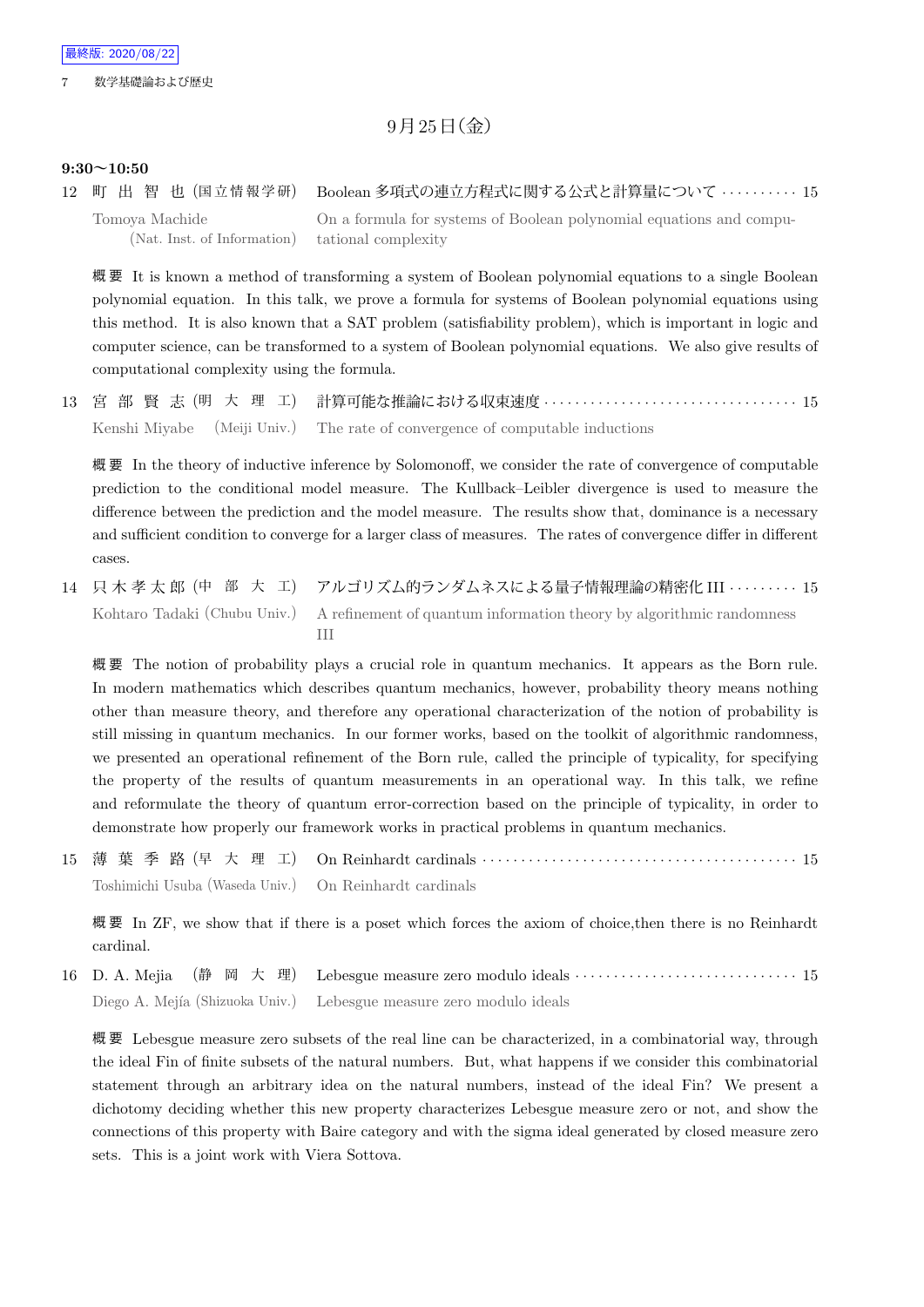## 9月25日(金)

**9:30〜10:50**

12 町出智也 (国立情報学研) Boolean 多項式の連立方程式に関する公式と計算量について ・・・・・・・・・・ 15

Tomoya Machide (Nat. Inst. of Information) On a formula for systems of Boolean polynomial equations and computational complexity

**概要** It is known a method of transforming a system of Boolean polynomial equations to a single Boolean polynomial equation. In this talk, we prove a formula for systems of Boolean polynomial equations using this method. It is also known that a SAT problem (satisfiability problem), which is important in logic and computer science, can be transformed to a system of Boolean polynomial equations. We also give results of computational complexity using the formula.

13 宮部賢志 (明大理工) 計算可能な推論における収束速度 ・・・・・・・・・・・・・・・・・・・・・・・・・・・・・・・・ 15

Kenshi Miyabe (Meiji Univ.) The rate of convergence of computable inductions

**概要** In the theory of inductive inference by Solomonoff, we consider the rate of convergence of computable prediction to the conditional model measure. The Kullback–Leibler divergence is used to measure the difference between the prediction and the model measure. The results show that, dominance is a necessary and sufficient condition to converge for a larger class of measures. The rates of convergence differ in different cases.

14 只木孝太郎 (中部大工) アルゴリズム的ランダムネスによる量子情報理論の精密化 III ・・・・・・・・・ 15

Kohtaro Tadaki (Chubu Univ.) A refinement of quantum information theory by algorithmic randomness III

**概要** The notion of probability plays a crucial role in quantum mechanics. It appears as the Born rule. In modern mathematics which describes quantum mechanics, however, probability theory means nothing other than measure theory, and therefore any operational characterization of the notion of probability is still missing in quantum mechanics. In our former works, based on the toolkit of algorithmic randomness, we presented an operational refinement of the Born rule, called the principle of typicality, for specifying the property of the results of quantum measurements in an operational way. In this talk, we refine and reformulate the theory of quantum error-correction based on the principle of typicality, in order to demonstrate how properly our framework works in practical problems in quantum mechanics.

15 薄葉季路 (早大理工) On Reinhardt cardinals ・・・・・・・・・・・・・・・・・・・・・・・・・・・・・・・・・・・・・・・ 15

Toshimichi Usuba (Waseda Univ.) On Reinhardt cardinals

**概要** In ZF, we show that if there is a poset which forces the axiom of choice,then there is no Reinhardt cardinal.

16 D. A. Mejia (静岡大理) Lebesgue measure zero modulo ideals ・・・・・・・・・・・・・・・・・・・・・・・・・・・・ 15

Diego A. Mejía (Shizuoka Univ.) Lebesgue measure zero modulo ideals

**概要** Lebesgue measure zero subsets of the real line can be characterized, in a combinatorial way, through the ideal Fin of finite subsets of the natural numbers. But, what happens if we consider this combinatorial statement through an arbitrary idea on the natural numbers, instead of the ideal Fin? We present a dichotomy deciding whether this new property characterizes Lebesgue measure zero or not, and show the connections of this property with Baire category and with the sigma ideal generated by closed measure zero sets. This is a joint work with Viera Sottova.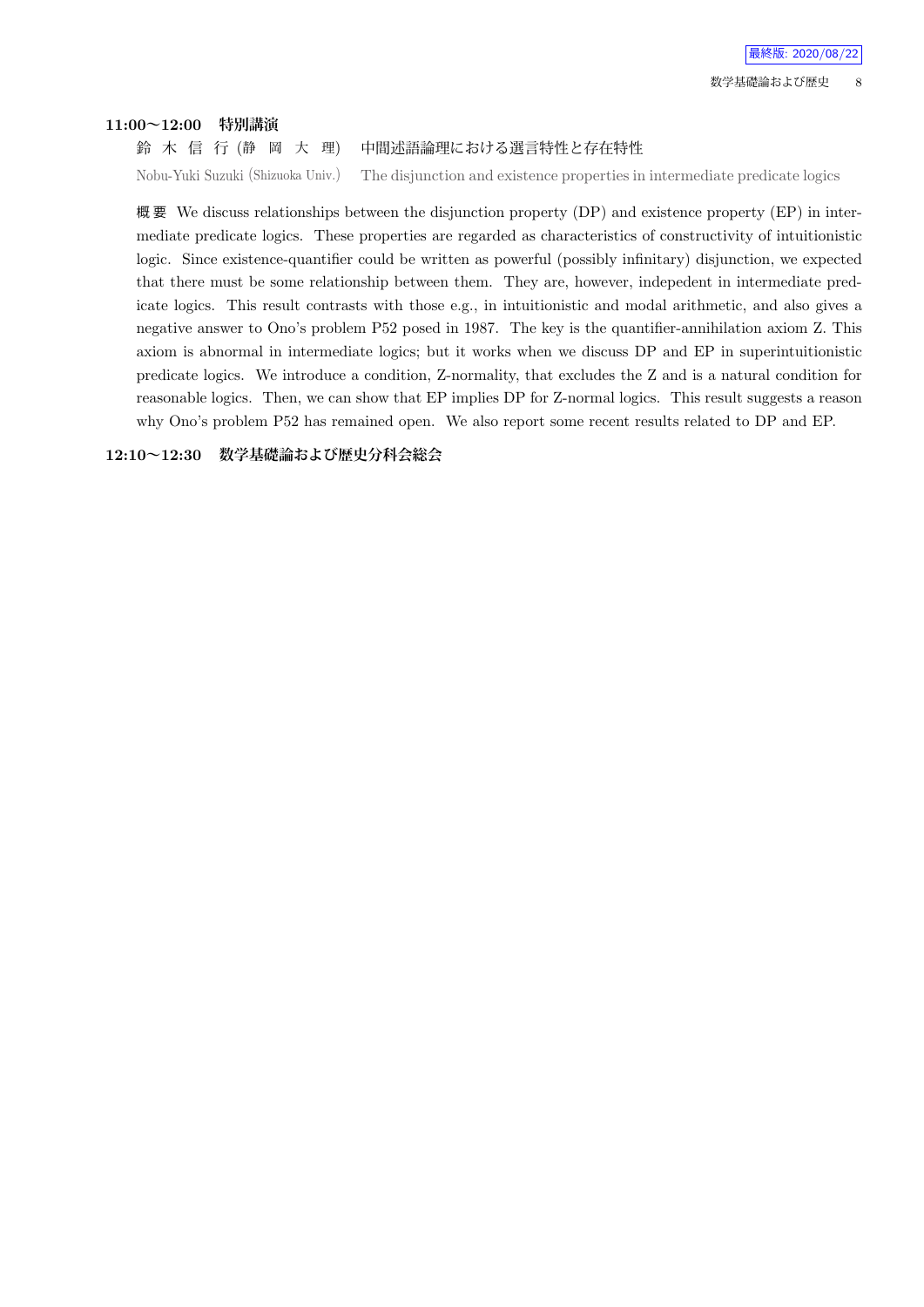### 11:00〜12:00　特別講演

鈴 木 信 行 (静 岡 大 理)　中間述語論理における選言特性と存在特性

Nobu-Yuki Suzuki (Shizuoka Univ.)　The disjunction and existence properties in intermediate predicate logics

**概 要**　We discuss relationships between the disjunction property (DP) and existence property (EP) in intermediate predicate logics. These properties are regarded as characteristics of constructivity of intuitionistic logic. Since existence-quantifier could be written as powerful (possibly infinitary) disjunction, we expected that there must be some relationship between them. They are, however, indepedent in intermediate predicate logics. This result contrasts with those e.g., in intuitionistic and modal arithmetic, and also gives a negative answer to Ono's problem P52 posed in 1987. The key is the quantifier-annihilation axiom Z. This axiom is abnormal in intermediate logics; but it works when we discuss DP and EP in superintuitionistic predicate logics. We introduce a condition, Z-normality, that excludes the Z and is a natural condition for reasonable logics. Then, we can show that EP implies DP for Z-normal logics. This result suggests a reason why Ono's problem P52 has remained open. We also report some recent results related to DP and EP.

### 12:10〜12:30　数学基礎論および歴史分科会総会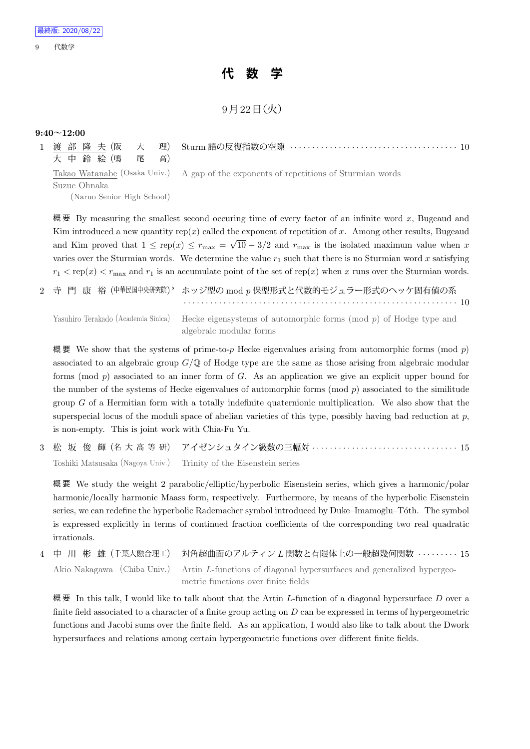最終版: 2020/08/22

# 代 数 学

## 9月22日(火)

### 9:40〜12:00

1 <u>渡部隆夫</u> (阪大理) 大中鈴絵 (鳴尾高) Sturm 語の反復指数の空隙 ………… 10

<u>Takao Watanabe</u> (Osaka Univ.) Suzue Ohnaka (Naruo Senior High School) A gap of the exponents of repetitions of Sturmian words

概要 By measuring the smallest second occuring time of every factor of an infinite word $x$, Bugeaud and Kim introduced a new quantity $\mathrm{rep}(x)$ called the exponent of repetition of $x$. Among other results, Bugeaud and Kim proved that $1 \leq \mathrm{rep}(x) \leq r_{\max} = \sqrt{10} - 3/2$ and $r_{\max}$ is the isolated maximum value when $x$ varies over the Sturmian words. We determine the value $r_1$ such that there is no Sturmian word $x$ satisfying $r_1 < \mathrm{rep}(x) < r_{\max}$ and $r_1$ is an accumulate point of the set of $\mathrm{rep}(x)$ when $x$ runs over the Sturmian words.

2 寺門康裕 (中華民国中央研究院)[♭] ホッジ型の mod $p$ 保型形式と代数的モジュラー形式のヘッケ固有値の系 ………… 10

Yasuhiro Terakado (Academia Sinica) Hecke eigensystems of automorphic forms (mod $p$) of Hodge type and algebraic modular forms

概要 We show that the systems of prime-to-$p$ Hecke eigenvalues arising from automorphic forms (mod $p$) associated to an algebraic group $G/\mathbb{Q}$ of Hodge type are the same as those arising from algebraic modular forms (mod $p$) associated to an inner form of $G$. As an application we give an explicit upper bound for the number of the systems of Hecke eigenvalues of automorphic forms (mod $p$) associated to the similitude group $G$ of a Hermitian form with a totally indefinite quaternionic multiplication. We also show that the superspecial locus of the moduli space of abelian varieties of this type, possibly having bad reduction at $p$, is non-empty. This is joint work with Chia-Fu Yu.

3 松坂俊輝 (名大高等研) アイゼンシュタイン級数の三幅対 ………… 15

Toshiki Matsusaka (Nagoya Univ.) Trinity of the Eisenstein series

概要 We study the weight 2 parabolic/elliptic/hyperbolic Eisenstein series, which gives a harmonic/polar harmonic/locally harmonic Maass form, respectively. Furthermore, by means of the hyperbolic Eisenstein series, we can redefine the hyperbolic Rademacher symbol introduced by Duke–Imamoḡlu–Tóth. The symbol is expressed explicitly in terms of continued fraction coefficients of the corresponding two real quadratic irrationals.

4 中川彬雄 (千葉大融合理工) 対角超曲面のアルティン $L$ 関数と有限体上の一般超幾何関数 ………… 15

Akio Nakagawa (Chiba Univ.) Artin $L$-functions of diagonal hypersurfaces and generalized hypergeometric functions over finite fields

概要 In this talk, I would like to talk about that the Artin $L$-function of a diagonal hypersurface $D$ over a finite field associated to a character of a finite group acting on $D$ can be expressed in terms of hypergeometric functions and Jacobi sums over the finite field. As an application, I would also like to talk about the Dwork hypersurfaces and relations among certain hypergeometric functions over different finite fields.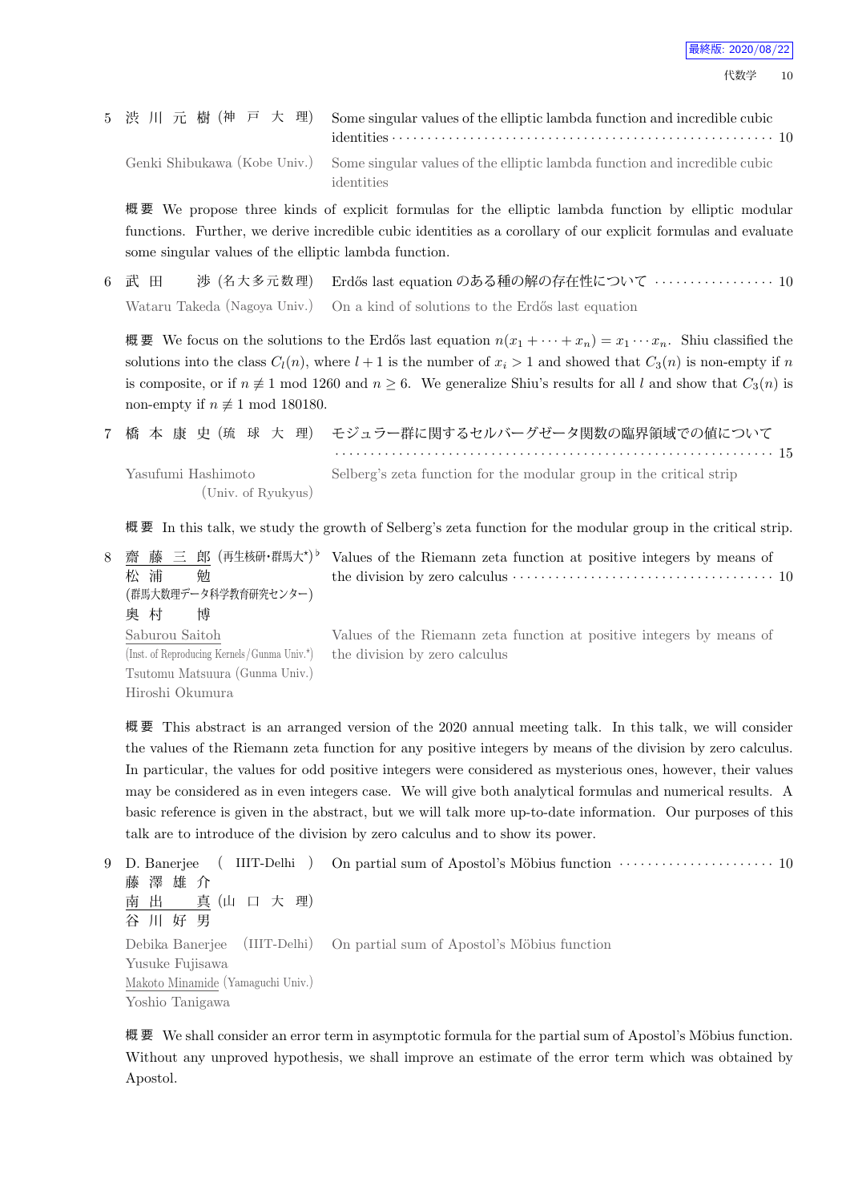5 渋川元樹 (神戸大理) Some singular values of the elliptic lambda function and incredible cubic identities ···· 10

Genki Shibukawa (Kobe Univ.) Some singular values of the elliptic lambda function and incredible cubic identities

概要 We propose three kinds of explicit formulas for the elliptic lambda function by elliptic modular functions. Further, we derive incredible cubic identities as a corollary of our explicit formulas and evaluate some singular values of the elliptic lambda function.

6 武田 渉 (名大多元数理) Erdős last equation のある種の解の存在性について ···· 10

Wataru Takeda (Nagoya Univ.) On a kind of solutions to the Erdős last equation

概要 We focus on the solutions to the Erdős last equation $n(x_1 + \cdots + x_n) = x_1 \cdots x_n$. Shiu classified the solutions into the class $C_l(n)$, where $l+1$ is the number of $x_i > 1$ and showed that $C_3(n)$ is non-empty if $n$ is composite, or if $n \not\equiv 1 \bmod 1260$ and $n \geq 6$. We generalize Shiu's results for all $l$ and show that $C_3(n)$ is non-empty if $n \not\equiv 1 \bmod 180180$.

7 橋本康史 (琉球大理) モジュラー群に関するセルバーグゼータ関数の臨界領域での値について ···· 15

Yasufumi Hashimoto (Univ. of Ryukyus) Selberg's zeta function for the modular group in the critical strip

概要 In this talk, we study the growth of Selberg's zeta function for the modular group in the critical strip.

8 齋藤三郎 (再生核研・群馬大*)♭
松浦 勉 (群馬大数理データ科学教育研究センター)
奥村 博

Values of the Riemann zeta function at positive integers by means of the division by zero calculus ···· 10

Saburou Saitoh (Inst. of Reproducing Kernels/Gunma Univ.*)
Tsutomu Matsuura (Gunma Univ.)
Hiroshi Okumura

Values of the Riemann zeta function at positive integers by means of the division by zero calculus

概要 This abstract is an arranged version of the 2020 annual meeting talk. In this talk, we will consider the values of the Riemann zeta function for any positive integers by means of the division by zero calculus. In particular, the values for odd positive integers were considered as mysterious ones, however, their values may be considered as in even integers case. We will give both analytical formulas and numerical results. A basic reference is given in the abstract, but we will talk more up-to-date information. Our purposes of this talk are to introduce of the division by zero calculus and to show its power.

9 D. Banerjee (IIIT-Delhi)
藤澤雄介
南出 真 (山口大理)
谷川好男

On partial sum of Apostol's Möbius function ···· 10

Debika Banerjee (IIIT-Delhi)
Yusuke Fujisawa
Makoto Minamide (Yamaguchi Univ.)
Yoshio Tanigawa

On partial sum of Apostol's Möbius function

概要 We shall consider an error term in asymptotic formula for the partial sum of Apostol's Möbius function. Without any unproved hypothesis, we shall improve an estimate of the error term which was obtained by Apostol.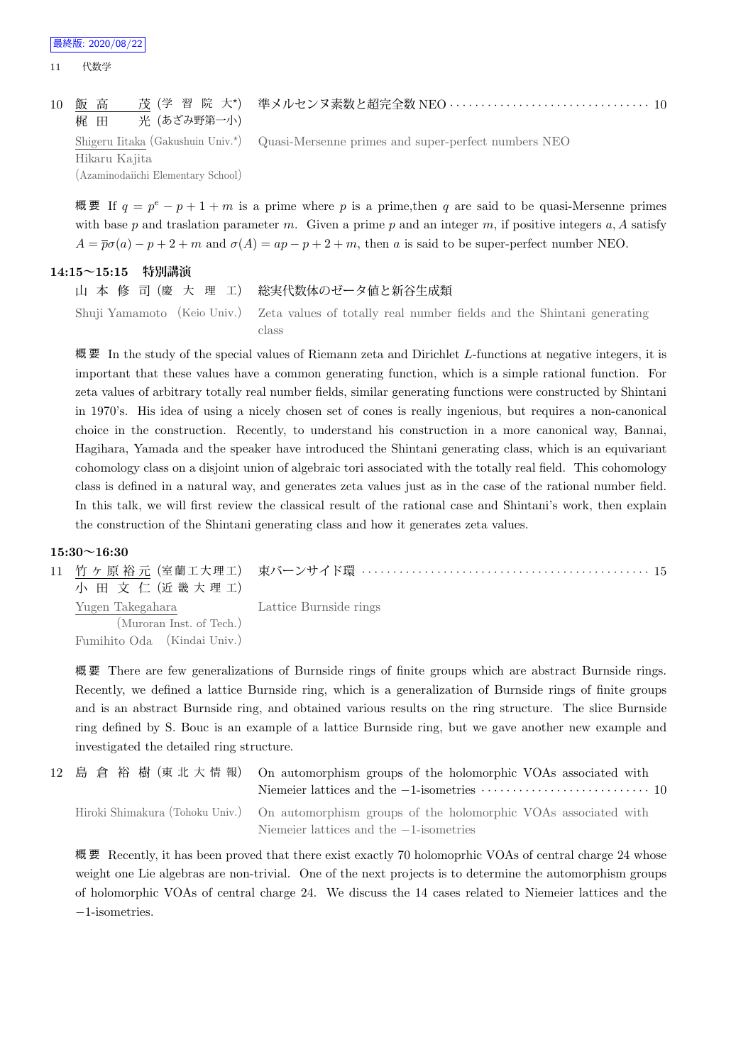10 飯高　　茂 (学習院大*)　準メルセンヌ素数と超完全数 NEO ・・・・・・・・・・・・・・・・・・・・・・・・・・・・・・・ 10
梶田　　光 (あざみ野第一小)

Shigeru Iitaka (Gakushuin Univ.*)　Quasi-Mersenne primes and super-perfect numbers NEO
Hikaru Kajita
(Azaminodaiichi Elementary School)

概要 If $q = p^e - p + 1 + m$ is a prime where $p$ is a prime,then $q$ are said to be quasi-Mersenne primes with base $p$ and traslation parameter $m$. Given a prime $p$ and an integer $m$, if positive integers $a, A$ satisfy $A = \overline{p}\sigma(a) - p + 2 + m$ and $\sigma(A) = ap - p + 2 + m$, then $a$ is said to be super-perfect number NEO.

**14:15〜15:15　特別講演**

山本修司 (慶大理工)　総実代数体のゼータ値と新谷生成類

Shuji Yamamoto (Keio Univ.)　Zeta values of totally real number fields and the Shintani generating class

概要 In the study of the special values of Riemann zeta and Dirichlet $L$-functions at negative integers, it is important that these values have a common generating function, which is a simple rational function. For zeta values of arbitrary totally real number fields, similar generating functions were constructed by Shintani in 1970's. His idea of using a nicely chosen set of cones is really ingenious, but requires a non-canonical choice in the construction. Recently, to understand his construction in a more canonical way, Bannai, Hagihara, Yamada and the speaker have introduced the Shintani generating class, which is an equivariant cohomology class on a disjoint union of algebraic tori associated with the totally real field. This cohomology class is defined in a natural way, and generates zeta values just as in the case of the rational number field. In this talk, we will first review the classical result of the rational case and Shintani's work, then explain the construction of the Shintani generating class and how it generates zeta values.

**15:30〜16:30**

11 竹ヶ原裕元 (室蘭工大理工)　束バーンサイド環 ・・・・・・・・・・・・・・・・・・・・・・・・・・・・・・・・・・・・・・・・・・・・・ 15
小田文仁 (近畿大理工)

Yugen Takegahara (Muroran Inst. of Tech.)　Lattice Burnside rings
Fumihito Oda (Kindai Univ.)

概要 There are few generalizations of Burnside rings of finite groups which are abstract Burnside rings. Recently, we defined a lattice Burnside ring, which is a generalization of Burnside rings of finite groups and is an abstract Burnside ring, and obtained various results on the ring structure. The slice Burnside ring defined by S. Bouc is an example of a lattice Burnside ring, but we gave another new example and investigated the detailed ring structure.

12 島倉裕樹 (東北大情報)　On automorphism groups of the holomorphic VOAs associated with Niemeier lattices and the $-1$-isometries ・・・・・・・・・・・・・・・・・・・・・・・・・・ 10

Hiroki Shimakura (Tohoku Univ.)　On automorphism groups of the holomorphic VOAs associated with Niemeier lattices and the $-1$-isometries

概要 Recently, it has been proved that there exist exactly 70 holomoprhic VOAs of central charge 24 whose weight one Lie algebras are non-trivial. One of the next projects is to determine the automorphism groups of holomorphic VOAs of central charge 24. We discuss the 14 cases related to Niemeier lattices and the $-1$-isometries.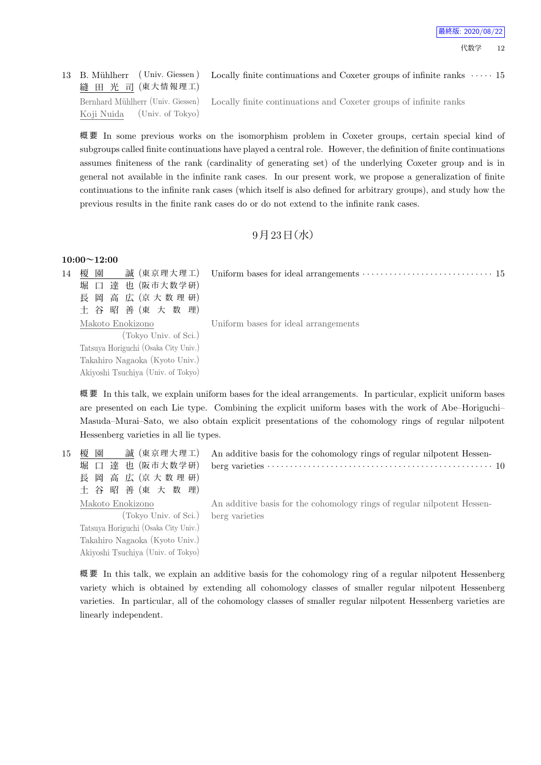13 B. Mühlherr (Univ. Giessen) 縫田光司 (東大情報理工) Locally finite continuations and Coxeter groups of infinite ranks ····· 15

Bernhard Mühlherr (Univ. Giessen) Koji Nuida (Univ. of Tokyo) Locally finite continuations and Coxeter groups of infinite ranks

概要 In some previous works on the isomorphism problem in Coxeter groups, certain special kind of subgroups called finite continuations have played a central role. However, the definition of finite continuations assumes finiteness of the rank (cardinality of generating set) of the underlying Coxeter group and is in general not available in the infinite rank cases. In our present work, we propose a generalization of finite continuations to the infinite rank cases (which itself is also defined for arbitrary groups), and study how the previous results in the finite rank cases do or do not extend to the infinite rank cases.

## 9月23日(水)

**10:00～12:00**

14 榎園誠 (東京理大理工) 堀口達也 (阪市大数学研) 長岡高広 (京大数理研) 土谷昭善 (東大数理) Uniform bases for ideal arrangements ····· 15

Makoto Enokizono (Tokyo Univ. of Sci.) Tatsuya Horiguchi (Osaka City Univ.) Takahiro Nagaoka (Kyoto Univ.) Akiyoshi Tsuchiya (Univ. of Tokyo) Uniform bases for ideal arrangements

概要 In this talk, we explain uniform bases for the ideal arrangements. In particular, explicit uniform bases are presented on each Lie type. Combining the explicit uniform bases with the work of Abe–Horiguchi–Masuda–Murai–Sato, we also obtain explicit presentations of the cohomology rings of regular nilpotent Hessenberg varieties in all lie types.

15 榎園誠 (東京理大理工) 堀口達也 (阪市大数学研) 長岡高広 (京大数理研) 土谷昭善 (東大数理) An additive basis for the cohomology rings of regular nilpotent Hessenberg varieties ····· 10

Makoto Enokizono (Tokyo Univ. of Sci.) Tatsuya Horiguchi (Osaka City Univ.) Takahiro Nagaoka (Kyoto Univ.) Akiyoshi Tsuchiya (Univ. of Tokyo) An additive basis for the cohomology rings of regular nilpotent Hessenberg varieties

概要 In this talk, we explain an additive basis for the cohomology ring of a regular nilpotent Hessenberg variety which is obtained by extending all cohomology classes of smaller regular nilpotent Hessenberg varieties. In particular, all of the cohomology classes of smaller regular nilpotent Hessenberg varieties are linearly independent.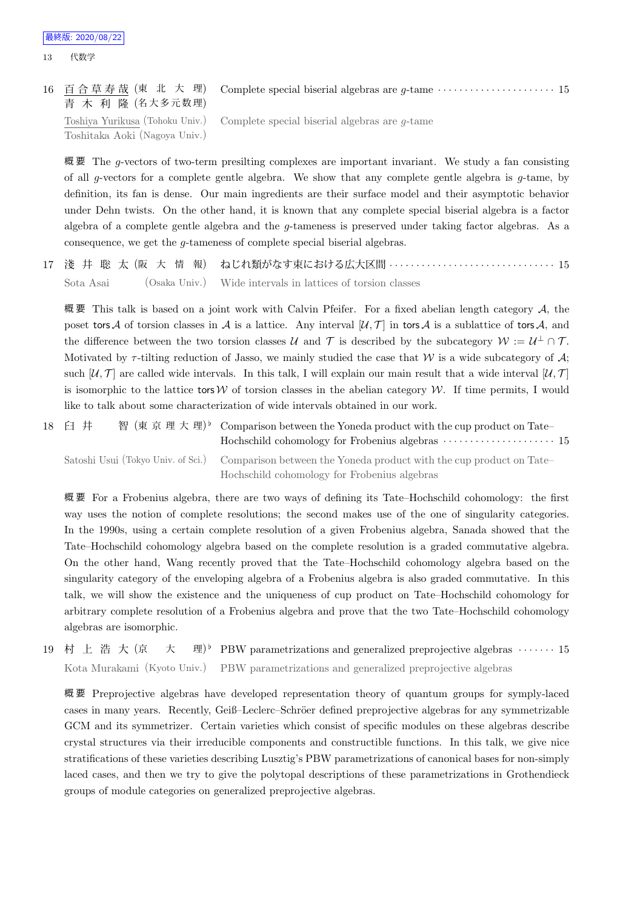16 百合草寿哉 (東北大理) 青木利隆 (名大多元数理) Complete special biserial algebras are $g$-tame ······ 15

Toshiya Yurikusa (Tohoku Univ.) Toshitaka Aoki (Nagoya Univ.) Complete special biserial algebras are $g$-tame

概要 The $g$-vectors of two-term presilting complexes are important invariant. We study a fan consisting of all $g$-vectors for a complete gentle algebra. We show that any complete gentle algebra is $g$-tame, by definition, its fan is dense. Our main ingredients are their surface model and their asymptotic behavior under Dehn twists. On the other hand, it is known that any complete special biserial algebra is a factor algebra of a complete gentle algebra and the $g$-tameness is preserved under taking factor algebras. As a consequence, we get the $g$-tameness of complete special biserial algebras.

17 淺井聡太 (阪大情報) ねじれ類がなす束における広大区間 ······ 15

Sota Asai (Osaka Univ.) Wide intervals in lattices of torsion classes

概要 This talk is based on a joint work with Calvin Pfeifer. For a fixed abelian length category $\mathcal{A}$, the poset $\mathsf{tors}\,\mathcal{A}$ of torsion classes in $\mathcal{A}$ is a lattice. Any interval $[\mathcal{U}, \mathcal{T}]$ in $\mathsf{tors}\,\mathcal{A}$ is a sublattice of $\mathsf{tors}\,\mathcal{A}$, and the difference between the two torsion classes $\mathcal{U}$ and $\mathcal{T}$ is described by the subcategory $\mathcal{W} := \mathcal{U}^{\perp} \cap \mathcal{T}$. Motivated by $\tau$-tilting reduction of Jasso, we mainly studied the case that $\mathcal{W}$ is a wide subcategory of $\mathcal{A}$; such $[\mathcal{U}, \mathcal{T}]$ are called wide intervals. In this talk, I will explain our main result that a wide interval $[\mathcal{U}, \mathcal{T}]$ is isomorphic to the lattice $\mathsf{tors}\,\mathcal{W}$ of torsion classes in the abelian category $\mathcal{W}$. If time permits, I would like to talk about some characterization of wide intervals obtained in our work.

18 臼井智 (東京理大理)♭ Comparison between the Yoneda product with the cup product on Tate–Hochschild cohomology for Frobenius algebras ······ 15

Satoshi Usui (Tokyo Univ. of Sci.) Comparison between the Yoneda product with the cup product on Tate–Hochschild cohomology for Frobenius algebras

概要 For a Frobenius algebra, there are two ways of defining its Tate–Hochschild cohomology: the first way uses the notion of complete resolutions; the second makes use of the one of singularity categories. In the 1990s, using a certain complete resolution of a given Frobenius algebra, Sanada showed that the Tate–Hochschild cohomology algebra based on the complete resolution is a graded commutative algebra. On the other hand, Wang recently proved that the Tate–Hochschild cohomology algebra based on the singularity category of the enveloping algebra of a Frobenius algebra is also graded commutative. In this talk, we will show the existence and the uniqueness of cup product on Tate–Hochschild cohomology for arbitrary complete resolution of a Frobenius algebra and prove that the two Tate–Hochschild cohomology algebras are isomorphic.

19 村上浩大 (京大理)♭ PBW parametrizations and generalized preprojective algebras ······ 15

Kota Murakami (Kyoto Univ.) PBW parametrizations and generalized preprojective algebras

概要 Preprojective algebras have developed representation theory of quantum groups for symply-laced cases in many years. Recently, Geiß–Leclerc–Schröer defined preprojective algebras for any symmetrizable GCM and its symmetrizer. Certain varieties which consist of specific modules on these algebras describe crystal structures via their irreducible components and constructible functions. In this talk, we give nice stratifications of these varieties describing Lusztig's PBW parametrizations of canonical bases for non-simply laced cases, and then we try to give the polytopal descriptions of these parametrizations in Grothendieck groups of module categories on generalized preprojective algebras.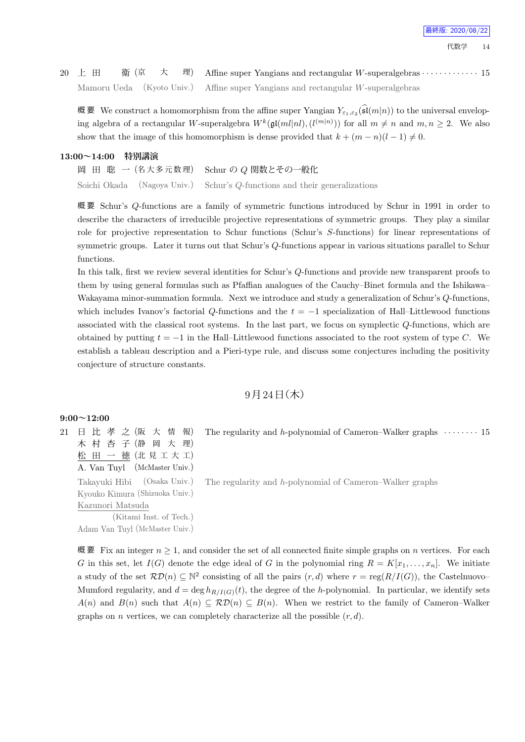20 上 田　　衛 (京　大　理)　Affine super Yangians and rectangular $W$-superalgebras · · · · · · · · · · · · · 15

Mamoru Ueda　(Kyoto Univ.)　Affine super Yangians and rectangular $W$-superalgebras

概 要　We construct a homomorphism from the affine super Yangian $Y_{\varepsilon_1,\varepsilon_2}(\widehat{\mathfrak{sl}}(m|n))$ to the universal enveloping algebra of a rectangular $W$-superalgebra $W^k(\mathfrak{gl}(ml|nl),(l^{(m|n)}))$ for all $m \neq n$ and $m, n \geq 2$. We also show that the image of this homomorphism is dense provided that $k + (m-n)(l-1) \neq 0$.

**13:00〜14:00　特別講演**

岡 田 聡 一 (名大多元数理)　Schur の $Q$ 関数とその一般化

Soichi Okada　(Nagoya Univ.)　Schur's $Q$-functions and their generalizations

概 要　Schur's $Q$-functions are a family of symmetric functions introduced by Schur in 1991 in order to describe the characters of irreducible projective representations of symmetric groups. They play a similar role for projective representation to Schur functions (Schur's $S$-functions) for linear representations of symmetric groups. Later it turns out that Schur's $Q$-functions appear in various situations parallel to Schur functions.

In this talk, first we review several identities for Schur's $Q$-functions and provide new transparent proofs to them by using general formulas such as Pfaffian analogues of the Cauchy–Binet formula and the Ishikawa–Wakayama minor-summation formula. Next we introduce and study a generalization of Schur's $Q$-functions, which includes Ivanov's factorial $Q$-functions and the $t = -1$ specialization of Hall–Littlewood functions associated with the classical root systems. In the last part, we focus on symplectic $Q$-functions, which are obtained by putting $t = -1$ in the Hall–Littlewood functions associated to the root system of type $C$. We establish a tableau description and a Pieri-type rule, and discuss some conjectures including the positivity conjecture of structure constants.

## 9月24日(木)

**9:00〜12:00**

21 日 比 孝 之 (阪 大 情 報)　The regularity and $h$-polynomial of Cameron–Walker graphs · · · · · · · · 15
木 村 杏 子 (静 岡 大 理)
<u>松 田 一 徳</u> (北 見 工 大 工)
A. Van Tuyl　(McMaster Univ.)

Takayuki Hibi　(Osaka Univ.)　The regularity and $h$-polynomial of Cameron–Walker graphs
Kyouko Kimura (Shizuoka Univ.)
<u>Kazunori Matsuda</u>
(Kitami Inst. of Tech.)
Adam Van Tuyl (McMaster Univ.)

概 要　Fix an integer $n \geq 1$, and consider the set of all connected finite simple graphs on $n$ vertices. For each $G$ in this set, let $I(G)$ denote the edge ideal of $G$ in the polynomial ring $R = K[x_1, \ldots, x_n]$. We initiate a study of the set $\mathcal{RD}(n) \subseteq \mathbb{N}^2$ consisting of all the pairs $(r, d)$ where $r = \operatorname{reg}(R/I(G))$, the Castelnuovo–Mumford regularity, and $d = \deg h_{R/I(G)}(t)$, the degree of the $h$-polynomial. In particular, we identify sets $A(n)$ and $B(n)$ such that $A(n) \subseteq \mathcal{RD}(n) \subseteq B(n)$. When we restrict to the family of Cameron–Walker graphs on $n$ vertices, we can completely characterize all the possible $(r, d)$.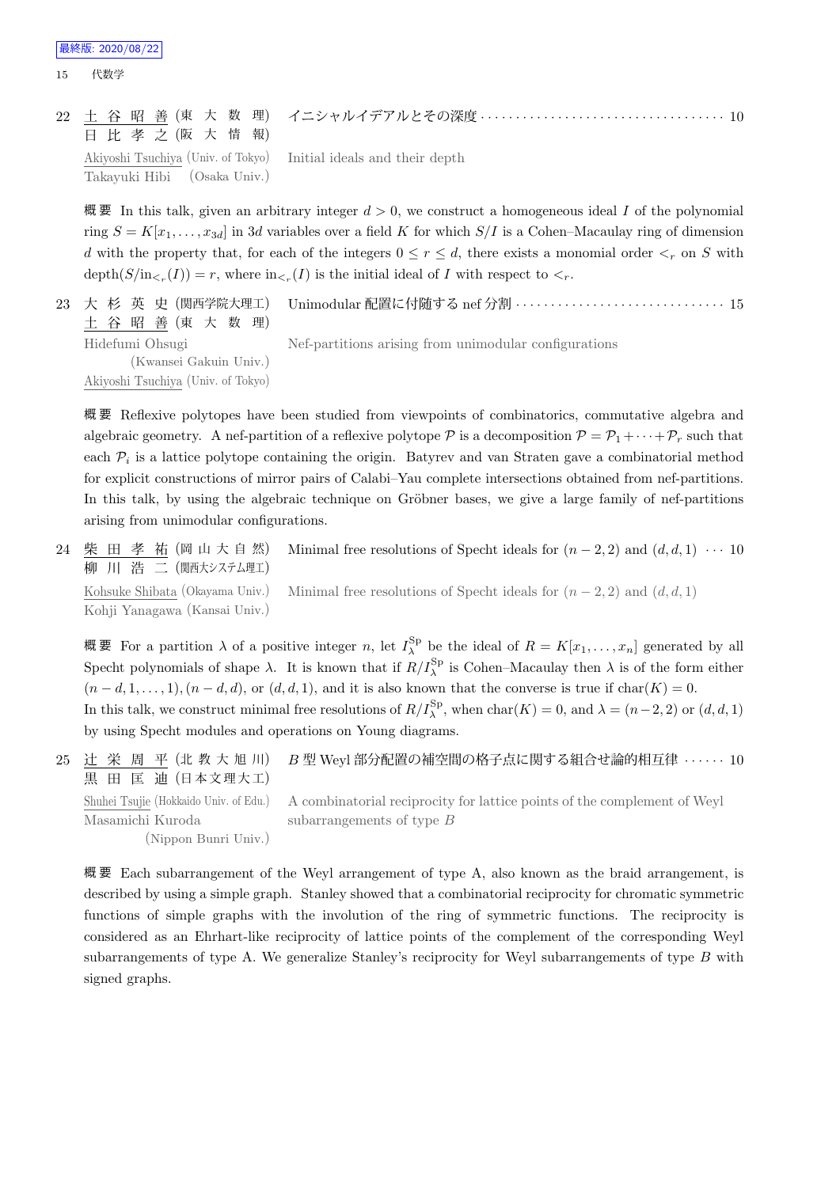22 土谷昭善 (東大数理) 日比孝之 (阪大情報) イニシャルイデアルとその深度 ………… 10

Akiyoshi Tsuchiya (Univ. of Tokyo) Takayuki Hibi (Osaka Univ.) Initial ideals and their depth

**概要** In this talk, given an arbitrary integer $d > 0$, we construct a homogeneous ideal $I$ of the polynomial ring $S = K[x_1, \ldots, x_{3d}]$ in $3d$ variables over a field $K$ for which $S/I$ is a Cohen–Macaulay ring of dimension $d$ with the property that, for each of the integers $0 \leq r \leq d$, there exists a monomial order $<_r$ on $S$ with $\mathrm{depth}(S/\mathrm{in}_{<_r}(I)) = r$, where $\mathrm{in}_{<_r}(I)$ is the initial ideal of $I$ with respect to $<_r$.

23 大杉英史 (関西学院大理工) 土谷昭善 (東大数理) Unimodular 配置に付随する nef 分割 ………… 15

Hidefumi Ohsugi (Kwansei Gakuin Univ.) Akiyoshi Tsuchiya (Univ. of Tokyo) Nef-partitions arising from unimodular configurations

**概要** Reflexive polytopes have been studied from viewpoints of combinatorics, commutative algebra and algebraic geometry. A nef-partition of a reflexive polytope $\mathcal{P}$ is a decomposition $\mathcal{P} = \mathcal{P}_1 + \cdots + \mathcal{P}_r$ such that each $\mathcal{P}_i$ is a lattice polytope containing the origin. Batyrev and van Straten gave a combinatorial method for explicit constructions of mirror pairs of Calabi–Yau complete intersections obtained from nef-partitions. In this talk, by using the algebraic technique on Gröbner bases, we give a large family of nef-partitions arising from unimodular configurations.

24 柴田孝祐 (岡山大自然) 柳川浩二 (関西大システム理工) Minimal free resolutions of Specht ideals for $(n-2,2)$ and $(d,d,1)$ … 10

Kohsuke Shibata (Okayama Univ.) Kohji Yanagawa (Kansai Univ.) Minimal free resolutions of Specht ideals for $(n-2,2)$ and $(d,d,1)$

**概要** For a partition $\lambda$ of a positive integer $n$, let $I^{\mathrm{Sp}}_\lambda$ be the ideal of $R = K[x_1, \ldots, x_n]$ generated by all Specht polynomials of shape $\lambda$. It is known that if $R/I^{\mathrm{Sp}}_\lambda$ is Cohen–Macaulay then $\lambda$ is of the form either $(n-d, 1, \ldots, 1), (n-d, d)$, or $(d, d, 1)$, and it is also known that the converse is true if $\mathrm{char}(K) = 0$.
In this talk, we construct minimal free resolutions of $R/I^{\mathrm{Sp}}_\lambda$, when $\mathrm{char}(K) = 0$, and $\lambda = (n-2, 2)$ or $(d, d, 1)$ by using Specht modules and operations on Young diagrams.

25 辻栄周平 (北教大旭川) 黒田匡迪 (日本文理大工) $B$ 型 Weyl 部分配置の補空間の格子点に関する組合せ論的相互律 …… 10

Shuhei Tsujie (Hokkaido Univ. of Edu.) Masamichi Kuroda (Nippon Bunri Univ.) A combinatorial reciprocity for lattice points of the complement of Weyl subarrangements of type $B$

**概要** Each subarrangement of the Weyl arrangement of type A, also known as the braid arrangement, is described by using a simple graph. Stanley showed that a combinatorial reciprocity for chromatic symmetric functions of simple graphs with the involution of the ring of symmetric functions. The reciprocity is considered as an Ehrhart-like reciprocity of lattice points of the complement of the corresponding Weyl subarrangements of type A. We generalize Stanley's reciprocity for Weyl subarrangements of type $B$ with signed graphs.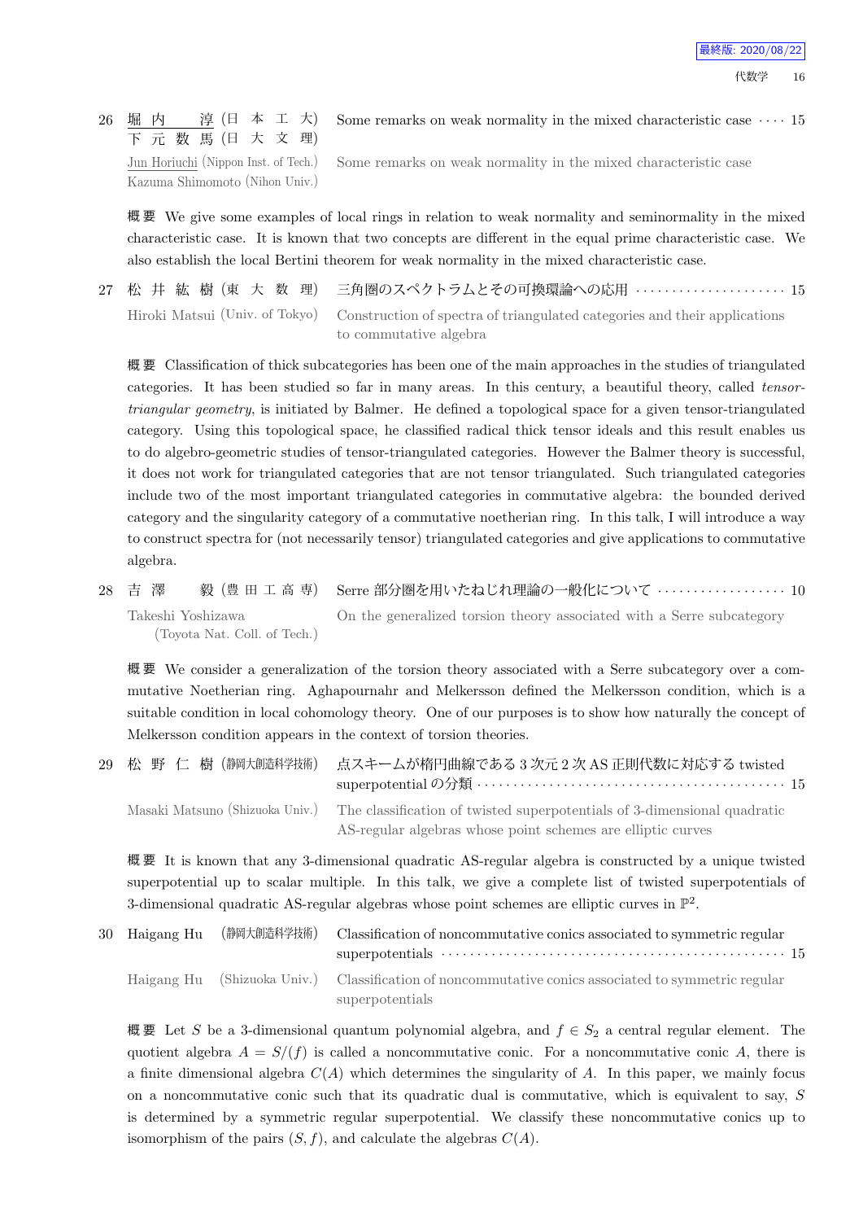26 堀内　淳 (日本工大)　下元数馬 (日大文理)　Some remarks on weak normality in the mixed characteristic case ···· 15

Jun Horiuchi (Nippon Inst. of Tech.)　Kazuma Shimomoto (Nihon Univ.)　Some remarks on weak normality in the mixed characteristic case

概要 We give some examples of local rings in relation to weak normality and seminormality in the mixed characteristic case. It is known that two concepts are different in the equal prime characteristic case. We also establish the local Bertini theorem for weak normality in the mixed characteristic case.

27 松井紘樹 (東大数理)　三角圏のスペクトラムとその可換環論への応用 ····················· 15

Hiroki Matsui (Univ. of Tokyo)　Construction of spectra of triangulated categories and their applications to commutative algebra

概要 Classification of thick subcategories has been one of the main approaches in the studies of triangulated categories. It has been studied so far in many areas. In this century, a beautiful theory, called *tensor-triangular geometry*, is initiated by Balmer. He defined a topological space for a given tensor-triangulated category. Using this topological space, he classified radical thick tensor ideals and this result enables us to do algebro-geometric studies of tensor-triangulated categories. However the Balmer theory is successful, it does not work for triangulated categories that are not tensor triangulated. Such triangulated categories include two of the most important triangulated categories in commutative algebra: the bounded derived category and the singularity category of a commutative noetherian ring. In this talk, I will introduce a way to construct spectra for (not necessarily tensor) triangulated categories and give applications to commutative algebra.

28 吉澤　毅 (豊田工高専)　Serre 部分圏を用いたねじれ理論の一般化について ·················· 10

Takeshi Yoshizawa (Toyota Nat. Coll. of Tech.)　On the generalized torsion theory associated with a Serre subcategory

概要 We consider a generalization of the torsion theory associated with a Serre subcategory over a commutative Noetherian ring. Aghapournahr and Melkersson defined the Melkersson condition, which is a suitable condition in local cohomology theory. One of our purposes is to show how naturally the concept of Melkersson condition appears in the context of torsion theories.

29 松野仁樹 (静岡大創造科学技術)　点スキームが楕円曲線である 3 次元 2 次 AS 正則代数に対応する twisted superpotential の分類 ········································· 15

Masaki Matsuno (Shizuoka Univ.)　The classification of twisted superpotentials of 3-dimensional quadratic AS-regular algebras whose point schemes are elliptic curves

概要 It is known that any 3-dimensional quadratic AS-regular algebra is constructed by a unique twisted superpotential up to scalar multiple. In this talk, we give a complete list of twisted superpotentials of 3-dimensional quadratic AS-regular algebras whose point schemes are elliptic curves in $\mathbb{P}^2$.

30 Haigang Hu (静岡大創造科学技術)　Classification of noncommutative conics associated to symmetric regular superpotentials ··············································· 15

Haigang Hu (Shizuoka Univ.)　Classification of noncommutative conics associated to symmetric regular superpotentials

概要 Let $S$ be a 3-dimensional quantum polynomial algebra, and $f \in S_2$ a central regular element. The quotient algebra $A = S/(f)$ is called a noncommutative conic. For a noncommutative conic $A$, there is a finite dimensional algebra $C(A)$ which determines the singularity of $A$. In this paper, we mainly focus on a noncommutative conic such that its quadratic dual is commutative, which is equivalent to say, $S$ is determined by a symmetric regular superpotential. We classify these noncommutative conics up to isomorphism of the pairs $(S, f)$, and calculate the algebras $C(A)$.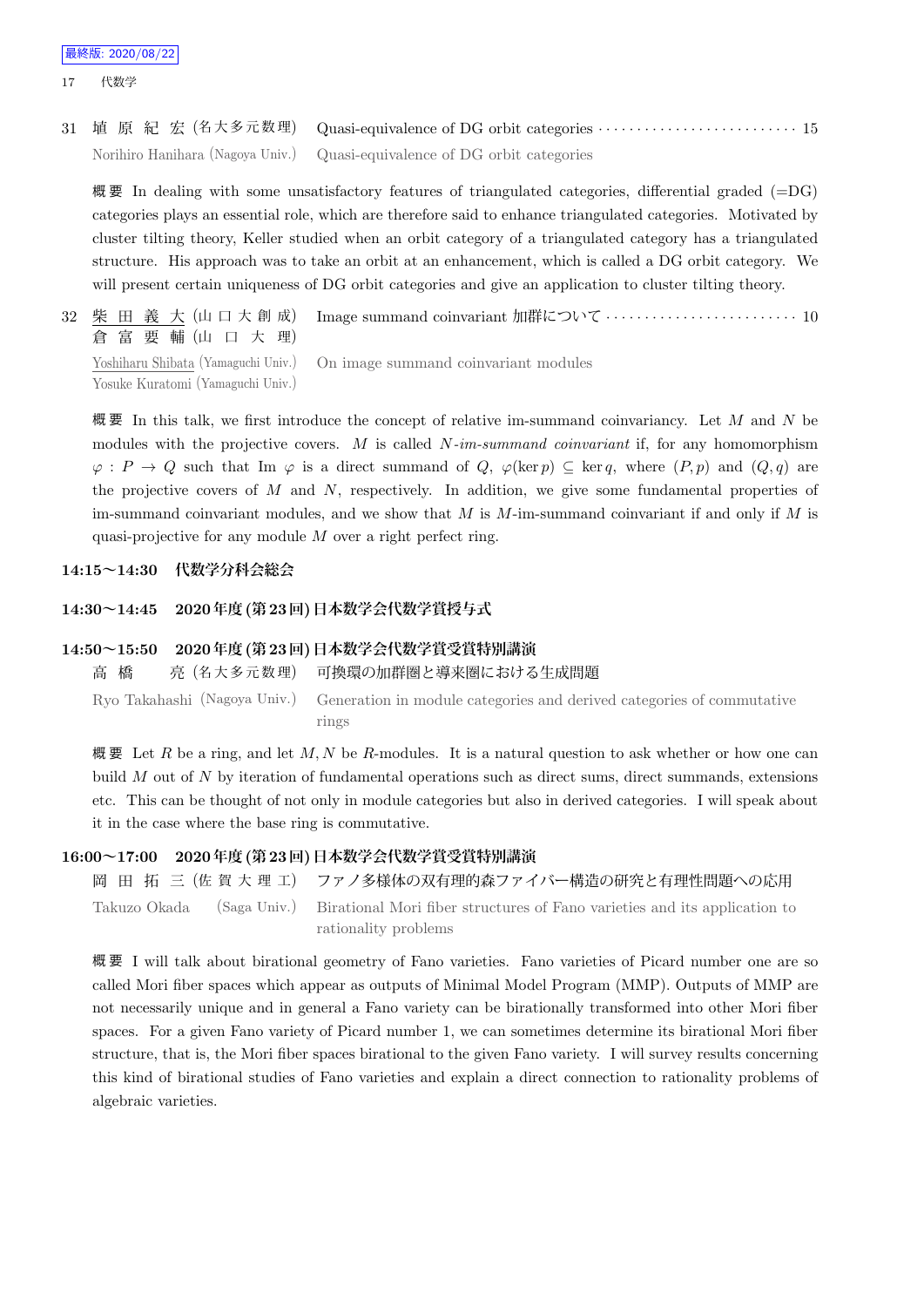最終版: 2020/08/22

17 代数学

31 埴 原 紀 宏 (名大多元数理) Quasi-equivalence of DG orbit categories · · · · · · · · · · · · · · · · · · · · · · · · · · 15

Norihiro Hanihara (Nagoya Univ.) Quasi-equivalence of DG orbit categories

概要 In dealing with some unsatisfactory features of triangulated categories, differential graded (=DG) categories plays an essential role, which are therefore said to enhance triangulated categories. Motivated by cluster tilting theory, Keller studied when an orbit category of a triangulated category has a triangulated structure. His approach was to take an orbit at an enhancement, which is called a DG orbit category. We will present certain uniqueness of DG orbit categories and give an application to cluster tilting theory.

32 柴 田 義 大 (山口大創成) Image summand coinvariant 加群について · · · · · · · · · · · · · · · · · · · · · · · · · 10
倉 富 要 輔 (山 口 大 理)

Yoshiharu Shibata (Yamaguchi Univ.) On image summand coinvariant modules
Yosuke Kuratomi (Yamaguchi Univ.)

概要 In this talk, we first introduce the concept of relative im-summand coinvariancy. Let $M$ and $N$ be modules with the projective covers. $M$ is called *$N$-im-summand coinvariant* if, for any homomorphism $\varphi : P \to Q$ such that Im $\varphi$ is a direct summand of $Q$, $\varphi(\ker p) \subseteq \ker q$, where $(P, p)$ and $(Q, q)$ are the projective covers of $M$ and $N$, respectively. In addition, we give some fundamental properties of im-summand coinvariant modules, and we show that $M$ is $M$-im-summand coinvariant if and only if $M$ is quasi-projective for any module $M$ over a right perfect ring.

**14:15〜14:30 代数学分科会総会**

**14:30〜14:45 2020年度(第23回)日本数学会代数学賞授与式**

**14:50〜15:50 2020年度(第23回)日本数学会代数学賞受賞特別講演**

高 橋 亮 (名大多元数理) 可換環の加群圏と導来圏における生成問題

Ryo Takahashi (Nagoya Univ.) Generation in module categories and derived categories of commutative rings

概要 Let $R$ be a ring, and let $M, N$ be $R$-modules. It is a natural question to ask whether or how one can build $M$ out of $N$ by iteration of fundamental operations such as direct sums, direct summands, extensions etc. This can be thought of not only in module categories but also in derived categories. I will speak about it in the case where the base ring is commutative.

**16:00〜17:00 2020年度(第23回)日本数学会代数学賞受賞特別講演**

岡 田 拓 三 (佐 賀 大 理 工) ファノ多様体の双有理的森ファイバー構造の研究と有理性問題への応用

Takuzo Okada (Saga Univ.) Birational Mori fiber structures of Fano varieties and its application to rationality problems

概要 I will talk about birational geometry of Fano varieties. Fano varieties of Picard number one are so called Mori fiber spaces which appear as outputs of Minimal Model Program (MMP). Outputs of MMP are not necessarily unique and in general a Fano variety can be birationally transformed into other Mori fiber spaces. For a given Fano variety of Picard number 1, we can sometimes determine its birational Mori fiber structure, that is, the Mori fiber spaces birational to the given Fano variety. I will survey results concerning this kind of birational studies of Fano varieties and explain a direct connection to rationality problems of algebraic varieties.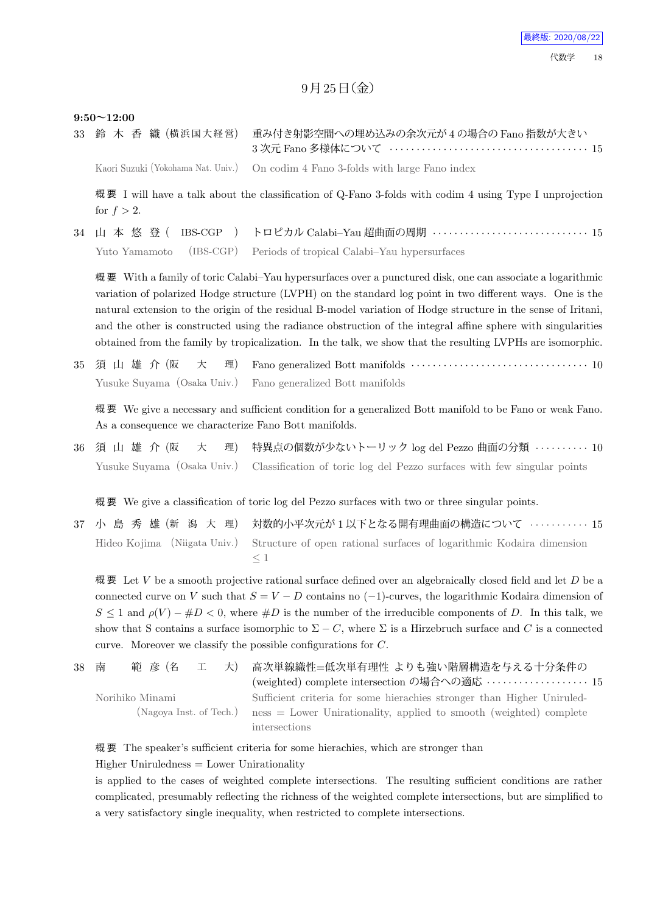## 9月25日(金)

**9:50〜12:00**

33 鈴木香織(横浜国大経営) 重み付き射影空間への埋め込みの余次元が4の場合のFano指数が大きい3次元Fano多様体について ・・・・・ 15

Kaori Suzuki (Yokohama Nat. Univ.) On codim 4 Fano 3-folds with large Fano index

概要 I will have a talk about the classification of Q-Fano 3-folds with codim 4 using Type I unprojection for $f > 2$.

34 山本悠登(IBS-CGP) トロピカル Calabi–Yau 超曲面の周期 ・・・・・ 15

Yuto Yamamoto (IBS-CGP) Periods of tropical Calabi–Yau hypersurfaces

概要 With a family of toric Calabi–Yau hypersurfaces over a punctured disk, one can associate a logarithmic variation of polarized Hodge structure (LVPH) on the standard log point in two different ways. One is the natural extension to the origin of the residual B-model variation of Hodge structure in the sense of Iritani, and the other is constructed using the radiance obstruction of the integral affine sphere with singularities obtained from the family by tropicalization. In the talk, we show that the resulting LVPHs are isomorphic.

35 須山雄介(阪大理) Fano generalized Bott manifolds ・・・・・ 10

Yusuke Suyama (Osaka Univ.) Fano generalized Bott manifolds

概要 We give a necessary and sufficient condition for a generalized Bott manifold to be Fano or weak Fano. As a consequence we characterize Fano Bott manifolds.

36 須山雄介(阪大理) 特異点の個数が少ないトーリック log del Pezzo 曲面の分類 ・・・・・ 10

Yusuke Suyama (Osaka Univ.) Classification of toric log del Pezzo surfaces with few singular points

概要 We give a classification of toric log del Pezzo surfaces with two or three singular points.

37 小島秀雄(新潟大理) 対数的小平次元が1以下となる開有理曲面の構造について ・・・・・ 15

Hideo Kojima (Niigata Univ.) Structure of open rational surfaces of logarithmic Kodaira dimension $\leq 1$

概要 Let $V$ be a smooth projective rational surface defined over an algebraically closed field and let $D$ be a connected curve on $V$ such that $S = V - D$ contains no $(-1)$-curves, the logarithmic Kodaira dimension of $S \leq 1$ and $\rho(V) - \#D < 0$, where $\#D$ is the number of the irreducible components of $D$. In this talk, we show that S contains a surface isomorphic to $\Sigma - C$, where $\Sigma$ is a Hirzebruch surface and $C$ is a connected curve. Moreover we classify the possible configurations for $C$.

38 南範彦(名工大) 高次単線織性=低次単有理性 よりも強い階層構造を与える十分条件の (weighted) complete intersection の場合への適応 ・・・・・ 15

Norihiko Minami (Nagoya Inst. of Tech.) Sufficient criteria for some hierachies stronger than Higher Uniruledness = Lower Unirationality, applied to smooth (weighted) complete intersections

概要 The speaker's sufficient criteria for some hierachies, which are stronger than

Higher Uniruledness = Lower Unirationality

is applied to the cases of weighted complete intersections. The resulting sufficient conditions are rather complicated, presumably reflecting the richness of the weighted complete intersections, but are simplified to a very satisfactory single inequality, when restricted to complete intersections.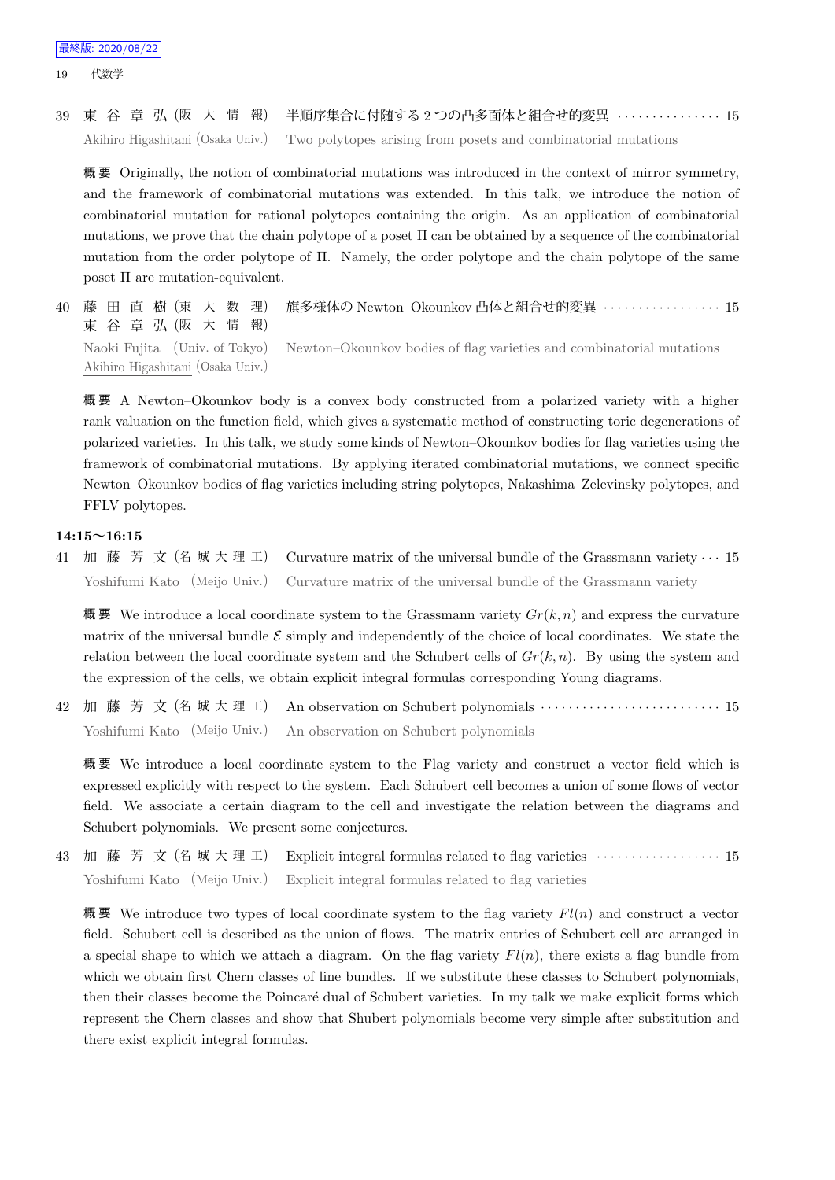39 東 谷 章 弘 (阪 大 情 報) 半順序集合に付随する 2 つの凸多面体と組合せ的変異 ··············· 15

Akihiro Higashitani (Osaka Univ.) Two polytopes arising from posets and combinatorial mutations

概要 Originally, the notion of combinatorial mutations was introduced in the context of mirror symmetry, and the framework of combinatorial mutations was extended. In this talk, we introduce the notion of combinatorial mutation for rational polytopes containing the origin. As an application of combinatorial mutations, we prove that the chain polytope of a poset $\Pi$ can be obtained by a sequence of the combinatorial mutation from the order polytope of $\Pi$. Namely, the order polytope and the chain polytope of the same poset $\Pi$ are mutation-equivalent.

40 藤 田 直 樹 (東 大 数 理) 旗多様体の Newton–Okounkov 凸体と組合せ的変異 ················· 15
東 谷 章 弘 (阪 大 情 報)

Naoki Fujita (Univ. of Tokyo) Newton–Okounkov bodies of flag varieties and combinatorial mutations
Akihiro Higashitani (Osaka Univ.)

概要 A Newton–Okounkov body is a convex body constructed from a polarized variety with a higher rank valuation on the function field, which gives a systematic method of constructing toric degenerations of polarized varieties. In this talk, we study some kinds of Newton–Okounkov bodies for flag varieties using the framework of combinatorial mutations. By applying iterated combinatorial mutations, we connect specific Newton–Okounkov bodies of flag varieties including string polytopes, Nakashima–Zelevinsky polytopes, and FFLV polytopes.

**14:15〜16:15**

41 加 藤 芳 文 (名 城 大 理 工) Curvature matrix of the universal bundle of the Grassmann variety ··· 15

Yoshifumi Kato (Meijo Univ.) Curvature matrix of the universal bundle of the Grassmann variety

概要 We introduce a local coordinate system to the Grassmann variety $Gr(k,n)$ and express the curvature matrix of the universal bundle $\mathcal{E}$ simply and independently of the choice of local coordinates. We state the relation between the local coordinate system and the Schubert cells of $Gr(k,n)$. By using the system and the expression of the cells, we obtain explicit integral formulas corresponding Young diagrams.

42 加 藤 芳 文 (名 城 大 理 工) An observation on Schubert polynomials ·························· 15

Yoshifumi Kato (Meijo Univ.) An observation on Schubert polynomials

概要 We introduce a local coordinate system to the Flag variety and construct a vector field which is expressed explicitly with respect to the system. Each Schubert cell becomes a union of some flows of vector field. We associate a certain diagram to the cell and investigate the relation between the diagrams and Schubert polynomials. We present some conjectures.

43 加 藤 芳 文 (名 城 大 理 工) Explicit integral formulas related to flag varieties ·················· 15

Yoshifumi Kato (Meijo Univ.) Explicit integral formulas related to flag varieties

概要 We introduce two types of local coordinate system to the flag variety $Fl(n)$ and construct a vector field. Schubert cell is described as the union of flows. The matrix entries of Schubert cell are arranged in a special shape to which we attach a diagram. On the flag variety $Fl(n)$, there exists a flag bundle from which we obtain first Chern classes of line bundles. If we substitute these classes to Schubert polynomials, then their classes become the Poincaré dual of Schubert varieties. In my talk we make explicit forms which represent the Chern classes and show that Shubert polynomials become very simple after substitution and there exist explicit integral formulas.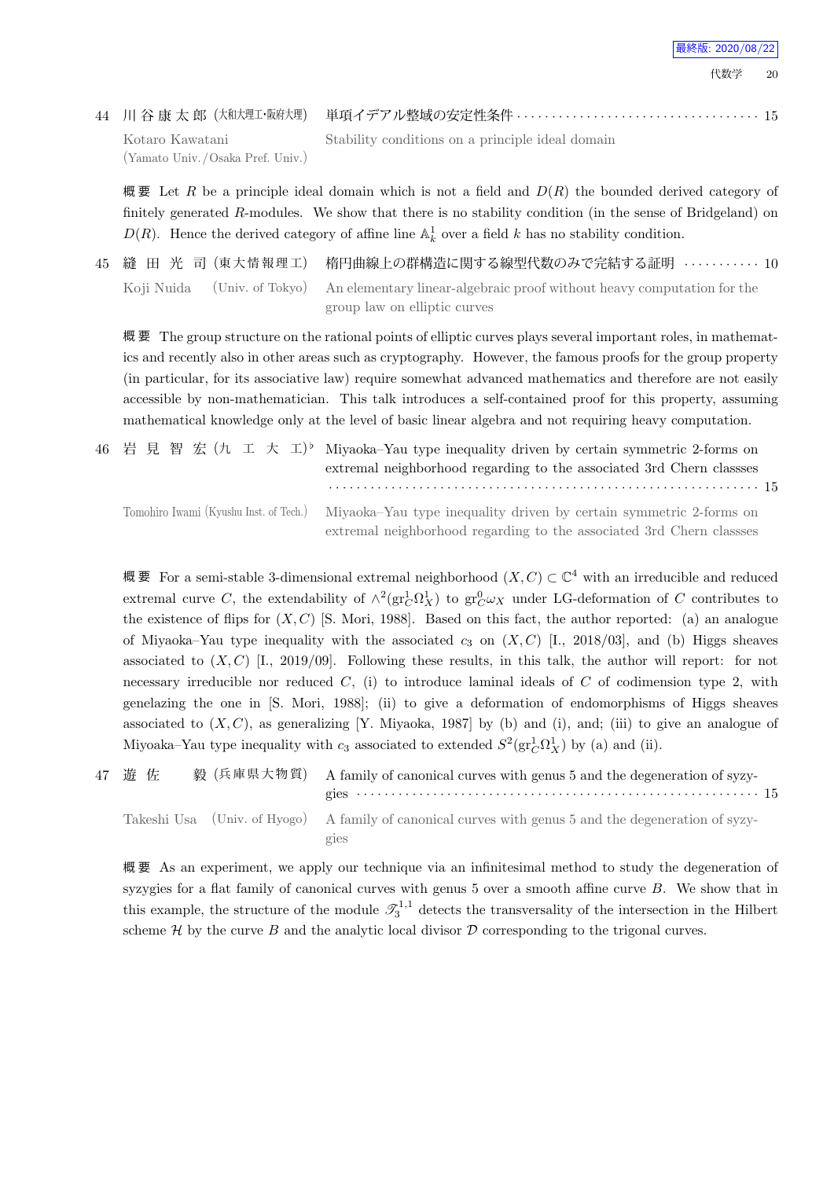44 川谷康太郎 (大和大理工・阪府大理) 単項イデアル整域の安定性条件 ………… 15

Kotaro Kawatani (Yamato Univ./Osaka Pref. Univ.) Stability conditions on a principle ideal domain

概要 Let $R$ be a principle ideal domain which is not a field and $D(R)$ the bounded derived category of finitely generated $R$-modules. We show that there is no stability condition (in the sense of Bridgeland) on $D(R)$. Hence the derived category of affine line $\mathbb{A}^1_k$ over a field $k$ has no stability condition.

45 縫田光司 (東大情報理工) 楕円曲線上の群構造に関する線型代数のみで完結する証明 ………… 10

Koji Nuida (Univ. of Tokyo) An elementary linear-algebraic proof without heavy computation for the group law on elliptic curves

概要 The group structure on the rational points of elliptic curves plays several important roles, in mathematics and recently also in other areas such as cryptography. However, the famous proofs for the group property (in particular, for its associative law) require somewhat advanced mathematics and therefore are not easily accessible by non-mathematician. This talk introduces a self-contained proof for this property, assuming mathematical knowledge only at the level of basic linear algebra and not requiring heavy computation.

46 岩見智宏 (九工大工)♭ Miyaoka–Yau type inequality driven by certain symmetric 2-forms on extremal neighborhood regarding to the associated 3rd Chern classses ………… 15

Tomohiro Iwami (Kyushu Inst. of Tech.) Miyaoka–Yau type inequality driven by certain symmetric 2-forms on extremal neighborhood regarding to the associated 3rd Chern classses

概要 For a semi-stable 3-dimensional extremal neighborhood $(X, C) \subset \mathbb{C}^4$ with an irreducible and reduced extremal curve $C$, the extendability of $\wedge^2(\mathrm{gr}^1_C \Omega^1_X)$ to $\mathrm{gr}^0_C \omega_X$ under LG-deformation of $C$ contributes to the existence of flips for $(X, C)$ [S. Mori, 1988]. Based on this fact, the author reported: (a) an analogue of Miyaoka–Yau type inequality with the associated $c_3$ on $(X, C)$ [I., 2018/03], and (b) Higgs sheaves associated to $(X, C)$ [I., 2019/09]. Following these results, in this talk, the author will report: for not necessary irreducible nor reduced $C$, (i) to introduce laminal ideals of $C$ of codimension type 2, with genelazing the one in [S. Mori, 1988]; (ii) to give a deformation of endomorphisms of Higgs sheaves associated to $(X, C)$, as generalizing [Y. Miyaoka, 1987] by (b) and (i), and; (iii) to give an analogue of Miyoaka–Yau type inequality with $c_3$ associated to extended $S^2(\mathrm{gr}^1_C \Omega^1_X)$ by (a) and (ii).

47 遊佐毅 (兵庫県大物質) A family of canonical curves with genus 5 and the degeneration of syzygies ………… 15

Takeshi Usa (Univ. of Hyogo) A family of canonical curves with genus 5 and the degeneration of syzygies

概要 As an experiment, we apply our technique via an infinitesimal method to study the degeneration of syzygies for a flat family of canonical curves with genus 5 over a smooth affine curve $B$. We show that in this example, the structure of the module $\mathscr{T}^{1,1}_3$ detects the transversality of the intersection in the Hilbert scheme $\mathcal{H}$ by the curve $B$ and the analytic local divisor $\mathcal{D}$ corresponding to the trigonal curves.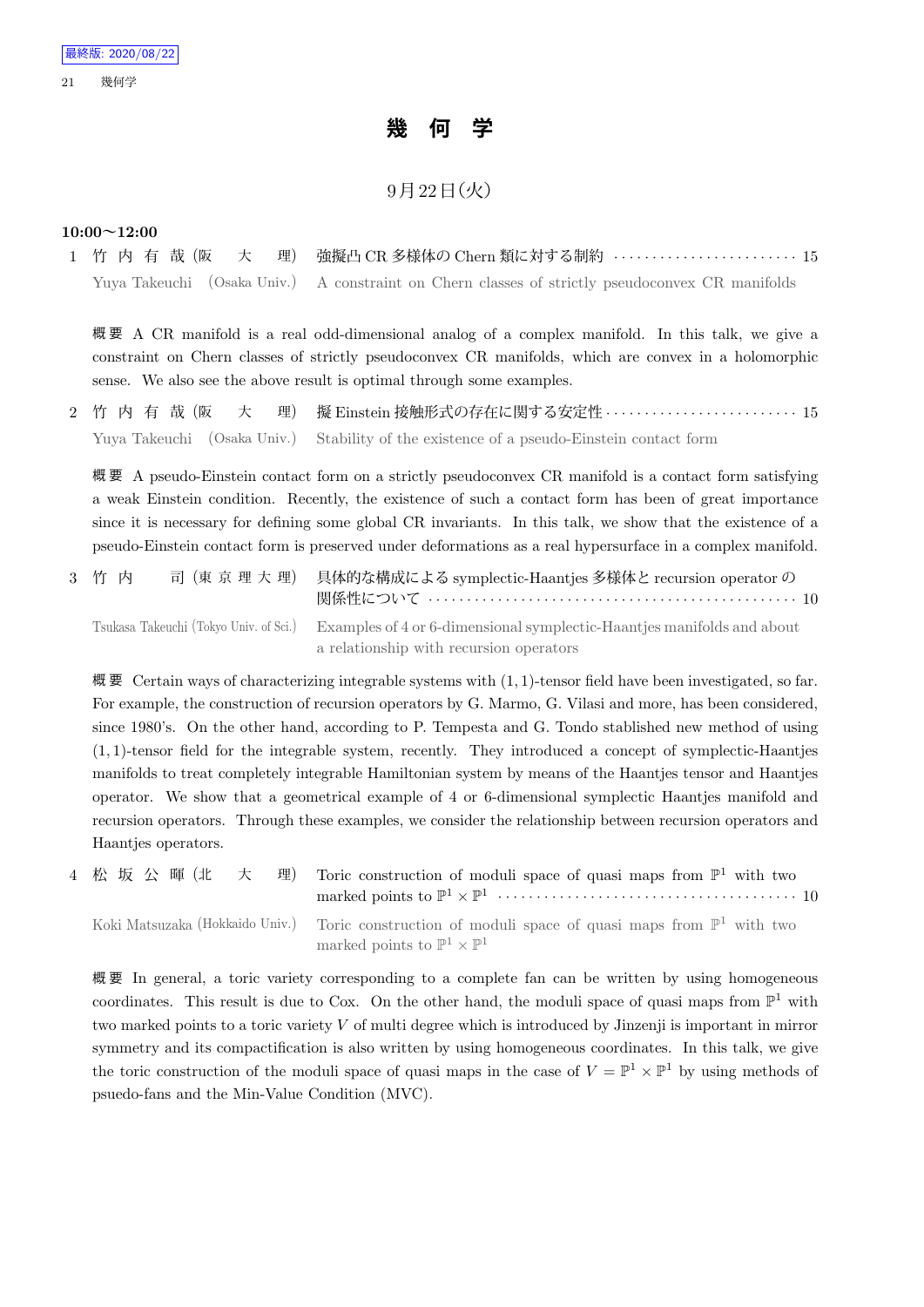# 幾 何 学

## 9月22日(火)

### 10:00〜12:00

1 竹 内 有 哉 (阪 大 理) 強擬凸 CR 多様体の Chern 類に対する制約 ・・・・・・・・・・・・・・・・・・・・・・・・ 15

Yuya Takeuchi (Osaka Univ.) A constraint on Chern classes of strictly pseudoconvex CR manifolds

**概要** A CR manifold is a real odd-dimensional analog of a complex manifold. In this talk, we give a constraint on Chern classes of strictly pseudoconvex CR manifolds, which are convex in a holomorphic sense. We also see the above result is optimal through some examples.

2 竹 内 有 哉 (阪 大 理) 擬 Einstein 接触形式の存在に関する安定性 ・・・・・・・・・・・・・・・・・・・・・・・・・ 15

Yuya Takeuchi (Osaka Univ.) Stability of the existence of a pseudo-Einstein contact form

**概要** A pseudo-Einstein contact form on a strictly pseudoconvex CR manifold is a contact form satisfying a weak Einstein condition. Recently, the existence of such a contact form has been of great importance since it is necessary for defining some global CR invariants. In this talk, we show that the existence of a pseudo-Einstein contact form is preserved under deformations as a real hypersurface in a complex manifold.

3 竹 内 司 (東 京 理 大 理) 具体的な構成による symplectic-Haantjes 多様体と recursion operator の関係性について ・・・・・・・・・・・・・・・・・・・・・・・・・・・・・・・・・・・・・・・・・・・・・・・・ 10

Tsukasa Takeuchi (Tokyo Univ. of Sci.) Examples of 4 or 6-dimensional symplectic-Haantjes manifolds and about a relationship with recursion operators

**概要** Certain ways of characterizing integrable systems with $(1,1)$-tensor field have been investigated, so far. For example, the construction of recursion operators by G. Marmo, G. Vilasi and more, has been considered, since 1980's. On the other hand, according to P. Tempesta and G. Tondo stablished new method of using $(1,1)$-tensor field for the integrable system, recently. They introduced a concept of symplectic-Haantjes manifolds to treat completely integrable Hamiltonian system by means of the Haantjes tensor and Haantjes operator. We show that a geometrical example of 4 or 6-dimensional symplectic Haantjes manifold and recursion operators. Through these examples, we consider the relationship between recursion operators and Haantjes operators.

4 松 坂 公 暉 (北 大 理) Toric construction of moduli space of quasi maps from $\mathbb{P}^1$ with two marked points to $\mathbb{P}^1 \times \mathbb{P}^1$ ・・・・・・・・・・・・・・・・・・・・・・・・・・・・・・・・・・・・・・ 10

Koki Matsuzaka (Hokkaido Univ.) Toric construction of moduli space of quasi maps from $\mathbb{P}^1$ with two marked points to $\mathbb{P}^1 \times \mathbb{P}^1$

**概要** In general, a toric variety corresponding to a complete fan can be written by using homogeneous coordinates. This result is due to Cox. On the other hand, the moduli space of quasi maps from $\mathbb{P}^1$ with two marked points to a toric variety $V$ of multi degree which is introduced by Jinzenji is important in mirror symmetry and its compactification is also written by using homogeneous coordinates. In this talk, we give the toric construction of the moduli space of quasi maps in the case of $V = \mathbb{P}^1 \times \mathbb{P}^1$ by using methods of psuedo-fans and the Min-Value Condition (MVC).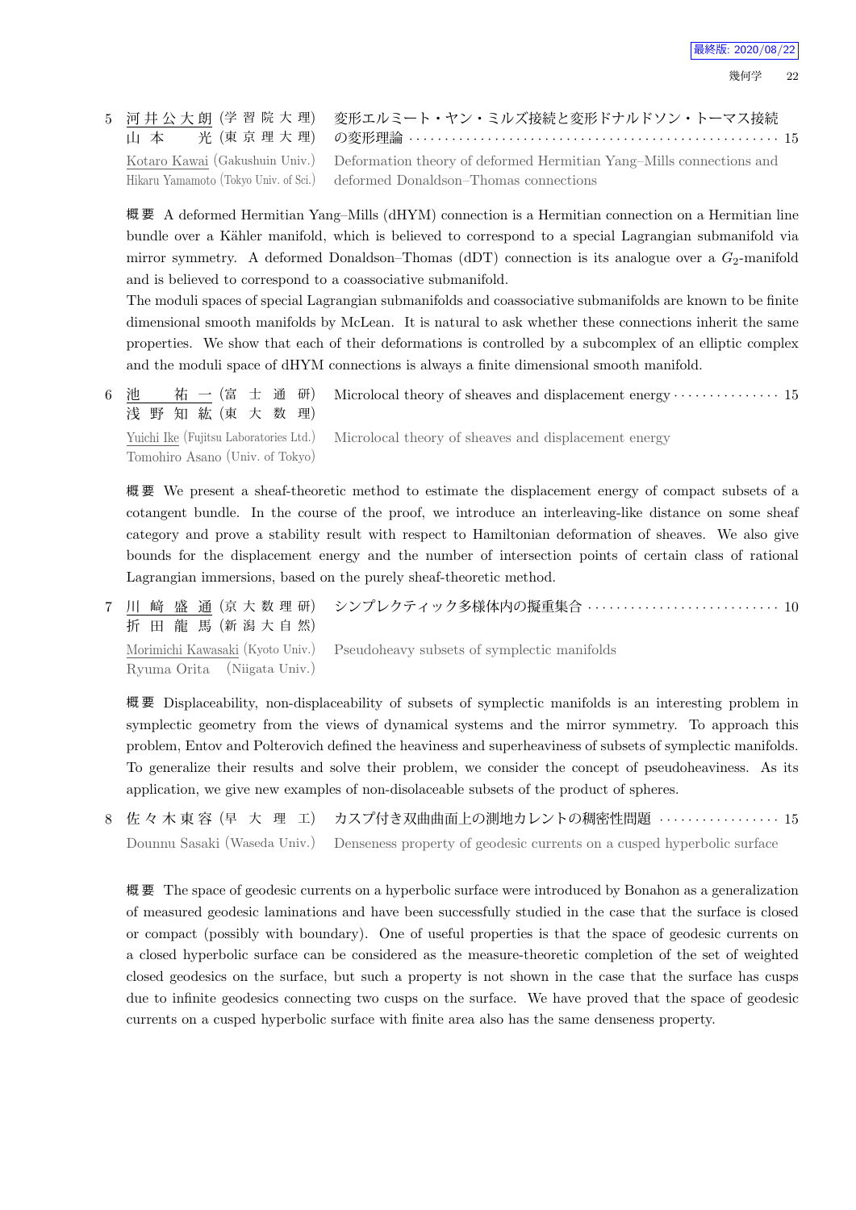5 河井公大朗 (学習院大理) 山本　光 (東京理大理) 変形エルミート・ヤン・ミルズ接続と変形ドナルドソン・トーマス接続の変形理論 · · · · · · · · · · · · · · · · · · · · · · · · · · · · · · · · · · · · · · · · · · · · · · · · · 15

Kotaro Kawai (Gakushuin Univ.) Hikaru Yamamoto (Tokyo Univ. of Sci.) Deformation theory of deformed Hermitian Yang–Mills connections and deformed Donaldson–Thomas connections

**概要** A deformed Hermitian Yang–Mills (dHYM) connection is a Hermitian connection on a Hermitian line bundle over a Kähler manifold, which is believed to correspond to a special Lagrangian submanifold via mirror symmetry. A deformed Donaldson–Thomas (dDT) connection is its analogue over a $G_2$-manifold and is believed to correspond to a coassociative submanifold.

The moduli spaces of special Lagrangian submanifolds and coassociative submanifolds are known to be finite dimensional smooth manifolds by McLean. It is natural to ask whether these connections inherit the same properties. We show that each of their deformations is controlled by a subcomplex of an elliptic complex and the moduli space of dHYM connections is always a finite dimensional smooth manifold.

6 池　祐一 (富士通研) 浅野知紘 (東大数理) Microlocal theory of sheaves and displacement energy · · · · · · · · · · · · · · · 15

Yuichi Ike (Fujitsu Laboratories Ltd.) Tomohiro Asano (Univ. of Tokyo) Microlocal theory of sheaves and displacement energy

**概要** We present a sheaf-theoretic method to estimate the displacement energy of compact subsets of a cotangent bundle. In the course of the proof, we introduce an interleaving-like distance on some sheaf category and prove a stability result with respect to Hamiltonian deformation of sheaves. We also give bounds for the displacement energy and the number of intersection points of certain class of rational Lagrangian immersions, based on the purely sheaf-theoretic method.

7 川﨑盛通 (京大数理研) 折田龍馬 (新潟大自然) シンプレクティック多様体内の擬重集合 · · · · · · · · · · · · · · · · · · · · · · · · · · 10

Morimichi Kawasaki (Kyoto Univ.) Ryuma Orita (Niigata Univ.) Pseudoheavy subsets of symplectic manifolds

**概要** Displaceability, non-displaceability of subsets of symplectic manifolds is an interesting problem in symplectic geometry from the views of dynamical systems and the mirror symmetry. To approach this problem, Entov and Polterovich defined the heaviness and superheaviness of subsets of symplectic manifolds. To generalize their results and solve their problem, we consider the concept of pseudoheaviness. As its application, we give new examples of non-disolaceable subsets of the product of spheres.

8 佐々木東容 (早大理工) カスプ付き双曲曲面上の測地カレントの稠密性問題 · · · · · · · · · · · · · · · · · 15

Dounnu Sasaki (Waseda Univ.) Denseness property of geodesic currents on a cusped hyperbolic surface

**概要** The space of geodesic currents on a hyperbolic surface were introduced by Bonahon as a generalization of measured geodesic laminations and have been successfully studied in the case that the surface is closed or compact (possibly with boundary). One of useful properties is that the space of geodesic currents on a closed hyperbolic surface can be considered as the measure-theoretic completion of the set of weighted closed geodesics on the surface, but such a property is not shown in the case that the surface has cusps due to infinite geodesics connecting two cusps on the surface. We have proved that the space of geodesic currents on a cusped hyperbolic surface with finite area also has the same denseness property.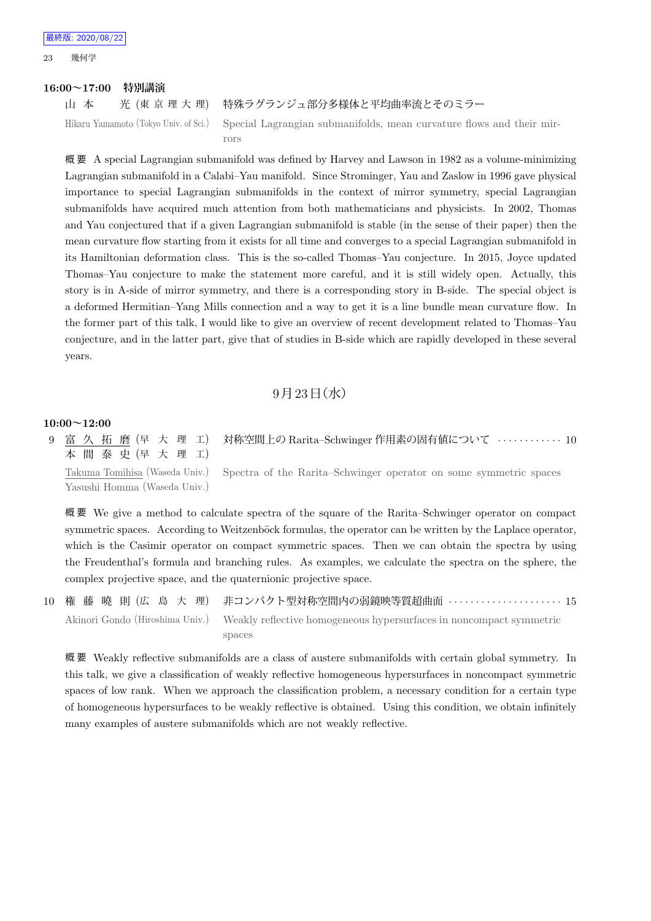最終版: 2020/08/22

**16:00〜17:00　特別講演**

山本　光 (東京理大理)　特殊ラグランジュ部分多様体と平均曲率流とそのミラー

Hikaru Yamamoto (Tokyo Univ. of Sci.)　Special Lagrangian submanifolds, mean curvature flows and their mirrors

**概要** A special Lagrangian submanifold was defined by Harvey and Lawson in 1982 as a volume-minimizing Lagrangian submanifold in a Calabi–Yau manifold. Since Strominger, Yau and Zaslow in 1996 gave physical importance to special Lagrangian submanifolds in the context of mirror symmetry, special Lagrangian submanifolds have acquired much attention from both mathematicians and physicists. In 2002, Thomas and Yau conjectured that if a given Lagrangian submanifold is stable (in the sense of their paper) then the mean curvature flow starting from it exists for all time and converges to a special Lagrangian submanifold in its Hamiltonian deformation class. This is the so-called Thomas–Yau conjecture. In 2015, Joyce updated Thomas–Yau conjecture to make the statement more careful, and it is still widely open. Actually, this story is in A-side of mirror symmetry, and there is a corresponding story in B-side. The special object is a deformed Hermitian–Yang Mills connection and a way to get it is a line bundle mean curvature flow. In the former part of this talk, I would like to give an overview of recent development related to Thomas–Yau conjecture, and in the latter part, give that of studies in B-side which are rapidly developed in these several years.

## 9月23日(水)

**10:00〜12:00**

9　富久拓磨 (早大理工)　対称空間上の Rarita–Schwinger 作用素の固有値について …………10
本間泰史 (早大理工)

Takuma Tomihisa (Waseda Univ.)　Spectra of the Rarita–Schwinger operator on some symmetric spaces
Yasushi Homma (Waseda Univ.)

**概要** We give a method to calculate spectra of the square of the Rarita–Schwinger operator on compact symmetric spaces. According to Weitzenböck formulas, the operator can be written by the Laplace operator, which is the Casimir operator on compact symmetric spaces. Then we can obtain the spectra by using the Freudenthal's formula and branching rules. As examples, we calculate the spectra on the sphere, the complex projective space, and the quaternionic projective space.

10　権藤曉則 (広島大理)　非コンパクト型対称空間内の弱鏡映等質超曲面 …………………15

Akinori Gondo (Hiroshima Univ.)　Weakly reflective homogeneous hypersurfaces in noncompact symmetric spaces

**概要** Weakly reflective submanifolds are a class of austere submanifolds with certain global symmetry. In this talk, we give a classification of weakly reflective homogeneous hypersurfaces in noncompact symmetric spaces of low rank. When we approach the classification problem, a necessary condition for a certain type of homogeneous hypersurfaces to be weakly reflective is obtained. Using this condition, we obtain infinitely many examples of austere submanifolds which are not weakly reflective.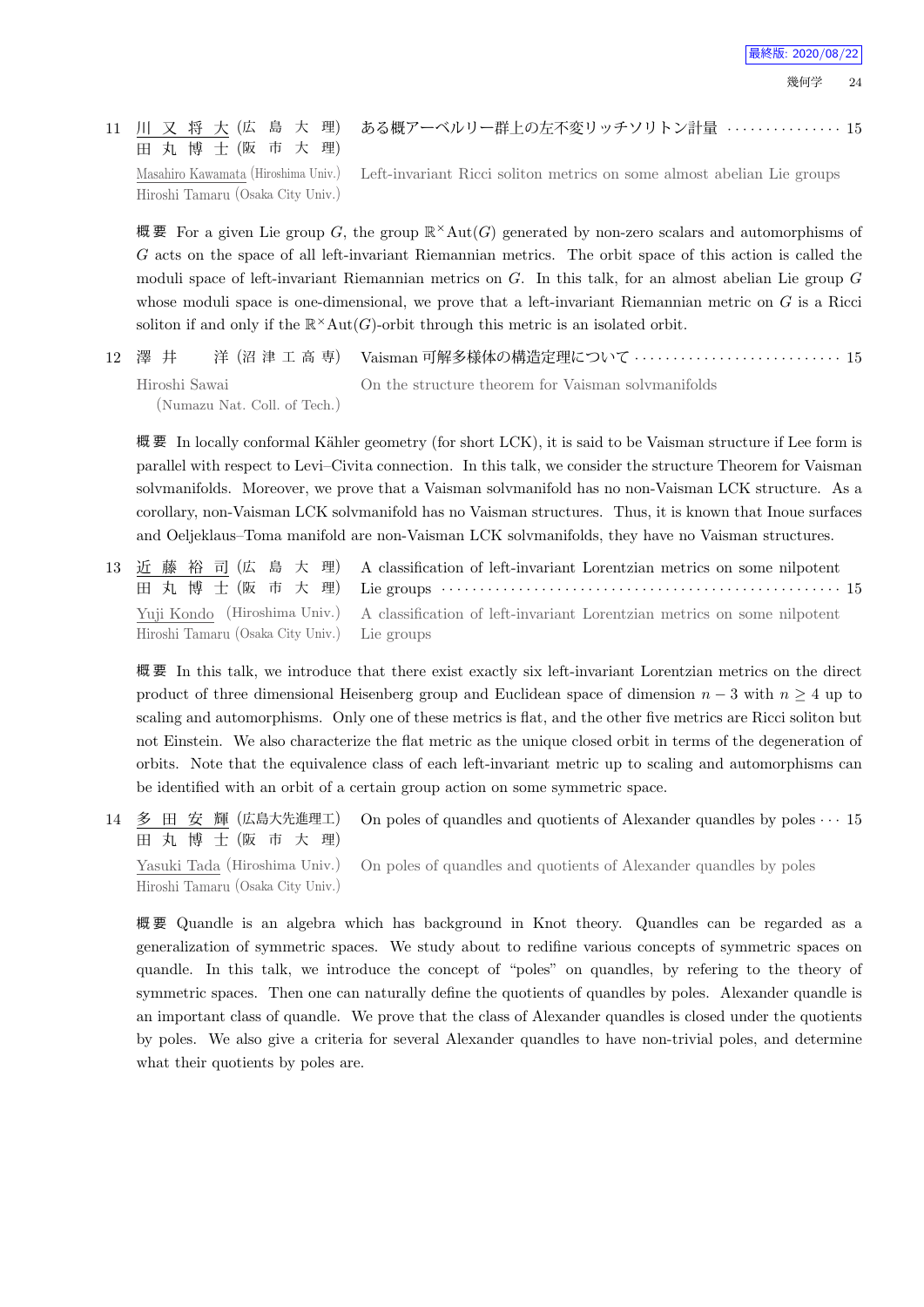11 <u>川又将大</u> (広島大理) 田丸博士 (阪市大理) ある概アーベルリー群上の左不変リッチソリトン計量 ··············· 15

<u>Masahiro Kawamata</u> (Hiroshima Univ.) Hiroshi Tamaru (Osaka City Univ.) Left-invariant Ricci soliton metrics on some almost abelian Lie groups

概要 For a given Lie group $G$, the group $\mathbb{R}^{\times}\mathrm{Aut}(G)$ generated by non-zero scalars and automorphisms of $G$ acts on the space of all left-invariant Riemannian metrics. The orbit space of this action is called the moduli space of left-invariant Riemannian metrics on $G$. In this talk, for an almost abelian Lie group $G$ whose moduli space is one-dimensional, we prove that a left-invariant Riemannian metric on $G$ is a Ricci soliton if and only if the $\mathbb{R}^{\times}\mathrm{Aut}(G)$-orbit through this metric is an isolated orbit.

12 澤井 洋 (沼津工高専) Vaisman 可解多様体の構造定理について ·························· 15

Hiroshi Sawai (Numazu Nat. Coll. of Tech.) On the structure theorem for Vaisman solvmanifolds

概要 In locally conformal Kähler geometry (for short LCK), it is said to be Vaisman structure if Lee form is parallel with respect to Levi–Civita connection. In this talk, we consider the structure Theorem for Vaisman solvmanifolds. Moreover, we prove that a Vaisman solvmanifold has no non-Vaisman LCK structure. As a corollary, non-Vaisman LCK solvmanifold has no Vaisman structures. Thus, it is known that Inoue surfaces and Oeljeklaus–Toma manifold are non-Vaisman LCK solvmanifolds, they have no Vaisman structures.

13 <u>近藤裕司</u> (広島大理) 田丸博士 (阪市大理) A classification of left-invariant Lorentzian metrics on some nilpotent Lie groups ··················································· 15

<u>Yuji Kondo</u> (Hiroshima Univ.) Hiroshi Tamaru (Osaka City Univ.) A classification of left-invariant Lorentzian metrics on some nilpotent Lie groups

概要 In this talk, we introduce that there exist exactly six left-invariant Lorentzian metrics on the direct product of three dimensional Heisenberg group and Euclidean space of dimension $n-3$ with $n \geq 4$ up to scaling and automorphisms. Only one of these metrics is flat, and the other five metrics are Ricci soliton but not Einstein. We also characterize the flat metric as the unique closed orbit in terms of the degeneration of orbits. Note that the equivalence class of each left-invariant metric up to scaling and automorphisms can be identified with an orbit of a certain group action on some symmetric space.

14 <u>多田安輝</u> (広島大先進理工) 田丸博士 (阪市大理) On poles of quandles and quotients of Alexander quandles by poles ··· 15

<u>Yasuki Tada</u> (Hiroshima Univ.) Hiroshi Tamaru (Osaka City Univ.) On poles of quandles and quotients of Alexander quandles by poles

概要 Quandle is an algebra which has background in Knot theory. Quandles can be regarded as a generalization of symmetric spaces. We study about to redifine various concepts of symmetric spaces on quandle. In this talk, we introduce the concept of "poles" on quandles, by refering to the theory of symmetric spaces. Then one can naturally define the quotients of quandles by poles. Alexander quandle is an important class of quandle. We prove that the class of Alexander quandles is closed under the quotients by poles. We also give a criteria for several Alexander quandles to have non-trivial poles, and determine what their quotients by poles are.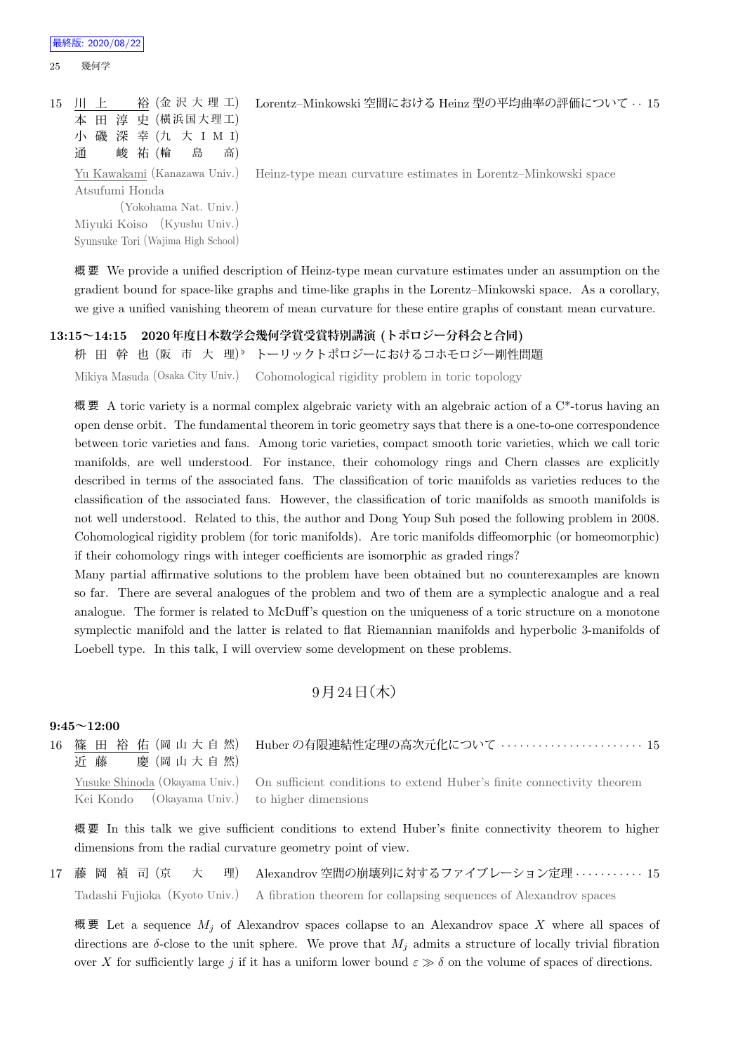15 川上　裕 (金沢大理工)　本田淳史 (横浜国大理工)　小磯深幸 (九大IMI)　通　峻祐 (輪島高)　Lorentz–Minkowski 空間における Heinz 型の平均曲率の評価について · · 15

Yu Kawakami (Kanazawa Univ.), Atsufumi Honda (Yokohama Nat. Univ.), Miyuki Koiso (Kyushu Univ.), Syunsuke Tori (Wajima High School)　Heinz-type mean curvature estimates in Lorentz–Minkowski space

概要 We provide a unified description of Heinz-type mean curvature estimates under an assumption on the gradient bound for space-like graphs and time-like graphs in the Lorentz–Minkowski space. As a corollary, we give a unified vanishing theorem of mean curvature for these entire graphs of constant mean curvature.

**13:15〜14:15　2020 年度日本数学会幾何学賞受賞特別講演 (トポロジー分科会と合同)**

枡田幹也 (阪市大理)♭　トーリックトポロジーにおけるコホモロジー剛性問題

Mikiya Masuda (Osaka City Univ.)　Cohomological rigidity problem in toric topology

概要 A toric variety is a normal complex algebraic variety with an algebraic action of a C*-torus having an open dense orbit. The fundamental theorem in toric geometry says that there is a one-to-one correspondence between toric varieties and fans. Among toric varieties, compact smooth toric varieties, which we call toric manifolds, are well understood. For instance, their cohomology rings and Chern classes are explicitly described in terms of the associated fans. The classification of toric manifolds as varieties reduces to the classification of the associated fans. However, the classification of toric manifolds as smooth manifolds is not well understood. Related to this, the author and Dong Youp Suh posed the following problem in 2008. Cohomological rigidity problem (for toric manifolds). Are toric manifolds diffeomorphic (or homeomorphic) if their cohomology rings with integer coefficients are isomorphic as graded rings?
Many partial affirmative solutions to the problem have been obtained but no counterexamples are known so far. There are several analogues of the problem and two of them are a symplectic analogue and a real analogue. The former is related to McDuff's question on the uniqueness of a toric structure on a monotone symplectic manifold and the latter is related to flat Riemannian manifolds and hyperbolic 3-manifolds of Loebell type. In this talk, I will overview some development on these problems.

## 9月24日(木)

**9:45〜12:00**

16 篠田裕佑 (岡山大自然)　近藤　慶 (岡山大自然)　Huber の有限連結性定理の高次元化について · · · · · · · · · · · · · · · · · · · · · · · 15

Yusuke Shinoda (Okayama Univ.), Kei Kondo (Okayama Univ.)　On sufficient conditions to extend Huber's finite connectivity theorem to higher dimensions

概要 In this talk we give sufficient conditions to extend Huber's finite connectivity theorem to higher dimensions from the radial curvature geometry point of view.

17 藤岡禎司 (京大理)　Alexandrov 空間の崩壊列に対するファイブレーション定理 · · · · · · · · · · · 15

Tadashi Fujioka (Kyoto Univ.)　A fibration theorem for collapsing sequences of Alexandrov spaces

概要 Let a sequence $M_j$ of Alexandrov spaces collapse to an Alexandrov space $X$ where all spaces of directions are $\delta$-close to the unit sphere. We prove that $M_j$ admits a structure of locally trivial fibration over $X$ for sufficiently large $j$ if it has a uniform lower bound $\varepsilon \gg \delta$ on the volume of spaces of directions.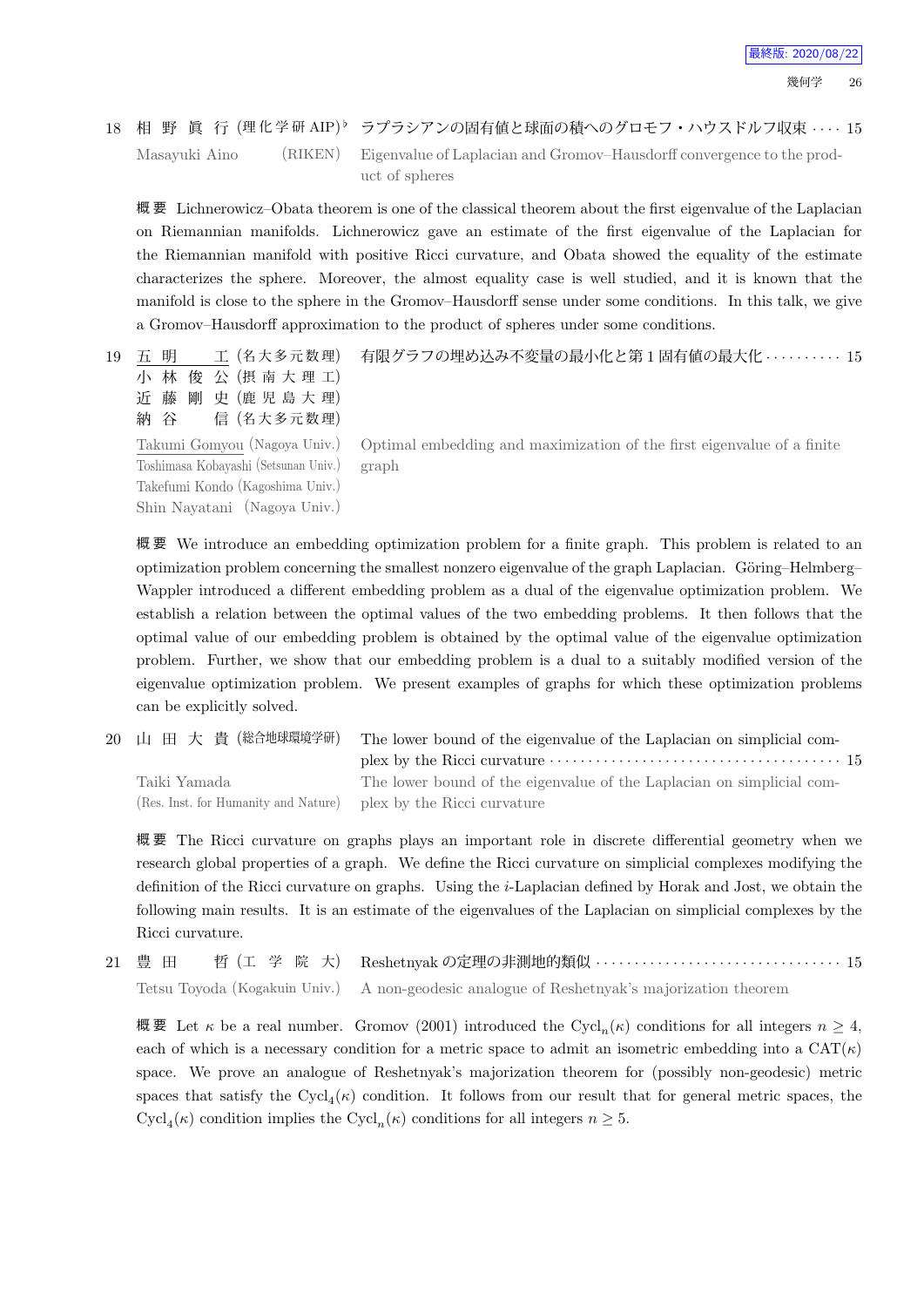18 相 野 眞 行 (理化学研 AIP)♭ ラプラシアンの固有値と球面の積へのグロモフ・ハウスドルフ収束 · · · · 15

Masayuki Aino (RIKEN) Eigenvalue of Laplacian and Gromov–Hausdorff convergence to the product of spheres

**概 要** Lichnerowicz–Obata theorem is one of the classical theorem about the first eigenvalue of the Laplacian on Riemannian manifolds. Lichnerowicz gave an estimate of the first eigenvalue of the Laplacian for the Riemannian manifold with positive Ricci curvature, and Obata showed the equality of the estimate characterizes the sphere. Moreover, the almost equality case is well studied, and it is known that the manifold is close to the sphere in the Gromov–Hausdorff sense under some conditions. In this talk, we give a Gromov–Hausdorff approximation to the product of spheres under some conditions.

19 五 明 工 (名大多元数理) 有限グラフの埋め込み不変量の最小化と第 1 固有値の最大化 · · · · · · · · · · 15
小 林 俊 公 (摂 南 大 理 工)
近 藤 剛 史 (鹿 児 島 大 理)
納 谷 信 (名大多元数理)

Takumi Gomyou (Nagoya Univ.)
Toshimasa Kobayashi (Setsunan Univ.)
Takefumi Kondo (Kagoshima Univ.)
Shin Nayatani (Nagoya Univ.)

Optimal embedding and maximization of the first eigenvalue of a finite graph

**概 要** We introduce an embedding optimization problem for a finite graph. This problem is related to an optimization problem concerning the smallest nonzero eigenvalue of the graph Laplacian. Göring–Helmberg–Wappler introduced a different embedding problem as a dual of the eigenvalue optimization problem. We establish a relation between the optimal values of the two embedding problems. It then follows that the optimal value of our embedding problem is obtained by the optimal value of the eigenvalue optimization problem. Further, we show that our embedding problem is a dual to a suitably modified version of the eigenvalue optimization problem. We present examples of graphs for which these optimization problems can be explicitly solved.

20 山 田 大 貴 (総合地球環境学研) The lower bound of the eigenvalue of the Laplacian on simplicial complex by the Ricci curvature · · · · · · · · · · · · · · · · · · · · · · · · · · · · · · · · · · · · · · 15

Taiki Yamada (Res. Inst. for Humanity and Nature) The lower bound of the eigenvalue of the Laplacian on simplicial complex by the Ricci curvature

**概 要** The Ricci curvature on graphs plays an important role in discrete differential geometry when we research global properties of a graph. We define the Ricci curvature on simplicial complexes modifying the definition of the Ricci curvature on graphs. Using the $i$-Laplacian defined by Horak and Jost, we obtain the following main results. It is an estimate of the eigenvalues of the Laplacian on simplicial complexes by the Ricci curvature.

21 豊 田 哲 (工 学 院 大) Reshetnyak の定理の非測地的類似 · · · · · · · · · · · · · · · · · · · · · · · · · · · · · · · 15

Tetsu Toyoda (Kogakuin Univ.) A non-geodesic analogue of Reshetnyak's majorization theorem

**概 要** Let $\kappa$ be a real number. Gromov (2001) introduced the $\mathrm{Cycl}_n(\kappa)$ conditions for all integers $n \geq 4$, each of which is a necessary condition for a metric space to admit an isometric embedding into a $\mathrm{CAT}(\kappa)$ space. We prove an analogue of Reshetnyak's majorization theorem for (possibly non-geodesic) metric spaces that satisfy the $\mathrm{Cycl}_4(\kappa)$ condition. It follows from our result that for general metric spaces, the $\mathrm{Cycl}_4(\kappa)$ condition implies the $\mathrm{Cycl}_n(\kappa)$ conditions for all integers $n \geq 5$.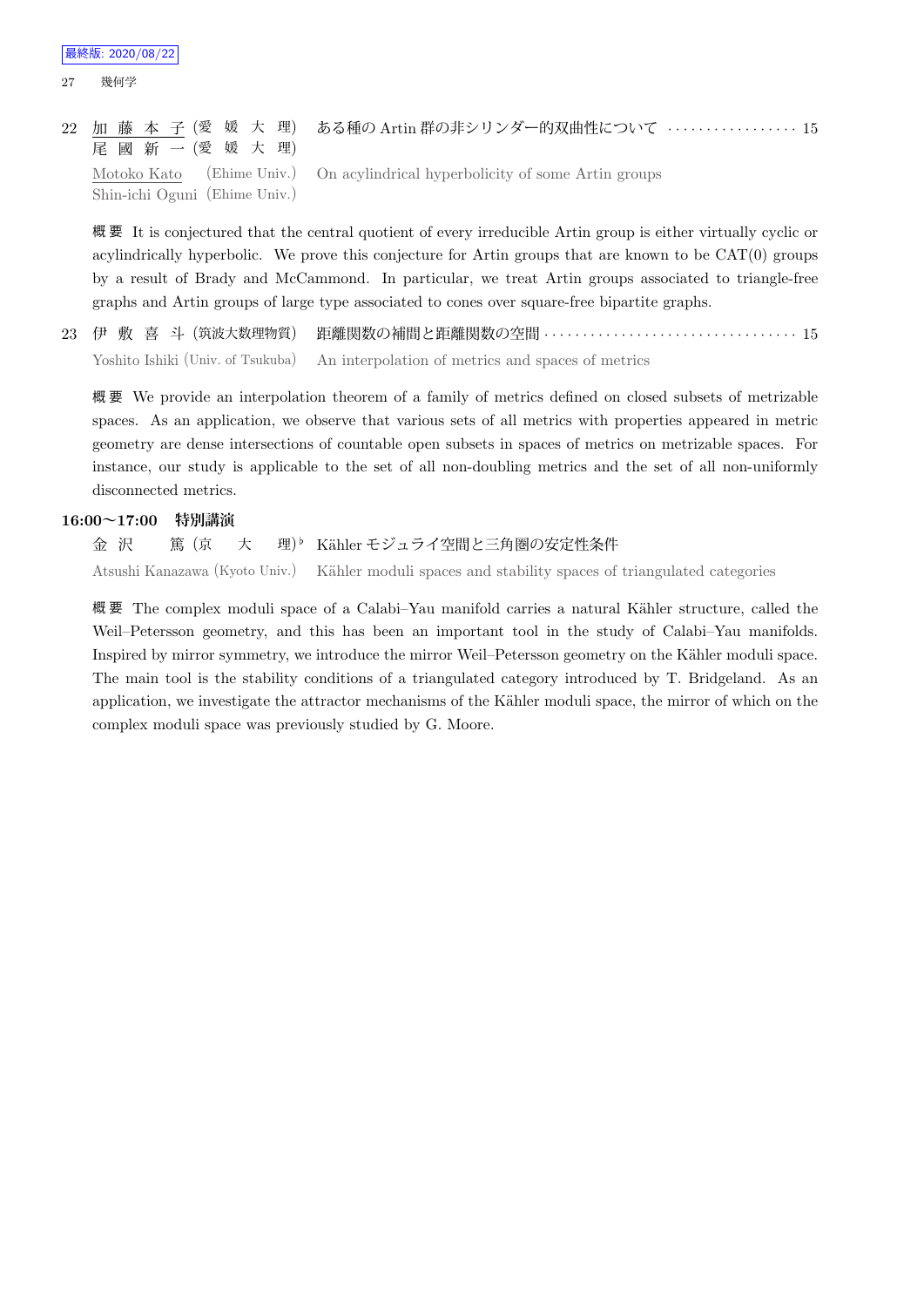22 <u>加藤本子</u> (愛媛大理) 尾國新一 (愛媛大理) ある種の Artin 群の非シリンダー的双曲性について ・・・・・・・・・・・・・・・・・ 15

<u>Motoko Kato</u> (Ehime Univ.) Shin-ichi Oguni (Ehime Univ.) On acylindrical hyperbolicity of some Artin groups

概要 It is conjectured that the central quotient of every irreducible Artin group is either virtually cyclic or acylindrically hyperbolic. We prove this conjecture for Artin groups that are known to be CAT(0) groups by a result of Brady and McCammond. In particular, we treat Artin groups associated to triangle-free graphs and Artin groups of large type associated to cones over square-free bipartite graphs.

23 伊敷喜斗 (筑波大数理物質) 距離関数の補間と距離関数の空間 ・・・・・・・・・・・・・・・・・・・・・・・・・・・・・・・・ 15

Yoshito Ishiki (Univ. of Tsukuba) An interpolation of metrics and spaces of metrics

概要 We provide an interpolation theorem of a family of metrics defined on closed subsets of metrizable spaces. As an application, we observe that various sets of all metrics with properties appeared in metric geometry are dense intersections of countable open subsets in spaces of metrics on metrizable spaces. For instance, our study is applicable to the set of all non-doubling metrics and the set of all non-uniformly disconnected metrics.

**16:00〜17:00 特別講演**

金沢 篤 (京大理)♭ Kähler モジュライ空間と三角圏の安定性条件

Atsushi Kanazawa (Kyoto Univ.) Kähler moduli spaces and stability spaces of triangulated categories

概要 The complex moduli space of a Calabi–Yau manifold carries a natural Kähler structure, called the Weil–Petersson geometry, and this has been an important tool in the study of Calabi–Yau manifolds. Inspired by mirror symmetry, we introduce the mirror Weil–Petersson geometry on the Kähler moduli space. The main tool is the stability conditions of a triangulated category introduced by T. Bridgeland. As an application, we investigate the attractor mechanisms of the Kähler moduli space, the mirror of which on the complex moduli space was previously studied by G. Moore.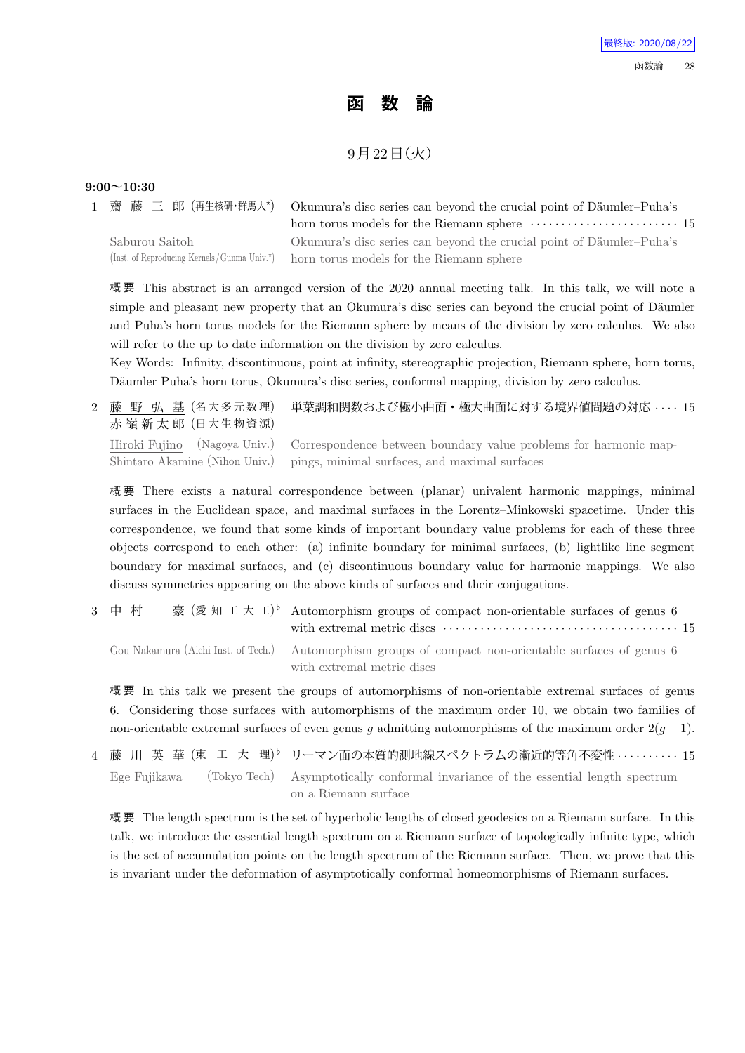# 函　数　論

9月22日(火)

**9:00〜10:30**

1 齋 藤 三 郎 (再生核研・群馬大*) Okumura's disc series can beyond the crucial point of Däumler–Puha's horn torus models for the Riemann sphere ························ 15

Saburou Saitoh (Inst. of Reproducing Kernels/Gunma Univ.*) Okumura's disc series can beyond the crucial point of Däumler–Puha's horn torus models for the Riemann sphere

**概要** This abstract is an arranged version of the 2020 annual meeting talk. In this talk, we will note a simple and pleasant new property that an Okumura's disc series can beyond the crucial point of Däumler and Puha's horn torus models for the Riemann sphere by means of the division by zero calculus. We also will refer to the up to date information on the division by zero calculus.

Key Words: Infinity, discontinuous, point at infinity, stereographic projection, Riemann sphere, horn torus, Däumler Puha's horn torus, Okumura's disc series, conformal mapping, division by zero calculus.

2 藤 野 弘 基 (名大多元数理)
赤 嶺 新 太 郎 (日大生物資源) 単葉調和関数および極小曲面・極大曲面に対する境界値問題の対応 ···· 15

Hiroki Fujino (Nagoya Univ.)
Shintaro Akamine (Nihon Univ.) Correspondence between boundary value problems for harmonic mappings, minimal surfaces, and maximal surfaces

**概要** There exists a natural correspondence between (planar) univalent harmonic mappings, minimal surfaces in the Euclidean space, and maximal surfaces in the Lorentz–Minkowski spacetime. Under this correspondence, we found that some kinds of important boundary value problems for each of these three objects correspond to each other: (a) infinite boundary for minimal surfaces, (b) lightlike line segment boundary for maximal surfaces, and (c) discontinuous boundary value for harmonic mappings. We also discuss symmetries appearing on the above kinds of surfaces and their conjugations.

3 中 村 　 豪 (愛 知 工 大 工)♭ Automorphism groups of compact non-orientable surfaces of genus 6 with extremal metric discs ····································· 15

Gou Nakamura (Aichi Inst. of Tech.) Automorphism groups of compact non-orientable surfaces of genus 6 with extremal metric discs

**概要** In this talk we present the groups of automorphisms of non-orientable extremal surfaces of genus 6. Considering those surfaces with automorphisms of the maximum order 10, we obtain two families of non-orientable extremal surfaces of even genus $g$ admitting automorphisms of the maximum order $2(g-1)$.

4 藤 川 英 華 (東 工 大 理)♭ リーマン面の本質的測地線スペクトラムの漸近的等角不変性 ·········· 15

Ege Fujikawa (Tokyo Tech) Asymptotically conformal invariance of the essential length spectrum on a Riemann surface

**概要** The length spectrum is the set of hyperbolic lengths of closed geodesics on a Riemann surface. In this talk, we introduce the essential length spectrum on a Riemann surface of topologically infinite type, which is the set of accumulation points on the length spectrum of the Riemann surface. Then, we prove that this is invariant under the deformation of asymptotically conformal homeomorphisms of Riemann surfaces.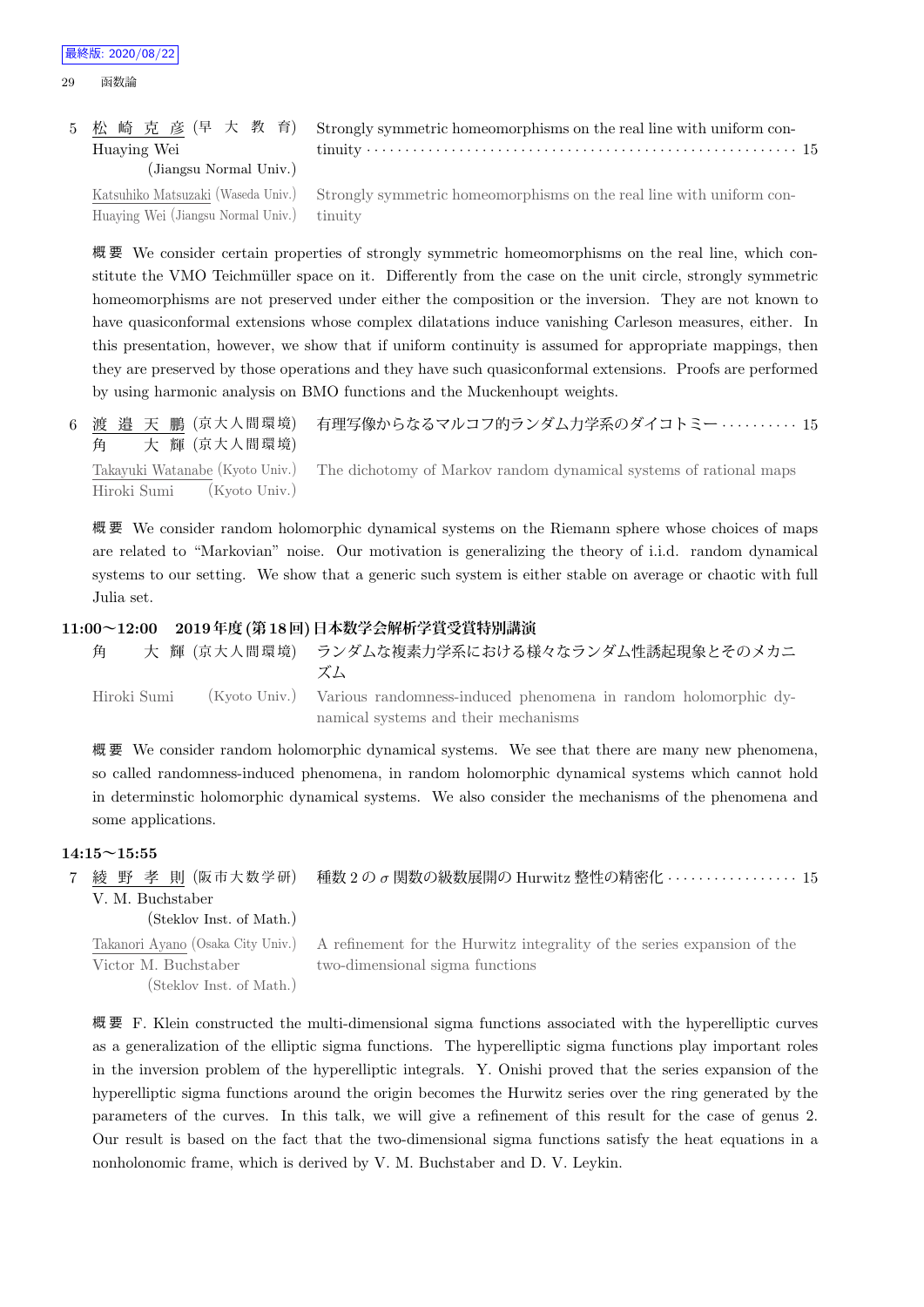5 松 崎 克 彦 (早 大 教 育) Huaying Wei (Jiangsu Normal Univ.) — Strongly symmetric homeomorphisms on the real line with uniform continuity ········· 15

Katsuhiko Matsuzaki (Waseda Univ.) Huaying Wei (Jiangsu Normal Univ.) — Strongly symmetric homeomorphisms on the real line with uniform continuity

概要 We consider certain properties of strongly symmetric homeomorphisms on the real line, which constitute the VMO Teichmüller space on it. Differently from the case on the unit circle, strongly symmetric homeomorphisms are not preserved under either the composition or the inversion. They are not known to have quasiconformal extensions whose complex dilatations induce vanishing Carleson measures, either. In this presentation, however, we show that if uniform continuity is assumed for appropriate mappings, then they are preserved by those operations and they have such quasiconformal extensions. Proofs are performed by using harmonic analysis on BMO functions and the Muckenhoupt weights.

6 渡 邉 天 鵬 (京大人間環境) 角 大 輝 (京大人間環境) — 有理写像からなるマルコフ的ランダム力学系のダイコトミー ·········· 15

Takayuki Watanabe (Kyoto Univ.) Hiroki Sumi (Kyoto Univ.) — The dichotomy of Markov random dynamical systems of rational maps

概要 We consider random holomorphic dynamical systems on the Riemann sphere whose choices of maps are related to “Markovian” noise. Our motivation is generalizing the theory of i.i.d. random dynamical systems to our setting. We show that a generic such system is either stable on average or chaotic with full Julia set.

## 11:00〜12:00　2019年度(第18回)日本数学会解析学賞受賞特別講演

角 大 輝 (京大人間環境) — ランダムな複素力学系における様々なランダム性誘起現象とそのメカニズム

Hiroki Sumi (Kyoto Univ.) — Various randomness-induced phenomena in random holomorphic dynamical systems and their mechanisms

概要 We consider random holomorphic dynamical systems. We see that there are many new phenomena, so called randomness-induced phenomena, in random holomorphic dynamical systems which cannot hold in determinstic holomorphic dynamical systems. We also consider the mechanisms of the phenomena and some applications.

## 14:15〜15:55

7 綾 野 孝 則 (阪市大数学研) V. M. Buchstaber (Steklov Inst. of Math.) — 種数2の $\sigma$ 関数の級数展開の Hurwitz 整性の精密化 ················· 15

Takanori Ayano (Osaka City Univ.) Victor M. Buchstaber (Steklov Inst. of Math.) — A refinement for the Hurwitz integrality of the series expansion of the two-dimensional sigma functions

概要 F. Klein constructed the multi-dimensional sigma functions associated with the hyperelliptic curves as a generalization of the elliptic sigma functions. The hyperelliptic sigma functions play important roles in the inversion problem of the hyperelliptic integrals. Y. Onishi proved that the series expansion of the hyperelliptic sigma functions around the origin becomes the Hurwitz series over the ring generated by the parameters of the curves. In this talk, we will give a refinement of this result for the case of genus 2. Our result is based on the fact that the two-dimensional sigma functions satisfy the heat equations in a nonholonomic frame, which is derived by V. M. Buchstaber and D. V. Leykin.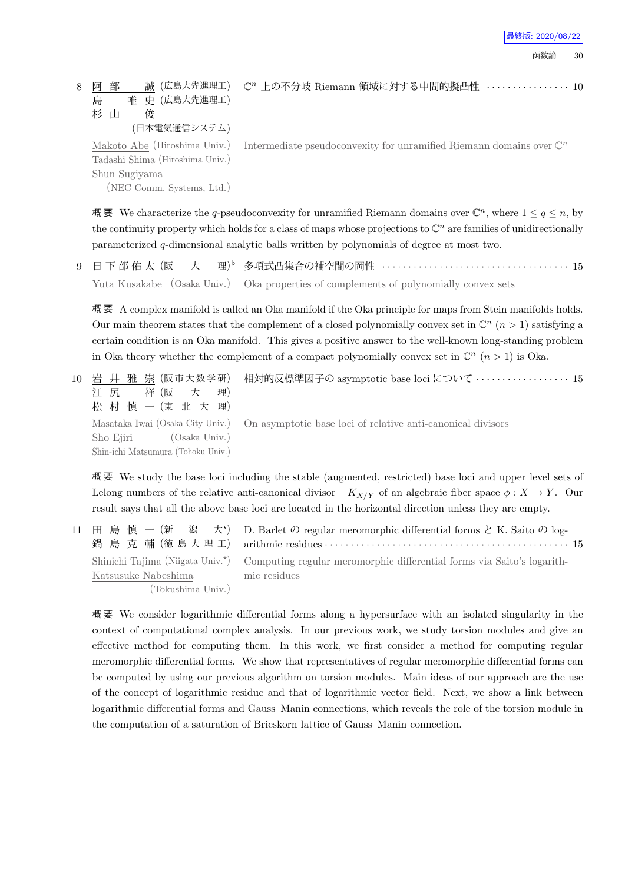8 阿部　誠 (広島大先進理工)　島　唯史 (広島大先進理工)　杉山　俊 (日本電気通信システム)　$\mathbb{C}^n$ 上の不分岐 Riemann 領域に対する中間的擬凸性 ……………… 10

Makoto Abe (Hiroshima Univ.)　Tadashi Shima (Hiroshima Univ.)　Shun Sugiyama (NEC Comm. Systems, Ltd.)　Intermediate pseudoconvexity for unramified Riemann domains over $\mathbb{C}^n$

**概要** We characterize the $q$-pseudoconvexity for unramified Riemann domains over $\mathbb{C}^n$, where $1 \leq q \leq n$, by the continuity property which holds for a class of maps whose projections to $\mathbb{C}^n$ are families of unidirectionally parameterized $q$-dimensional analytic balls written by polynomials of degree at most two.

9 日下部佑太 (阪　大　理)♭ 多項式凸集合の補空間の岡性 ………………………………… 15

Yuta Kusakabe (Osaka Univ.)　Oka properties of complements of polynomially convex sets

**概要** A complex manifold is called an Oka manifold if the Oka principle for maps from Stein manifolds holds. Our main theorem states that the complement of a closed polynomially convex set in $\mathbb{C}^n$ $(n > 1)$ satisfying a certain condition is an Oka manifold. This gives a positive answer to the well-known long-standing problem in Oka theory whether the complement of a compact polynomially convex set in $\mathbb{C}^n$ $(n > 1)$ is Oka.

10 岩井雅崇 (阪市大数学研)　江尻　祥 (阪　大　理)　松村慎一 (東北大理)　相対的反標準因子の asymptotic base loci について ……………… 15

Masataka Iwai (Osaka City Univ.)　Sho Ejiri (Osaka Univ.)　Shin-ichi Matsumura (Tohoku Univ.)　On asymptotic base loci of relative anti-canonical divisors

**概要** We study the base loci including the stable (augmented, restricted) base loci and upper level sets of Lelong numbers of the relative anti-canonical divisor $-K_{X/Y}$ of an algebraic fiber space $\phi : X \to Y$. Our result says that all the above base loci are located in the horizontal direction unless they are empty.

11 田島慎一 (新　潟　大⋆)　鍋島克輔 (徳島大理工)　D. Barlet の regular meromorphic differential forms と K. Saito の logarithmic residues ……………………………………………… 15

Shinichi Tajima (Niigata Univ.⋆)　Katsusuke Nabeshima (Tokushima Univ.)　Computing regular meromorphic differential forms via Saito's logarithmic residues

**概要** We consider logarithmic differential forms along a hypersurface with an isolated singularity in the context of computational complex analysis. In our previous work, we study torsion modules and give an effective method for computing them. In this work, we first consider a method for computing regular meromorphic differential forms. We show that representatives of regular meromorphic differential forms can be computed by using our previous algorithm on torsion modules. Main ideas of our approach are the use of the concept of logarithmic residue and that of logarithmic vector field. Next, we show a link between logarithmic differential forms and Gauss–Manin connections, which reveals the role of the torsion module in the computation of a saturation of Brieskorn lattice of Gauss–Manin connection.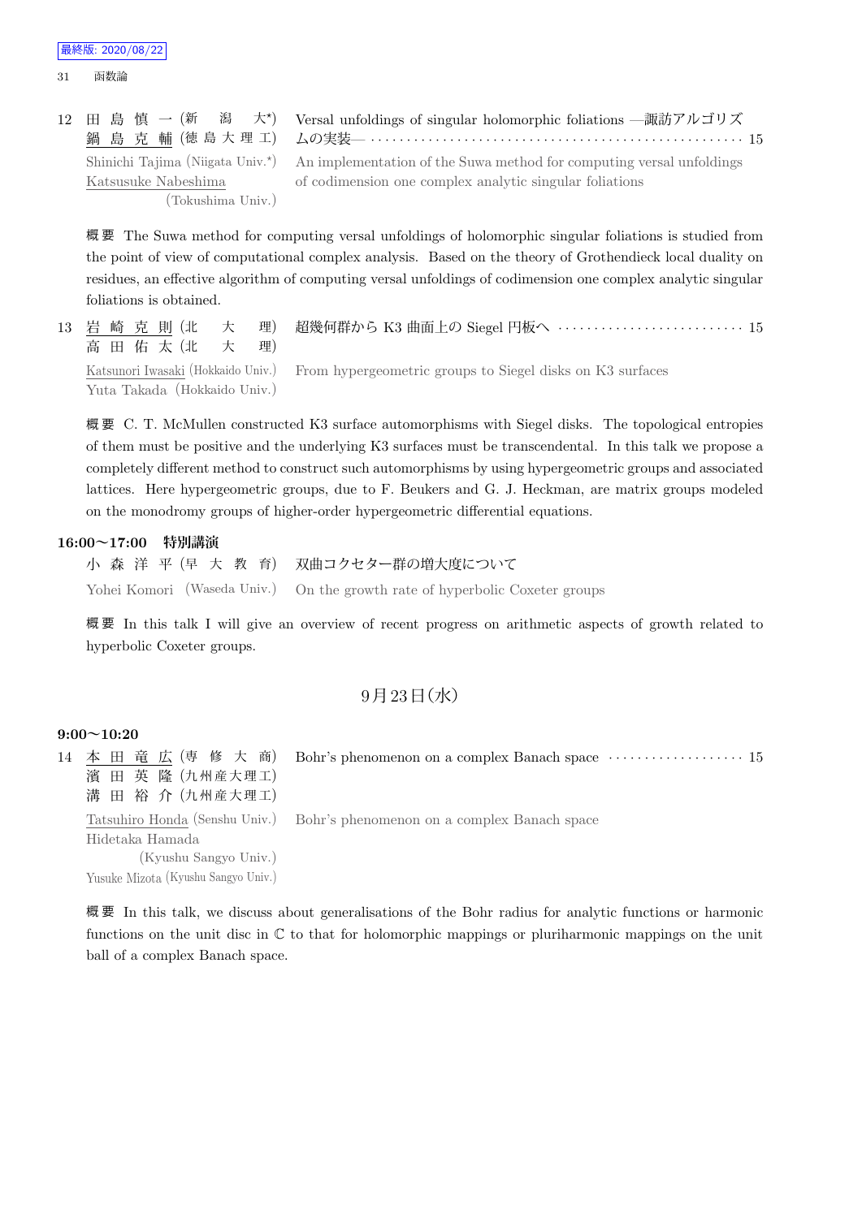12 田島慎一 (新潟大*) 鍋島克輔 (徳島大理工) Versal unfoldings of singular holomorphic foliations —諏訪アルゴリズムの実装— ······ 15

Shinichi Tajima (Niigata Univ.*) Katsusuke Nabeshima (Tokushima Univ.) An implementation of the Suwa method for computing versal unfoldings of codimension one complex analytic singular foliations

概要 The Suwa method for computing versal unfoldings of holomorphic singular foliations is studied from the point of view of computational complex analysis. Based on the theory of Grothendieck local duality on residues, an effective algorithm of computing versal unfoldings of codimension one complex analytic singular foliations is obtained.

13 岩崎克則 (北大理) 高田佑太 (北大理) 超幾何群から K3 曲面上の Siegel 円板へ ······ 15

Katsunori Iwasaki (Hokkaido Univ.) Yuta Takada (Hokkaido Univ.) From hypergeometric groups to Siegel disks on K3 surfaces

概要 C. T. McMullen constructed K3 surface automorphisms with Siegel disks. The topological entropies of them must be positive and the underlying K3 surfaces must be transcendental. In this talk we propose a completely different method to construct such automorphisms by using hypergeometric groups and associated lattices. Here hypergeometric groups, due to F. Beukers and G. J. Heckman, are matrix groups modeled on the monodromy groups of higher-order hypergeometric differential equations.

**16:00～17:00 特別講演**

小森洋平 (早大教育) 双曲コクセター群の増大度について

Yohei Komori (Waseda Univ.) On the growth rate of hyperbolic Coxeter groups

概要 In this talk I will give an overview of recent progress on arithmetic aspects of growth related to hyperbolic Coxeter groups.

## 9月23日(水)

**9:00～10:20**

14 本田竜広 (専修大商) 濱田英隆 (九州産大理工) 溝田裕介 (九州産大理工) Bohr's phenomenon on a complex Banach space ······ 15

Tatsuhiro Honda (Senshu Univ.) Hidetaka Hamada (Kyushu Sangyo Univ.) Yusuke Mizota (Kyushu Sangyo Univ.) Bohr's phenomenon on a complex Banach space

概要 In this talk, we discuss about generalisations of the Bohr radius for analytic functions or harmonic functions on the unit disc in $\mathbb{C}$ to that for holomorphic mappings or pluriharmonic mappings on the unit ball of a complex Banach space.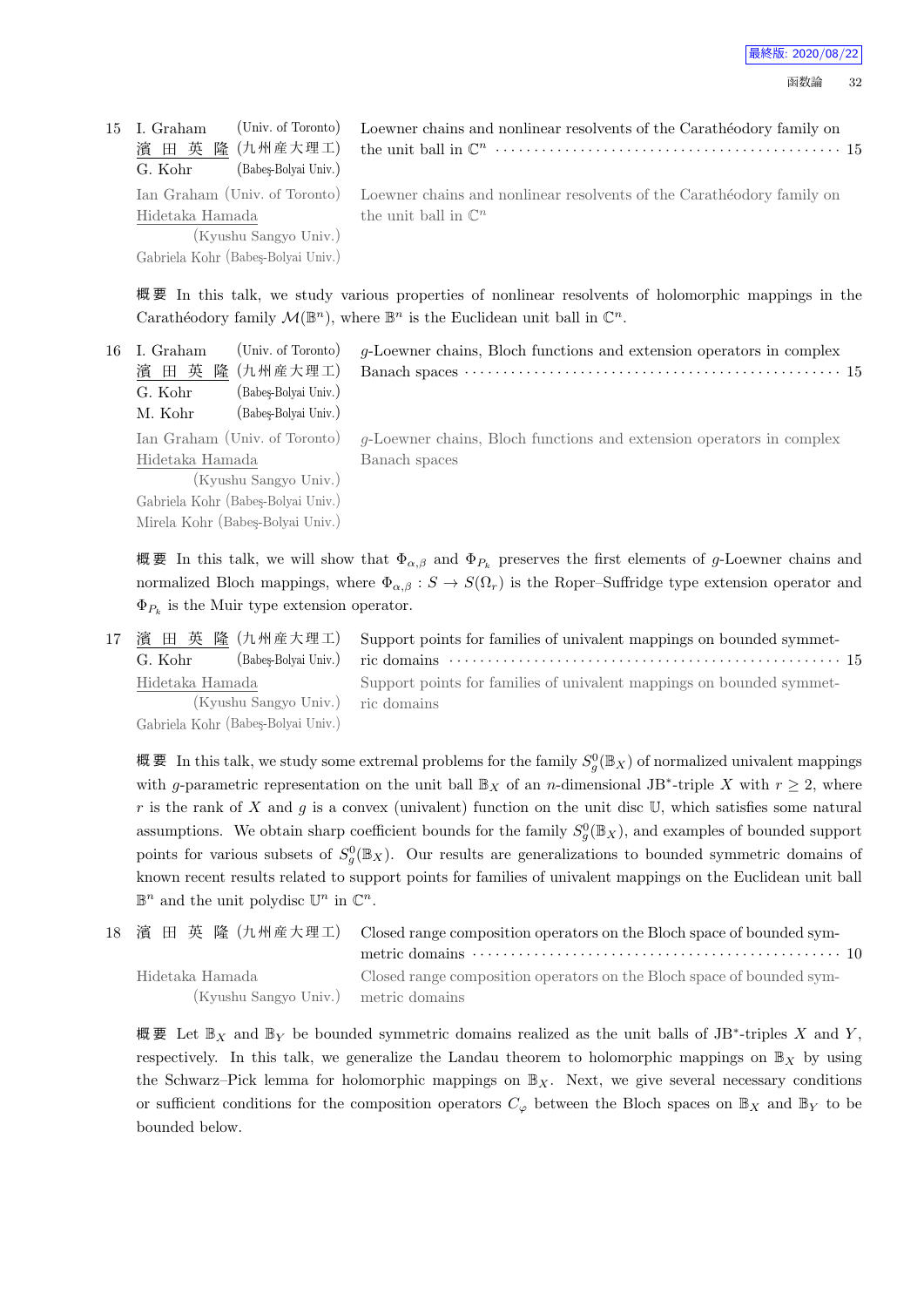15 I. Graham (Univ. of Toronto)
濱 田 英 隆 (九州産大理工)
G. Kohr (Babeş-Bolyai Univ.)

Loewner chains and nonlinear resolvents of the Carathéodory family on the unit ball in $\mathbb{C}^n$ ··· 15

Ian Graham (Univ. of Toronto)
Hidetaka Hamada (Kyushu Sangyo Univ.)
Gabriela Kohr (Babeş-Bolyai Univ.)

Loewner chains and nonlinear resolvents of the Carathéodory family on the unit ball in $\mathbb{C}^n$

概要 In this talk, we study various properties of nonlinear resolvents of holomorphic mappings in the Carathéodory family $\mathcal{M}(\mathbb{B}^n)$, where $\mathbb{B}^n$ is the Euclidean unit ball in $\mathbb{C}^n$.

16 I. Graham (Univ. of Toronto)
濱 田 英 隆 (九州産大理工)
G. Kohr (Babeş-Bolyai Univ.)
M. Kohr (Babeş-Bolyai Univ.)

$g$-Loewner chains, Bloch functions and extension operators in complex Banach spaces ··· 15

Ian Graham (Univ. of Toronto)
Hidetaka Hamada (Kyushu Sangyo Univ.)
Gabriela Kohr (Babeş-Bolyai Univ.)
Mirela Kohr (Babeş-Bolyai Univ.)

$g$-Loewner chains, Bloch functions and extension operators in complex Banach spaces

概要 In this talk, we will show that $\Phi_{\alpha,\beta}$ and $\Phi_{P_k}$ preserves the first elements of $g$-Loewner chains and normalized Bloch mappings, where $\Phi_{\alpha,\beta} : S \to S(\Omega_r)$ is the Roper–Suffridge type extension operator and $\Phi_{P_k}$ is the Muir type extension operator.

17 濱 田 英 隆 (九州産大理工)
G. Kohr (Babeş-Bolyai Univ.)

Support points for families of univalent mappings on bounded symmetric domains ··· 15

Hidetaka Hamada (Kyushu Sangyo Univ.)
Gabriela Kohr (Babeş-Bolyai Univ.)

Support points for families of univalent mappings on bounded symmetric domains

概要 In this talk, we study some extremal problems for the family $S_g^0(\mathbb{B}_X)$ of normalized univalent mappings with $g$-parametric representation on the unit ball $\mathbb{B}_X$ of an $n$-dimensional JB$^*$-triple $X$ with $r \geq 2$, where $r$ is the rank of $X$ and $g$ is a convex (univalent) function on the unit disc $\mathbb{U}$, which satisfies some natural assumptions. We obtain sharp coefficient bounds for the family $S_g^0(\mathbb{B}_X)$, and examples of bounded support points for various subsets of $S_g^0(\mathbb{B}_X)$. Our results are generalizations to bounded symmetric domains of known recent results related to support points for families of univalent mappings on the Euclidean unit ball $\mathbb{B}^n$ and the unit polydisc $\mathbb{U}^n$ in $\mathbb{C}^n$.

18 濱 田 英 隆 (九州産大理工)

Closed range composition operators on the Bloch space of bounded symmetric domains ··· 10

Hidetaka Hamada (Kyushu Sangyo Univ.)

Closed range composition operators on the Bloch space of bounded symmetric domains

概要 Let $\mathbb{B}_X$ and $\mathbb{B}_Y$ be bounded symmetric domains realized as the unit balls of JB$^*$-triples $X$ and $Y$, respectively. In this talk, we generalize the Landau theorem to holomorphic mappings on $\mathbb{B}_X$ by using the Schwarz–Pick lemma for holomorphic mappings on $\mathbb{B}_X$. Next, we give several necessary conditions or sufficient conditions for the composition operators $C_\varphi$ between the Bloch spaces on $\mathbb{B}_X$ and $\mathbb{B}_Y$ to be bounded below.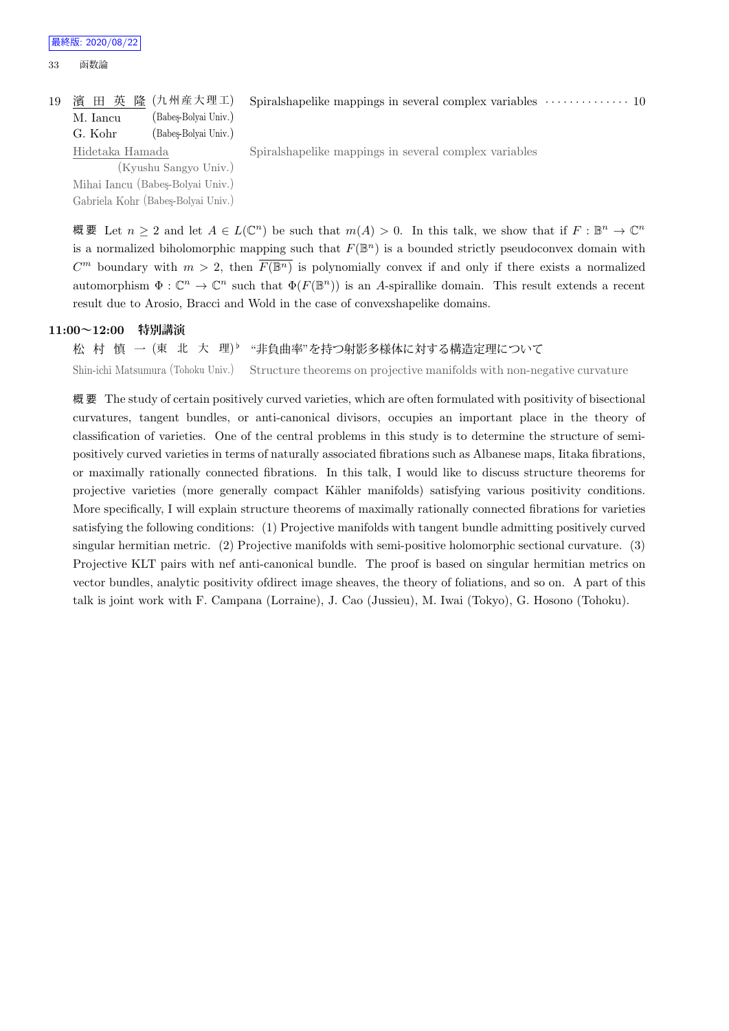19 濱 田 英 隆 (九州産大理工) Spiralshapelike mappings in several complex variables ・・・・・・・・・・・・・・ 10
M. Iancu (Babeş-Bolyai Univ.)
G. Kohr (Babeş-Bolyai Univ.)

Hidetaka Hamada (Kyushu Sangyo Univ.)
Mihai Iancu (Babeş-Bolyai Univ.)
Gabriela Kohr (Babeş-Bolyai Univ.)
Spiralshapelike mappings in several complex variables

概要 Let $n \geq 2$ and let $A \in L(\mathbb{C}^n)$ be such that $m(A) > 0$. In this talk, we show that if $F : \mathbb{B}^n \to \mathbb{C}^n$ is a normalized biholomorphic mapping such that $F(\mathbb{B}^n)$ is a bounded strictly pseudoconvex domain with $C^m$ boundary with $m > 2$, then $\overline{F(\mathbb{B}^n)}$ is polynomially convex if and only if there exists a normalized automorphism $\Phi : \mathbb{C}^n \to \mathbb{C}^n$ such that $\Phi(F(\mathbb{B}^n))$ is an $A$-spirallike domain. This result extends a recent result due to Arosio, Bracci and Wold in the case of convexshapelike domains.

**11:00～12:00 特別講演**

松 村 慎 一 (東 北 大 理)[♭] "非負曲率"を持つ射影多様体に対する構造定理について

Shin-ichi Matsumura (Tohoku Univ.) Structure theorems on projective manifolds with non-negative curvature

概要 The study of certain positively curved varieties, which are often formulated with positivity of bisectional curvatures, tangent bundles, or anti-canonical divisors, occupies an important place in the theory of classification of varieties. One of the central problems in this study is to determine the structure of semi-positively curved varieties in terms of naturally associated fibrations such as Albanese maps, Iitaka fibrations, or maximally rationally connected fibrations. In this talk, I would like to discuss structure theorems for projective varieties (more generally compact Kähler manifolds) satisfying various positivity conditions. More specifically, I will explain structure theorems of maximally rationally connected fibrations for varieties satisfying the following conditions: (1) Projective manifolds with tangent bundle admitting positively curved singular hermitian metric. (2) Projective manifolds with semi-positive holomorphic sectional curvature. (3) Projective KLT pairs with nef anti-canonical bundle. The proof is based on singular hermitian metrics on vector bundles, analytic positivity ofdirect image sheaves, the theory of foliations, and so on. A part of this talk is joint work with F. Campana (Lorraine), J. Cao (Jussieu), M. Iwai (Tokyo), G. Hosono (Tohoku).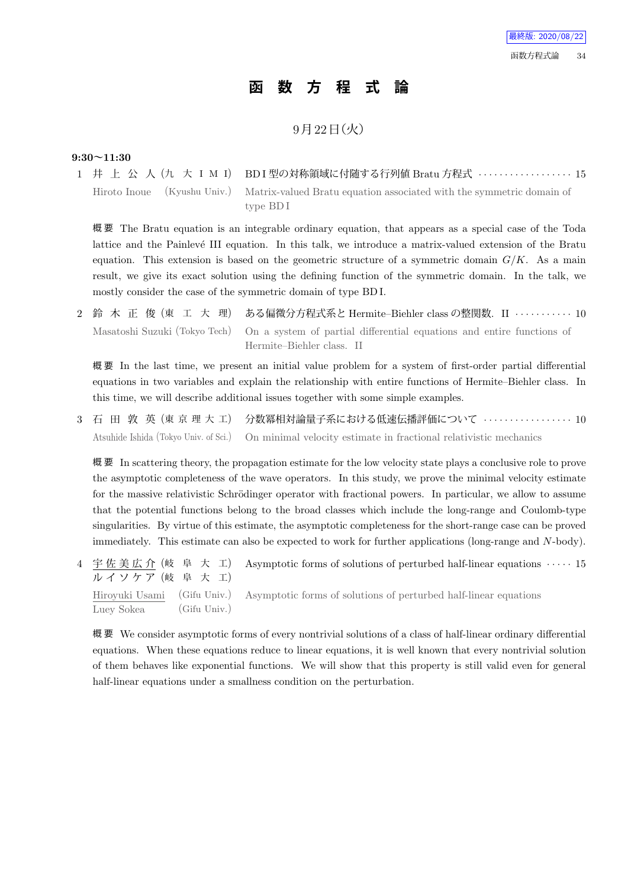最終版: 2020/08/22

# 函 数 方 程 式 論

## 9月22日(火)

**9:30〜11:30**

1 井 上 公 人 (九 大 I M I) BD I 型の対称領域に付随する行列値 Bratu 方程式 ・・・・・・・・・・・・・・・・・・ 15

Hiroto Inoue (Kyushu Univ.) Matrix-valued Bratu equation associated with the symmetric domain of type BD I

概要 The Bratu equation is an integrable ordinary equation, that appears as a special case of the Toda lattice and the Painlevé III equation. In this talk, we introduce a matrix-valued extension of the Bratu equation. This extension is based on the geometric structure of a symmetric domain $G/K$. As a main result, we give its exact solution using the defining function of the symmetric domain. In the talk, we mostly consider the case of the symmetric domain of type BD I.

2 鈴 木 正 俊 (東 工 大 理) ある偏微分方程式系と Hermite–Biehler class の整関数. II ・・・・・・・・・・・ 10

Masatoshi Suzuki (Tokyo Tech) On a system of partial differential equations and entire functions of Hermite–Biehler class. II

概要 In the last time, we present an initial value problem for a system of first-order partial differential equations in two variables and explain the relationship with entire functions of Hermite–Biehler class. In this time, we will describe additional issues together with some simple examples.

3 石 田 敦 英 (東 京 理 大 工) 分数冪相対論量子系における低速伝播評価について ・・・・・・・・・・・・・・・・・ 10

Atsuhide Ishida (Tokyo Univ. of Sci.) On minimal velocity estimate in fractional relativistic mechanics

概要 In scattering theory, the propagation estimate for the low velocity state plays a conclusive role to prove the asymptotic completeness of the wave operators. In this study, we prove the minimal velocity estimate for the massive relativistic Schrödinger operator with fractional powers. In particular, we allow to assume that the potential functions belong to the broad classes which include the long-range and Coulomb-type singularities. By virtue of this estimate, the asymptotic completeness for the short-range case can be proved immediately. This estimate can also be expected to work for further applications (long-range and $N$-body).

4 宇 佐 美 広 介 (岐 阜 大 工) Asymptotic forms of solutions of perturbed half-linear equations ・・・・・ 15
ル イ ソ ケ ア (岐 阜 大 工)

Hiroyuki Usami (Gifu Univ.) Asymptotic forms of solutions of perturbed half-linear equations
Luey Sokea (Gifu Univ.)

概要 We consider asymptotic forms of every nontrivial solutions of a class of half-linear ordinary differential equations. When these equations reduce to linear equations, it is well known that every nontrivial solution of them behaves like exponential functions. We will show that this property is still valid even for general half-linear equations under a smallness condition on the perturbation.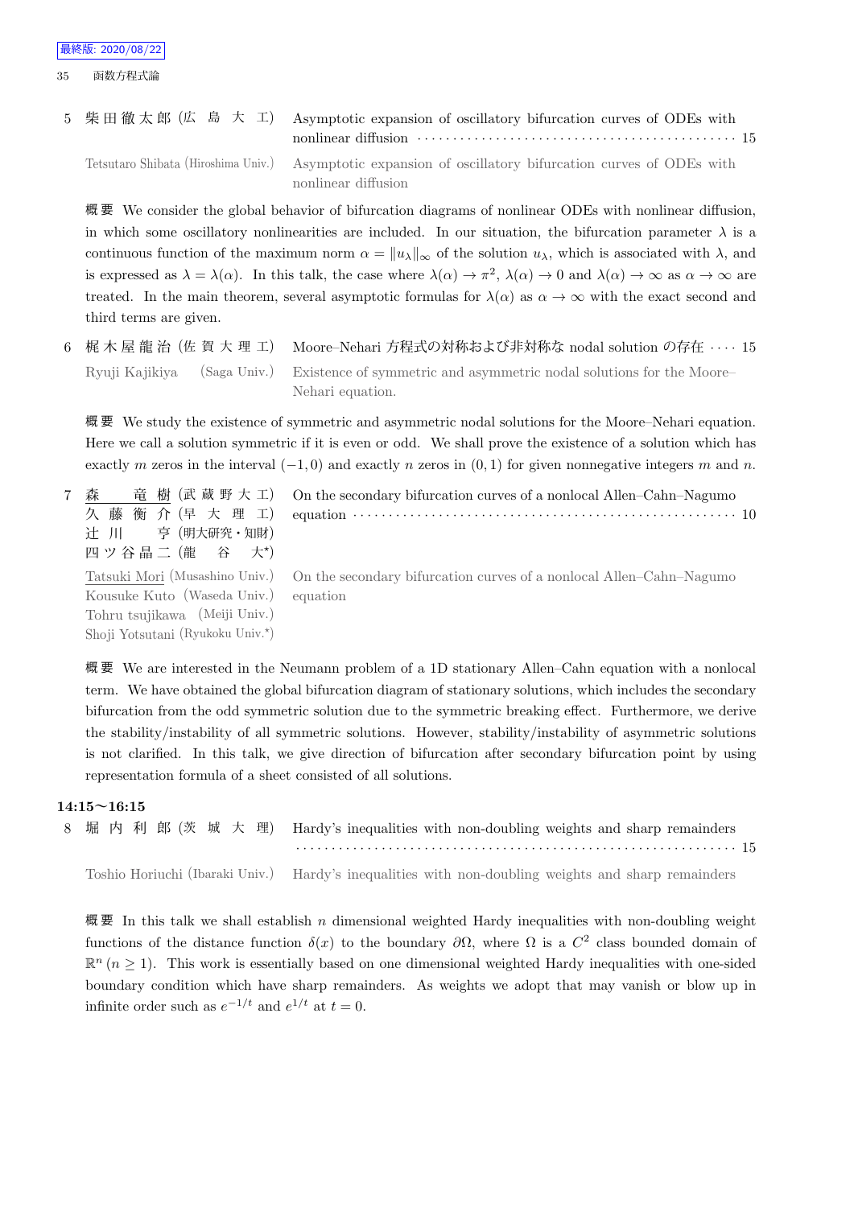5 柴田徹太郎 (広島大工) Asymptotic expansion of oscillatory bifurcation curves of ODEs with nonlinear diffusion ······ 15

Tetsutaro Shibata (Hiroshima Univ.) Asymptotic expansion of oscillatory bifurcation curves of ODEs with nonlinear diffusion

概要 We consider the global behavior of bifurcation diagrams of nonlinear ODEs with nonlinear diffusion, in which some oscillatory nonlinearities are included. In our situation, the bifurcation parameter $\lambda$ is a continuous function of the maximum norm $\alpha = \|u_\lambda\|_\infty$ of the solution $u_\lambda$, which is associated with $\lambda$, and is expressed as $\lambda = \lambda(\alpha)$. In this talk, the case where $\lambda(\alpha) \to \pi^2$, $\lambda(\alpha) \to 0$ and $\lambda(\alpha) \to \infty$ as $\alpha \to \infty$ are treated. In the main theorem, several asymptotic formulas for $\lambda(\alpha)$ as $\alpha \to \infty$ with the exact second and third terms are given.

6 梶木屋龍治 (佐賀大理工) Moore–Nehari 方程式の対称および非対称な nodal solution の存在 ···· 15

Ryuji Kajikiya (Saga Univ.) Existence of symmetric and asymmetric nodal solutions for the Moore–Nehari equation.

概要 We study the existence of symmetric and asymmetric nodal solutions for the Moore–Nehari equation. Here we call a solution symmetric if it is even or odd. We shall prove the existence of a solution which has exactly $m$ zeros in the interval $(-1, 0)$ and exactly $n$ zeros in $(0, 1)$ for given nonnegative integers $m$ and $n$.

7 森　竜樹 (武蔵野大工)
久藤衡介 (早大理工)
辻川　亨 (明大研究・知財)
四ツ谷晶二 (龍谷大*)
On the secondary bifurcation curves of a nonlocal Allen–Cahn–Nagumo equation ······ 10

Tatsuki Mori (Musashino Univ.)
Kousuke Kuto (Waseda Univ.)
Tohru tsujikawa (Meiji Univ.)
Shoji Yotsutani (Ryukoku Univ.*)
On the secondary bifurcation curves of a nonlocal Allen–Cahn–Nagumo equation

概要 We are interested in the Neumann problem of a 1D stationary Allen–Cahn equation with a nonlocal term. We have obtained the global bifurcation diagram of stationary solutions, which includes the secondary bifurcation from the odd symmetric solution due to the symmetric breaking effect. Furthermore, we derive the stability/instability of all symmetric solutions. However, stability/instability of asymmetric solutions is not clarified. In this talk, we give direction of bifurcation after secondary bifurcation point by using representation formula of a sheet consisted of all solutions.

**14:15〜16:15**

8 堀内利郎 (茨城大理) Hardy's inequalities with non-doubling weights and sharp remainders ······ 15

Toshio Horiuchi (Ibaraki Univ.) Hardy's inequalities with non-doubling weights and sharp remainders

概要 In this talk we shall establish $n$ dimensional weighted Hardy inequalities with non-doubling weight functions of the distance function $\delta(x)$ to the boundary $\partial\Omega$, where $\Omega$ is a $C^2$ class bounded domain of $\mathbb{R}^n$ $(n \geq 1)$. This work is essentially based on one dimensional weighted Hardy inequalities with one-sided boundary condition which have sharp remainders. As weights we adopt that may vanish or blow up in infinite order such as $e^{-1/t}$ and $e^{1/t}$ at $t = 0$.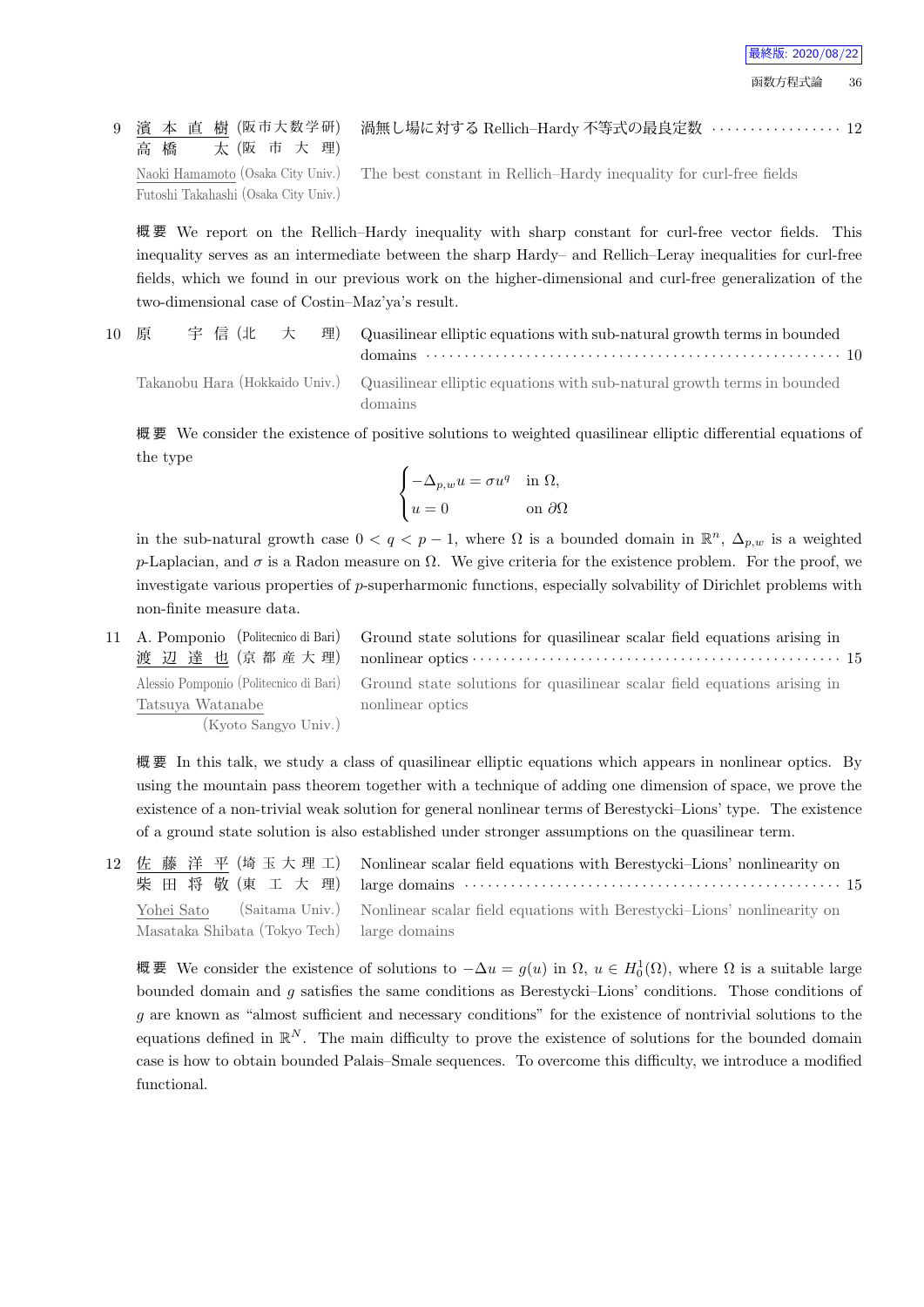9　濱本直樹 (阪市大数学研)　高橋太 (阪市大理)　渦無し場に対する Rellich–Hardy 不等式の最良定数 ・・・・・・ 12

Naoki Hamamoto (Osaka City Univ.)　Futoshi Takahashi (Osaka City Univ.)　The best constant in Rellich–Hardy inequality for curl-free fields

概要 We report on the Rellich–Hardy inequality with sharp constant for curl-free vector fields. This inequality serves as an intermediate between the sharp Hardy– and Rellich–Leray inequalities for curl-free fields, which we found in our previous work on the higher-dimensional and curl-free generalization of the two-dimensional case of Costin–Maz'ya's result.

10　原　宇信 (北大理)　Quasilinear elliptic equations with sub-natural growth terms in bounded domains ・・・・・・ 10

Takanobu Hara (Hokkaido Univ.)　Quasilinear elliptic equations with sub-natural growth terms in bounded domains

概要 We consider the existence of positive solutions to weighted quasilinear elliptic differential equations of the type

$$\begin{cases} -\Delta_{p,w} u = \sigma u^q & \text{in } \Omega, \\ u = 0 & \text{on } \partial\Omega \end{cases}$$

in the sub-natural growth case $0 < q < p-1$, where $\Omega$ is a bounded domain in $\mathbb{R}^n$, $\Delta_{p,w}$ is a weighted $p$-Laplacian, and $\sigma$ is a Radon measure on $\Omega$. We give criteria for the existence problem. For the proof, we investigate various properties of $p$-superharmonic functions, especially solvability of Dirichlet problems with non-finite measure data.

11　A. Pomponio (Politecnico di Bari)　渡辺達也 (京都産大理)　Ground state solutions for quasilinear scalar field equations arising in nonlinear optics ・・・・・・ 15

Alessio Pomponio (Politecnico di Bari)　Tatsuya Watanabe (Kyoto Sangyo Univ.)　Ground state solutions for quasilinear scalar field equations arising in nonlinear optics

概要 In this talk, we study a class of quasilinear elliptic equations which appears in nonlinear optics. By using the mountain pass theorem together with a technique of adding one dimension of space, we prove the existence of a non-trivial weak solution for general nonlinear terms of Berestycki–Lions' type. The existence of a ground state solution is also established under stronger assumptions on the quasilinear term.

12　佐藤洋平 (埼玉大理工)　柴田将敬 (東工大理)　Nonlinear scalar field equations with Berestycki–Lions' nonlinearity on large domains ・・・・・・ 15

Yohei Sato (Saitama Univ.)　Masataka Shibata (Tokyo Tech)　Nonlinear scalar field equations with Berestycki–Lions' nonlinearity on large domains

概要 We consider the existence of solutions to $-\Delta u = g(u)$ in $\Omega$, $u \in H_0^1(\Omega)$, where $\Omega$ is a suitable large bounded domain and $g$ satisfies the same conditions as Berestycki–Lions' conditions. Those conditions of $g$ are known as "almost sufficient and necessary conditions" for the existence of nontrivial solutions to the equations defined in $\mathbb{R}^N$. The main difficulty to prove the existence of solutions for the bounded domain case is how to obtain bounded Palais–Smale sequences. To overcome this difficulty, we introduce a modified functional.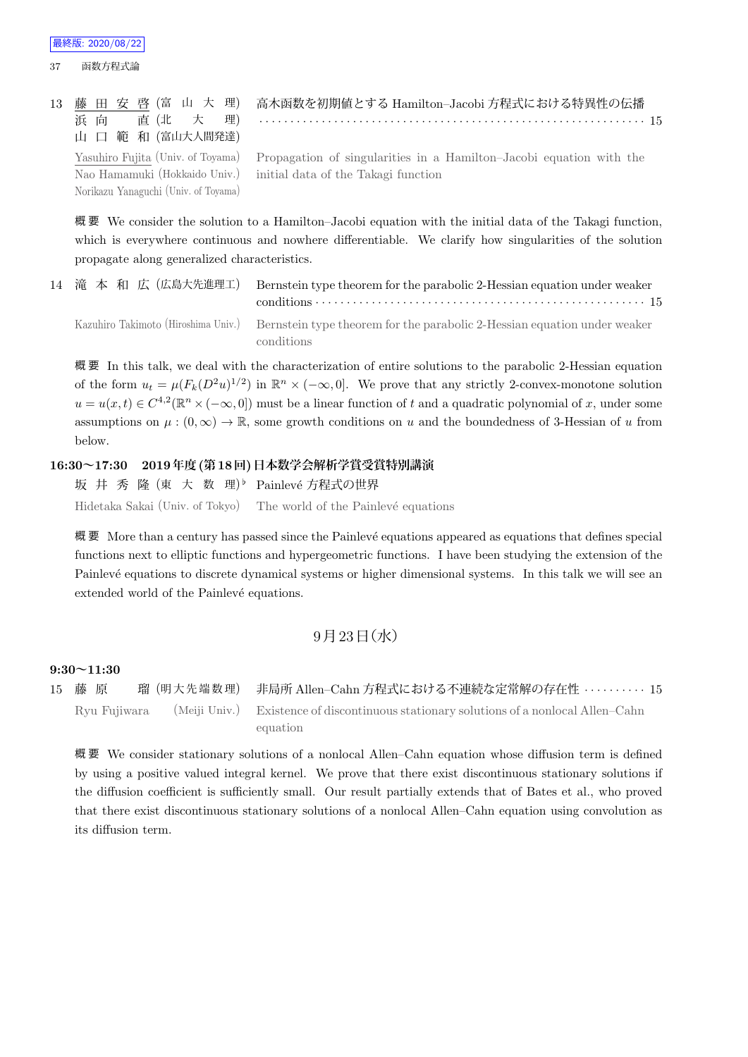13 藤田安啓 (富山大理) 浜向直 (北大理) 山口範和 (富山大人間発達) 高木函数を初期値とする Hamilton–Jacobi 方程式における特異性の伝播 ······ 15

Yasuhiro Fujita (Univ. of Toyama) Nao Hamamuki (Hokkaido Univ.) Norikazu Yamaguchi (Univ. of Toyama) Propagation of singularities in a Hamilton–Jacobi equation with the initial data of the Takagi function

概要 We consider the solution to a Hamilton–Jacobi equation with the initial data of the Takagi function, which is everywhere continuous and nowhere differentiable. We clarify how singularities of the solution propagate along generalized characteristics.

14 滝本和広 (広島大先進理工) Bernstein type theorem for the parabolic 2-Hessian equation under weaker conditions ······ 15

Kazuhiro Takimoto (Hiroshima Univ.) Bernstein type theorem for the parabolic 2-Hessian equation under weaker conditions

概要 In this talk, we deal with the characterization of entire solutions to the parabolic 2-Hessian equation of the form $u_t = \mu(F_k(D^2u)^{1/2})$ in $\mathbb{R}^n \times (-\infty, 0]$. We prove that any strictly 2-convex-monotone solution $u = u(x,t) \in C^{4,2}(\mathbb{R}^n \times (-\infty, 0])$ must be a linear function of $t$ and a quadratic polynomial of $x$, under some assumptions on $\mu : (0,\infty) \to \mathbb{R}$, some growth conditions on $u$ and the boundedness of 3-Hessian of $u$ from below.

**16:30〜17:30 2019年度(第18回)日本数学会解析学賞受賞特別講演**

坂井秀隆 (東大数理)♭ Painlevé 方程式の世界

Hidetaka Sakai (Univ. of Tokyo) The world of the Painlevé equations

概要 More than a century has passed since the Painlevé equations appeared as equations that defines special functions next to elliptic functions and hypergeometric functions. I have been studying the extension of the Painlevé equations to discrete dynamical systems or higher dimensional systems. In this talk we will see an extended world of the Painlevé equations.

## 9月23日(水)

**9:30〜11:30**

15 藤原瑠 (明大先端数理) 非局所 Allen–Cahn 方程式における不連続な定常解の存在性 ······ 15

Ryu Fujiwara (Meiji Univ.) Existence of discontinuous stationary solutions of a nonlocal Allen–Cahn equation

概要 We consider stationary solutions of a nonlocal Allen–Cahn equation whose diffusion term is defined by using a positive valued integral kernel. We prove that there exist discontinuous stationary solutions if the diffusion coefficient is sufficiently small. Our result partially extends that of Bates et al., who proved that there exist discontinuous stationary solutions of a nonlocal Allen–Cahn equation using convolution as its diffusion term.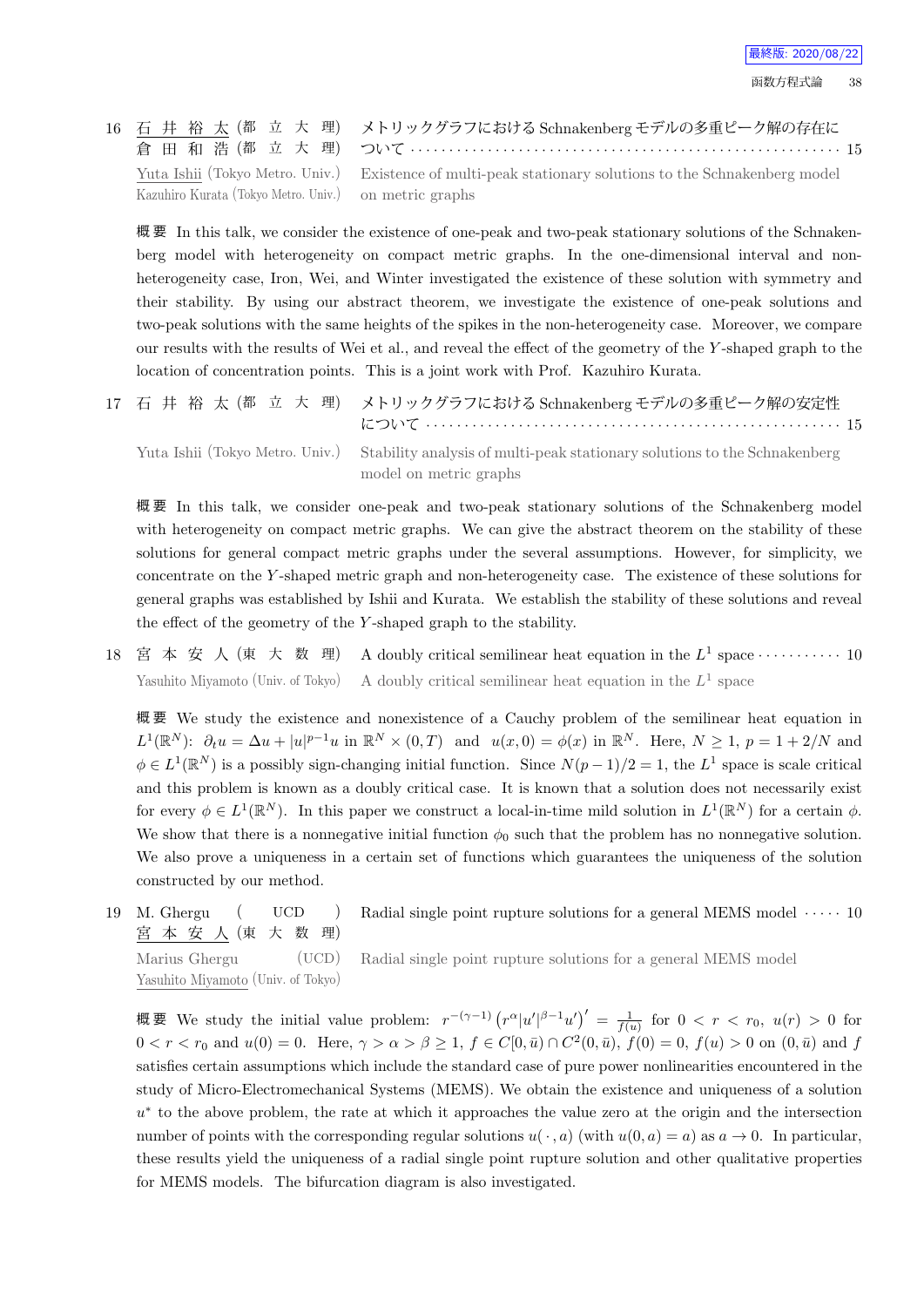16 石井裕太 (都立大理) 倉田和浩 (都立大理) メトリックグラフにおける Schnakenberg モデルの多重ピーク解の存在について ・・・・・・・・・・・・・・・・・・・・・・・・・・・・・・・・ 15

Yuta Ishii (Tokyo Metro. Univ.) Kazuhiro Kurata (Tokyo Metro. Univ.) Existence of multi-peak stationary solutions to the Schnakenberg model on metric graphs

**概要** In this talk, we consider the existence of one-peak and two-peak stationary solutions of the Schnakenberg model with heterogeneity on compact metric graphs. In the one-dimensional interval and non-heterogeneity case, Iron, Wei, and Winter investigated the existence of these solution with symmetry and their stability. By using our abstract theorem, we investigate the existence of one-peak solutions and two-peak solutions with the same heights of the spikes in the non-heterogeneity case. Moreover, we compare our results with the results of Wei et al., and reveal the effect of the geometry of the $Y$-shaped graph to the location of concentration points. This is a joint work with Prof. Kazuhiro Kurata.

17 石井裕太 (都立大理) メトリックグラフにおける Schnakenberg モデルの多重ピーク解の安定性について ・・・・・・・・・・・・・・・・・・・・・・・・・・・・・・・・ 15

Yuta Ishii (Tokyo Metro. Univ.) Stability analysis of multi-peak stationary solutions to the Schnakenberg model on metric graphs

**概要** In this talk, we consider one-peak and two-peak stationary solutions of the Schnakenberg model with heterogeneity on compact metric graphs. We can give the abstract theorem on the stability of these solutions for general compact metric graphs under the several assumptions. However, for simplicity, we concentrate on the $Y$-shaped metric graph and non-heterogeneity case. The existence of these solutions for general graphs was established by Ishii and Kurata. We establish the stability of these solutions and reveal the effect of the geometry of the $Y$-shaped graph to the stability.

18 宮本安人 (東大数理) A doubly critical semilinear heat equation in the $L^1$ space ・・・・・・・・・・ 10

Yasuhito Miyamoto (Univ. of Tokyo) A doubly critical semilinear heat equation in the $L^1$ space

**概要** We study the existence and nonexistence of a Cauchy problem of the semilinear heat equation in $L^1(\mathbb{R}^N)$: $\partial_t u = \Delta u + |u|^{p-1}u$ in $\mathbb{R}^N \times (0,T)$ and $u(x,0) = \phi(x)$ in $\mathbb{R}^N$. Here, $N \geq 1$, $p = 1 + 2/N$ and $\phi \in L^1(\mathbb{R}^N)$ is a possibly sign-changing initial function. Since $N(p-1)/2 = 1$, the $L^1$ space is scale critical and this problem is known as a doubly critical case. It is known that a solution does not necessarily exist for every $\phi \in L^1(\mathbb{R}^N)$. In this paper we construct a local-in-time mild solution in $L^1(\mathbb{R}^N)$ for a certain $\phi$. We show that there is a nonnegative initial function $\phi_0$ such that the problem has no nonnegative solution. We also prove a uniqueness in a certain set of functions which guarantees the uniqueness of the solution constructed by our method.

19 M. Ghergu (UCD) 宮本安人 (東大数理) Radial single point rupture solutions for a general MEMS model ・・・・・ 10

Marius Ghergu (UCD) Yasuhito Miyamoto (Univ. of Tokyo) Radial single point rupture solutions for a general MEMS model

**概要** We study the initial value problem: $r^{-(\gamma-1)}\left(r^{\alpha}|u'|^{\beta-1}u'\right)' = \frac{1}{f(u)}$ for $0 < r < r_0$, $u(r) > 0$ for $0 < r < r_0$ and $u(0) = 0$. Here, $\gamma > \alpha > \beta \geq 1$, $f \in C[0,\bar{u}) \cap C^2(0,\bar{u})$, $f(0) = 0$, $f(u) > 0$ on $(0,\bar{u})$ and $f$ satisfies certain assumptions which include the standard case of pure power nonlinearities encountered in the study of Micro-Electromechanical Systems (MEMS). We obtain the existence and uniqueness of a solution $u^*$ to the above problem, the rate at which it approaches the value zero at the origin and the intersection number of points with the corresponding regular solutions $u(\,\cdot\,, a)$ (with $u(0,a) = a$) as $a \to 0$. In particular, these results yield the uniqueness of a radial single point rupture solution and other qualitative properties for MEMS models. The bifurcation diagram is also investigated.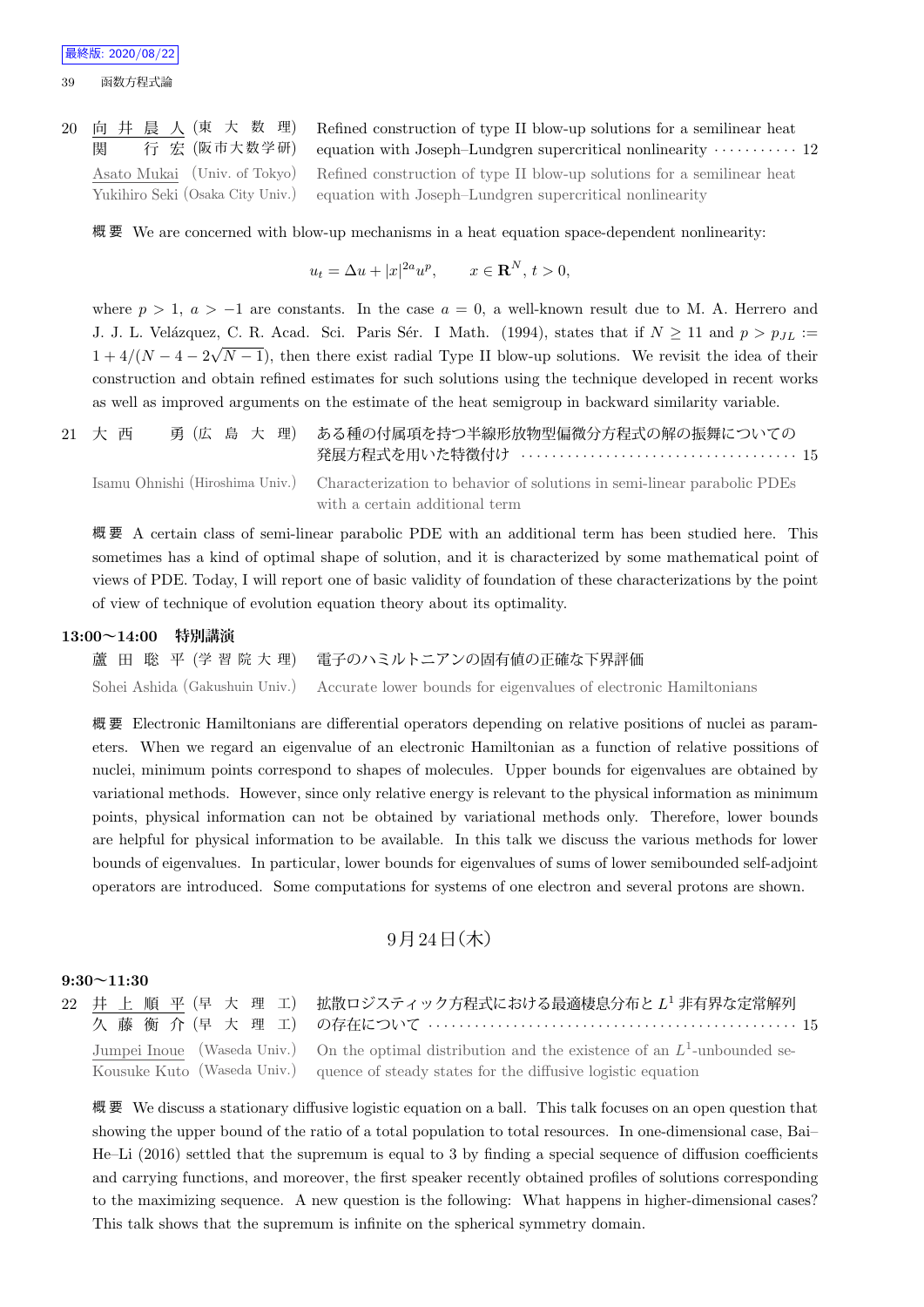最終版: 2020/08/22

20 <u>向井晨人</u> (東大数理) 関行宏 (阪市大数学研) Refined construction of type II blow-up solutions for a semilinear heat equation with Joseph–Lundgren supercritical nonlinearity ··········· 12

<u>Asato Mukai</u> (Univ. of Tokyo) Yukihiro Seki (Osaka City Univ.) Refined construction of type II blow-up solutions for a semilinear heat equation with Joseph–Lundgren supercritical nonlinearity

概要 We are concerned with blow-up mechanisms in a heat equation space-dependent nonlinearity:

$$u_t = \Delta u + |x|^{2a}u^p, \qquad x \in \mathbf{R}^N,\, t > 0,$$

where $p > 1$, $a > -1$ are constants. In the case $a = 0$, a well-known result due to M. A. Herrero and J. J. L. Velázquez, C. R. Acad. Sci. Paris Sér. I Math. (1994), states that if $N \geq 11$ and $p > p_{JL} := 1 + 4/(N - 4 - 2\sqrt{N-1})$, then there exist radial Type II blow-up solutions. We revisit the idea of their construction and obtain refined estimates for such solutions using the technique developed in recent works as well as improved arguments on the estimate of the heat semigroup in backward similarity variable.

21 大西勇 (広島大理) ある種の付属項を持つ半線形放物型偏微分方程式の解の振舞についての発展方程式を用いた特徴付け ···································· 15

Isamu Ohnishi (Hiroshima Univ.) Characterization to behavior of solutions in semi-linear parabolic PDEs with a certain additional term

概要 A certain class of semi-linear parabolic PDE with an additional term has been studied here. This sometimes has a kind of optimal shape of solution, and it is characterized by some mathematical point of views of PDE. Today, I will report one of basic validity of foundation of these characterizations by the point of view of technique of evolution equation theory about its optimality.

**13:00〜14:00 特別講演**

蘆田聡平 (学習院大理) 電子のハミルトニアンの固有値の正確な下界評価

Sohei Ashida (Gakushuin Univ.) Accurate lower bounds for eigenvalues of electronic Hamiltonians

概要 Electronic Hamiltonians are differential operators depending on relative positions of nuclei as parameters. When we regard an eigenvalue of an electronic Hamiltonian as a function of relative possitions of nuclei, minimum points correspond to shapes of molecules. Upper bounds for eigenvalues are obtained by variational methods. However, since only relative energy is relevant to the physical information as minimum points, physical information can not be obtained by variational methods only. Therefore, lower bounds are helpful for physical information to be available. In this talk we discuss the various methods for lower bounds of eigenvalues. In particular, lower bounds for eigenvalues of sums of lower semibounded self-adjoint operators are introduced. Some computations for systems of one electron and several protons are shown.

## 9月24日(木)

**9:30〜11:30**

22 <u>井上順平</u> (早大理工) 久藤衡介 (早大理工) 拡散ロジスティック方程式における最適棲息分布と $L^1$ 非有界な定常解列の存在について ··············································· 15

<u>Jumpei Inoue</u> (Waseda Univ.) Kousuke Kuto (Waseda Univ.) On the optimal distribution and the existence of an $L^1$-unbounded sequence of steady states for the diffusive logistic equation

概要 We discuss a stationary diffusive logistic equation on a ball. This talk focuses on an open question that showing the upper bound of the ratio of a total population to total resources. In one-dimensional case, Bai–He–Li (2016) settled that the supremum is equal to 3 by finding a special sequence of diffusion coefficients and carrying functions, and moreover, the first speaker recently obtained profiles of solutions corresponding to the maximizing sequence. A new question is the following: What happens in higher-dimensional cases? This talk shows that the supremum is infinite on the spherical symmetry domain.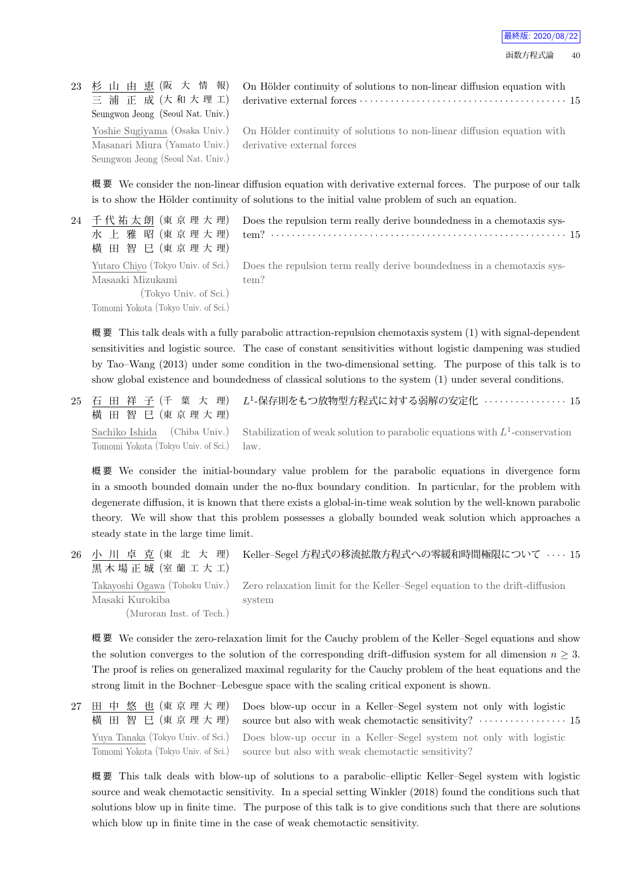23 杉山由恵 (阪大情報)
三浦正成 (大和大理工)
Seungwon Jeong (Seoul Nat. Univ.)

On Hölder continuity of solutions to non-linear diffusion equation with derivative external forces ・・・・・・・・・・・・・・・・・・・・・・・・・・・・・・・・・・・・・・ 15

Yoshie Sugiyama (Osaka Univ.)
Masanari Miura (Yamato Univ.)
Seungwon Jeong (Seoul Nat. Univ.)

On Hölder continuity of solutions to non-linear diffusion equation with derivative external forces

概要 We consider the non-linear diffusion equation with derivative external forces. The purpose of our talk is to show the Hölder continuity of solutions to the initial value problem of such an equation.

24 千代祐太朗 (東京理大理)
水上雅昭 (東京理大理)
横田智巳 (東京理大理)

Does the repulsion term really derive boundedness in a chemotaxis system? ・・・・・・・・・・・・・・・・・・・・・・・・・・・・・・・・・・・・・・・・・・・・・・・・・・・・・・・ 15

Yutaro Chiyo (Tokyo Univ. of Sci.)
Masaaki Mizukami (Tokyo Univ. of Sci.)
Tomomi Yokota (Tokyo Univ. of Sci.)

Does the repulsion term really derive boundedness in a chemotaxis system?

概要 This talk deals with a fully parabolic attraction-repulsion chemotaxis system (1) with signal-dependent sensitivities and logistic source. The case of constant sensitivities without logistic dampening was studied by Tao–Wang (2013) under some condition in the two-dimensional setting. The purpose of this talk is to show global existence and boundedness of classical solutions to the system (1) under several conditions.

25 石田祥子 (千葉大理)
横田智巳 (東京理大理)

$L^1$-保存則をもつ放物型方程式に対する弱解の安定化 ・・・・・・・・・・・・・・・・ 15

Sachiko Ishida (Chiba Univ.)
Tomomi Yokota (Tokyo Univ. of Sci.)

Stabilization of weak solution to parabolic equations with $L^1$-conservation law.

概要 We consider the initial-boundary value problem for the parabolic equations in divergence form in a smooth bounded domain under the no-flux boundary condition. In particular, for the problem with degenerate diffusion, it is known that there exists a global-in-time weak solution by the well-known parabolic theory. We will show that this problem possesses a globally bounded weak solution which approaches a steady state in the large time limit.

26 小川卓克 (東北大理)
黒木場正城 (室蘭工大工)

Keller–Segel 方程式の移流拡散方程式への零緩和時間極限について ・・・・ 15

Takayoshi Ogawa (Tohoku Univ.)
Masaki Kurokiba (Muroran Inst. of Tech.)

Zero relaxation limit for the Keller–Segel equation to the drift-diffusion system

概要 We consider the zero-relaxation limit for the Cauchy problem of the Keller–Segel equations and show the solution converges to the solution of the corresponding drift-diffusion system for all dimension $n \geq 3$. The proof is relies on generalized maximal regularity for the Cauchy problem of the heat equations and the strong limit in the Bochner–Lebesgue space with the scaling critical exponent is shown.

27 田中悠也 (東京理大理)
横田智巳 (東京理大理)

Does blow-up occur in a Keller–Segel system not only with logistic source but also with weak chemotactic sensitivity? ・・・・・・・・・・・・・・・・ 15

Yuya Tanaka (Tokyo Univ. of Sci.)
Tomomi Yokota (Tokyo Univ. of Sci.)

Does blow-up occur in a Keller–Segel system not only with logistic source but also with weak chemotactic sensitivity?

概要 This talk deals with blow-up of solutions to a parabolic–elliptic Keller–Segel system with logistic source and weak chemotactic sensitivity. In a special setting Winkler (2018) found the conditions such that solutions blow up in finite time. The purpose of this talk is to give conditions such that there are solutions which blow up in finite time in the case of weak chemotactic sensitivity.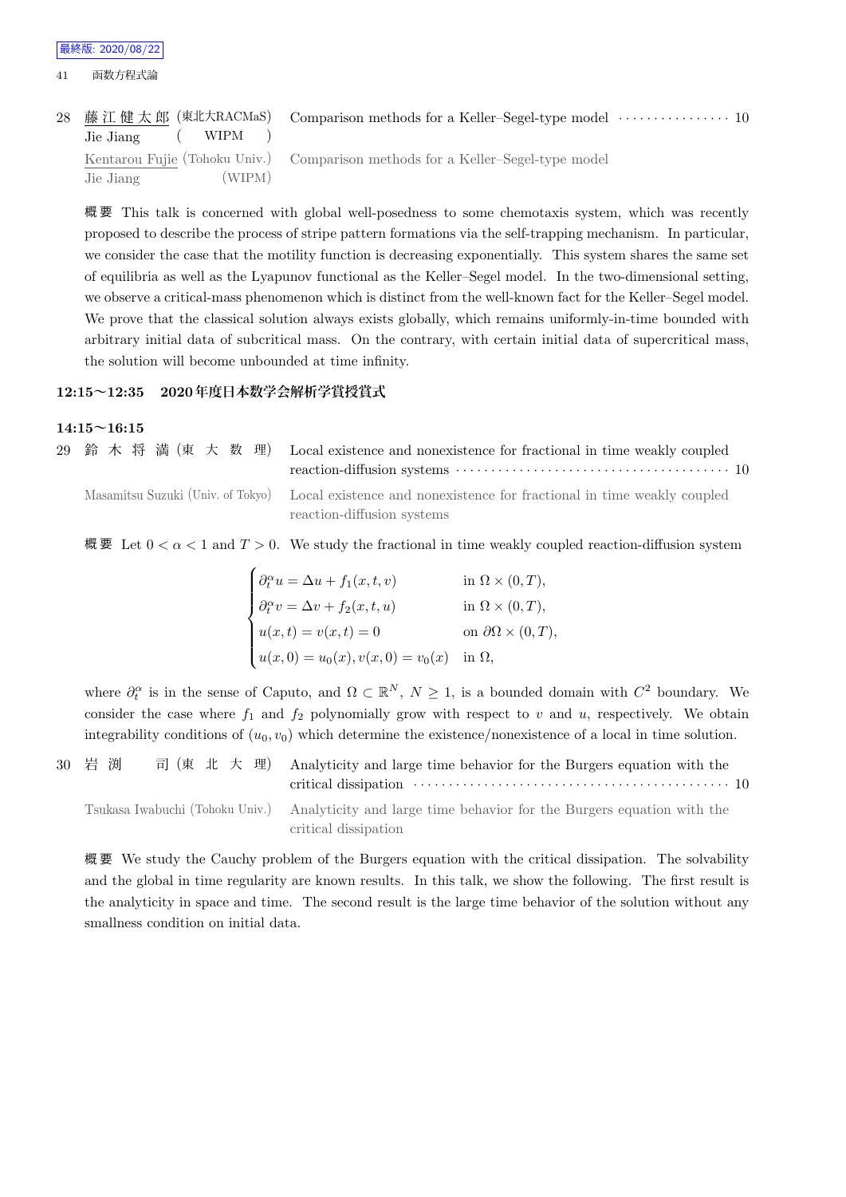28 藤江健太郎 (東北大RACMaS) Jie Jiang (WIPM) Comparison methods for a Keller–Segel-type model ･････････････････ 10

Kentarou Fujie (Tohoku Univ.) Jie Jiang (WIPM) Comparison methods for a Keller–Segel-type model

概要 This talk is concerned with global well-posedness to some chemotaxis system, which was recently proposed to describe the process of stripe pattern formations via the self-trapping mechanism. In particular, we consider the case that the motility function is decreasing exponentially. This system shares the same set of equilibria as well as the Lyapunov functional as the Keller–Segel model. In the two-dimensional setting, we observe a critical-mass phenomenon which is distinct from the well-known fact for the Keller–Segel model. We prove that the classical solution always exists globally, which remains uniformly-in-time bounded with arbitrary initial data of subcritical mass. On the contrary, with certain initial data of supercritical mass, the solution will become unbounded at time infinity.

**12:15〜12:35 2020年度日本数学会解析学賞授賞式**

**14:15〜16:15**

29 鈴木将満 (東大数理) Local existence and nonexistence for fractional in time weakly coupled reaction-diffusion systems ･････････････････････････････････････････ 10

Masamitsu Suzuki (Univ. of Tokyo) Local existence and nonexistence for fractional in time weakly coupled reaction-diffusion systems

概要 Let $0 < \alpha < 1$ and $T > 0$. We study the fractional in time weakly coupled reaction-diffusion system

$$
\begin{cases}
\partial_t^\alpha u = \Delta u + f_1(x,t,v) & \text{in } \Omega \times (0,T), \\
\partial_t^\alpha v = \Delta v + f_2(x,t,u) & \text{in } \Omega \times (0,T), \\
u(x,t) = v(x,t) = 0 & \text{on } \partial\Omega \times (0,T), \\
u(x,0) = u_0(x), v(x,0) = v_0(x) & \text{in } \Omega,
\end{cases}
$$

where $\partial_t^\alpha$ is in the sense of Caputo, and $\Omega \subset \mathbb{R}^N$, $N \geq 1$, is a bounded domain with $C^2$ boundary. We consider the case where $f_1$ and $f_2$ polynomially grow with respect to $v$ and $u$, respectively. We obtain integrability conditions of $(u_0, v_0)$ which determine the existence/nonexistence of a local in time solution.

30 岩渕司 (東北大理) Analyticity and large time behavior for the Burgers equation with the critical dissipation ･･･････････････････････････････････････････････ 10

Tsukasa Iwabuchi (Tohoku Univ.) Analyticity and large time behavior for the Burgers equation with the critical dissipation

概要 We study the Cauchy problem of the Burgers equation with the critical dissipation. The solvability and the global in time regularity are known results. In this talk, we show the following. The first result is the analyticity in space and time. The second result is the large time behavior of the solution without any smallness condition on initial data.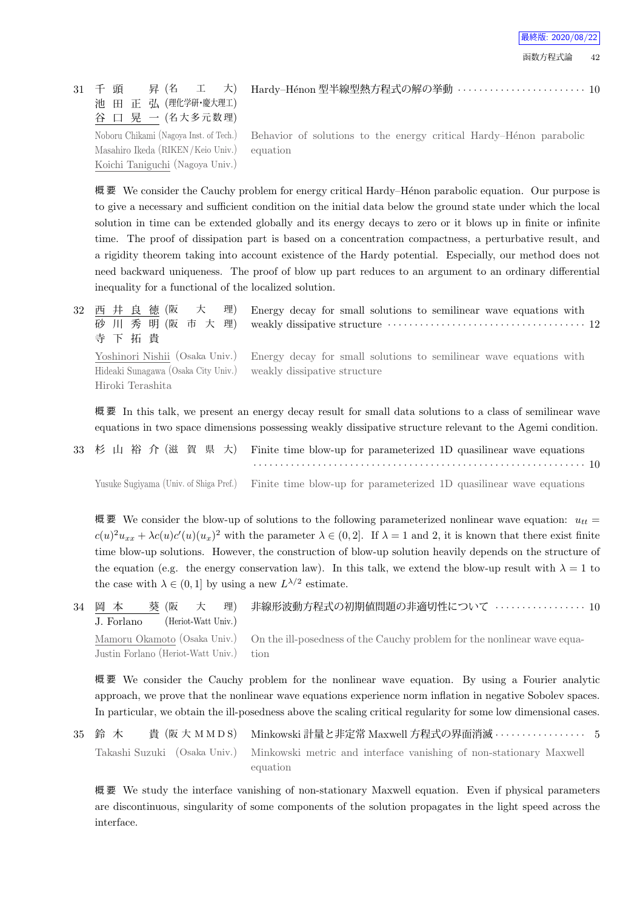31 千頭　昇 (名　工　大) 池田正弘 (理化学研・慶大理工) 谷口晃一 (名大多元数理)　Hardy–Hénon 型半線型熱方程式の解の挙動 ……………………… 10

Noboru Chikami (Nagoya Inst. of Tech.) Masahiro Ikeda (RIKEN/Keio Univ.) Koichi Taniguchi (Nagoya Univ.)　Behavior of solutions to the energy critical Hardy–Hénon parabolic equation

**概要** We consider the Cauchy problem for energy critical Hardy–Hénon parabolic equation. Our purpose is to give a necessary and sufficient condition on the initial data below the ground state under which the local solution in time can be extended globally and its energy decays to zero or it blows up in finite or infinite time. The proof of dissipation part is based on a concentration compactness, a perturbative result, and a rigidity theorem taking into account existence of the Hardy potential. Especially, our method does not need backward uniqueness. The proof of blow up part reduces to an argument to an ordinary differential inequality for a functional of the localized solution.

32 西井良徳 (阪　大　理) 砂川秀明 (阪 市 大 理) 寺下拓貴　Energy decay for small solutions to semilinear wave equations with weakly dissipative structure ………………………………… 12

Yoshinori Nishii (Osaka Univ.) Hideaki Sunagawa (Osaka City Univ.) Hiroki Terashita　Energy decay for small solutions to semilinear wave equations with weakly dissipative structure

**概要** In this talk, we present an energy decay result for small data solutions to a class of semilinear wave equations in two space dimensions possessing weakly dissipative structure relevant to the Agemi condition.

33 杉山裕介 (滋 賀 県 大)　Finite time blow-up for parameterized 1D quasilinear wave equations ……………………………………………………… 10

Yusuke Sugiyama (Univ. of Shiga Pref.)　Finite time blow-up for parameterized 1D quasilinear wave equations

**概要** We consider the blow-up of solutions to the following parameterized nonlinear wave equation: $u_{tt} = c(u)^2 u_{xx} + \lambda c(u)c'(u)(u_x)^2$ with the parameter $\lambda \in (0, 2]$. If $\lambda = 1$ and 2, it is known that there exist finite time blow-up solutions. However, the construction of blow-up solution heavily depends on the structure of the equation (e.g. the energy conservation law). In this talk, we extend the blow-up result with $\lambda = 1$ to the case with $\lambda \in (0, 1]$ by using a new $L^{\lambda/2}$ estimate.

34 岡本　葵 (阪　大　理) J. Forlano (Heriot-Watt Univ.)　非線形波動方程式の初期値問題の非適切性について ……………… 10

Mamoru Okamoto (Osaka Univ.) Justin Forlano (Heriot-Watt Univ.)　On the ill-posedness of the Cauchy problem for the nonlinear wave equation

**概要** We consider the Cauchy problem for the nonlinear wave equation. By using a Fourier analytic approach, we prove that the nonlinear wave equations experience norm inflation in negative Sobolev spaces. In particular, we obtain the ill-posedness above the scaling critical regularity for some low dimensional cases.

35 鈴木　貴 (阪大ＭＭＤＳ)　Minkowski 計量と非定常 Maxwell 方程式の界面消滅 ……………… 5

Takashi Suzuki (Osaka Univ.)　Minkowski metric and interface vanishing of non-stationary Maxwell equation

**概要** We study the interface vanishing of non-stationary Maxwell equation. Even if physical parameters are discontinuous, singularity of some components of the solution propagates in the light speed across the interface.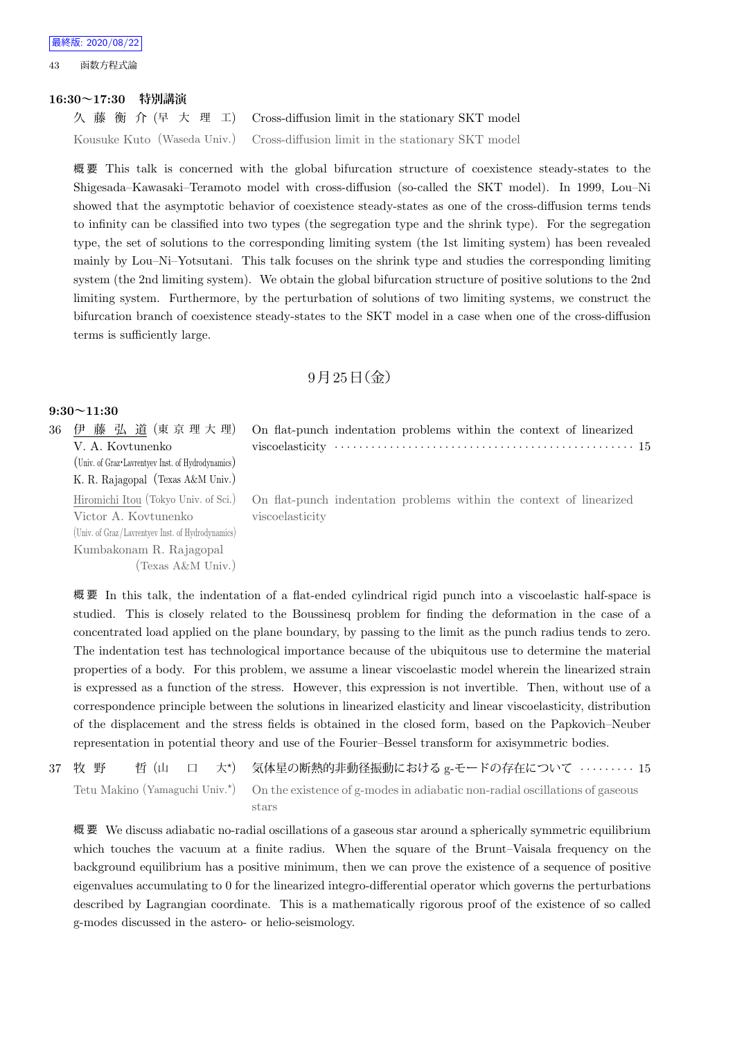### 16:30〜17:30　特別講演

久 藤 衡 介 (早 大 理 工)　Cross-diffusion limit in the stationary SKT model

Kousuke Kuto (Waseda Univ.)　Cross-diffusion limit in the stationary SKT model

概要　This talk is concerned with the global bifurcation structure of coexistence steady-states to the Shigesada–Kawasaki–Teramoto model with cross-diffusion (so-called the SKT model). In 1999, Lou–Ni showed that the asymptotic behavior of coexistence steady-states as one of the cross-diffusion terms tends to infinity can be classified into two types (the segregation type and the shrink type). For the segregation type, the set of solutions to the corresponding limiting system (the 1st limiting system) has been revealed mainly by Lou–Ni–Yotsutani. This talk focuses on the shrink type and studies the corresponding limiting system (the 2nd limiting system). We obtain the global bifurcation structure of positive solutions to the 2nd limiting system. Furthermore, by the perturbation of solutions of two limiting systems, we construct the bifurcation branch of coexistence steady-states to the SKT model in a case when one of the cross-diffusion terms is sufficiently large.

## 9月25日(金)

### 9:30〜11:30

36　伊 藤 弘 道 (東 京 理 大 理)　On flat-punch indentation problems within the context of linearized viscoelasticity ········ 15
V. A. Kovtunenko (Univ. of Graz・Lavrentyev Inst. of Hydrodynamics)
K. R. Rajagopal (Texas A&M Univ.)

Hiromichi Itou (Tokyo Univ. of Sci.)　On flat-punch indentation problems within the context of linearized viscoelasticity
Victor A. Kovtunenko (Univ. of Graz/Lavrentyev Inst. of Hydrodynamics)
Kumbakonam R. Rajagopal (Texas A&M Univ.)

概要　In this talk, the indentation of a flat-ended cylindrical rigid punch into a viscoelastic half-space is studied. This is closely related to the Boussinesq problem for finding the deformation in the case of a concentrated load applied on the plane boundary, by passing to the limit as the punch radius tends to zero. The indentation test has technological importance because of the ubiquitous use to determine the material properties of a body. For this problem, we assume a linear viscoelastic model wherein the linearized strain is expressed as a function of the stress. However, this expression is not invertible. Then, without use of a correspondence principle between the solutions in linearized elasticity and linear viscoelasticity, distribution of the displacement and the stress fields is obtained in the closed form, based on the Papkovich–Neuber representation in potential theory and use of the Fourier–Bessel transform for axisymmetric bodies.

37　牧 野　哲 (山　口　大*)　気体星の断熱的非動径振動における g-モードの存在について ········ 15

Tetu Makino (Yamaguchi Univ.*)　On the existence of g-modes in adiabatic non-radial oscillations of gaseous stars

概要　We discuss adiabatic no-radial oscillations of a gaseous star around a spherically symmetric equilibrium which touches the vacuum at a finite radius. When the square of the Brunt–Vaisala frequency on the background equilibrium has a positive minimum, then we can prove the existence of a sequence of positive eigenvalues accumulating to 0 for the linearized integro-differential operator which governs the perturbations described by Lagrangian coordinate. This is a mathematically rigorous proof of the existence of so called g-modes discussed in the astero- or helio-seismology.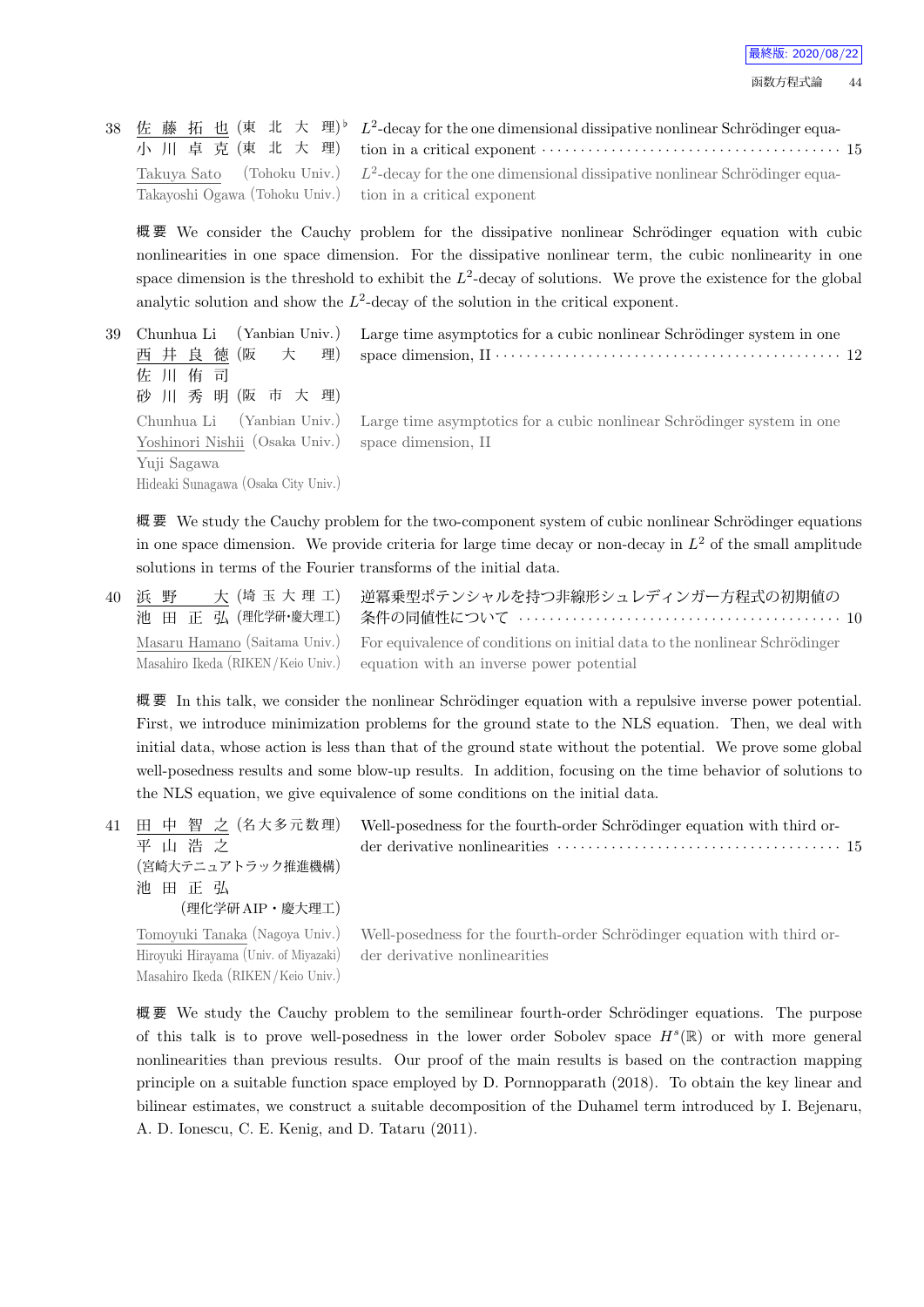38 佐藤拓也 (東北大理)♭ 小川卓克 (東北大理)　$L^2$-decay for the one dimensional dissipative nonlinear Schrödinger equation in a critical exponent ･･････ 15

Takuya Sato (Tohoku Univ.)
Takayoshi Ogawa (Tohoku Univ.)　$L^2$-decay for the one dimensional dissipative nonlinear Schrödinger equation in a critical exponent

**概要** We consider the Cauchy problem for the dissipative nonlinear Schrödinger equation with cubic nonlinearities in one space dimension. For the dissipative nonlinear term, the cubic nonlinearity in one space dimension is the threshold to exhibit the $L^2$-decay of solutions. We prove the existence for the global analytic solution and show the $L^2$-decay of the solution in the critical exponent.

39 Chunhua Li (Yanbian Univ.) 西井良徳 (阪大理) 佐川侑司 砂川秀明 (阪市大理)　Large time asymptotics for a cubic nonlinear Schrödinger system in one space dimension, II ･･････ 12

Chunhua Li (Yanbian Univ.)
Yoshinori Nishii (Osaka Univ.)
Yuji Sagawa
Hideaki Sunagawa (Osaka City Univ.)　Large time asymptotics for a cubic nonlinear Schrödinger system in one space dimension, II

**概要** We study the Cauchy problem for the two-component system of cubic nonlinear Schrödinger equations in one space dimension. We provide criteria for large time decay or non-decay in $L^2$ of the small amplitude solutions in terms of the Fourier transforms of the initial data.

40 浜野大 (埼玉大理工) 池田正弘 (理化学研･慶大理工)　逆冪乗型ポテンシャルを持つ非線形シュレディンガー方程式の初期値の条件の同値性について ･･････ 10

Masaru Hamano (Saitama Univ.)
Masahiro Ikeda (RIKEN/Keio Univ.)　For equivalence of conditions on initial data to the nonlinear Schrödinger equation with an inverse power potential

**概要** In this talk, we consider the nonlinear Schrödinger equation with a repulsive inverse power potential. First, we introduce minimization problems for the ground state to the NLS equation. Then, we deal with initial data, whose action is less than that of the ground state without the potential. We prove some global well-posedness results and some blow-up results. In addition, focusing on the time behavior of solutions to the NLS equation, we give equivalence of some conditions on the initial data.

41 田中智之 (名大多元数理) 平山浩之 (宮崎大テニュアトラック推進機構) 池田正弘 (理化学研AIP・慶大理工)　Well-posedness for the fourth-order Schrödinger equation with third order derivative nonlinearities ･･････ 15

Tomoyuki Tanaka (Nagoya Univ.)
Hiroyuki Hirayama (Univ. of Miyazaki)
Masahiro Ikeda (RIKEN/Keio Univ.)　Well-posedness for the fourth-order Schrödinger equation with third order derivative nonlinearities

**概要** We study the Cauchy problem to the semilinear fourth-order Schrödinger equations. The purpose of this talk is to prove well-posedness in the lower order Sobolev space $H^s(\mathbb{R})$ or with more general nonlinearities than previous results. Our proof of the main results is based on the contraction mapping principle on a suitable function space employed by D. Pornnopparath (2018). To obtain the key linear and bilinear estimates, we construct a suitable decomposition of the Duhamel term introduced by I. Bejenaru, A. D. Ionescu, C. E. Kenig, and D. Tataru (2011).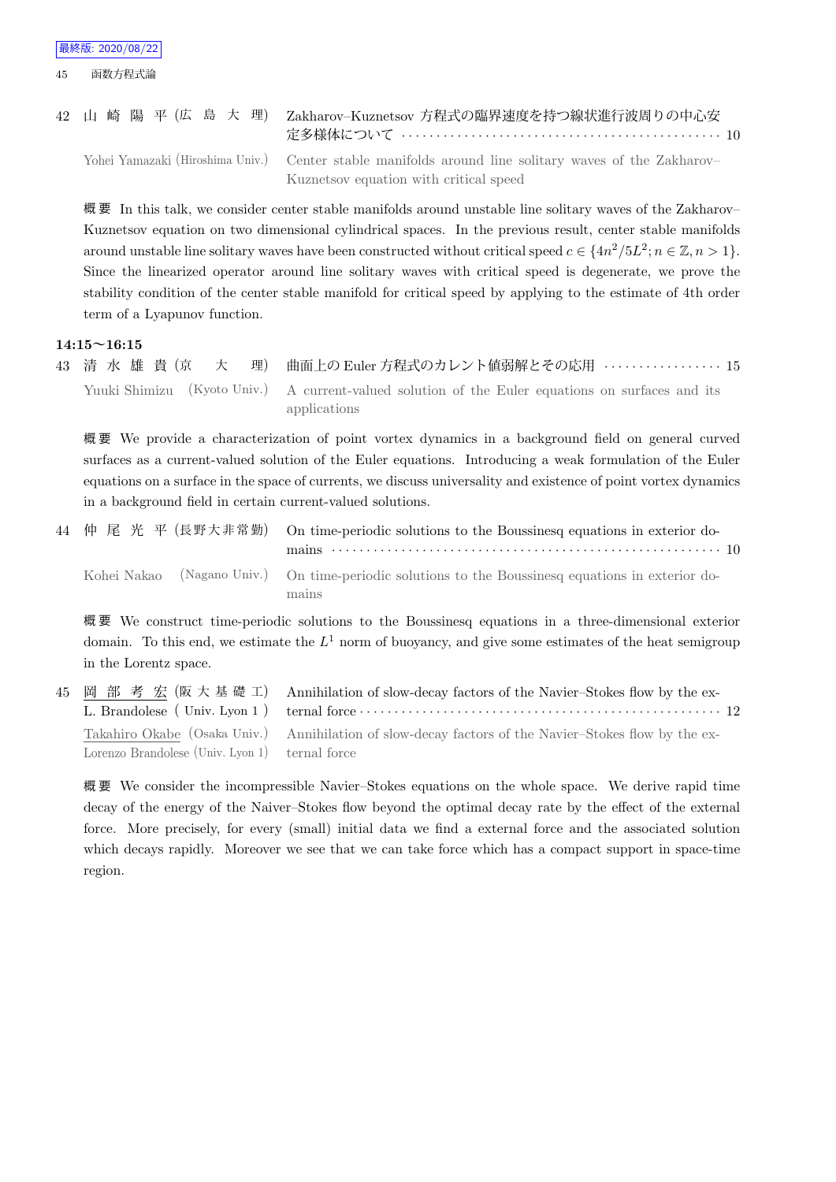42 山 崎 陽 平 (広 島 大 理) Zakharov–Kuznetsov 方程式の臨界速度を持つ線状進行波周りの中心安定多様体について · · · · · · · · · · · · · · · · · · · · · · · · · · · · · · · · · · · · · · · · · · · · · 10

Yohei Yamazaki (Hiroshima Univ.) Center stable manifolds around line solitary waves of the Zakharov–Kuznetsov equation with critical speed

概 要 In this talk, we consider center stable manifolds around unstable line solitary waves of the Zakharov–Kuznetsov equation on two dimensional cylindrical spaces. In the previous result, center stable manifolds around unstable line solitary waves have been constructed without critical speed $c \in \{4n^2/5L^2; n \in \mathbb{Z}, n > 1\}$. Since the linearized operator around line solitary waves with critical speed is degenerate, we prove the stability condition of the center stable manifold for critical speed by applying to the estimate of 4th order term of a Lyapunov function.

**14:15～16:15**

43 清 水 雄 貴 (京 大 理) 曲面上の Euler 方程式のカレント値弱解とその応用 · · · · · · · · · · · · · · · · · 15

Yuuki Shimizu (Kyoto Univ.) A current-valued solution of the Euler equations on surfaces and its applications

概 要 We provide a characterization of point vortex dynamics in a background field on general curved surfaces as a current-valued solution of the Euler equations. Introducing a weak formulation of the Euler equations on a surface in the space of currents, we discuss universality and existence of point vortex dynamics in a background field in certain current-valued solutions.

44 仲 尾 光 平 (長野大非常勤) On time-periodic solutions to the Boussinesq equations in exterior domains · · · · · · · · · · · · · · · · · · · · · · · · · · · · · · · · · · · · · · · · · · · · · · · · · · · · · · · 10

Kohei Nakao (Nagano Univ.) On time-periodic solutions to the Boussinesq equations in exterior domains

概 要 We construct time-periodic solutions to the Boussinesq equations in a three-dimensional exterior domain. To this end, we estimate the $L^1$ norm of buoyancy, and give some estimates of the heat semigroup in the Lorentz space.

45 岡 部 考 宏 (阪 大 基 礎 工) Annihilation of slow-decay factors of the Navier–Stokes flow by the ex-
L. Brandolese ( Univ. Lyon 1 ) ternal force · · · · · · · · · · · · · · · · · · · · · · · · · · · · · · · · · · · · · · · · · · · · · · · · · · · 12

Takahiro Okabe (Osaka Univ.) Annihilation of slow-decay factors of the Navier–Stokes flow by the ex-
Lorenzo Brandolese (Univ. Lyon 1) ternal force

概 要 We consider the incompressible Navier–Stokes equations on the whole space. We derive rapid time decay of the energy of the Naiver–Stokes flow beyond the optimal decay rate by the effect of the external force. More precisely, for every (small) initial data we find a external force and the associated solution which decays rapidly. Moreover we see that we can take force which has a compact support in space-time region.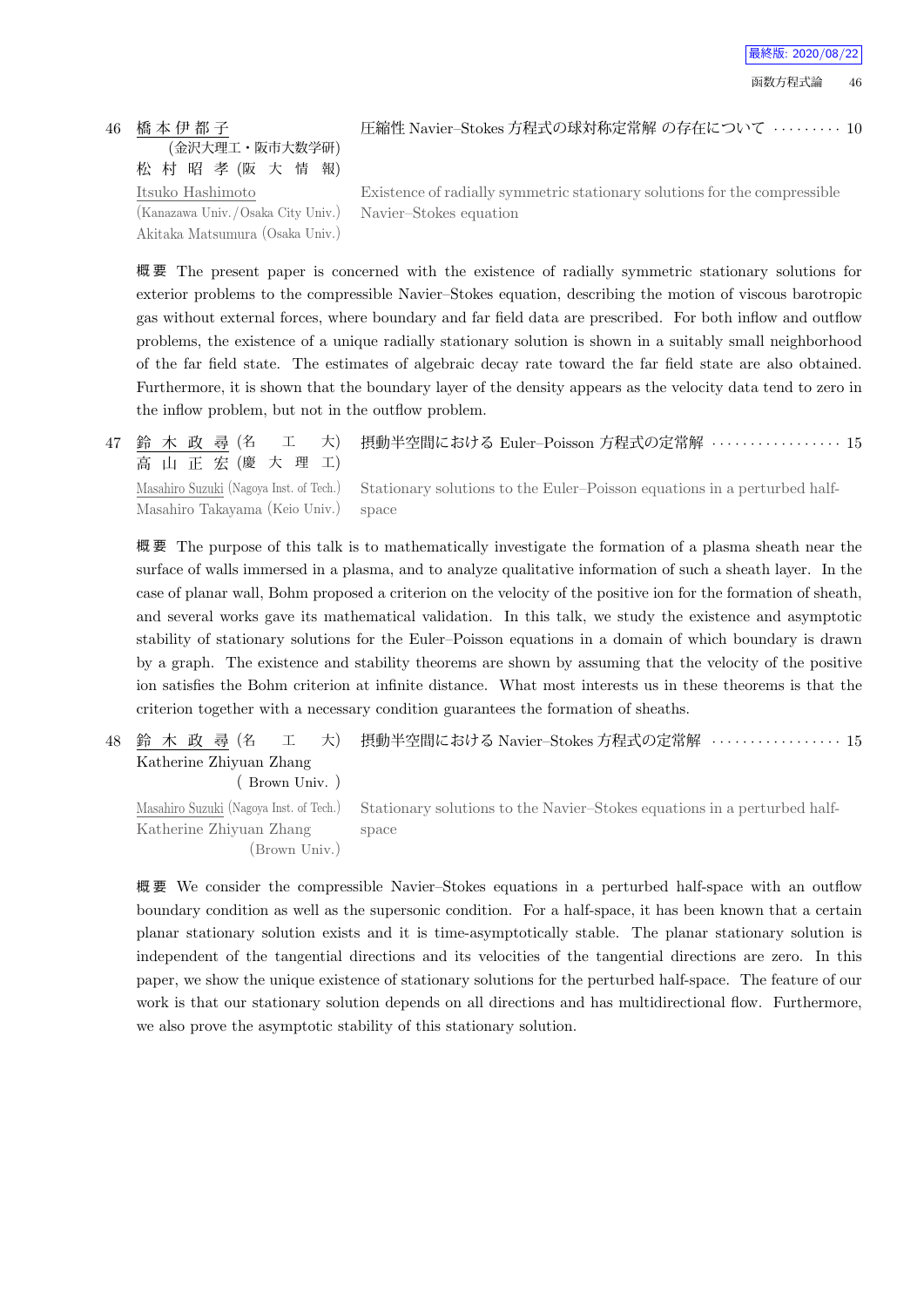46 橋本伊都子 (金沢大理工・阪市大数学研) 松村昭孝 (阪大情報)　圧縮性 Navier–Stokes 方程式の球対称定常解 の存在について ········· 10

Itsuko Hashimoto (Kanazawa Univ./Osaka City Univ.) Akitaka Matsumura (Osaka Univ.)　Existence of radially symmetric stationary solutions for the compressible Navier–Stokes equation

**概要** The present paper is concerned with the existence of radially symmetric stationary solutions for exterior problems to the compressible Navier–Stokes equation, describing the motion of viscous barotropic gas without external forces, where boundary and far field data are prescribed. For both inflow and outflow problems, the existence of a unique radially stationary solution is shown in a suitably small neighborhood of the far field state. The estimates of algebraic decay rate toward the far field state are also obtained. Furthermore, it is shown that the boundary layer of the density appears as the velocity data tend to zero in the inflow problem, but not in the outflow problem.

47 鈴木政尋 (名工大) 高山正宏 (慶大理工)　摂動半空間における Euler–Poisson 方程式の定常解 ················· 15

Masahiro Suzuki (Nagoya Inst. of Tech.) Masahiro Takayama (Keio Univ.)　Stationary solutions to the Euler–Poisson equations in a perturbed half-space

**概要** The purpose of this talk is to mathematically investigate the formation of a plasma sheath near the surface of walls immersed in a plasma, and to analyze qualitative information of such a sheath layer. In the case of planar wall, Bohm proposed a criterion on the velocity of the positive ion for the formation of sheath, and several works gave its mathematical validation. In this talk, we study the existence and asymptotic stability of stationary solutions for the Euler–Poisson equations in a domain of which boundary is drawn by a graph. The existence and stability theorems are shown by assuming that the velocity of the positive ion satisfies the Bohm criterion at infinite distance. What most interests us in these theorems is that the criterion together with a necessary condition guarantees the formation of sheaths.

48 鈴木政尋 (名工大) Katherine Zhiyuan Zhang (Brown Univ.)　摂動半空間における Navier–Stokes 方程式の定常解 ················· 15

Masahiro Suzuki (Nagoya Inst. of Tech.) Katherine Zhiyuan Zhang (Brown Univ.)　Stationary solutions to the Navier–Stokes equations in a perturbed half-space

**概要** We consider the compressible Navier–Stokes equations in a perturbed half-space with an outflow boundary condition as well as the supersonic condition. For a half-space, it has been known that a certain planar stationary solution exists and it is time-asymptotically stable. The planar stationary solution is independent of the tangential directions and its velocities of the tangential directions are zero. In this paper, we show the unique existence of stationary solutions for the perturbed half-space. The feature of our work is that our stationary solution depends on all directions and has multidirectional flow. Furthermore, we also prove the asymptotic stability of this stationary solution.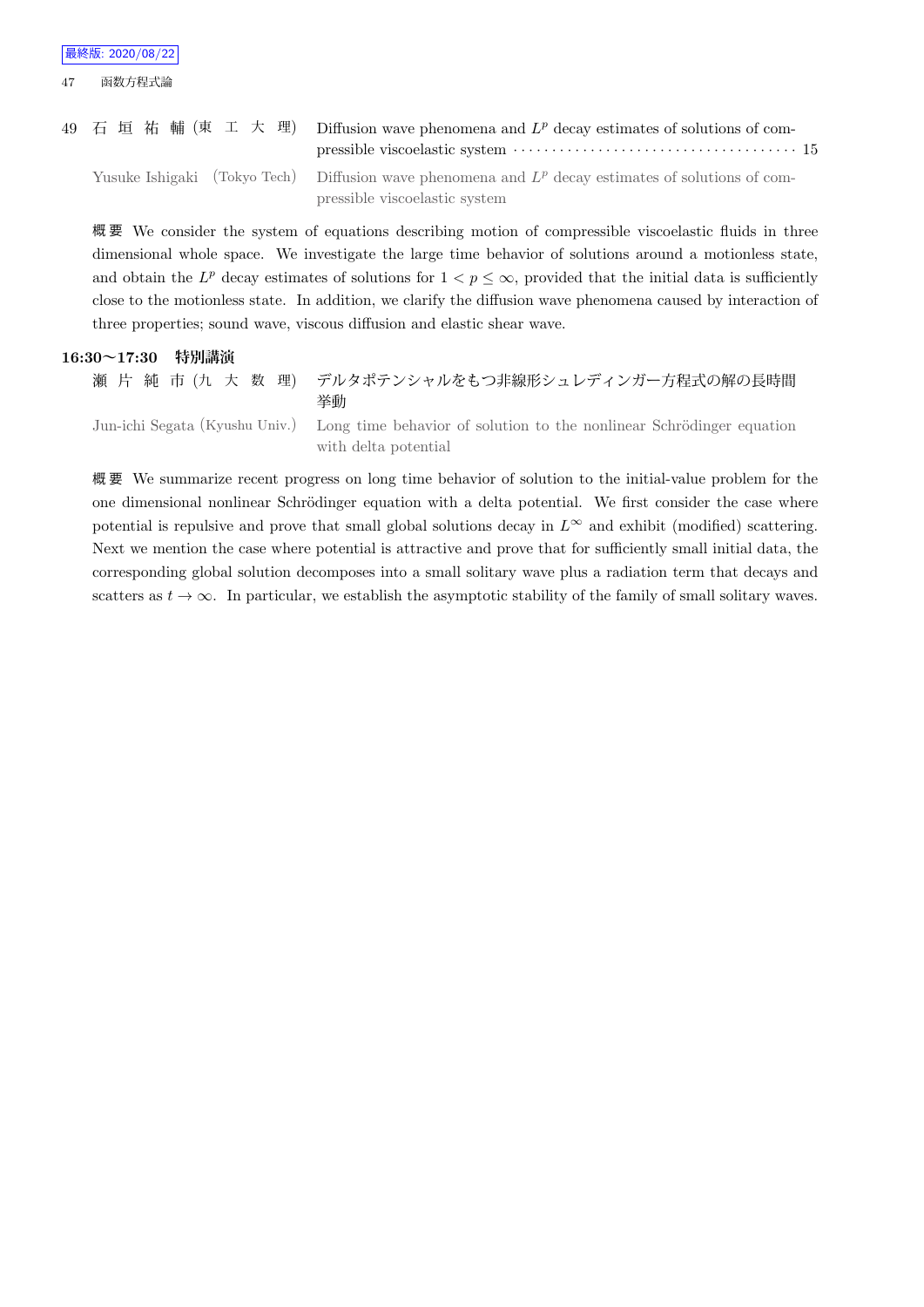49 石 垣 祐 輔 (東 工 大 理) Diffusion wave phenomena and $L^p$ decay estimates of solutions of compressible viscoelastic system ······································ 15

Yusuke Ishigaki (Tokyo Tech) Diffusion wave phenomena and $L^p$ decay estimates of solutions of compressible viscoelastic system

概要 We consider the system of equations describing motion of compressible viscoelastic fluids in three dimensional whole space. We investigate the large time behavior of solutions around a motionless state, and obtain the $L^p$ decay estimates of solutions for $1 < p \leq \infty$, provided that the initial data is sufficiently close to the motionless state. In addition, we clarify the diffusion wave phenomena caused by interaction of three properties; sound wave, viscous diffusion and elastic shear wave.

### 16:30〜17:30 特別講演

瀬 片 純 市 (九 大 数 理) デルタポテンシャルをもつ非線形シュレディンガー方程式の解の長時間挙動

Jun-ichi Segata (Kyushu Univ.) Long time behavior of solution to the nonlinear Schrödinger equation with delta potential

概要 We summarize recent progress on long time behavior of solution to the initial-value problem for the one dimensional nonlinear Schrödinger equation with a delta potential. We first consider the case where potential is repulsive and prove that small global solutions decay in $L^\infty$ and exhibit (modified) scattering. Next we mention the case where potential is attractive and prove that for sufficiently small initial data, the corresponding global solution decomposes into a small solitary wave plus a radiation term that decays and scatters as $t \to \infty$. In particular, we establish the asymptotic stability of the family of small solitary waves.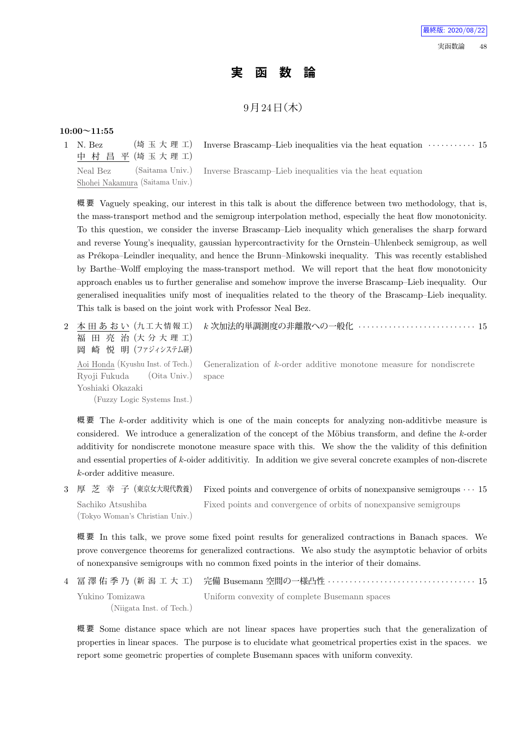# 実 函 数 論

9月24日(木)

**10:00〜11:55**

1 N. Bez (埼 玉 大 理 工)
中 村 昌 平 (埼 玉 大 理 工)

Inverse Brascamp–Lieb inequalities via the heat equation ··········· 15

Neal Bez (Saitama Univ.)
Shohei Nakamura (Saitama Univ.)

Inverse Brascamp–Lieb inequalities via the heat equation

概要 Vaguely speaking, our interest in this talk is about the difference between two methodology, that is, the mass-transport method and the semigroup interpolation method, especially the heat flow monotonicity. To this question, we consider the inverse Brascamp–Lieb inequality which generalises the sharp forward and reverse Young's inequality, gaussian hypercontractivity for the Ornstein–Uhlenbeck semigroup, as well as Prékopa–Leindler inequality, and hence the Brunn–Minkowski inequality. This was recently established by Barthe–Wolff employing the mass-transport method. We will report that the heat flow monotonicity approach enables us to further generalise and somehow improve the inverse Brascamp–Lieb inequality. Our generalised inequalities unify most of inequalities related to the theory of the Brascamp–Lieb inequality. This talk is based on the joint work with Professor Neal Bez.

2 本田あおい (九工大情報工)
福 田 亮 治 (大 分 大 理 工)
岡 崎 悦 明 (ファジィシステム研)

$k$ 次加法的単調測度の非離散への一般化 ··························· 15

Aoi Honda (Kyushu Inst. of Tech.)
Ryoji Fukuda (Oita Univ.)
Yoshiaki Okazaki (Fuzzy Logic Systems Inst.)

Generalization of $k$-order additive monotone measure for nondiscrete space

概要 The $k$-order additivity which is one of the main concepts for analyzing non-additivbe measure is considered. We introduce a generalization of the concept of the Möbius transform, and define the $k$-order additivity for nondiscrete monotone measure space with this. We show the the validity of this definition and essential properties of $k$-oider additivitiy. In addition we give several concrete examples of non-discrete $k$-order additive measure.

3 厚 芝 幸 子 (東京女大現代教養)

Fixed points and convergence of orbits of nonexpansive semigroups ··· 15

Sachiko Atsushiba (Tokyo Woman's Christian Univ.)

Fixed points and convergence of orbits of nonexpansive semigroups

概要 In this talk, we prove some fixed point results for generalized contractions in Banach spaces. We prove convergence theorems for generalized contractions. We also study the asymptotic behavior of orbits of nonexpansive semigroups with no common fixed points in the interior of their domains.

4 冨澤佑季乃 (新 潟 工 大 工)

完備 Busemann 空間の一様凸性 ································· 15

Yukino Tomizawa (Niigata Inst. of Tech.)

Uniform convexity of complete Busemann spaces

概要 Some distance space which are not linear spaces have properties such that the generalization of properties in linear spaces. The purpose is to elucidate what geometrical properties exist in the spaces. we report some geometric properties of complete Busemann spaces with uniform convexity.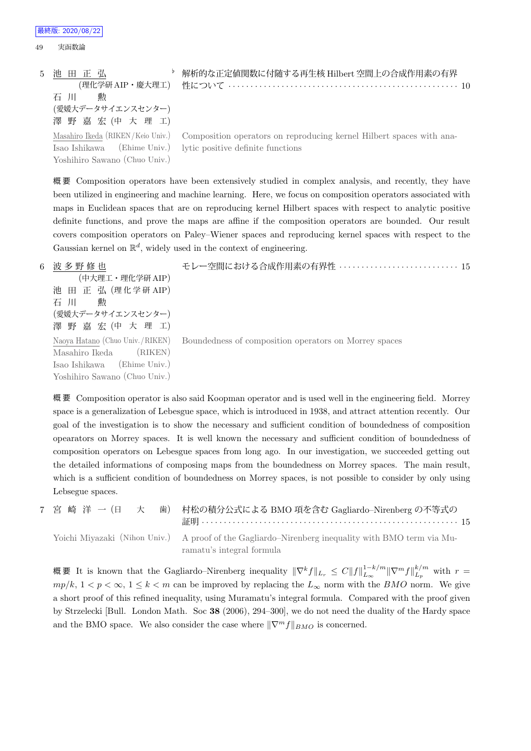5 池田正弘 (理化学研AIP・慶大理工) ♭ 石川　勲 (愛媛大データサイエンスセンター) 澤野嘉宏 (中大理工)

解析的な正定値関数に付随する再生核 Hilbert 空間上の合成作用素の有界性について ······ 10

Masahiro Ikeda (RIKEN/Keio Univ.), Isao Ishikawa (Ehime Univ.), Yoshihiro Sawano (Chuo Univ.)

Composition operators on reproducing kernel Hilbert spaces with analytic positive definite functions

**概要** Composition operators have been extensively studied in complex analysis, and recently, they have been utilized in engineering and machine learning. Here, we focus on composition operators associated with maps in Euclidean spaces that are on reproducing kernel Hilbert spaces with respect to analytic positive definite functions, and prove the maps are affine if the composition operators are bounded. Our result covers composition operators on Paley–Wiener spaces and reproducing kernel spaces with respect to the Gaussian kernel on $\mathbb{R}^d$, widely used in the context of engineering.

6 波多野修也 (中大理工・理化学研AIP) 池田正弘 (理化学研AIP) 石川　勲 (愛媛大データサイエンスセンター) 澤野嘉宏 (中大理工)

モレー空間における合成作用素の有界性 ······ 15

Naoya Hatano (Chuo Univ./RIKEN), Masahiro Ikeda (RIKEN), Isao Ishikawa (Ehime Univ.), Yoshihiro Sawano (Chuo Univ.)

Boundedness of composition operators on Morrey spaces

**概要** Composition operator is also said Koopman operator and is used well in the engineering field. Morrey space is a generalization of Lebesgue space, which is introduced in 1938, and attract attention recently. Our goal of the investigation is to show the necessary and sufficient condition of boundedness of composition opearators on Morrey spaces. It is well known the necessary and sufficient condition of boundedness of composition operators on Lebesgue spaces from long ago. In our investigation, we succeeded getting out the detailed informations of composing maps from the boundedness on Morrey spaces. The main result, which is a sufficient condition of boundedness on Morrey spaces, is not possible to consider by only using Lebsegue spaces.

7 宮崎洋一 (日大歯)

村松の積分公式による BMO 項を含む Gagliardo–Nirenberg の不等式の証明 ······ 15

Yoichi Miyazaki (Nihon Univ.)

A proof of the Gagliardo–Nirenberg inequality with BMO term via Muramatu's integral formula

**概要** It is known that the Gagliardo–Nirenberg inequality $\|\nabla^k f\|_{L_r} \le C\|f\|_{L_\infty}^{1-k/m}\|\nabla^m f\|_{L_p}^{k/m}$ with $r = mp/k$, $1 < p < \infty$, $1 \le k < m$ can be improved by replacing the $L_\infty$ norm with the $BMO$ norm. We give a short proof of this refined inequality, using Muramatu's integral formula. Compared with the proof given by Strzelecki [Bull. London Math. Soc **38** (2006), 294–300], we do not need the duality of the Hardy space and the BMO space. We also consider the case where $\|\nabla^m f\|_{BMO}$ is concerned.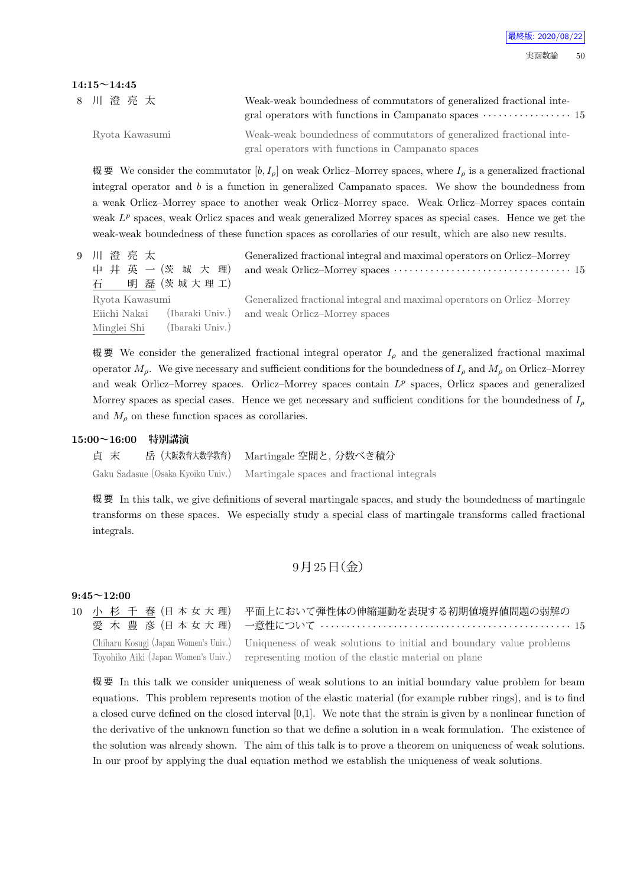**14:15〜14:45**

8 川 澄 亮 太 — Weak-weak boundedness of commutators of generalized fractional integral operators with functions in Campanato spaces ··· 15

Ryota Kawasumi — Weak-weak boundedness of commutators of generalized fractional integral operators with functions in Campanato spaces

概要 We consider the commutator $[b, I_\rho]$ on weak Orlicz–Morrey spaces, where $I_\rho$ is a generalized fractional integral operator and $b$ is a function in generalized Campanato spaces. We show the boundedness from a weak Orlicz–Morrey space to another weak Orlicz–Morrey space. Weak Orlicz–Morrey spaces contain weak $L^p$ spaces, weak Orlicz spaces and weak generalized Morrey spaces as special cases. Hence we get the weak-weak boundedness of these function spaces as corollaries of our result, which are also new results.

9 川 澄 亮 太, 中 井 英 一 (茨 城 大 理), 石 明 磊 (茨 城 大 理 工) — Generalized fractional integral and maximal operators on Orlicz–Morrey and weak Orlicz–Morrey spaces ··· 15

Ryota Kawasumi, Eiichi Nakai (Ibaraki Univ.), Minglei Shi (Ibaraki Univ.) — Generalized fractional integral and maximal operators on Orlicz–Morrey and weak Orlicz–Morrey spaces

概要 We consider the generalized fractional integral operator $I_\rho$ and the generalized fractional maximal operator $M_\rho$. We give necessary and sufficient conditions for the boundedness of $I_\rho$ and $M_\rho$ on Orlicz–Morrey and weak Orlicz–Morrey spaces. Orlicz–Morrey spaces contain $L^p$ spaces, Orlicz spaces and generalized Morrey spaces as special cases. Hence we get necessary and sufficient conditions for the boundedness of $I_\rho$ and $M_\rho$ on these function spaces as corollaries.

**15:00〜16:00 特別講演**

貞 末 岳 (大阪教育大数学教育) — Martingale 空間と, 分数べき積分

Gaku Sadasue (Osaka Kyoiku Univ.) — Martingale spaces and fractional integrals

概要 In this talk, we give definitions of several martingale spaces, and study the boundedness of martingale transforms on these spaces. We especially study a special class of martingale transforms called fractional integrals.

## 9月25日(金)

**9:45〜12:00**

10 小 杉 千 春 (日 本 女 大 理), 愛 木 豊 彦 (日 本 女 大 理) — 平面上において弾性体の伸縮運動を表現する初期値境界値問題の弱解の一意性について ··· 15

Chiharu Kosugi (Japan Women's Univ.), Toyohiko Aiki (Japan Women's Univ.) — Uniqueness of weak solutions to initial and boundary value problems representing motion of the elastic material on plane

概要 In this talk we consider uniqueness of weak solutions to an initial boundary value problem for beam equations. This problem represents motion of the elastic material (for example rubber rings), and is to find a closed curve defined on the closed interval [0,1]. We note that the strain is given by a nonlinear function of the derivative of the unknown function so that we define a solution in a weak formulation. The existence of the solution was already shown. The aim of this talk is to prove a theorem on uniqueness of weak solutions. In our proof by applying the dual equation method we establish the uniqueness of weak solutions.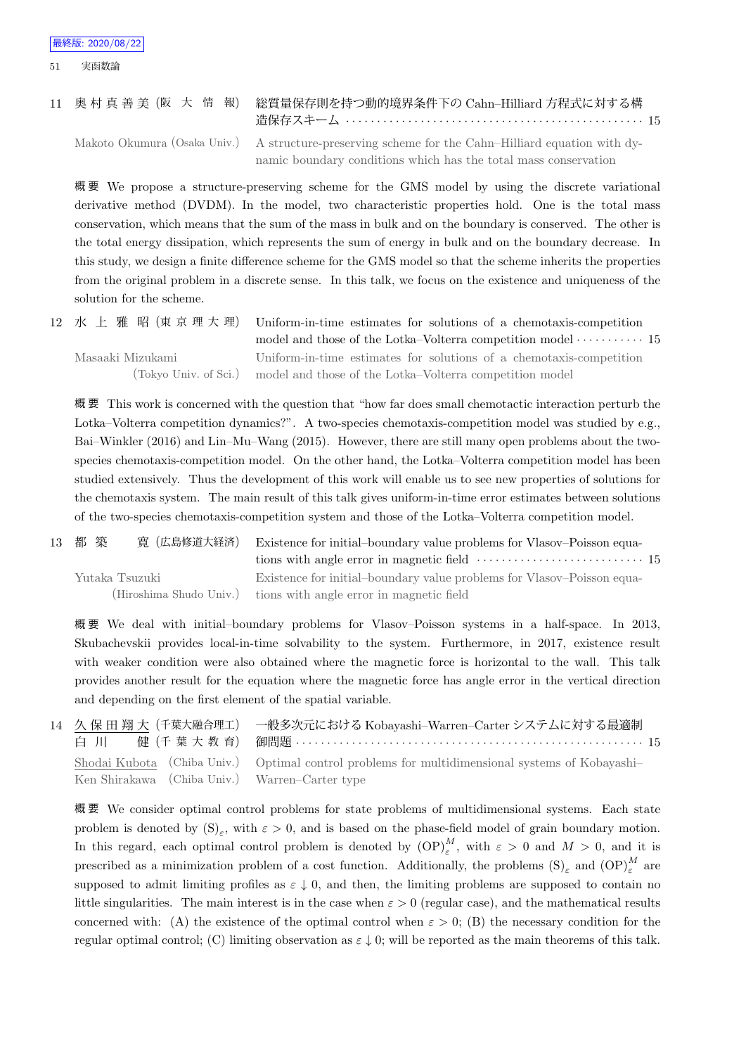11 奥村真善美 (阪大情報) 総質量保存則を持つ動的境界条件下の Cahn–Hilliard 方程式に対する構造保存スキーム ··· 15

Makoto Okumura (Osaka Univ.) A structure-preserving scheme for the Cahn–Hilliard equation with dynamic boundary conditions which has the total mass conservation

概要 We propose a structure-preserving scheme for the GMS model by using the discrete variational derivative method (DVDM). In the model, two characteristic properties hold. One is the total mass conservation, which means that the sum of the mass in bulk and on the boundary is conserved. The other is the total energy dissipation, which represents the sum of energy in bulk and on the boundary decrease. In this study, we design a finite difference scheme for the GMS model so that the scheme inherits the properties from the original problem in a discrete sense. In this talk, we focus on the existence and uniqueness of the solution for the scheme.

12 水上雅昭 (東京理大理) Uniform-in-time estimates for solutions of a chemotaxis-competition model and those of the Lotka–Volterra competition model ··· 15

Masaaki Mizukami (Tokyo Univ. of Sci.) Uniform-in-time estimates for solutions of a chemotaxis-competition model and those of the Lotka–Volterra competition model

概要 This work is concerned with the question that “how far does small chemotactic interaction perturb the Lotka–Volterra competition dynamics?”. A two-species chemotaxis-competition model was studied by e.g., Bai–Winkler (2016) and Lin–Mu–Wang (2015). However, there are still many open problems about the two-species chemotaxis-competition model. On the other hand, the Lotka–Volterra competition model has been studied extensively. Thus the development of this work will enable us to see new properties of solutions for the chemotaxis system. The main result of this talk gives uniform-in-time error estimates between solutions of the two-species chemotaxis-competition system and those of the Lotka–Volterra competition model.

13 都築寛 (広島修道大経済) Existence for initial–boundary value problems for Vlasov–Poisson equations with angle error in magnetic field ··· 15

Yutaka Tsuzuki (Hiroshima Shudo Univ.) Existence for initial–boundary value problems for Vlasov–Poisson equations with angle error in magnetic field

概要 We deal with initial–boundary problems for Vlasov–Poisson systems in a half-space. In 2013, Skubachevskii provides local-in-time solvability to the system. Furthermore, in 2017, existence result with weaker condition were also obtained where the magnetic force is horizontal to the wall. This talk provides another result for the equation where the magnetic force has angle error in the vertical direction and depending on the first element of the spatial variable.

14 久保田翔大 (千葉大融合理工)
白川健 (千葉大教育) 一般多次元における Kobayashi–Warren–Carter システムに対する最適制御問題 ··· 15

Shodai Kubota (Chiba Univ.)
Ken Shirakawa (Chiba Univ.) Optimal control problems for multidimensional systems of Kobayashi–Warren–Carter type

概要 We consider optimal control problems for state problems of multidimensional systems. Each state problem is denoted by $(\mathrm{S})_\varepsilon$, with $\varepsilon > 0$, and is based on the phase-field model of grain boundary motion. In this regard, each optimal control problem is denoted by $(\mathrm{OP})_\varepsilon^M$, with $\varepsilon > 0$ and $M > 0$, and it is prescribed as a minimization problem of a cost function. Additionally, the problems $(\mathrm{S})_\varepsilon$ and $(\mathrm{OP})_\varepsilon^M$ are supposed to admit limiting profiles as $\varepsilon \downarrow 0$, and then, the limiting problems are supposed to contain no little singularities. The main interest is in the case when $\varepsilon > 0$ (regular case), and the mathematical results concerned with: (A) the existence of the optimal control when $\varepsilon > 0$; (B) the necessary condition for the regular optimal control; (C) limiting observation as $\varepsilon \downarrow 0$; will be reported as the main theorems of this talk.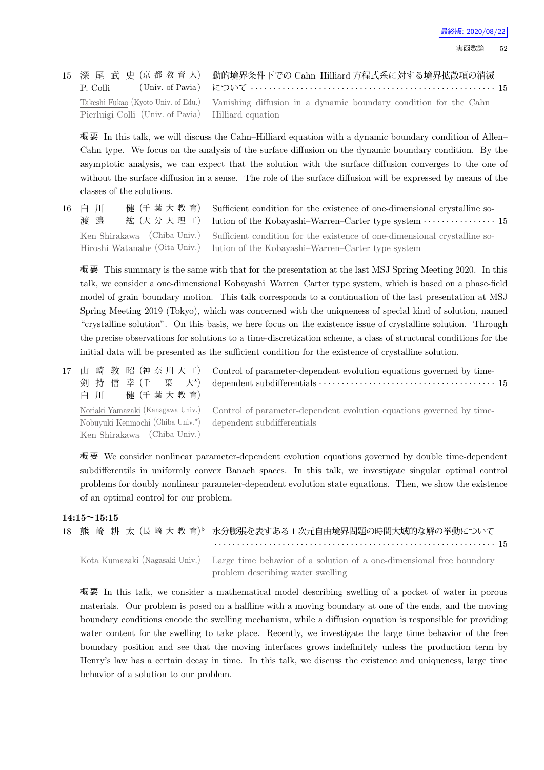15 深尾武史 (京都教育大) P. Colli (Univ. of Pavia) 動的境界条件下での Cahn–Hilliard 方程式系に対する境界拡散項の消滅について ··· 15

Takeshi Fukao (Kyoto Univ. of Edu.) Pierluigi Colli (Univ. of Pavia) Vanishing diffusion in a dynamic boundary condition for the Cahn–Hilliard equation

**概要** In this talk, we will discuss the Cahn–Hilliard equation with a dynamic boundary condition of Allen–Cahn type. We focus on the analysis of the surface diffusion on the dynamic boundary condition. By the asymptotic analysis, we can expect that the solution with the surface diffusion converges to the one of without the surface diffusion in a sense. The role of the surface diffusion will be expressed by means of the classes of the solutions.

16 白川 健 (千葉大教育) 渡邉 紘 (大分大理工) Sufficient condition for the existence of one-dimensional crystalline solution of the Kobayashi–Warren–Carter type system ··· 15

Ken Shirakawa (Chiba Univ.) Hiroshi Watanabe (Oita Univ.) Sufficient condition for the existence of one-dimensional crystalline solution of the Kobayashi–Warren–Carter type system

**概要** This summary is the same with that for the presentation at the last MSJ Spring Meeting 2020. In this talk, we consider a one-dimensional Kobayashi–Warren–Carter type system, which is based on a phase-field model of grain boundary motion. This talk corresponds to a continuation of the last presentation at MSJ Spring Meeting 2019 (Tokyo), which was concerned with the uniqueness of special kind of solution, named "crystalline solution". On this basis, we here focus on the existence issue of crystalline solution. Through the precise observations for solutions to a time-discretization scheme, a class of structural conditions for the initial data will be presented as the sufficient condition for the existence of crystalline solution.

17 山崎教昭 (神奈川大工) 剣持信幸 (千葉大*) 白川 健 (千葉大教育) Control of parameter-dependent evolution equations governed by time-dependent subdifferentials ··· 15

Noriaki Yamazaki (Kanagawa Univ.) Nobuyuki Kenmochi (Chiba Univ.*) Ken Shirakawa (Chiba Univ.) Control of parameter-dependent evolution equations governed by time-dependent subdifferentials

**概要** We consider nonlinear parameter-dependent evolution equations governed by double time-dependent subdifferentils in uniformly convex Banach spaces. In this talk, we investigate singular optimal control problems for doubly nonlinear parameter-dependent evolution state equations. Then, we show the existence of an optimal control for our problem.

**14:15〜15:15**

18 熊崎耕太 (長崎大教育)♭ 水分膨張を表すある 1 次元自由境界問題の時間大域的な解の挙動について ··· 15

Kota Kumazaki (Nagasaki Univ.) Large time behavior of a solution of a one-dimensional free boundary problem describing water swelling

**概要** In this talk, we consider a mathematical model describing swelling of a pocket of water in porous materials. Our problem is posed on a halfline with a moving boundary at one of the ends, and the moving boundary conditions encode the swelling mechanism, while a diffusion equation is responsible for providing water content for the swelling to take place. Recently, we investigate the large time behavior of the free boundary position and see that the moving interfaces grows indefinitely unless the production term by Henry's law has a certain decay in time. In this talk, we discuss the existence and uniqueness, large time behavior of a solution to our problem.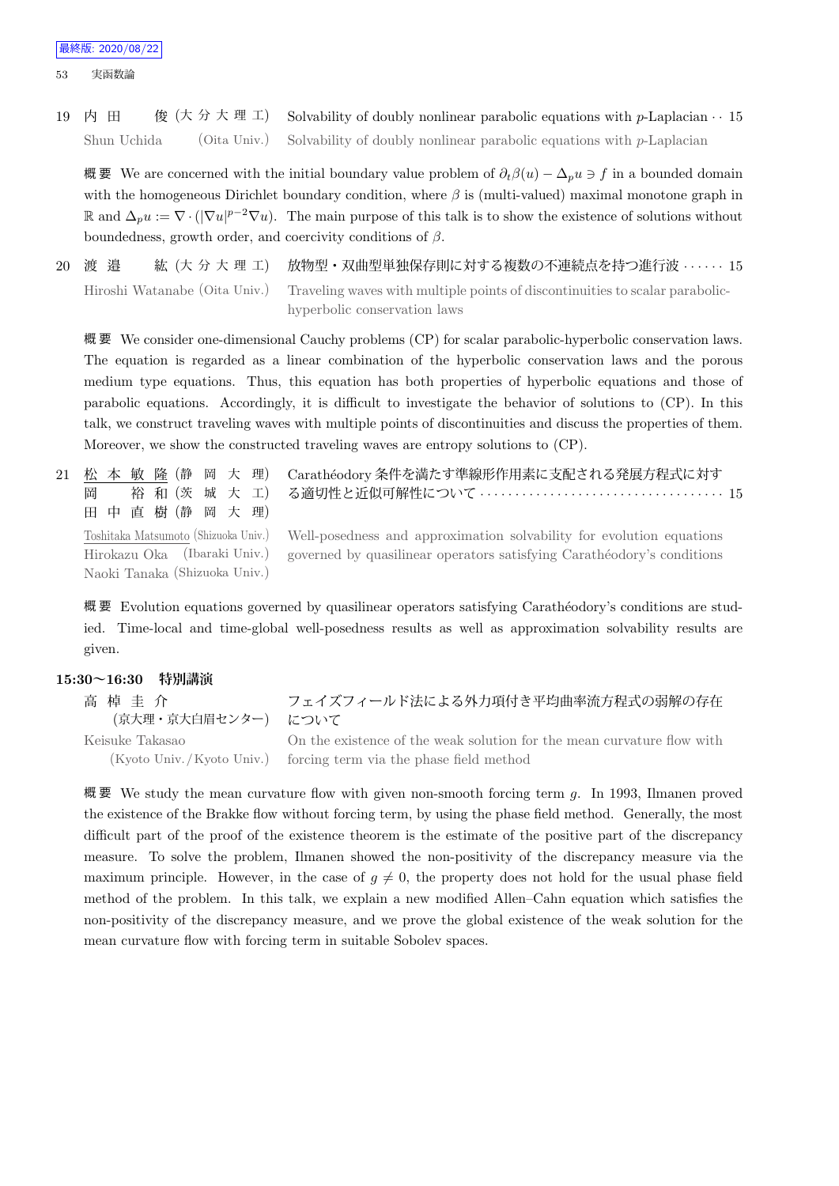19 内田　俊 (大分大理工) Solvability of doubly nonlinear parabolic equations with $p$-Laplacian ･･ 15

Shun Uchida (Oita Univ.) Solvability of doubly nonlinear parabolic equations with $p$-Laplacian

概要 We are concerned with the initial boundary value problem of $\partial_t \beta(u) - \Delta_p u \ni f$ in a bounded domain with the homogeneous Dirichlet boundary condition, where $\beta$ is (multi-valued) maximal monotone graph in $\mathbb{R}$ and $\Delta_p u := \nabla \cdot (|\nabla u|^{p-2} \nabla u)$. The main purpose of this talk is to show the existence of solutions without boundedness, growth order, and coercivity conditions of $\beta$.

20 渡邉　紘 (大分大理工) 放物型・双曲型単独保存則に対する複数の不連続点を持つ進行波 ･･････ 15

Hiroshi Watanabe (Oita Univ.) Traveling waves with multiple points of discontinuities to scalar parabolic-hyperbolic conservation laws

概要 We consider one-dimensional Cauchy problems (CP) for scalar parabolic-hyperbolic conservation laws. The equation is regarded as a linear combination of the hyperbolic conservation laws and the porous medium type equations. Thus, this equation has both properties of hyperbolic equations and those of parabolic equations. Accordingly, it is difficult to investigate the behavior of solutions to (CP). In this talk, we construct traveling waves with multiple points of discontinuities and discuss the properties of them. Moreover, we show the constructed traveling waves are entropy solutions to (CP).

21 松本敏隆 (静岡大理)
岡　裕和 (茨城大工)
田中直樹 (静岡大理)
Carathéodory 条件を満たす準線形作用素に支配される発展方程式に対する適切性と近似可解性について ････････････････････････････････････ 15

Toshitaka Matsumoto (Shizuoka Univ.)
Hirokazu Oka (Ibaraki Univ.)
Naoki Tanaka (Shizuoka Univ.)
Well-posedness and approximation solvability for evolution equations governed by quasilinear operators satisfying Carathéodory's conditions

概要 Evolution equations governed by quasilinear operators satisfying Carathéodory's conditions are studied. Time-local and time-global well-posedness results as well as approximation solvability results are given.

**15:30〜16:30 特別講演**

高棹圭介 (京大理・京大白眉センター) フェイズフィールド法による外力項付き平均曲率流方程式の弱解の存在について

Keisuke Takasao (Kyoto Univ./Kyoto Univ.) On the existence of the weak solution for the mean curvature flow with forcing term via the phase field method

概要 We study the mean curvature flow with given non-smooth forcing term $g$. In 1993, Ilmanen proved the existence of the Brakke flow without forcing term, by using the phase field method. Generally, the most difficult part of the proof of the existence theorem is the estimate of the positive part of the discrepancy measure. To solve the problem, Ilmanen showed the non-positivity of the discrepancy measure via the maximum principle. However, in the case of $g \neq 0$, the property does not hold for the usual phase field method of the problem. In this talk, we explain a new modified Allen–Cahn equation which satisfies the non-positivity of the discrepancy measure, and we prove the global existence of the weak solution for the mean curvature flow with forcing term in suitable Sobolev spaces.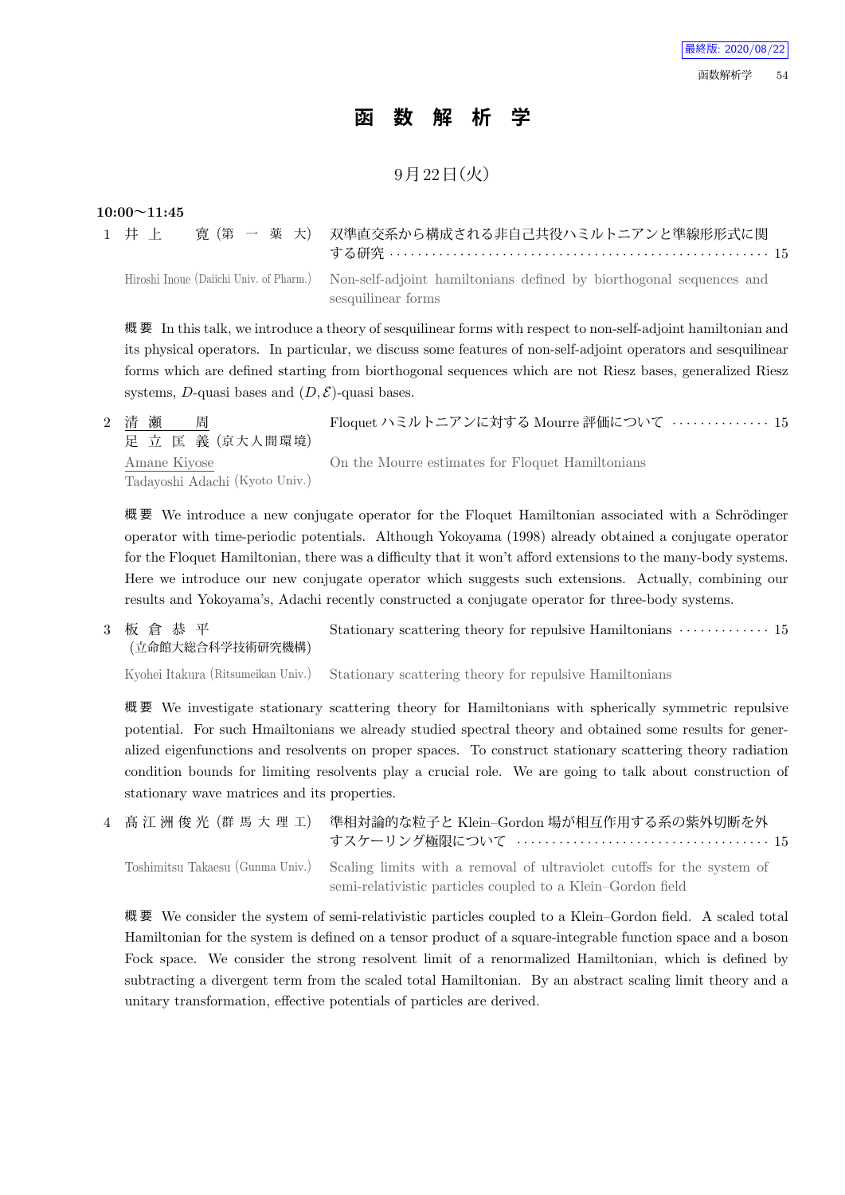# 函数解析学

9月22日(火)

**10:00〜11:45**

1 井上　寛 (第一薬大)　双準直交系から構成される非自己共役ハミルトニアンと準線形形式に関する研究 ････････ 15

Hiroshi Inoue (Daiichi Univ. of Pharm.)　Non-self-adjoint hamiltonians defined by biorthogonal sequences and sesquilinear forms

概要　In this talk, we introduce a theory of sesquilinear forms with respect to non-self-adjoint hamiltonian and its physical operators. In particular, we discuss some features of non-self-adjoint operators and sesquilinear forms which are defined starting from biorthogonal sequences which are not Riesz bases, generalized Riesz systems, $D$-quasi bases and $(D, \mathcal{E})$-quasi bases.

2 清瀬　周
足立匡義 (京大人間環境)　Floquet ハミルトニアンに対する Mourre 評価について ････････ 15

Amane Kiyose
Tadayoshi Adachi (Kyoto Univ.)　On the Mourre estimates for Floquet Hamiltonians

概要　We introduce a new conjugate operator for the Floquet Hamiltonian associated with a Schrödinger operator with time-periodic potentials. Although Yokoyama (1998) already obtained a conjugate operator for the Floquet Hamiltonian, there was a difficulty that it won't afford extensions to the many-body systems. Here we introduce our new conjugate operator which suggests such extensions. Actually, combining our results and Yokoyama's, Adachi recently constructed a conjugate operator for three-body systems.

3 板倉恭平
(立命館大総合科学技術研究機構)　Stationary scattering theory for repulsive Hamiltonians ････････ 15

Kyohei Itakura (Ritsumeikan Univ.)　Stationary scattering theory for repulsive Hamiltonians

概要　We investigate stationary scattering theory for Hamiltonians with spherically symmetric repulsive potential. For such Hmailtonians we already studied spectral theory and obtained some results for generalized eigenfunctions and resolvents on proper spaces. To construct stationary scattering theory radiation condition bounds for limiting resolvents play a crucial role. We are going to talk about construction of stationary wave matrices and its properties.

4 髙江洲俊光 (群馬大理工)　準相対論的な粒子と Klein–Gordon 場が相互作用する系の紫外切断を外すスケーリング極限について ････････ 15

Toshimitsu Takaesu (Gunma Univ.)　Scaling limits with a removal of ultraviolet cutoffs for the system of semi-relativistic particles coupled to a Klein–Gordon field

概要　We consider the system of semi-relativistic particles coupled to a Klein–Gordon field. A scaled total Hamiltonian for the system is defined on a tensor product of a square-integrable function space and a boson Fock space. We consider the strong resolvent limit of a renormalized Hamiltonian, which is defined by subtracting a divergent term from the scaled total Hamiltonian. By an abstract scaling limit theory and a unitary transformation, effective potentials of particles are derived.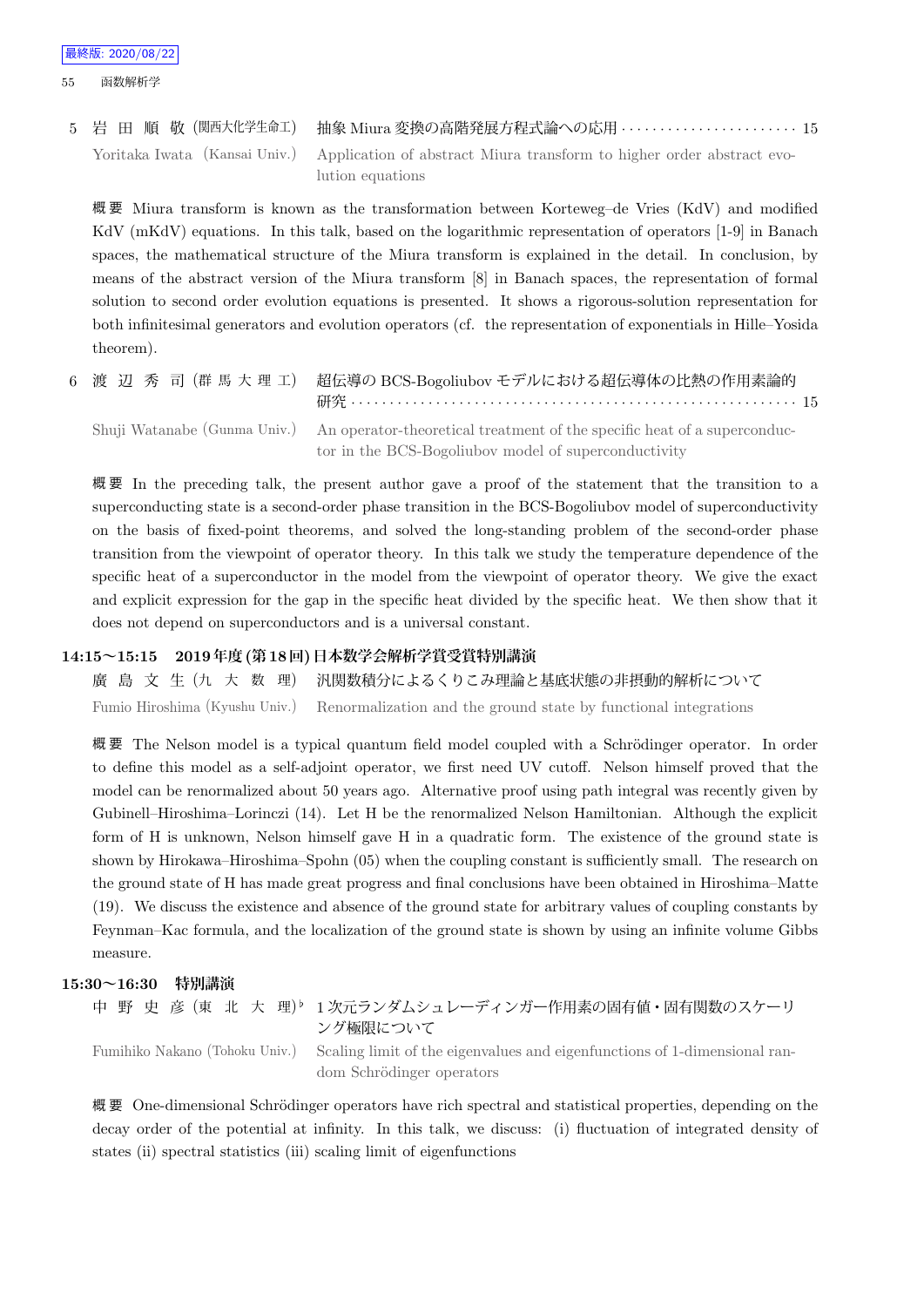最終版: 2020/08/22

5 岩 田 順 敬 (関西大化学生命工) 抽象 Miura 変換の高階発展方程式論への応用 · · · · · · · · · · · · · · · · · · · · · · · 15

Yoritaka Iwata (Kansai Univ.) Application of abstract Miura transform to higher order abstract evolution equations

概要 Miura transform is known as the transformation between Korteweg–de Vries (KdV) and modified KdV (mKdV) equations. In this talk, based on the logarithmic representation of operators [1-9] in Banach spaces, the mathematical structure of the Miura transform is explained in the detail. In conclusion, by means of the abstract version of the Miura transform [8] in Banach spaces, the representation of formal solution to second order evolution equations is presented. It shows a rigorous-solution representation for both infinitesimal generators and evolution operators (cf. the representation of exponentials in Hille–Yosida theorem).

6 渡 辺 秀 司 (群 馬 大 理 工) 超伝導の BCS-Bogoliubov モデルにおける超伝導体の比熱の作用素論的研究 · · · · · · · · · · · · · · · · · · · · · · · · · · · · · · · · · · · · · · · · · · · · · · · · · · · · · · · 15

Shuji Watanabe (Gunma Univ.) An operator-theoretical treatment of the specific heat of a superconductor in the BCS-Bogoliubov model of superconductivity

概要 In the preceding talk, the present author gave a proof of the statement that the transition to a superconducting state is a second-order phase transition in the BCS-Bogoliubov model of superconductivity on the basis of fixed-point theorems, and solved the long-standing problem of the second-order phase transition from the viewpoint of operator theory. In this talk we study the temperature dependence of the specific heat of a superconductor in the model from the viewpoint of operator theory. We give the exact and explicit expression for the gap in the specific heat divided by the specific heat. We then show that it does not depend on superconductors and is a universal constant.

**14:15～15:15 2019 年度 (第 18 回) 日本数学会解析学賞受賞特別講演**

廣 島 文 生 (九 大 数 理) 汎関数積分によるくりこみ理論と基底状態の非摂動的解析について

Fumio Hiroshima (Kyushu Univ.) Renormalization and the ground state by functional integrations

概要 The Nelson model is a typical quantum field model coupled with a Schrödinger operator. In order to define this model as a self-adjoint operator, we first need UV cutoff. Nelson himself proved that the model can be renormalized about 50 years ago. Alternative proof using path integral was recently given by Gubinell–Hiroshima–Lorinczi (14). Let H be the renormalized Nelson Hamiltonian. Although the explicit form of H is unknown, Nelson himself gave H in a quadratic form. The existence of the ground state is shown by Hirokawa–Hiroshima–Spohn (05) when the coupling constant is sufficiently small. The research on the ground state of H has made great progress and final conclusions have been obtained in Hiroshima–Matte (19). We discuss the existence and absence of the ground state for arbitrary values of coupling constants by Feynman–Kac formula, and the localization of the ground state is shown by using an infinite volume Gibbs measure.

**15:30～16:30 特別講演**

中 野 史 彦 (東 北 大 理)♭ 1 次元ランダムシュレーディンガー作用素の固有値・固有関数のスケーリング極限について

Fumihiko Nakano (Tohoku Univ.) Scaling limit of the eigenvalues and eigenfunctions of 1-dimensional random Schrödinger operators

概要 One-dimensional Schrödinger operators have rich spectral and statistical properties, depending on the decay order of the potential at infinity. In this talk, we discuss: (i) fluctuation of integrated density of states (ii) spectral statistics (iii) scaling limit of eigenfunctions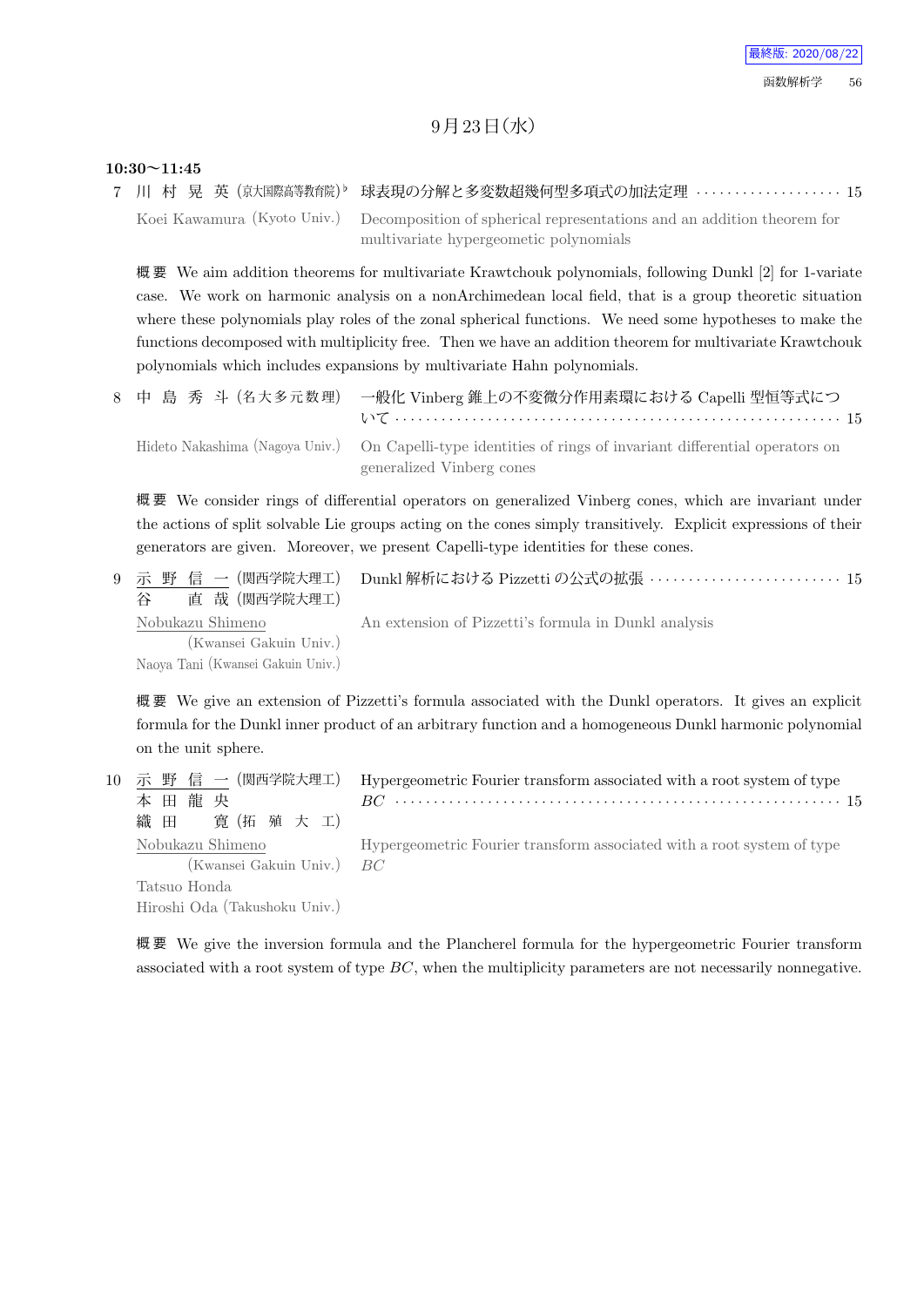## 9月23日(水)

**10:30〜11:45**

7 川 村 晃 英 (京大国際高等教育院)♭ 球表現の分解と多変数超幾何型多項式の加法定理 ・・・・・・・・・・・・・・・・・・・ 15

Koei Kawamura (Kyoto Univ.) Decomposition of spherical representations and an addition theorem for multivariate hypergeometric polynomials

**概要** We aim addition theorems for multivariate Krawtchouk polynomials, following Dunkl [2] for 1-variate case. We work on harmonic analysis on a nonArchimedean local field, that is a group theoretic situation where these polynomials play roles of the zonal spherical functions. We need some hypotheses to make the functions decomposed with multiplicity free. Then we have an addition theorem for multivariate Krawtchouk polynomials which includes expansions by multivariate Hahn polynomials.

8 中 島 秀 斗 (名大多元数理) 一般化 Vinberg 錐上の不変微分作用素環における Capelli 型恒等式について ・・・・・・・・・・・・・・・・・・・・・・・・・・・・・・・・・・・・・・・・・・・・・・・・・・・・・・・・・ 15

Hideto Nakashima (Nagoya Univ.) On Capelli-type identities of rings of invariant differential operators on generalized Vinberg cones

**概要** We consider rings of differential operators on generalized Vinberg cones, which are invariant under the actions of split solvable Lie groups acting on the cones simply transitively. Explicit expressions of their generators are given. Moreover, we present Capelli-type identities for these cones.

9 <u>示 野 信 一</u> (関西学院大理工) Dunkl 解析における Pizzetti の公式の拡張 ・・・・・・・・・・・・・・・・・・・・・・・・ 15
谷 直 哉 (関西学院大理工)

<u>Nobukazu Shimeno</u> (Kwansei Gakuin Univ.) An extension of Pizzetti's formula in Dunkl analysis
Naoya Tani (Kwansei Gakuin Univ.)

**概要** We give an extension of Pizzetti's formula associated with the Dunkl operators. It gives an explicit formula for the Dunkl inner product of an arbitrary function and a homogeneous Dunkl harmonic polynomial on the unit sphere.

10 <u>示 野 信 一</u> (関西学院大理工) Hypergeometric Fourier transform associated with a root system of type $BC$ ・・・・・・・・・・・・・・・・・・・・・・・・・・・・・・・・・・・・・・・・・・・・・・・・・・・・・・・ 15
本 田 龍 央
織 田 寛 (拓 殖 大 工)

<u>Nobukazu Shimeno</u> (Kwansei Gakuin Univ.) Hypergeometric Fourier transform associated with a root system of type $BC$
Tatsuo Honda
Hiroshi Oda (Takushoku Univ.)

**概要** We give the inversion formula and the Plancherel formula for the hypergeometric Fourier transform associated with a root system of type $BC$, when the multiplicity parameters are not necessarily nonnegative.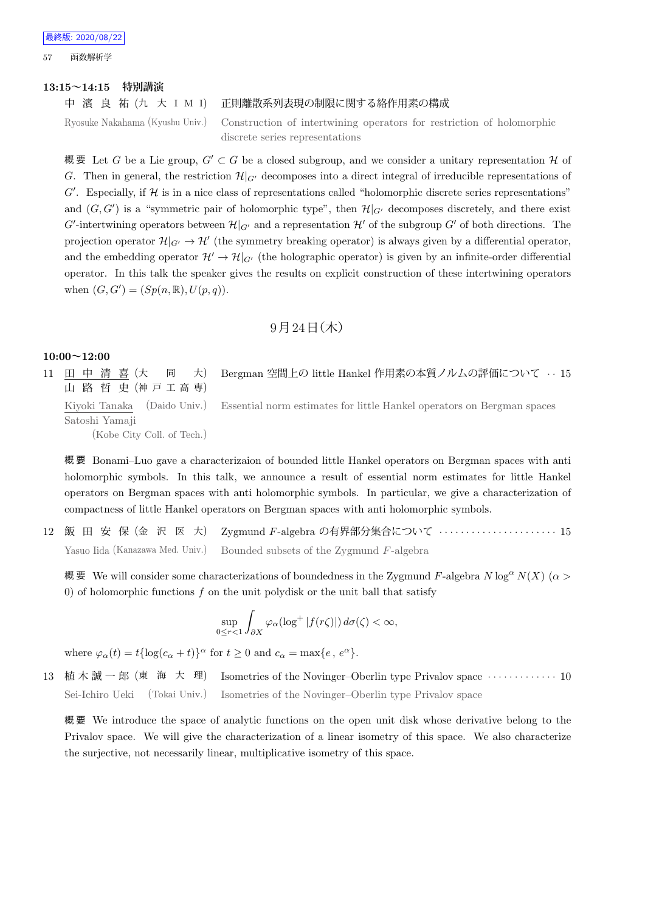最終版: 2020/08/22

**13:15〜14:15　特別講演**

中 濱 良 祐 (九 大 I M I)　正則離散系列表現の制限に関する絡作用素の構成

Ryosuke Nakahama (Kyushu Univ.)　Construction of intertwining operators for restriction of holomorphic discrete series representations

概要 Let $G$ be a Lie group, $G' \subset G$ be a closed subgroup, and we consider a unitary representation $\mathcal{H}$ of $G$. Then in general, the restriction $\mathcal{H}|_{G'}$ decomposes into a direct integral of irreducible representations of $G'$. Especially, if $\mathcal{H}$ is in a nice class of representations called "holomorphic discrete series representations" and $(G, G')$ is a "symmetric pair of holomorphic type", then $\mathcal{H}|_{G'}$ decomposes discretely, and there exist $G'$-intertwining operators between $\mathcal{H}|_{G'}$ and a representation $\mathcal{H}'$ of the subgroup $G'$ of both directions. The projection operator $\mathcal{H}|_{G'} \to \mathcal{H}'$ (the symmetry breaking operator) is always given by a differential operator, and the embedding operator $\mathcal{H}' \to \mathcal{H}|_{G'}$ (the holographic operator) is given by an infinite-order differential operator. In this talk the speaker gives the results on explicit construction of these intertwining operators when $(G, G') = (Sp(n, \mathbb{R}), U(p, q))$.

## 9月24日(木)

**10:00〜12:00**

11　田 中 清 喜 (大　同　大)　山 路 哲 史 (神 戸 工 高 専)　Bergman 空間上の little Hankel 作用素の本質ノルムの評価について ‥ 15

Kiyoki Tanaka (Daido Univ.)　Satoshi Yamaji (Kobe City Coll. of Tech.)　Essential norm estimates for little Hankel operators on Bergman spaces

概要 Bonami–Luo gave a characterizaion of bounded little Hankel operators on Bergman spaces with anti holomorphic symbols. In this talk, we announce a result of essential norm estimates for little Hankel operators on Bergman spaces with anti holomorphic symbols. In particular, we give a characterization of compactness of little Hankel operators on Bergman spaces with anti holomorphic symbols.

12　飯 田 安 保 (金 沢 医 大)　Zygmund $F$-algebra の有界部分集合について ‥‥‥‥‥‥‥‥‥‥‥ 15

Yasuo Iida (Kanazawa Med. Univ.)　Bounded subsets of the Zygmund $F$-algebra

概要 We will consider some characterizations of boundedness in the Zygmund $F$-algebra $N \log^{\alpha} N(X)$ ($\alpha > 0$) of holomorphic functions $f$ on the unit polydisk or the unit ball that satisfy

$$\sup_{0 \le r < 1} \int_{\partial X} \varphi_\alpha(\log^+ |f(r\zeta)|) \, d\sigma(\zeta) < \infty,$$

where $\varphi_\alpha(t) = t\{\log(c_\alpha + t)\}^\alpha$ for $t \geq 0$ and $c_\alpha = \max\{e, e^\alpha\}$.

13　植 木 誠 一 郎 (東 海 大 理)　Isometries of the Novinger–Oberlin type Privalov space ‥‥‥‥‥‥ 10

Sei-Ichiro Ueki (Tokai Univ.)　Isometries of the Novinger–Oberlin type Privalov space

概要 We introduce the space of analytic functions on the open unit disk whose derivative belong to the Privalov space. We will give the characterization of a linear isometry of this space. We also characterize the surjective, not necessarily linear, multiplicative isometry of this space.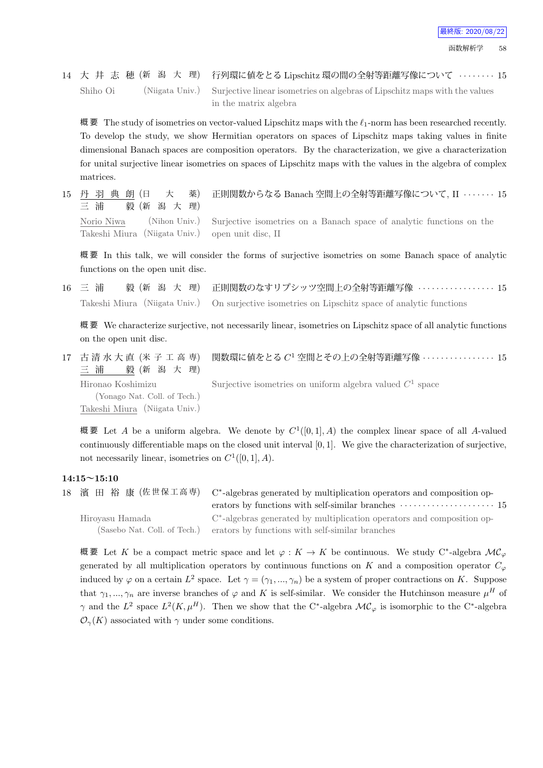14 大 井 志 穂 (新 潟 大 理) 行列環に値をとる Lipschitz 環の間の全射等距離写像について ........ 15

Shiho Oi (Niigata Univ.) Surjective linear isometries on algebras of Lipschitz maps with the values in the matrix algebra

概要 The study of isometries on vector-valued Lipschitz maps with the $\ell_1$-norm has been researched recently. To develop the study, we show Hermitian operators on spaces of Lipschitz maps taking values in finite dimensional Banach spaces are composition operators. By the characterization, we give a characterization for unital surjective linear isometries on spaces of Lipschitz maps with the values in the algebra of complex matrices.

15 丹 羽 典 朗 (日 大 薬) 正則関数からなる Banach 空間上の全射等距離写像について, II ....... 15
三 浦 毅 (新 潟 大 理)

Norio Niwa (Nihon Univ.) Surjective isometries on a Banach space of analytic functions on the open unit disc, II
Takeshi Miura (Niigata Univ.)

概要 In this talk, we will consider the forms of surjective isometries on some Banach space of analytic functions on the open unit disc.

16 三 浦 毅 (新 潟 大 理) 正則関数のなすリプシッツ空間上の全射等距離写像 ................. 15

Takeshi Miura (Niigata Univ.) On surjective isometries on Lipschitz space of analytic functions

概要 We characterize surjective, not necessarily linear, isometries on Lipschitz space of all analytic functions on the open unit disc.

17 古清水大直 (米 子 工 高 専) 関数環に値をとる $C^1$ 空間とその上の全射等距離写像 ................ 15
三 浦 毅 (新 潟 大 理)

Hironao Koshimizu (Yonago Nat. Coll. of Tech.) Surjective isometries on uniform algebra valued $C^1$ space
Takeshi Miura (Niigata Univ.)

概要 Let $A$ be a uniform algebra. We denote by $C^1([0,1],A)$ the complex linear space of all $A$-valued continuously differentiable maps on the closed unit interval $[0,1]$. We give the characterization of surjective, not necessarily linear, isometries on $C^1([0,1],A)$.

**14:15〜15:10**

18 濱 田 裕 康 (佐世保工高専) C*-algebras generated by multiplication operators and composition operators by functions with self-similar branches ..................... 15

Hiroyasu Hamada (Sasebo Nat. Coll. of Tech.) C*-algebras generated by multiplication operators and composition operators by functions with self-similar branches

概要 Let $K$ be a compact metric space and let $\varphi : K \to K$ be continuous. We study C*-algebra $\mathcal{MC}_\varphi$ generated by all multiplication operators by continuous functions on $K$ and a composition operator $C_\varphi$ induced by $\varphi$ on a certain $L^2$ space. Let $\gamma = (\gamma_1, ..., \gamma_n)$ be a system of proper contractions on $K$. Suppose that $\gamma_1, ..., \gamma_n$ are inverse branches of $\varphi$ and $K$ is self-similar. We consider the Hutchinson measure $\mu^H$ of $\gamma$ and the $L^2$ space $L^2(K, \mu^H)$. Then we show that the C*-algebra $\mathcal{MC}_\varphi$ is isomorphic to the C*-algebra $\mathcal{O}_\gamma(K)$ associated with $\gamma$ under some conditions.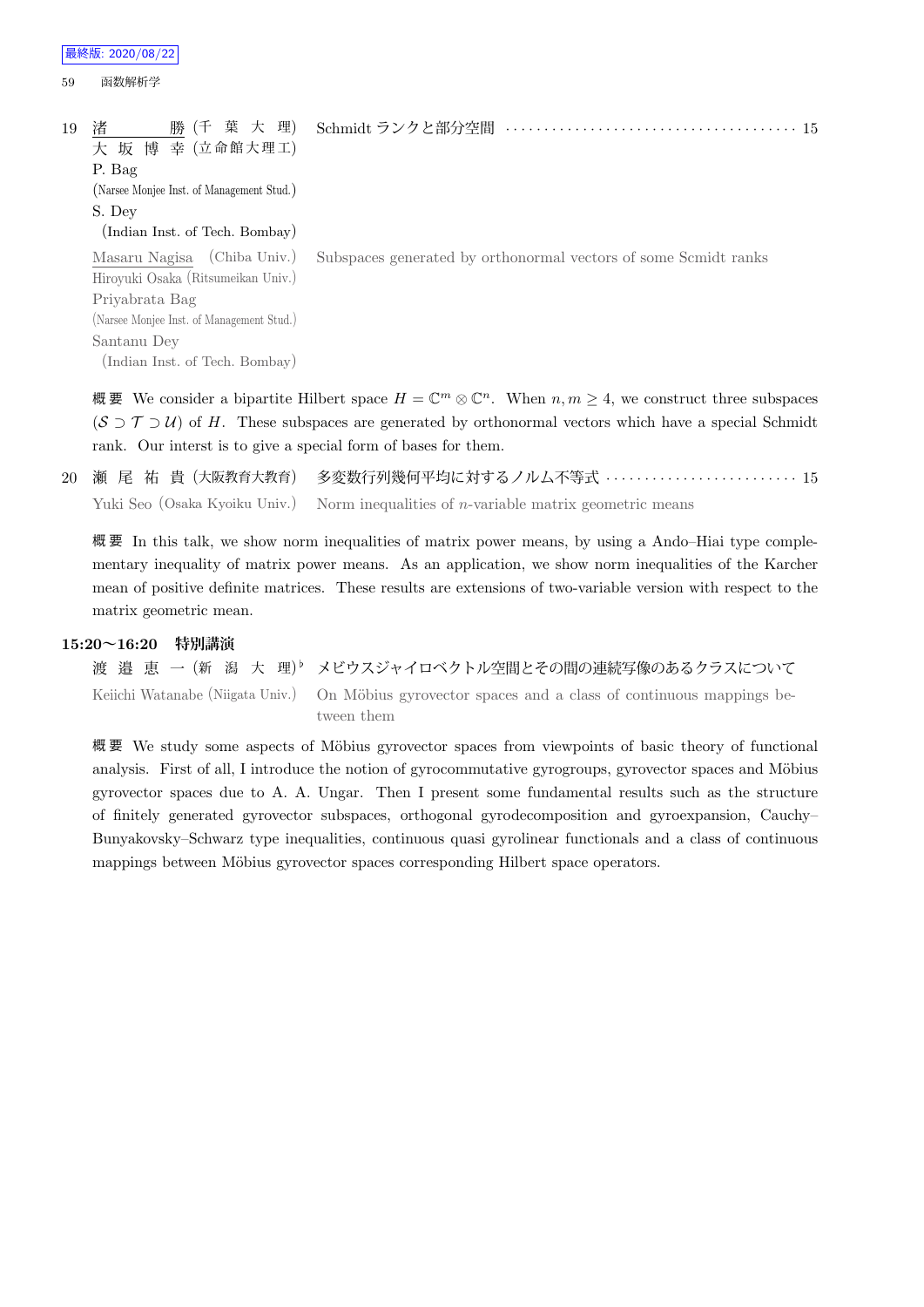19 渚　勝（千葉大理） 大坂博幸（立命館大理工） P. Bag (Narsee Monjee Inst. of Management Stud.) S. Dey (Indian Inst. of Tech. Bombay)　Schmidt ランクと部分空間 ・・・・・・・・・・・・・・・・・・・・・・・・ 15

Masaru Nagisa (Chiba Univ.) Hiroyuki Osaka (Ritsumeikan Univ.) Priyabrata Bag (Narsee Monjee Inst. of Management Stud.) Santanu Dey (Indian Inst. of Tech. Bombay)　Subspaces generated by orthonormal vectors of some Scmidt ranks

概要 We consider a bipartite Hilbert space $H = \mathbb{C}^m \otimes \mathbb{C}^n$. When $n, m \geq 4$, we construct three subspaces $(\mathcal{S} \supset \mathcal{T} \supset \mathcal{U})$ of $H$. These subspaces are generated by orthonormal vectors which have a special Schmidt rank. Our interst is to give a special form of bases for them.

20 瀬尾祐貴（大阪教育大教育）　多変数行列幾何平均に対するノルム不等式 ・・・・・・・・・・・・・・・・ 15

Yuki Seo (Osaka Kyoiku Univ.)　Norm inequalities of $n$-variable matrix geometric means

概要 In this talk, we show norm inequalities of matrix power means, by using a Ando–Hiai type complementary inequality of matrix power means. As an application, we show norm inequalities of the Karcher mean of positive definite matrices. These results are extensions of two-variable version with respect to the matrix geometric mean.

**15:20～16:20　特別講演**

渡邉恵一（新潟大理）♭　メビウスジャイロベクトル空間とその間の連続写像のあるクラスについて

Keiichi Watanabe (Niigata Univ.)　On Möbius gyrovector spaces and a class of continuous mappings between them

概要 We study some aspects of Möbius gyrovector spaces from viewpoints of basic theory of functional analysis. First of all, I introduce the notion of gyrocommutative gyrogroups, gyrovector spaces and Möbius gyrovector spaces due to A. A. Ungar. Then I present some fundamental results such as the structure of finitely generated gyrovector subspaces, orthogonal gyrodecomposition and gyroexpansion, Cauchy–Bunyakovsky–Schwarz type inequalities, continuous quasi gyrolinear functionals and a class of continuous mappings between Möbius gyrovector spaces corresponding Hilbert space operators.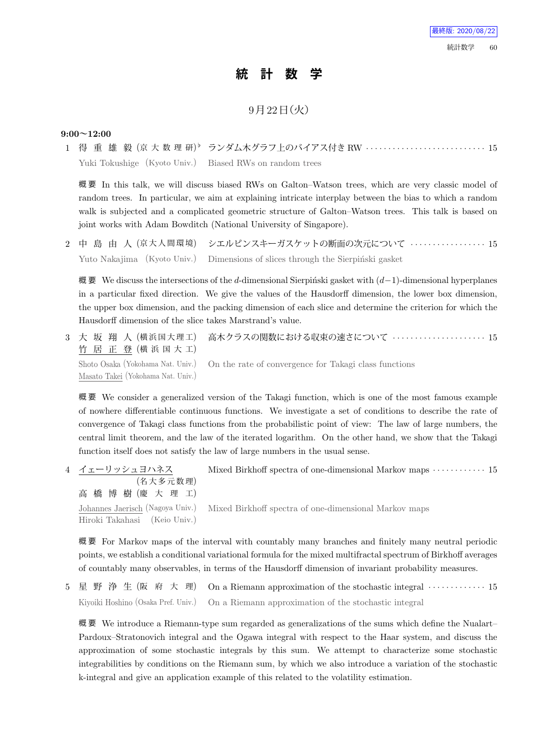# 統 計 数 学

9月22日(火)

**9:00〜12:00**

1 得重雄毅 (京大数理研)[♭] ランダム木グラフ上のバイアス付き RW ··· 15

Yuki Tokushige (Kyoto Univ.) Biased RWs on random trees

概要 In this talk, we will discuss biased RWs on Galton–Watson trees, which are very classic model of random trees. In particular, we aim at explaining intricate interplay between the bias to which a random walk is subjected and a complicated geometric structure of Galton–Watson trees. This talk is based on joint works with Adam Bowditch (National University of Singapore).

2 中島由人 (京大人間環境) シエルピンスキーガスケットの断面の次元について ··· 15

Yuto Nakajima (Kyoto Univ.) Dimensions of slices through the Sierpiński gasket

概要 We discuss the intersections of the $d$-dimensional Sierpiński gasket with $(d-1)$-dimensional hyperplanes in a particular fixed direction. We give the values of the Hausdorff dimension, the lower box dimension, the upper box dimension, and the packing dimension of each slice and determine the criterion for which the Hausdorff dimension of the slice takes Marstrand's value.

3 大坂翔人 (横浜国大理工) 高木クラスの関数における収束の速さについて ··· 15
竹居正登 (横浜国大工)

Shoto Osaka (Yokohama Nat. Univ.) On the rate of convergence for Takagi class functions
Masato Takei (Yokohama Nat. Univ.)

概要 We consider a generalized version of the Takagi function, which is one of the most famous example of nowhere differentiable continuous functions. We investigate a set of conditions to describe the rate of convergence of Takagi class functions from the probabilistic point of view: The law of large numbers, the central limit theorem, and the law of the iterated logarithm. On the other hand, we show that the Takagi function itself does not satisfy the law of large numbers in the usual sense.

4 イェーリッシュヨハネス (名大多元数理) Mixed Birkhoff spectra of one-dimensional Markov maps ··· 15
高橋博樹 (慶大理工)

Johannes Jaerisch (Nagoya Univ.) Mixed Birkhoff spectra of one-dimensional Markov maps
Hiroki Takahasi (Keio Univ.)

概要 For Markov maps of the interval with countably many branches and finitely many neutral periodic points, we establish a conditional variational formula for the mixed multifractal spectrum of Birkhoff averages of countably many observables, in terms of the Hausdorff dimension of invariant probability measures.

5 星野浄生 (阪府大理) On a Riemann approximation of the stochastic integral ··· 15

Kiyoiki Hoshino (Osaka Pref. Univ.) On a Riemann approximation of the stochastic integral

概要 We introduce a Riemann-type sum regarded as generalizations of the sums which define the Nualart–Pardoux–Stratonovich integral and the Ogawa integral with respect to the Haar system, and discuss the approximation of some stochastic integrals by this sum. We attempt to characterize some stochastic integrabilities by conditions on the Riemann sum, by which we also introduce a variation of the stochastic k-integral and give an application example of this related to the volatility estimation.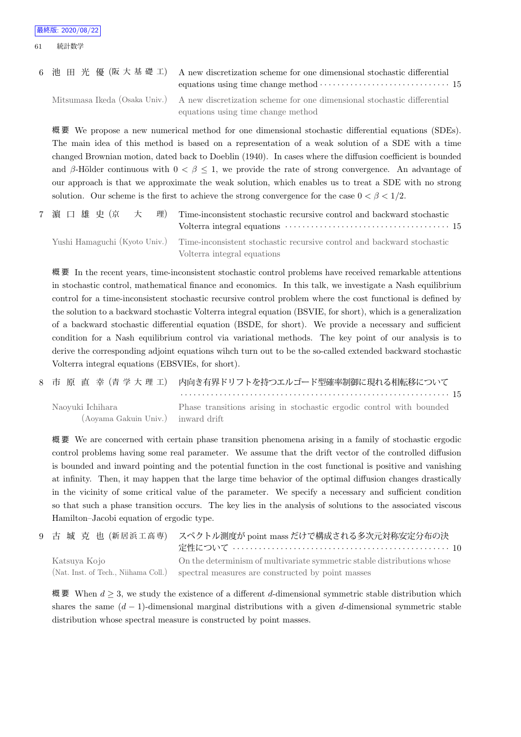6 池田光優 (阪大基礎工) A new discretization scheme for one dimensional stochastic differential equations using time change method ・・・・・・・・・・・・・・・・・・・・・・・・・・・・・・ 15

Mitsumasa Ikeda (Osaka Univ.) A new discretization scheme for one dimensional stochastic differential equations using time change method

概要 We propose a new numerical method for one dimensional stochastic differential equations (SDEs). The main idea of this method is based on a representation of a weak solution of a SDE with a time changed Brownian motion, dated back to Doeblin (1940). In cases where the diffusion coefficient is bounded and $\beta$-Hölder continuous with $0 < \beta \leq 1$, we provide the rate of strong convergence. An advantage of our approach is that we approximate the weak solution, which enables us to treat a SDE with no strong solution. Our scheme is the first to achieve the strong convergence for the case $0 < \beta < 1/2$.

7 濵口雄史 (京大理) Time-inconsistent stochastic recursive control and backward stochastic Volterra integral equations ・・・・・・・・・・・・・・・・・・・・・・・・・・・・・・・・・・・・・ 15

Yushi Hamaguchi (Kyoto Univ.) Time-inconsistent stochastic recursive control and backward stochastic Volterra integral equations

概要 In the recent years, time-inconsistent stochastic control problems have received remarkable attentions in stochastic control, mathematical finance and economics. In this talk, we investigate a Nash equilibrium control for a time-inconsistent stochastic recursive control problem where the cost functional is defined by the solution to a backward stochastic Volterra integral equation (BSVIE, for short), which is a generalization of a backward stochastic differential equation (BSDE, for short). We provide a necessary and sufficient condition for a Nash equilibrium control via variational methods. The key point of our analysis is to derive the corresponding adjoint equations wihch turn out to be the so-called extended backward stochastic Volterra integral equations (EBSVIEs, for short).

8 市原直幸 (青学大理工) 内向き有界ドリフトを持つエルゴード型確率制御に現れる相転移について ・・・・・・・・・・・・・・・・・・・・・・・・・・・・・・・・・・・・・・・・・・・・・・・・・・・・・・・・・・・・・ 15

Naoyuki Ichihara (Aoyama Gakuin Univ.) Phase transitions arising in stochastic ergodic control with bounded inward drift

概要 We are concerned with certain phase transition phenomena arising in a family of stochastic ergodic control problems having some real parameter. We assume that the drift vector of the controlled diffusion is bounded and inward pointing and the potential function in the cost functional is positive and vanishing at infinity. Then, it may happen that the large time behavior of the optimal diffusion changes drastically in the vicinity of some critical value of the parameter. We specify a necessary and sufficient condition so that such a phase transition occurs. The key lies in the analysis of solutions to the associated viscous Hamilton–Jacobi equation of ergodic type.

9 古城克也 (新居浜工高専) スペクトル測度が point mass だけで構成される多次元対称安定分布の決定性について ・・・・・・・・・・・・・・・・・・・・・・・・・・・・・・・・・・・・・・・・・・・・・・・・ 10

Katsuya Kojo (Nat. Inst. of Tech., Niihama Coll.) On the determinism of multivariate symmetric stable distributions whose spectral measures are constructed by point masses

概要 When $d \geq 3$, we study the existence of a different $d$-dimensional symmetric stable distribution which shares the same $(d-1)$-dimensional marginal distributions with a given $d$-dimensional symmetric stable distribution whose spectral measure is constructed by point masses.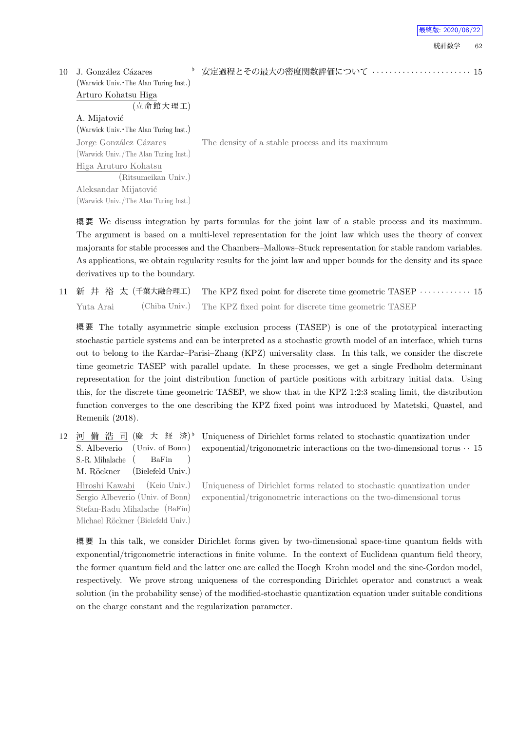10 J. González Cázares (Warwick Univ.・The Alan Turing Inst.) ♭ 安定過程とその最大の密度関数評価について ······················· 15
Arturo Kohatsu Higa (立命館大理工)
A. Mijatović (Warwick Univ.・The Alan Turing Inst.)

Jorge González Cázares (Warwick Univ./The Alan Turing Inst.) The density of a stable process and its maximum
Higa Aruturo Kohatsu (Ritsumeikan Univ.)
Aleksandar Mijatović (Warwick Univ./The Alan Turing Inst.)

**概要** We discuss integration by parts formulas for the joint law of a stable process and its maximum. The argument is based on a multi-level representation for the joint law which uses the theory of convex majorants for stable processes and the Chambers–Mallows–Stuck representation for stable random variables. As applications, we obtain regularity results for the joint law and upper bounds for the density and its space derivatives up to the boundary.

11 新 井 裕 太 (千葉大融合理工) The KPZ fixed point for discrete time geometric TASEP ············ 15
Yuta Arai (Chiba Univ.) The KPZ fixed point for discrete time geometric TASEP

**概要** The totally asymmetric simple exclusion process (TASEP) is one of the prototypical interacting stochastic particle systems and can be interpreted as a stochastic growth model of an interface, which turns out to belong to the Kardar–Parisi–Zhang (KPZ) universality class. In this talk, we consider the discrete time geometric TASEP with parallel update. In these processes, we get a single Fredholm determinant representation for the joint distribution function of particle positions with arbitrary initial data. Using this, for the discrete time geometric TASEP, we show that in the KPZ 1:2:3 scaling limit, the distribution function converges to the one describing the KPZ fixed point was introduced by Matetski, Quastel, and Remenik (2018).

12 河 備 浩 司 (慶 大 経 済) ♭ Uniqueness of Dirichlet forms related to stochastic quantization under exponential/trigonometric interactions on the two-dimensional torus ·· 15
S. Albeverio (Univ. of Bonn)
S.-R. Mihalache (BaFin)
M. Röckner (Bielefeld Univ.)

Hiroshi Kawabi (Keio Univ.) Uniqueness of Dirichlet forms related to stochastic quantization under exponential/trigonometric interactions on the two-dimensional torus
Sergio Albeverio (Univ. of Bonn)
Stefan-Radu Mihalache (BaFin)
Michael Röckner (Bielefeld Univ.)

**概要** In this talk, we consider Dirichlet forms given by two-dimensional space-time quantum fields with exponential/trigonometric interactions in finite volume. In the context of Euclidean quantum field theory, the former quantum field and the latter one are called the Hoegh–Krohn model and the sine-Gordon model, respectively. We prove strong uniqueness of the corresponding Dirichlet operator and construct a weak solution (in the probability sense) of the modified-stochastic quantization equation under suitable conditions on the charge constant and the regularization parameter.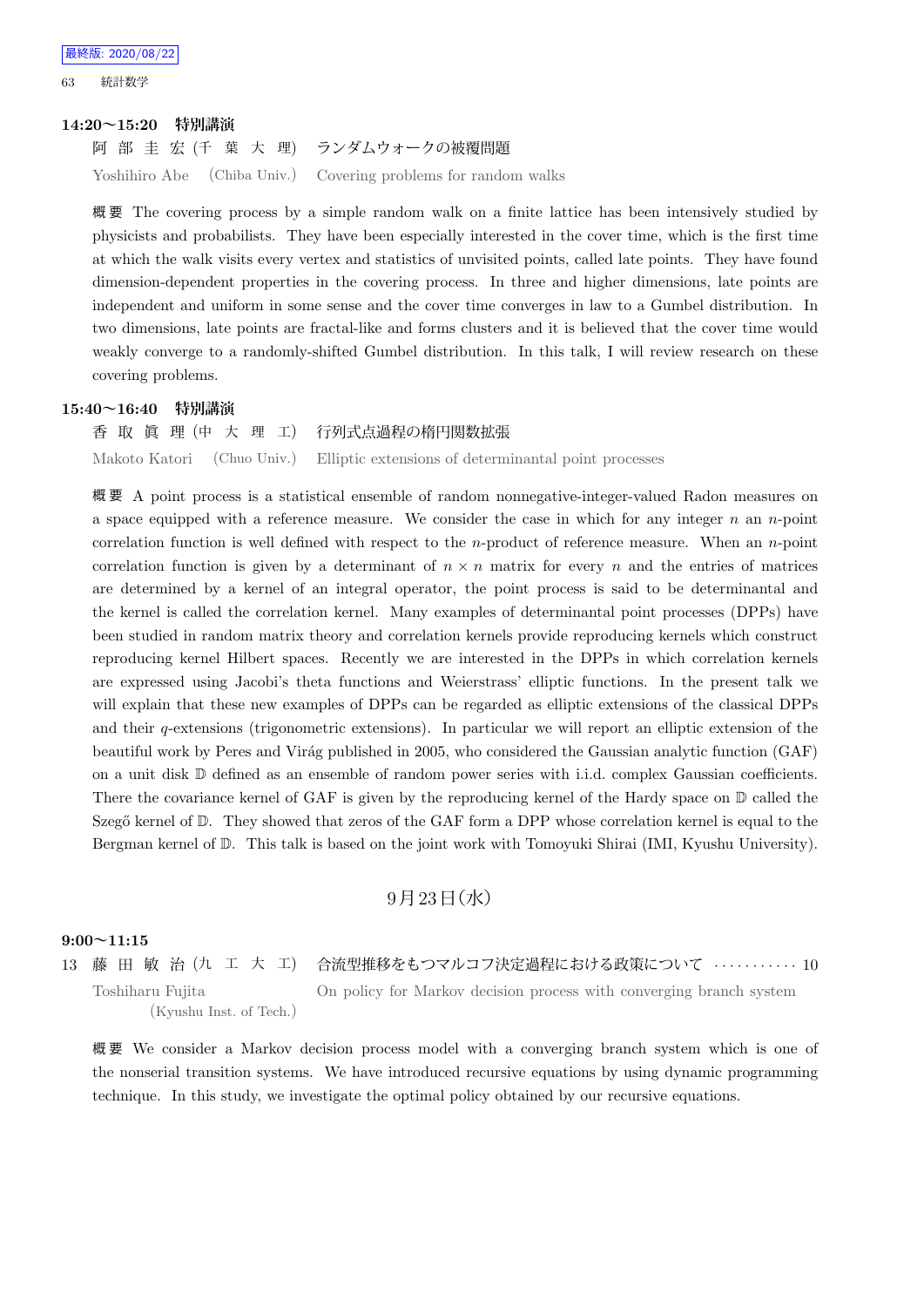### 14:20〜15:20　特別講演

阿部圭宏 (千葉大理)　ランダムウォークの被覆問題

Yoshihiro Abe (Chiba Univ.)　Covering problems for random walks

概要　The covering process by a simple random walk on a finite lattice has been intensively studied by physicists and probabilists. They have been especially interested in the cover time, which is the first time at which the walk visits every vertex and statistics of unvisited points, called late points. They have found dimension-dependent properties in the covering process. In three and higher dimensions, late points are independent and uniform in some sense and the cover time converges in law to a Gumbel distribution. In two dimensions, late points are fractal-like and forms clusters and it is believed that the cover time would weakly converge to a randomly-shifted Gumbel distribution. In this talk, I will review research on these covering problems.

### 15:40〜16:40　特別講演

香取眞理 (中大理工)　行列式点過程の楕円関数拡張

Makoto Katori (Chuo Univ.)　Elliptic extensions of determinantal point processes

概要　A point process is a statistical ensemble of random nonnegative-integer-valued Radon measures on a space equipped with a reference measure. We consider the case in which for any integer $n$ an $n$-point correlation function is well defined with respect to the $n$-product of reference measure. When an $n$-point correlation function is given by a determinant of $n \times n$ matrix for every $n$ and the entries of matrices are determined by a kernel of an integral operator, the point process is said to be determinantal and the kernel is called the correlation kernel. Many examples of determinantal point processes (DPPs) have been studied in random matrix theory and correlation kernels provide reproducing kernels which construct reproducing kernel Hilbert spaces. Recently we are interested in the DPPs in which correlation kernels are expressed using Jacobi's theta functions and Weierstrass' elliptic functions. In the present talk we will explain that these new examples of DPPs can be regarded as elliptic extensions of the classical DPPs and their $q$-extensions (trigonometric extensions). In particular we will report an elliptic extension of the beautiful work by Peres and Virág published in 2005, who considered the Gaussian analytic function (GAF) on a unit disk $\mathbb{D}$ defined as an ensemble of random power series with i.i.d. complex Gaussian coefficients. There the covariance kernel of GAF is given by the reproducing kernel of the Hardy space on $\mathbb{D}$ called the Szegő kernel of $\mathbb{D}$. They showed that zeros of the GAF form a DPP whose correlation kernel is equal to the Bergman kernel of $\mathbb{D}$. This talk is based on the joint work with Tomoyuki Shirai (IMI, Kyushu University).

## 9月23日(水)

### 9:00〜11:15

13　藤田敏治 (九工大工)　合流型推移をもつマルコフ決定過程における政策について ･･･････････ 10

Toshiharu Fujita (Kyushu Inst. of Tech.)　On policy for Markov decision process with converging branch system

概要　We consider a Markov decision process model with a converging branch system which is one of the nonserial transition systems. We have introduced recursive equations by using dynamic programming technique. In this study, we investigate the optimal policy obtained by our recursive equations.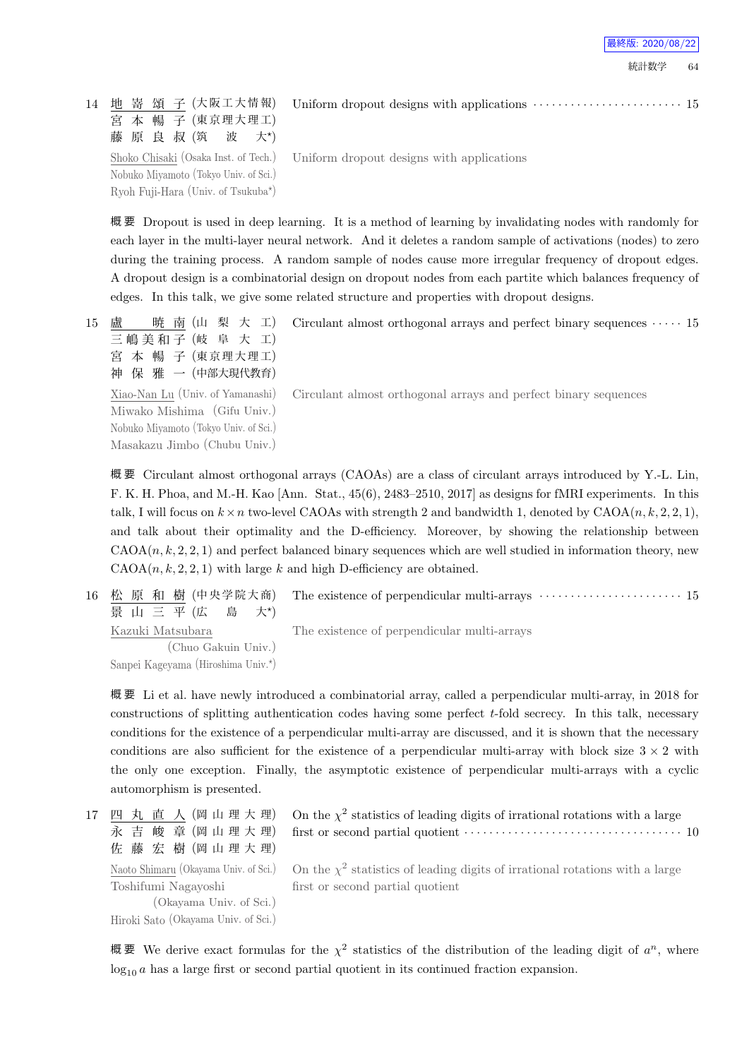14 地嵜頌子 (大阪工大情報) 宮本暢子 (東京理大理工) 藤原良叔 (筑波大*) Uniform dropout designs with applications ⋯⋯⋯⋯⋯⋯⋯⋯ 15

Shoko Chisaki (Osaka Inst. of Tech.) Nobuko Miyamoto (Tokyo Univ. of Sci.) Ryoh Fuji-Hara (Univ. of Tsukuba*) Uniform dropout designs with applications

**概要** Dropout is used in deep learning. It is a method of learning by invalidating nodes with randomly for each layer in the multi-layer neural network. And it deletes a random sample of activations (nodes) to zero during the training process. A random sample of nodes cause more irregular frequency of dropout edges. A dropout design is a combinatorial design on dropout nodes from each partite which balances frequency of edges. In this talk, we give some related structure and properties with dropout designs.

15 盧暁南 (山梨大工) 三嶋美和子 (岐阜大工) 宮本暢子 (東京理大理工) 神保雅一 (中部大現代教育) Circulant almost orthogonal arrays and perfect binary sequences ⋯⋯ 15

Xiao-Nan Lu (Univ. of Yamanashi) Miwako Mishima (Gifu Univ.) Nobuko Miyamoto (Tokyo Univ. of Sci.) Masakazu Jimbo (Chubu Univ.) Circulant almost orthogonal arrays and perfect binary sequences

**概要** Circulant almost orthogonal arrays (CAOAs) are a class of circulant arrays introduced by Y.-L. Lin, F. K. H. Phoa, and M.-H. Kao [Ann. Stat., 45(6), 2483–2510, 2017] as designs for fMRI experiments. In this talk, I will focus on $k \times n$ two-level CAOAs with strength 2 and bandwidth 1, denoted by $\mathrm{CAOA}(n, k, 2, 2, 1)$, and talk about their optimality and the D-efficiency. Moreover, by showing the relationship between $\mathrm{CAOA}(n, k, 2, 2, 1)$ and perfect balanced binary sequences which are well studied in information theory, new $\mathrm{CAOA}(n, k, 2, 2, 1)$ with large $k$ and high D-efficiency are obtained.

16 松原和樹 (中央学院大商) 景山三平 (広島大*) The existence of perpendicular multi-arrays ⋯⋯⋯⋯⋯⋯⋯⋯ 15

Kazuki Matsubara (Chuo Gakuin Univ.) Sanpei Kageyama (Hiroshima Univ.*) The existence of perpendicular multi-arrays

**概要** Li et al. have newly introduced a combinatorial array, called a perpendicular multi-array, in 2018 for constructions of splitting authentication codes having some perfect $t$-fold secrecy. In this talk, necessary conditions for the existence of a perpendicular multi-array are discussed, and it is shown that the necessary conditions are also sufficient for the existence of a perpendicular multi-array with block size $3 \times 2$ with the only one exception. Finally, the asymptotic existence of perpendicular multi-arrays with a cyclic automorphism is presented.

17 四丸直人 (岡山理大理) 永吉峻章 (岡山理大理) 佐藤宏樹 (岡山理大理) On the $\chi^2$ statistics of leading digits of irrational rotations with a large first or second partial quotient ⋯⋯⋯⋯⋯⋯⋯⋯⋯⋯⋯ 10

Naoto Shimaru (Okayama Univ. of Sci.) Toshifumi Nagayoshi (Okayama Univ. of Sci.) Hiroki Sato (Okayama Univ. of Sci.) On the $\chi^2$ statistics of leading digits of irrational rotations with a large first or second partial quotient

**概要** We derive exact formulas for the $\chi^2$ statistics of the distribution of the leading digit of $a^n$, where $\log_{10} a$ has a large first or second partial quotient in its continued fraction expansion.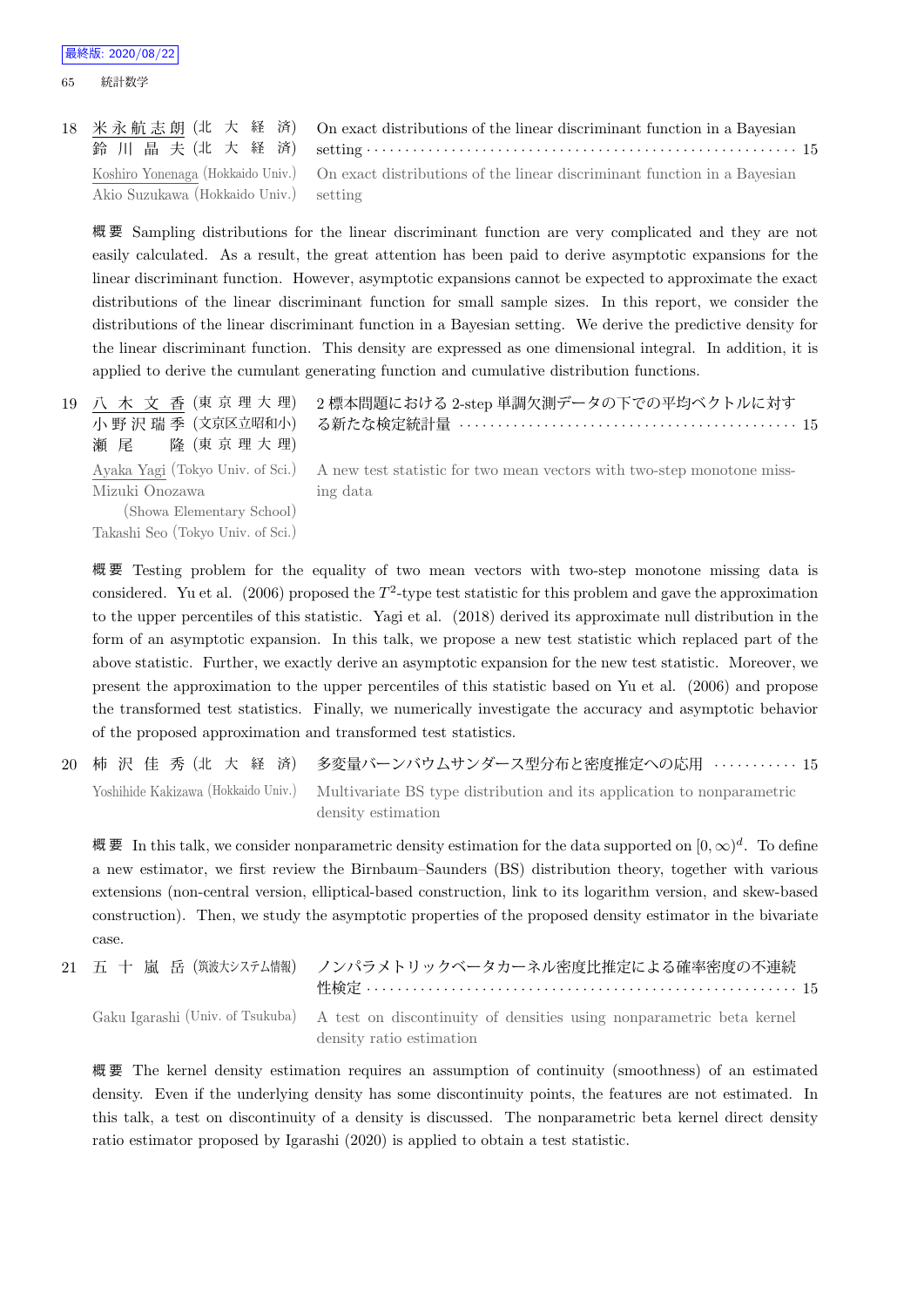18 米永航志朗 (北大経済) On exact distributions of the linear discriminant function in a Bayesian
鈴川晶夫 (北大経済) setting ・・・・・・・・・・・・・・・・・・・・・・・・・・・・・・・・・・・・・・・・・・・・・・・・・・・・・・・ 15

Koshiro Yonenaga (Hokkaido Univ.)
Akio Suzukawa (Hokkaido Univ.)
On exact distributions of the linear discriminant function in a Bayesian setting

**概要** Sampling distributions for the linear discriminant function are very complicated and they are not easily calculated. As a result, the great attention has been paid to derive asymptotic expansions for the linear discriminant function. However, asymptotic expansions cannot be expected to approximate the exact distributions of the linear discriminant function for small sample sizes. In this report, we consider the distributions of the linear discriminant function in a Bayesian setting. We derive the predictive density for the linear discriminant function. This density are expressed as one dimensional integral. In addition, it is applied to derive the cumulant generating function and cumulative distribution functions.

19 八木文香 (東京理大理)
小野沢瑞季 (文京区立昭和小)
瀬尾隆 (東京理大理)
2 標本問題における 2-step 単調欠測データの下での平均ベクトルに対する新たな検定統計量 ・・・・・・・・・・・・・・・・・・・・・・・・・・・・・・・・・・・・・・・・・・ 15

Ayaka Yagi (Tokyo Univ. of Sci.)
Mizuki Onozawa (Showa Elementary School)
Takashi Seo (Tokyo Univ. of Sci.)
A new test statistic for two mean vectors with two-step monotone missing data

**概要** Testing problem for the equality of two mean vectors with two-step monotone missing data is considered. Yu et al. (2006) proposed the $T^2$-type test statistic for this problem and gave the approximation to the upper percentiles of this statistic. Yagi et al. (2018) derived its approximate null distribution in the form of an asymptotic expansion. In this talk, we propose a new test statistic which replaced part of the above statistic. Further, we exactly derive an asymptotic expansion for the new test statistic. Moreover, we present the approximation to the upper percentiles of this statistic based on Yu et al. (2006) and propose the transformed test statistics. Finally, we numerically investigate the accuracy and asymptotic behavior of the proposed approximation and transformed test statistics.

20 柿沢佳秀 (北大経済) 多変量バーンバウムサンダース型分布と密度推定への応用 ・・・・・・・・・・・ 15

Yoshihide Kakizawa (Hokkaido Univ.)
Multivariate BS type distribution and its application to nonparametric density estimation

**概要** In this talk, we consider nonparametric density estimation for the data supported on $[0, \infty)^d$. To define a new estimator, we first review the Birnbaum–Saunders (BS) distribution theory, together with various extensions (non-central version, elliptical-based construction, link to its logarithm version, and skew-based construction). Then, we study the asymptotic properties of the proposed density estimator in the bivariate case.

21 五十嵐岳 (筑波大システム情報) ノンパラメトリックベータカーネル密度比推定による確率密度の不連続性検定 ・・・・・・・・・・・・・・・・・・・・・・・・・・・・・・・・・・・・・・・・・・・・・・・・・・・・・ 15

Gaku Igarashi (Univ. of Tsukuba)
A test on discontinuity of densities using nonparametric beta kernel density ratio estimation

**概要** The kernel density estimation requires an assumption of continuity (smoothness) of an estimated density. Even if the underlying density has some discontinuity points, the features are not estimated. In this talk, a test on discontinuity of a density is discussed. The nonparametric beta kernel direct density ratio estimator proposed by Igarashi (2020) is applied to obtain a test statistic.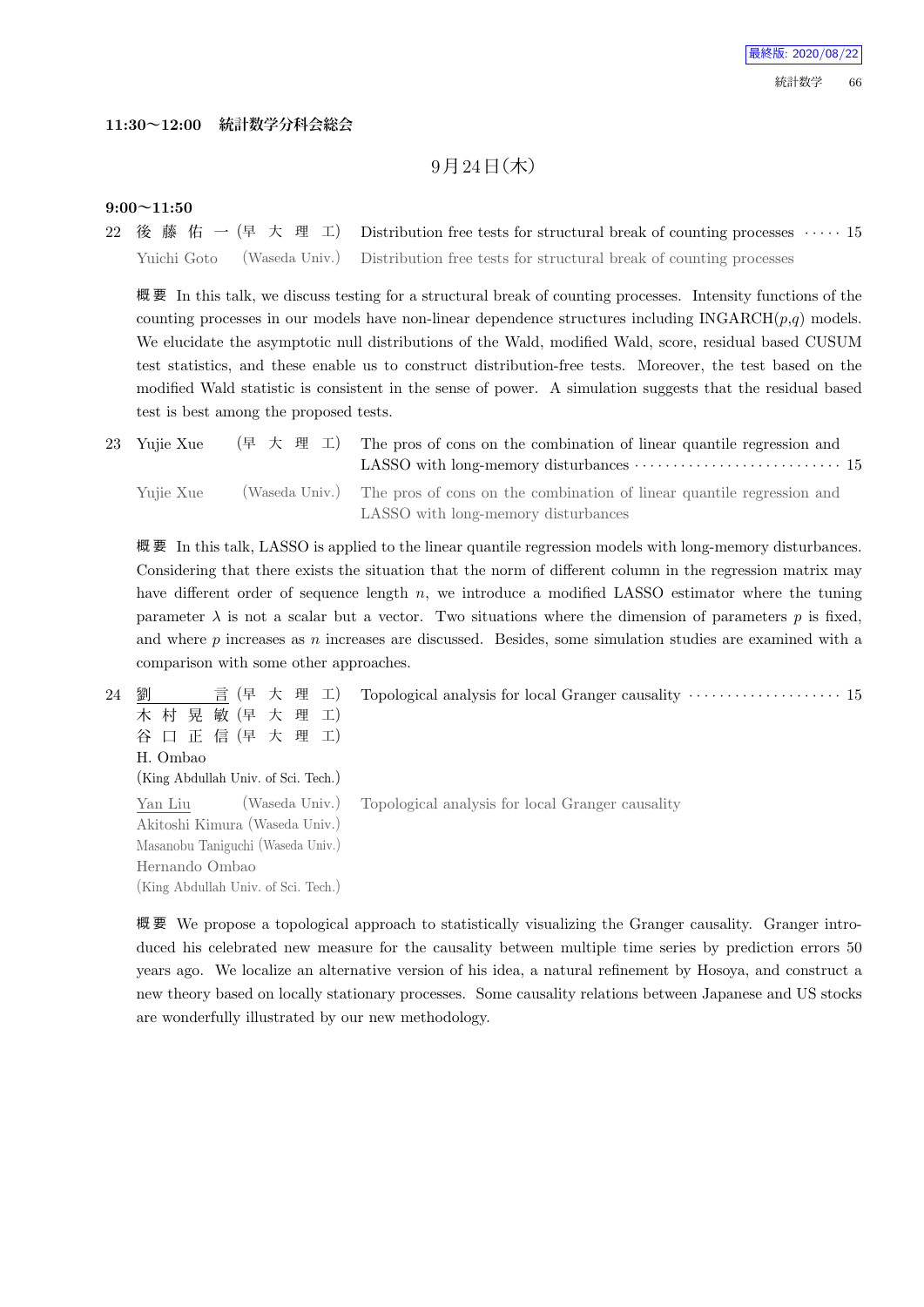**11:30〜12:00　統計数学分科会総会**

## 9月24日(木)

**9:00〜11:50**

22　後藤佑一 (早大理工)　Distribution free tests for structural break of counting processes ····· 15

Yuichi Goto　(Waseda Univ.)　Distribution free tests for structural break of counting processes

**概要** In this talk, we discuss testing for a structural break of counting processes. Intensity functions of the counting processes in our models have non-linear dependence structures including INGARCH($p$,$q$) models. We elucidate the asymptotic null distributions of the Wald, modified Wald, score, residual based CUSUM test statistics, and these enable us to construct distribution-free tests. Moreover, the test based on the modified Wald statistic is consistent in the sense of power. A simulation suggests that the residual based test is best among the proposed tests.

23　Yujie Xue (早大理工)　The pros of cons on the combination of linear quantile regression and LASSO with long-memory disturbances ····· 15

Yujie Xue　(Waseda Univ.)　The pros of cons on the combination of linear quantile regression and LASSO with long-memory disturbances

**概要** In this talk, LASSO is applied to the linear quantile regression models with long-memory disturbances. Considering that there exists the situation that the norm of different column in the regression matrix may have different order of sequence length $n$, we introduce a modified LASSO estimator where the tuning parameter $\lambda$ is not a scalar but a vector. Two situations where the dimension of parameters $p$ is fixed, and where $p$ increases as $n$ increases are discussed. Besides, some simulation studies are examined with a comparison with some other approaches.

24　劉言 (早大理工)　Topological analysis for local Granger causality ····· 15
木村晃敏 (早大理工)
谷口正信 (早大理工)
H. Ombao
(King Abdullah Univ. of Sci. Tech.)

Yan Liu (Waseda Univ.)　Topological analysis for local Granger causality
Akitoshi Kimura (Waseda Univ.)
Masanobu Taniguchi (Waseda Univ.)
Hernando Ombao
(King Abdullah Univ. of Sci. Tech.)

**概要** We propose a topological approach to statistically visualizing the Granger causality. Granger introduced his celebrated new measure for the causality between multiple time series by prediction errors 50 years ago. We localize an alternative version of his idea, a natural refinement by Hosoya, and construct a new theory based on locally stationary processes. Some causality relations between Japanese and US stocks are wonderfully illustrated by our new methodology.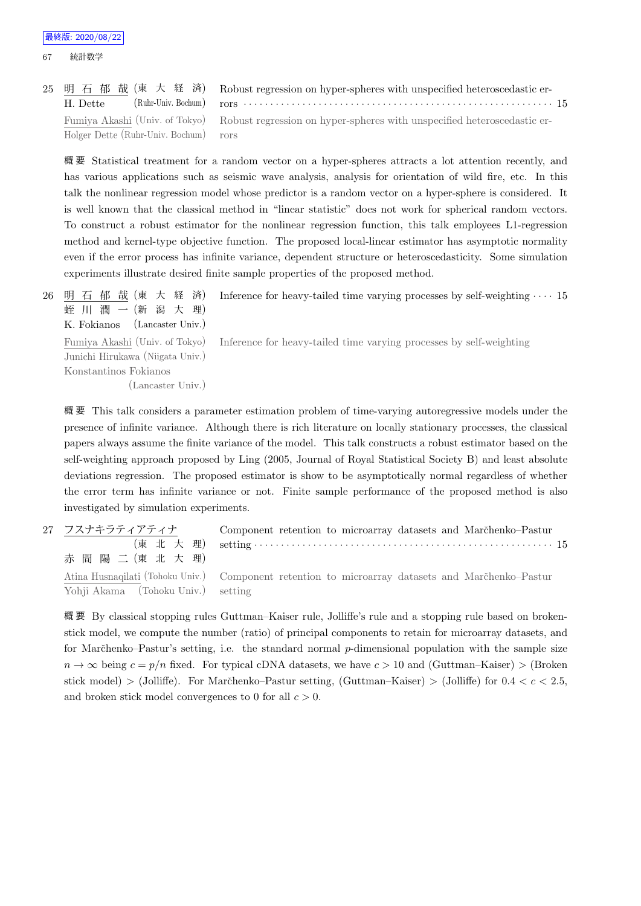25 明石郁哉 (東大経済)　Robust regression on hyper-spheres with unspecified heteroscedastic errors ······ 15
H. Dette (Ruhr-Univ. Bochum)

Fumiya Akashi (Univ. of Tokyo)　Robust regression on hyper-spheres with unspecified heteroscedastic errors
Holger Dette (Ruhr-Univ. Bochum)

**概要** Statistical treatment for a random vector on a hyper-spheres attracts a lot attention recently, and has various applications such as seismic wave analysis, analysis for orientation of wild fire, etc. In this talk the nonlinear regression model whose predictor is a random vector on a hyper-sphere is considered. It is well known that the classical method in "linear statistic" does not work for spherical random vectors. To construct a robust estimator for the nonlinear regression function, this talk employees L1-regression method and kernel-type objective function. The proposed local-linear estimator has asymptotic normality even if the error process has infinite variance, dependent structure or heteroscedasticity. Some simulation experiments illustrate desired finite sample properties of the proposed method.

26 明石郁哉 (東大経済)　Inference for heavy-tailed time varying processes by self-weighting ······ 15
蛭川潤一 (新潟大理)
K. Fokianos (Lancaster Univ.)

Fumiya Akashi (Univ. of Tokyo)　Inference for heavy-tailed time varying processes by self-weighting
Junichi Hirukawa (Niigata Univ.)
Konstantinos Fokianos (Lancaster Univ.)

**概要** This talk considers a parameter estimation problem of time-varying autoregressive models under the presence of infinite variance. Although there is rich literature on locally stationary processes, the classical papers always assume the finite variance of the model. This talk constructs a robust estimator based on the self-weighting approach proposed by Ling (2005, Journal of Royal Statistical Society B) and least absolute deviations regression. The proposed estimator is show to be asymptotically normal regardless of whether the error term has infinite variance or not. Finite sample performance of the proposed method is also investigated by simulation experiments.

27 フスナキラティアティナ (東北大理)　Component retention to microarray datasets and Marčhenko–Pastur setting ······ 15
赤間陽二 (東北大理)

Atina Husnaqilati (Tohoku Univ.)　Component retention to microarray datasets and Marčhenko–Pastur setting
Yohji Akama (Tohoku Univ.)

**概要** By classical stopping rules Guttman–Kaiser rule, Jolliffe's rule and a stopping rule based on broken-stick model, we compute the number (ratio) of principal components to retain for microarray datasets, and for Marčhenko–Pastur's setting, i.e. the standard normal $p$-dimensional population with the sample size $n \to \infty$ being $c = p/n$ fixed. For typical cDNA datasets, we have $c > 10$ and (Guttman–Kaiser) > (Broken stick model) > (Jolliffe). For Marčhenko–Pastur setting, (Guttman–Kaiser) > (Jolliffe) for $0.4 < c < 2.5$, and broken stick model convergences to 0 for all $c > 0$.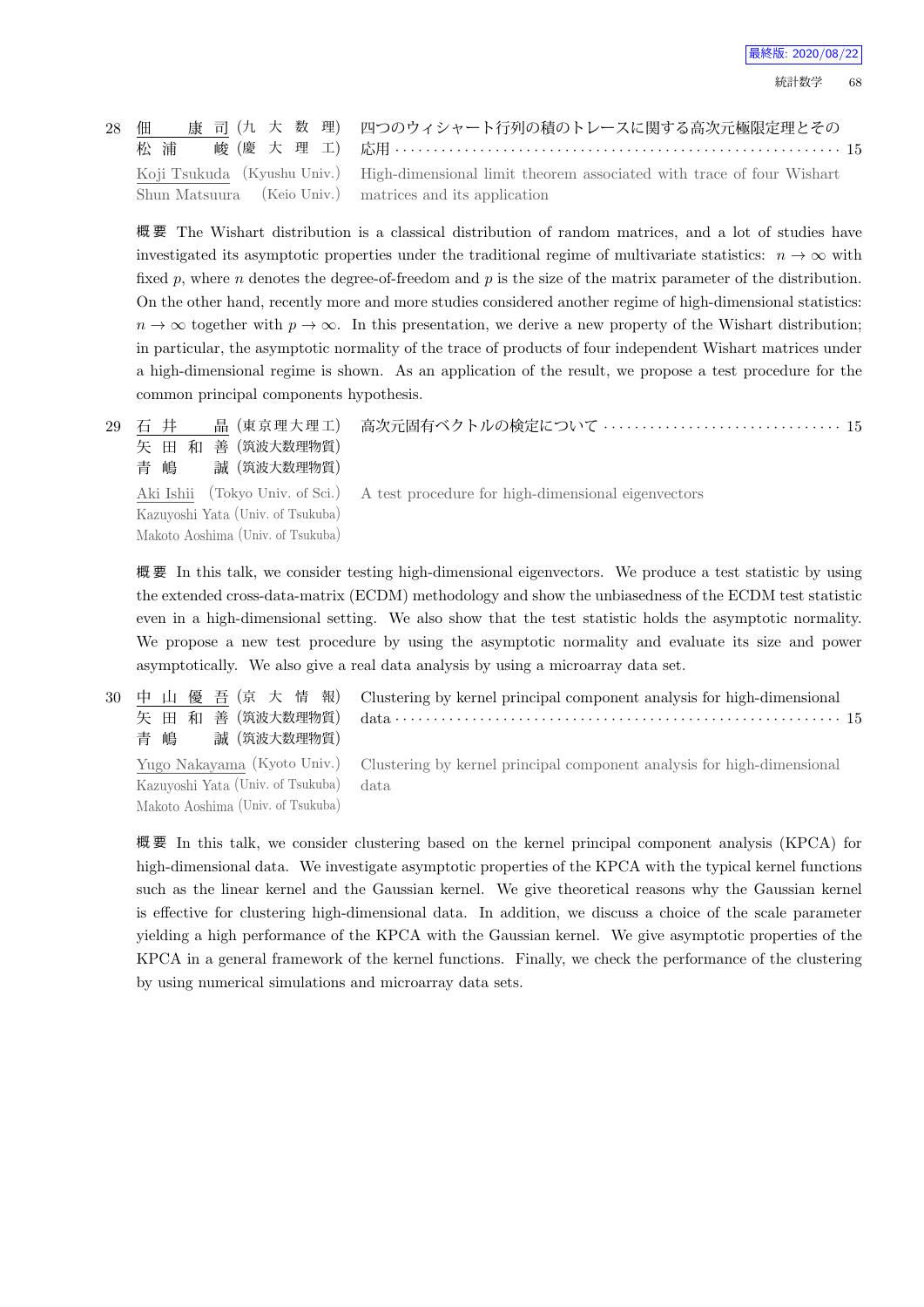28 佃　康司 (九大数理)　四つのウィシャート行列の積のトレースに関する高次元極限定理とその
松浦　峻 (慶大理工)　応用 ········································ 15

Koji Tsukuda (Kyushu Univ.)　High-dimensional limit theorem associated with trace of four Wishart
Shun Matsuura (Keio Univ.)　matrices and its application

**概要** The Wishart distribution is a classical distribution of random matrices, and a lot of studies have investigated its asymptotic properties under the traditional regime of multivariate statistics: $n \to \infty$ with fixed $p$, where $n$ denotes the degree-of-freedom and $p$ is the size of the matrix parameter of the distribution. On the other hand, recently more and more studies considered another regime of high-dimensional statistics: $n \to \infty$ together with $p \to \infty$. In this presentation, we derive a new property of the Wishart distribution; in particular, the asymptotic normality of the trace of products of four independent Wishart matrices under a high-dimensional regime is shown. As an application of the result, we propose a test procedure for the common principal components hypothesis.

29 石井　晶 (東京理大理工)　高次元固有ベクトルの検定について ·························· 15
矢田和善 (筑波大数理物質)
青嶋　誠 (筑波大数理物質)

Aki Ishii (Tokyo Univ. of Sci.)　A test procedure for high-dimensional eigenvectors
Kazuyoshi Yata (Univ. of Tsukuba)
Makoto Aoshima (Univ. of Tsukuba)

**概要** In this talk, we consider testing high-dimensional eigenvectors. We produce a test statistic by using the extended cross-data-matrix (ECDM) methodology and show the unbiasedness of the ECDM test statistic even in a high-dimensional setting. We also show that the test statistic holds the asymptotic normality. We propose a new test procedure by using the asymptotic normality and evaluate its size and power asymptotically. We also give a real data analysis by using a microarray data set.

30 中山優吾 (京大情報)　Clustering by kernel principal component analysis for high-dimensional
矢田和善 (筑波大数理物質)　data ········································ 15
青嶋　誠 (筑波大数理物質)

Yugo Nakayama (Kyoto Univ.)　Clustering by kernel principal component analysis for high-dimensional
Kazuyoshi Yata (Univ. of Tsukuba)　data
Makoto Aoshima (Univ. of Tsukuba)

**概要** In this talk, we consider clustering based on the kernel principal component analysis (KPCA) for high-dimensional data. We investigate asymptotic properties of the KPCA with the typical kernel functions such as the linear kernel and the Gaussian kernel. We give theoretical reasons why the Gaussian kernel is effective for clustering high-dimensional data. In addition, we discuss a choice of the scale parameter yielding a high performance of the KPCA with the Gaussian kernel. We give asymptotic properties of the KPCA in a general framework of the kernel functions. Finally, we check the performance of the clustering by using numerical simulations and microarray data sets.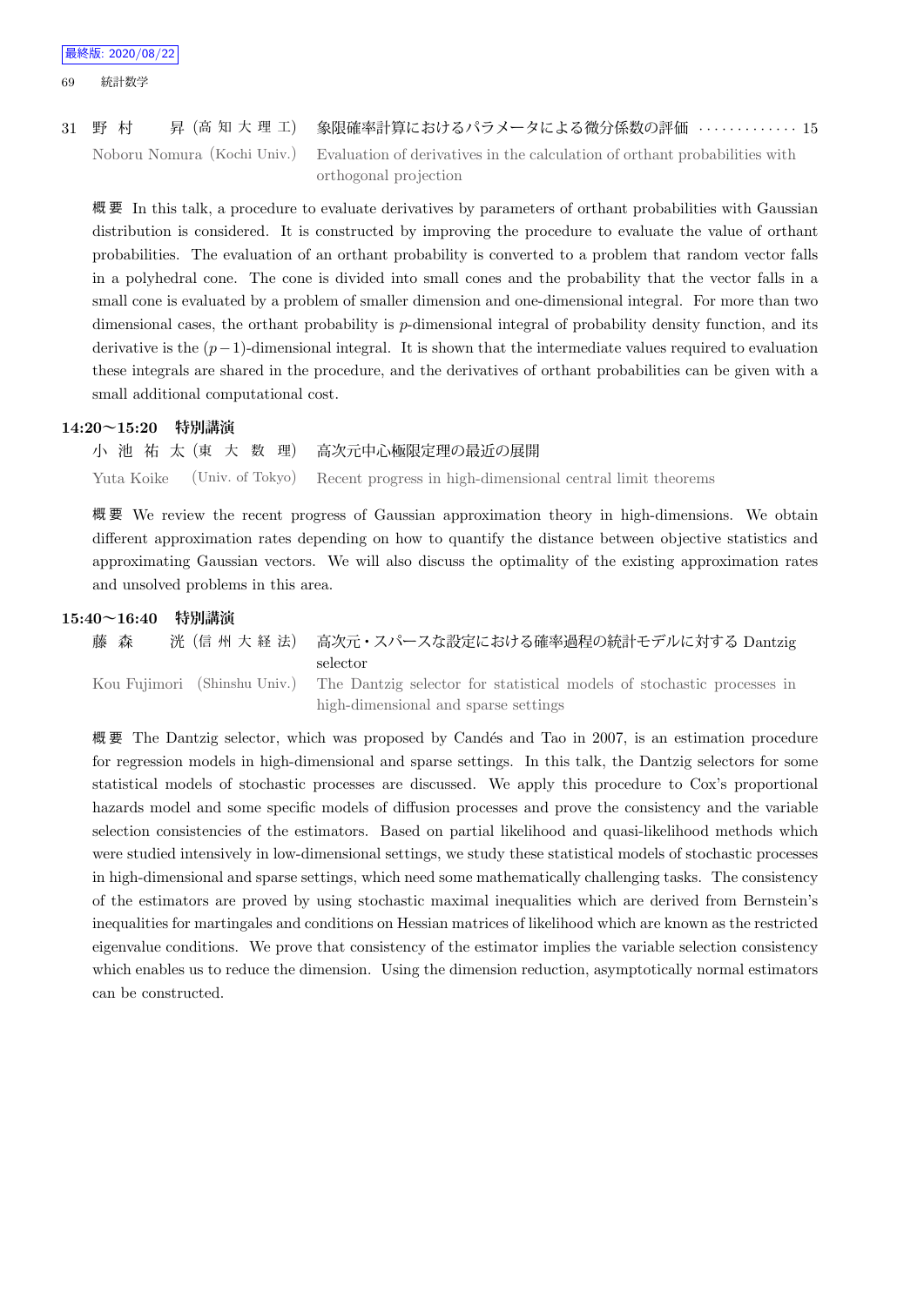31 野 村　　昇 (高 知 大 理 工)　象限確率計算におけるパラメータによる微分係数の評価 ············· 15

Noboru Nomura (Kochi Univ.)　Evaluation of derivatives in the calculation of orthant probabilities with orthogonal projection

概 要 In this talk, a procedure to evaluate derivatives by parameters of orthant probabilities with Gaussian distribution is considered. It is constructed by improving the procedure to evaluate the value of orthant probabilities. The evaluation of an orthant probability is converted to a problem that random vector falls in a polyhedral cone. The cone is divided into small cones and the probability that the vector falls in a small cone is evaluated by a problem of smaller dimension and one-dimensional integral. For more than two dimensional cases, the orthant probability is $p$-dimensional integral of probability density function, and its derivative is the $(p-1)$-dimensional integral. It is shown that the intermediate values required to evaluation these integrals are shared in the procedure, and the derivatives of orthant probabilities can be given with a small additional computational cost.

**14:20〜15:20　特別講演**

小 池 祐 太 (東　大　数　理)　高次元中心極限定理の最近の展開

Yuta Koike　(Univ. of Tokyo)　Recent progress in high-dimensional central limit theorems

概 要 We review the recent progress of Gaussian approximation theory in high-dimensions. We obtain different approximation rates depending on how to quantify the distance between objective statistics and approximating Gaussian vectors. We will also discuss the optimality of the existing approximation rates and unsolved problems in this area.

**15:40〜16:40　特別講演**

藤 森　　洸 (信 州 大 経 法)　高次元・スパースな設定における確率過程の統計モデルに対する Dantzig selector

Kou Fujimori (Shinshu Univ.)　The Dantzig selector for statistical models of stochastic processes in high-dimensional and sparse settings

概 要 The Dantzig selector, which was proposed by Candés and Tao in 2007, is an estimation procedure for regression models in high-dimensional and sparse settings. In this talk, the Dantzig selectors for some statistical models of stochastic processes are discussed. We apply this procedure to Cox's proportional hazards model and some specific models of diffusion processes and prove the consistency and the variable selection consistencies of the estimators. Based on partial likelihood and quasi-likelihood methods which were studied intensively in low-dimensional settings, we study these statistical models of stochastic processes in high-dimensional and sparse settings, which need some mathematically challenging tasks. The consistency of the estimators are proved by using stochastic maximal inequalities which are derived from Bernstein's inequalities for martingales and conditions on Hessian matrices of likelihood which are known as the restricted eigenvalue conditions. We prove that consistency of the estimator implies the variable selection consistency which enables us to reduce the dimension. Using the dimension reduction, asymptotically normal estimators can be constructed.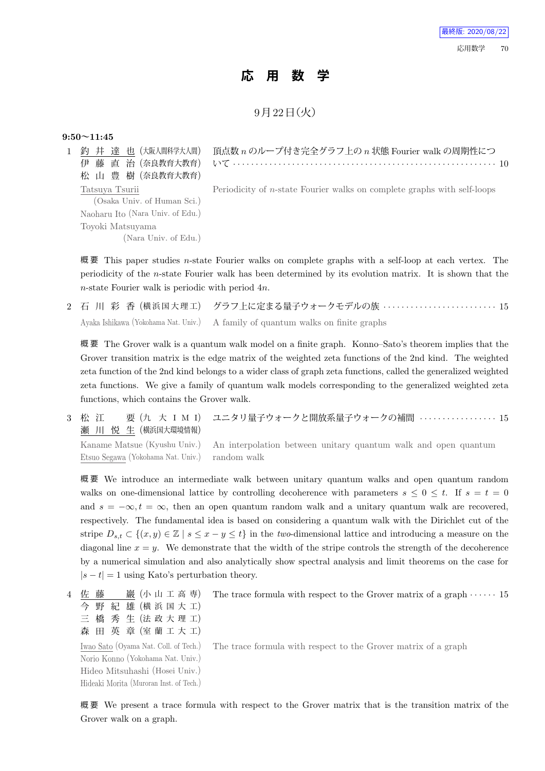最終版: 2020/08/22

# 応 用 数 学

9月22日(火)

**9:50〜11:45**

1 釣 井 達 也 (大阪人間科学大人間) 伊 藤 直 治 (奈良教育大教育) 松 山 豊 樹 (奈良教育大教育)
頂点数 $n$ のループ付き完全グラフ上の $n$ 状態 Fourier walk の周期性について · · · · · · · · · · · · · · · · · · · · · · · · · · · · · · · · · · · · · · · · · · · · · · · · · · · · · · · · · · 10

Tatsuya Tsurii (Osaka Univ. of Human Sci.) Naoharu Ito (Nara Univ. of Edu.) Toyoki Matsuyama (Nara Univ. of Edu.)
Periodicity of $n$-state Fourier walks on complete graphs with self-loops

概要 This paper studies $n$-state Fourier walks on complete graphs with a self-loop at each vertex. The periodicity of the $n$-state Fourier walk has been determined by its evolution matrix. It is shown that the $n$-state Fourier walk is periodic with period $4n$.

2 石 川 彩 香 (横浜国大理工) グラフ上に定まる量子ウォークモデルの族 · · · · · · · · · · · · · · · · · · · · · · · · · 15

Ayaka Ishikawa (Yokohama Nat. Univ.) A family of quantum walks on finite graphs

概要 The Grover walk is a quantum walk model on a finite graph. Konno–Sato's theorem implies that the Grover transition matrix is the edge matrix of the weighted zeta functions of the 2nd kind. The weighted zeta function of the 2nd kind belongs to a wider class of graph zeta functions, called the generalized weighted zeta functions. We give a family of quantum walk models corresponding to the generalized weighted zeta functions, which contains the Grover walk.

3 松 江 要 (九 大 I M I) 瀬 川 悦 生 (横浜国大環境情報) ユニタリ量子ウォークと開放系量子ウォークの補間 · · · · · · · · · · · · · · · · · 15

Kaname Matsue (Kyushu Univ.) Etsuo Segawa (Yokohama Nat. Univ.) An interpolation between unitary quantum walk and open quantum random walk

概要 We introduce an intermediate walk between unitary quantum walks and open quantum random walks on one-dimensional lattice by controlling decoherence with parameters $s \le 0 \le t$. If $s = t = 0$ and $s = -\infty, t = \infty$, then an open quantum random walk and a unitary quantum walk are recovered, respectively. The fundamental idea is based on considering a quantum walk with the Dirichlet cut of the stripe $D_{s,t} \subset \{(x,y) \in \mathbb{Z} \mid s \le x - y \le t\}$ in the *two*-dimensional lattice and introducing a measure on the diagonal line $x = y$. We demonstrate that the width of the stripe controls the strength of the decoherence by a numerical simulation and also analytically show spectral analysis and limit theorems on the case for $|s - t| = 1$ using Kato's perturbation theory.

4 佐 藤 巖 (小 山 工 高 専) 今 野 紀 雄 (横 浜 国 大 工) 三 橋 秀 生 (法 政 大 理 工) 森 田 英 章 (室 蘭 工 大 工)
The trace formula with respect to the Grover matrix of a graph · · · · · · 15

Iwao Sato (Oyama Nat. Coll. of Tech.) Norio Konno (Yokohama Nat. Univ.) Hideo Mitsuhashi (Hosei Univ.) Hideaki Morita (Muroran Inst. of Tech.)
The trace formula with respect to the Grover matrix of a graph

概要 We present a trace formula with respect to the Grover matrix that is the transition matrix of the Grover walk on a graph.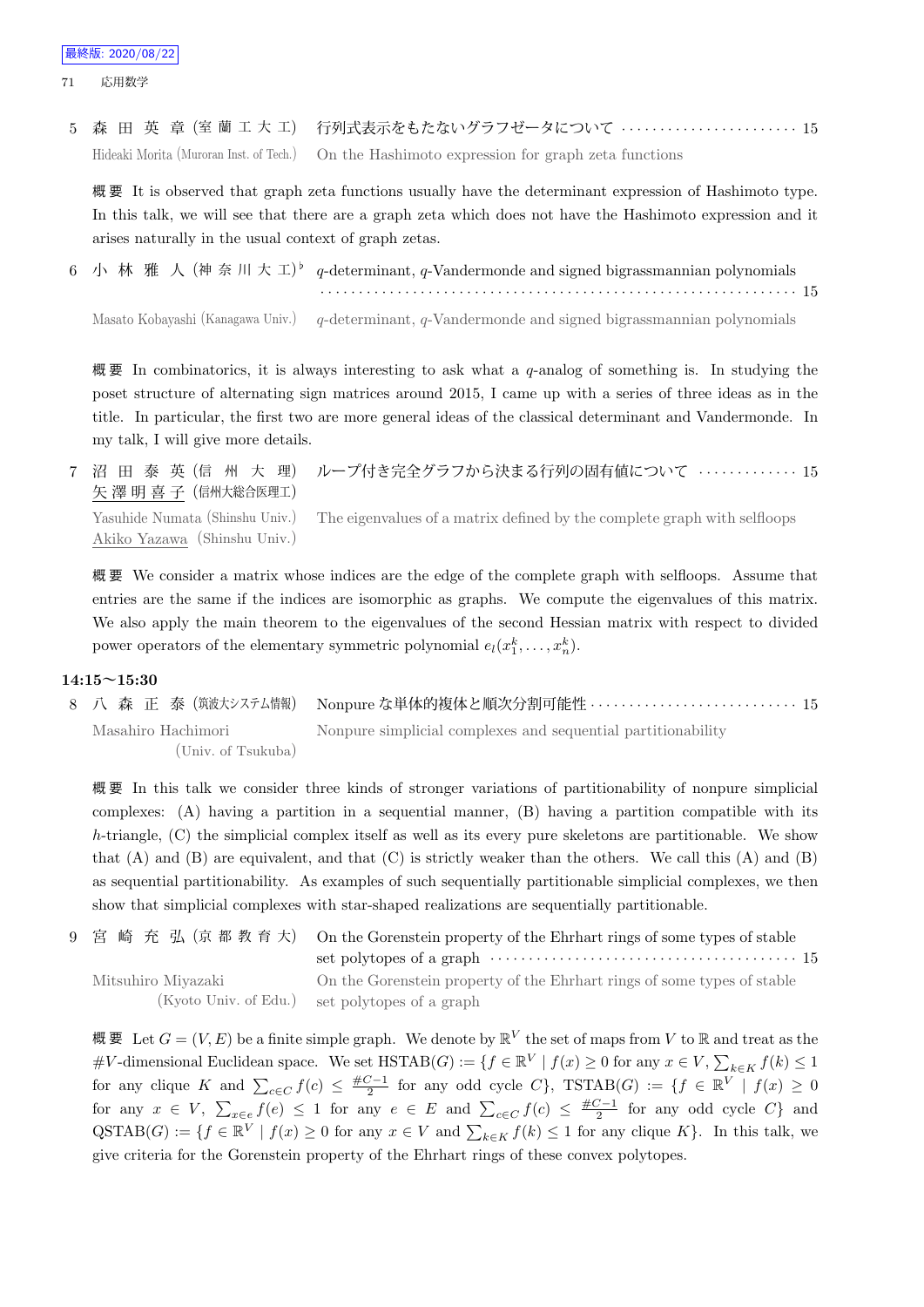5 森田英章 (室蘭工大工) 行列式表示をもたないグラフゼータについて ……………………… 15

Hideaki Morita (Muroran Inst. of Tech.) On the Hashimoto expression for graph zeta functions

概要 It is observed that graph zeta functions usually have the determinant expression of Hashimoto type. In this talk, we will see that there are a graph zeta which does not have the Hashimoto expression and it arises naturally in the usual context of graph zetas.

6 小林雅人 (神奈川大工)[♭] $q$-determinant, $q$-Vandermonde and signed bigrassmannian polynomials ……………………………………………………………… 15

Masato Kobayashi (Kanagawa Univ.) $q$-determinant, $q$-Vandermonde and signed bigrassmannian polynomials

概要 In combinatorics, it is always interesting to ask what a $q$-analog of something is. In studying the poset structure of alternating sign matrices around 2015, I came up with a series of three ideas as in the title. In particular, the first two are more general ideas of the classical determinant and Vandermonde. In my talk, I will give more details.

7 沼田泰英 (信州大理) ループ付き完全グラフから決まる行列の固有値について …………… 15
矢澤明喜子 (信州大総合医理工)

Yasuhide Numata (Shinshu Univ.) The eigenvalues of a matrix defined by the complete graph with selfloops
Akiko Yazawa (Shinshu Univ.)

概要 We consider a matrix whose indices are the edge of the complete graph with selfloops. Assume that entries are the same if the indices are isomorphic as graphs. We compute the eigenvalues of this matrix. We also apply the main theorem to the eigenvalues of the second Hessian matrix with respect to divided power operators of the elementary symmetric polynomial $e_l(x_1^k, \dots, x_n^k)$.

**14:15〜15:30**

8 八森正泰 (筑波大システム情報) Nonpure な単体的複体と順次分割可能性 ………………………… 15

Masahiro Hachimori (Univ. of Tsukuba) Nonpure simplicial complexes and sequential partitionability

概要 In this talk we consider three kinds of stronger variations of partitionability of nonpure simplicial complexes: (A) having a partition in a sequential manner, (B) having a partition compatible with its $h$-triangle, (C) the simplicial complex itself as well as its every pure skeletons are partitionable. We show that (A) and (B) are equivalent, and that (C) is strictly weaker than the others. We call this (A) and (B) as sequential partitionability. As examples of such sequentially partitionable simplicial complexes, we then show that simplicial complexes with star-shaped realizations are sequentially partitionable.

9 宮崎充弘 (京都教育大) On the Gorenstein property of the Ehrhart rings of some types of stable set polytopes of a graph ……………………………………… 15

Mitsuhiro Miyazaki (Kyoto Univ. of Edu.) On the Gorenstein property of the Ehrhart rings of some types of stable set polytopes of a graph

概要 Let $G = (V, E)$ be a finite simple graph. We denote by $\mathbb{R}^V$ the set of maps from $V$ to $\mathbb{R}$ and treat as the $\#V$-dimensional Euclidean space. We set $\mathrm{HSTAB}(G) := \{f \in \mathbb{R}^V \mid f(x) \geq 0$ for any $x \in V$, $\sum_{k \in K} f(k) \leq 1$ for any clique $K$ and $\sum_{c \in C} f(c) \leq \frac{\#C-1}{2}$ for any odd cycle $C\}$, $\mathrm{TSTAB}(G) := \{f \in \mathbb{R}^V \mid f(x) \geq 0$ for any $x \in V$, $\sum_{x \in e} f(e) \leq 1$ for any $e \in E$ and $\sum_{c \in C} f(c) \leq \frac{\#C-1}{2}$ for any odd cycle $C\}$ and $\mathrm{QSTAB}(G) := \{f \in \mathbb{R}^V \mid f(x) \geq 0$ for any $x \in V$ and $\sum_{k \in K} f(k) \leq 1$ for any clique $K\}$. In this talk, we give criteria for the Gorenstein property of the Ehrhart rings of these convex polytopes.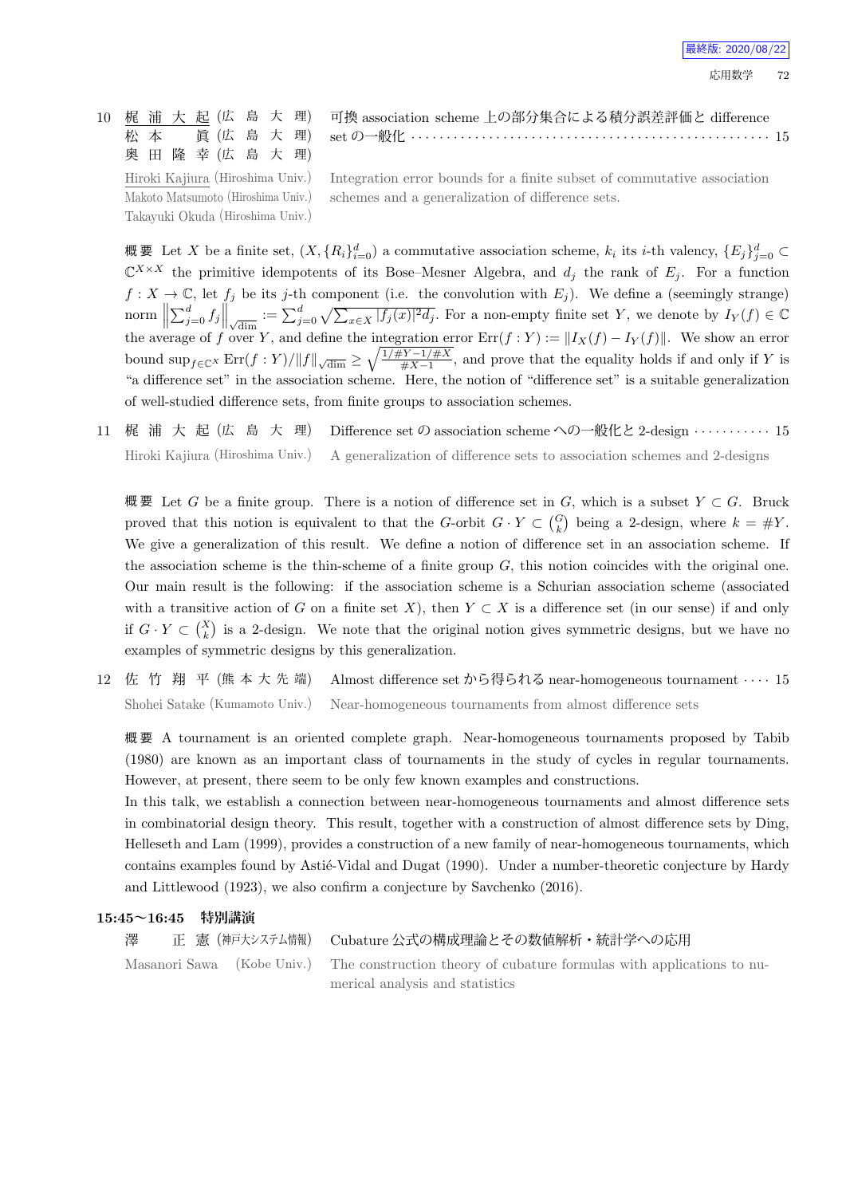10 梶浦大起 (広島大理) 松本 眞 (広島大理) 奥田隆幸 (広島大理) 可換 association scheme 上の部分集合による積分誤差評価と difference set の一般化 ⋯⋯⋯⋯⋯⋯⋯⋯⋯⋯⋯⋯ 15

Hiroki Kajiura (Hiroshima Univ.) Makoto Matsumoto (Hiroshima Univ.) Takayuki Okuda (Hiroshima Univ.) Integration error bounds for a finite subset of commutative association schemes and a generalization of difference sets.

**概要** Let $X$ be a finite set, $(X, \{R_i\}_{i=0}^d)$ a commutative association scheme, $k_i$ its $i$-th valency, $\{E_j\}_{j=0}^d \subset \mathbb{C}^{X \times X}$ the primitive idempotents of its Bose–Mesner Algebra, and $d_j$ the rank of $E_j$. For a function $f : X \to \mathbb{C}$, let $f_j$ be its $j$-th component (i.e. the convolution with $E_j$). We define a (seemingly strange) norm $\left\|\sum_{j=0}^d f_j\right\|_{\sqrt{\dim}} := \sum_{j=0}^d \sqrt{\sum_{x \in X} |f_j(x)|^2 d_j}$. For a non-empty finite set $Y$, we denote by $I_Y(f) \in \mathbb{C}$ the average of $f$ over $Y$, and define the integration error $\mathrm{Err}(f : Y) := \|I_X(f) - I_Y(f)\|$. We show an error bound $\sup_{f \in \mathbb{C}^X} \mathrm{Err}(f : Y)/\|f\|_{\sqrt{\dim}} \geq \sqrt{\frac{1/\#Y - 1/\#X}{\#X - 1}}$, and prove that the equality holds if and only if $Y$ is "a difference set" in the association scheme. Here, the notion of "difference set" is a suitable generalization of well-studied difference sets, from finite groups to association schemes.

11 梶浦大起 (広島大理) Difference set の association scheme への一般化と 2-design ⋯⋯⋯⋯ 15

Hiroki Kajiura (Hiroshima Univ.) A generalization of difference sets to association schemes and 2-designs

**概要** Let $G$ be a finite group. There is a notion of difference set in $G$, which is a subset $Y \subset G$. Bruck proved that this notion is equivalent to that the $G$-orbit $G \cdot Y \subset \binom{G}{k}$ being a 2-design, where $k = \#Y$. We give a generalization of this result. We define a notion of difference set in an association scheme. If the association scheme is the thin-scheme of a finite group $G$, this notion coincides with the original one. Our main result is the following: if the association scheme is a Schurian association scheme (associated with a transitive action of $G$ on a finite set $X$), then $Y \subset X$ is a difference set (in our sense) if and only if $G \cdot Y \subset \binom{X}{k}$ is a 2-design. We note that the original notion gives symmetric designs, but we have no examples of symmetric designs by this generalization.

12 佐竹翔平 (熊本大先端) Almost difference set から得られる near-homogeneous tournament ⋯⋯ 15

Shohei Satake (Kumamoto Univ.) Near-homogeneous tournaments from almost difference sets

**概要** A tournament is an oriented complete graph. Near-homogeneous tournaments proposed by Tabib (1980) are known as an important class of tournaments in the study of cycles in regular tournaments. However, at present, there seem to be only few known examples and constructions.

In this talk, we establish a connection between near-homogeneous tournaments and almost difference sets in combinatorial design theory. This result, together with a construction of almost difference sets by Ding, Helleseth and Lam (1999), provides a construction of a new family of near-homogeneous tournaments, which contains examples found by Astié-Vidal and Dugat (1990). Under a number-theoretic conjecture by Hardy and Littlewood (1923), we also confirm a conjecture by Savchenko (2016).

### 15:45〜16:45 特別講演

澤 正憲 (神戸大システム情報) Cubature 公式の構成理論とその数値解析・統計学への応用

Masanori Sawa (Kobe Univ.) The construction theory of cubature formulas with applications to numerical analysis and statistics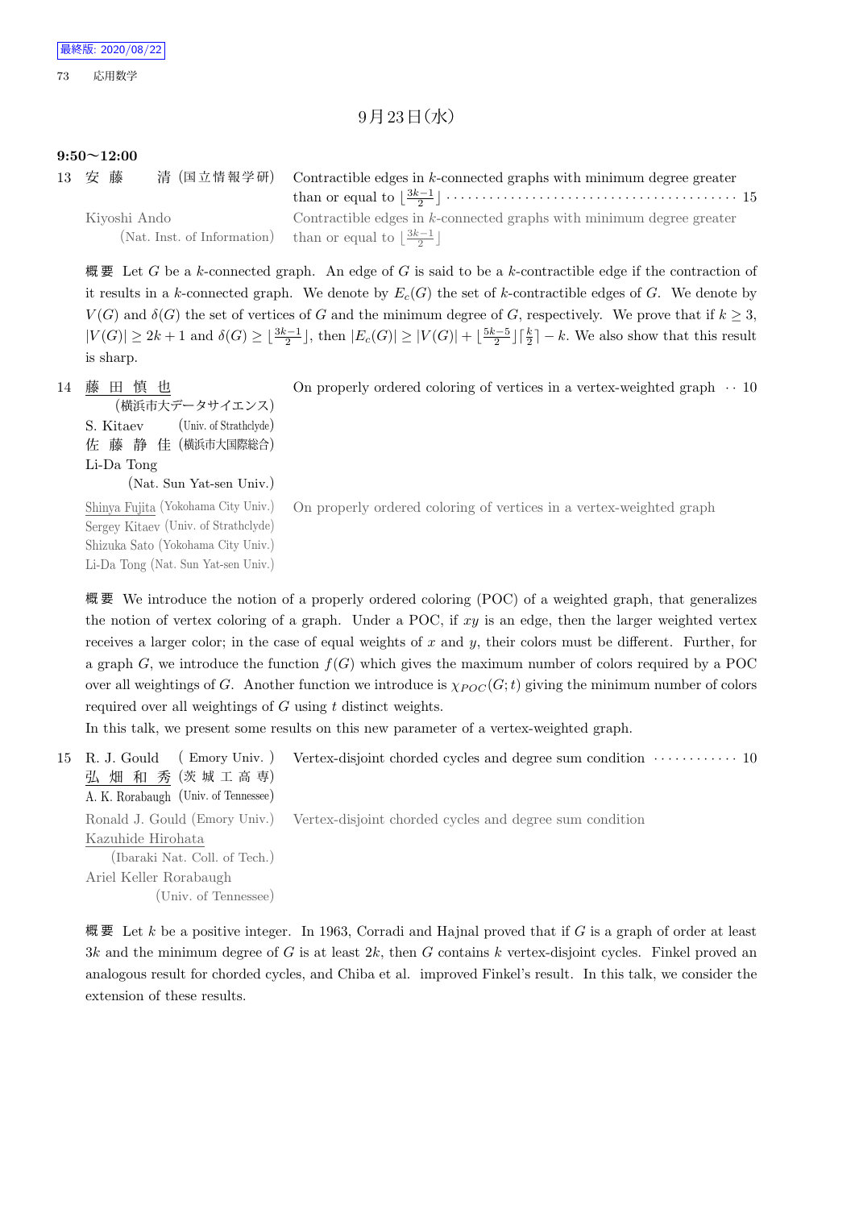9月23日(水)

**9:50〜12:00**

13 安 藤　清 (国立情報学研) Contractible edges in $k$-connected graphs with minimum degree greater than or equal to $\lfloor \frac{3k-1}{2} \rfloor$ ········· 15

Kiyoshi Ando (Nat. Inst. of Information) Contractible edges in $k$-connected graphs with minimum degree greater than or equal to $\lfloor \frac{3k-1}{2} \rfloor$

概 要 Let $G$ be a $k$-connected graph. An edge of $G$ is said to be a $k$-contractible edge if the contraction of it results in a $k$-connected graph. We denote by $E_c(G)$ the set of $k$-contractible edges of $G$. We denote by $V(G)$ and $\delta(G)$ the set of vertices of $G$ and the minimum degree of $G$, respectively. We prove that if $k \geq 3$, $|V(G)| \geq 2k+1$ and $\delta(G) \geq \lfloor \frac{3k-1}{2} \rfloor$, then $|E_c(G)| \geq |V(G)| + \lfloor \frac{5k-5}{2} \rfloor \lceil \frac{k}{2} \rceil - k$. We also show that this result is sharp.

14 藤 田 慎 也 (横浜市大データサイエンス) S. Kitaev (Univ. of Strathclyde) 佐 藤 静 佳 (横浜市大国際総合) Li-Da Tong (Nat. Sun Yat-sen Univ.) On properly ordered coloring of vertices in a vertex-weighted graph ·· 10

Shinya Fujita (Yokohama City Univ.) Sergey Kitaev (Univ. of Strathclyde) Shizuka Sato (Yokohama City Univ.) Li-Da Tong (Nat. Sun Yat-sen Univ.) On properly ordered coloring of vertices in a vertex-weighted graph

概 要 We introduce the notion of a properly ordered coloring (POC) of a weighted graph, that generalizes the notion of vertex coloring of a graph. Under a POC, if $xy$ is an edge, then the larger weighted vertex receives a larger color; in the case of equal weights of $x$ and $y$, their colors must be different. Further, for a graph $G$, we introduce the function $f(G)$ which gives the maximum number of colors required by a POC over all weightings of $G$. Another function we introduce is $\chi_{POC}(G;t)$ giving the minimum number of colors required over all weightings of $G$ using $t$ distinct weights.

In this talk, we present some results on this new parameter of a vertex-weighted graph.

15 R. J. Gould (Emory Univ.) 弘 畑 和 秀 (茨 城 工 高 専) A. K. Rorabaugh (Univ. of Tennessee) Vertex-disjoint chorded cycles and degree sum condition ············ 10

Ronald J. Gould (Emory Univ.) Kazuhide Hirohata (Ibaraki Nat. Coll. of Tech.) Ariel Keller Rorabaugh (Univ. of Tennessee) Vertex-disjoint chorded cycles and degree sum condition

概 要 Let $k$ be a positive integer. In 1963, Corradi and Hajnal proved that if $G$ is a graph of order at least $3k$ and the minimum degree of $G$ is at least $2k$, then $G$ contains $k$ vertex-disjoint cycles. Finkel proved an analogous result for chorded cycles, and Chiba et al. improved Finkel's result. In this talk, we consider the extension of these results.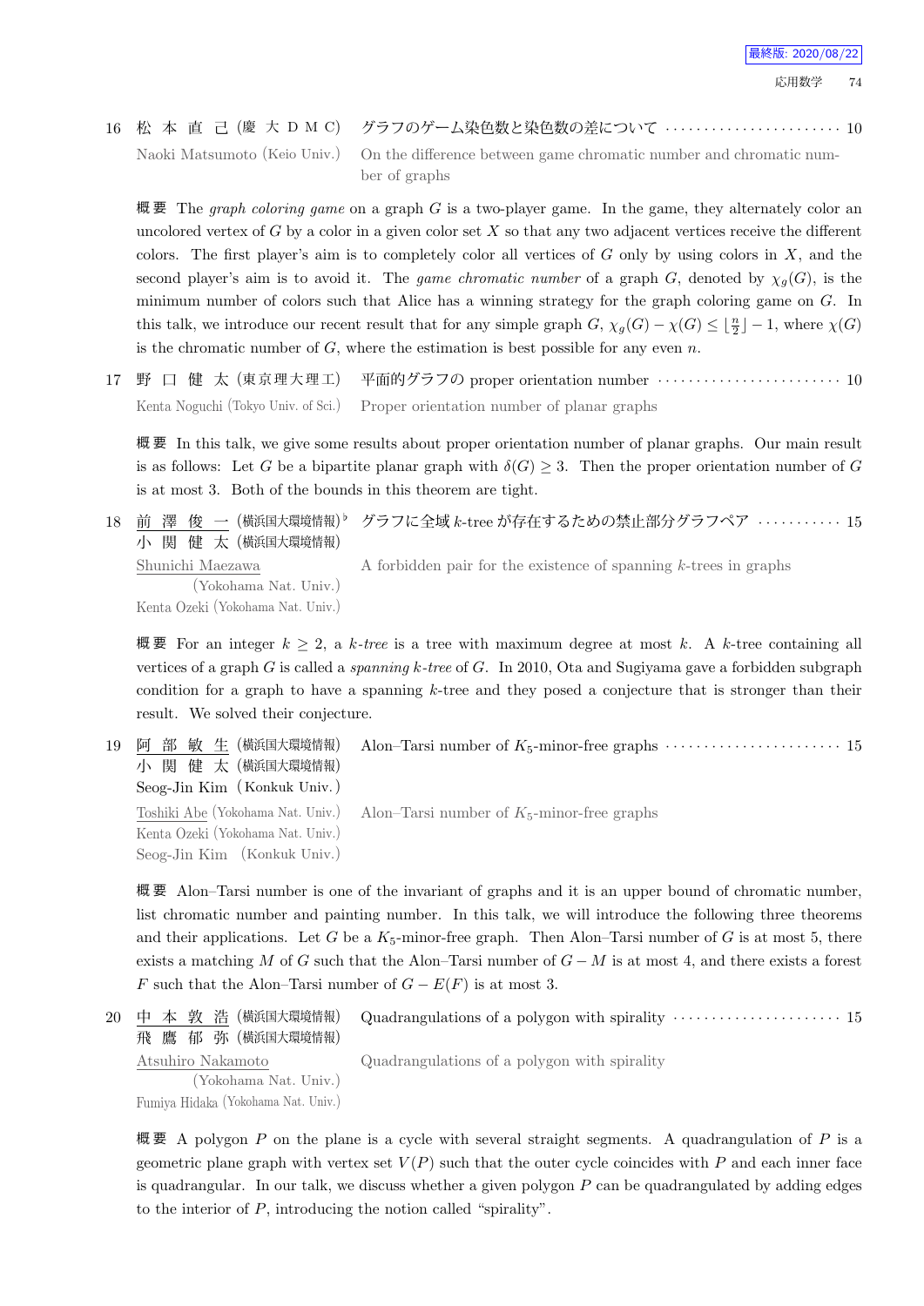16 松 本 直 己 (慶 大 D M C) グラフのゲーム染色数と染色数の差について ························ 10

Naoki Matsumoto (Keio Univ.) On the difference between game chromatic number and chromatic number of graphs

概要 The *graph coloring game* on a graph $G$ is a two-player game. In the game, they alternately color an uncolored vertex of $G$ by a color in a given color set $X$ so that any two adjacent vertices receive the different colors. The first player's aim is to completely color all vertices of $G$ only by using colors in $X$, and the second player's aim is to avoid it. The *game chromatic number* of a graph $G$, denoted by $\chi_g(G)$, is the minimum number of colors such that Alice has a winning strategy for the graph coloring game on $G$. In this talk, we introduce our recent result that for any simple graph $G$, $\chi_g(G) - \chi(G) \leq \lfloor \frac{n}{2} \rfloor - 1$, where $\chi(G)$ is the chromatic number of $G$, where the estimation is best possible for any even $n$.

17 野 口 健 太 (東京理大理工) 平面的グラフの proper orientation number ························ 10

Kenta Noguchi (Tokyo Univ. of Sci.) Proper orientation number of planar graphs

概要 In this talk, we give some results about proper orientation number of planar graphs. Our main result is as follows: Let $G$ be a bipartite planar graph with $\delta(G) \geq 3$. Then the proper orientation number of $G$ is at most 3. Both of the bounds in this theorem are tight.

18 前 澤 俊 一 (横浜国大環境情報)♭ グラフに全域 $k$-tree が存在するための禁止部分グラフペア ··········· 15
小 関 健 太 (横浜国大環境情報)

Shunichi Maezawa (Yokohama Nat. Univ.) A forbidden pair for the existence of spanning $k$-trees in graphs
Kenta Ozeki (Yokohama Nat. Univ.)

概要 For an integer $k \geq 2$, a *k-tree* is a tree with maximum degree at most $k$. A $k$-tree containing all vertices of a graph $G$ is called a *spanning k-tree* of $G$. In 2010, Ota and Sugiyama gave a forbidden subgraph condition for a graph to have a spanning $k$-tree and they posed a conjecture that is stronger than their result. We solved their conjecture.

19 阿 部 敏 生 (横浜国大環境情報) Alon–Tarsi number of $K_5$-minor-free graphs ······················· 15
小 関 健 太 (横浜国大環境情報)
Seog-Jin Kim (Konkuk Univ.)

Toshiki Abe (Yokohama Nat. Univ.) Alon–Tarsi number of $K_5$-minor-free graphs
Kenta Ozeki (Yokohama Nat. Univ.)
Seog-Jin Kim (Konkuk Univ.)

概要 Alon–Tarsi number is one of the invariant of graphs and it is an upper bound of chromatic number, list chromatic number and painting number. In this talk, we will introduce the following three theorems and their applications. Let $G$ be a $K_5$-minor-free graph. Then Alon–Tarsi number of $G$ is at most 5, there exists a matching $M$ of $G$ such that the Alon–Tarsi number of $G - M$ is at most 4, and there exists a forest $F$ such that the Alon–Tarsi number of $G - E(F)$ is at most 3.

20 中 本 敦 浩 (横浜国大環境情報) Quadrangulations of a polygon with spirality ······················ 15
飛 鷹 郁 弥 (横浜国大環境情報)

Atsuhiro Nakamoto (Yokohama Nat. Univ.) Quadrangulations of a polygon with spirality
Fumiya Hidaka (Yokohama Nat. Univ.)

概要 A polygon $P$ on the plane is a cycle with several straight segments. A quadrangulation of $P$ is a geometric plane graph with vertex set $V(P)$ such that the outer cycle coincides with $P$ and each inner face is quadrangular. In our talk, we discuss whether a given polygon $P$ can be quadrangulated by adding edges to the interior of $P$, introducing the notion called "spirality".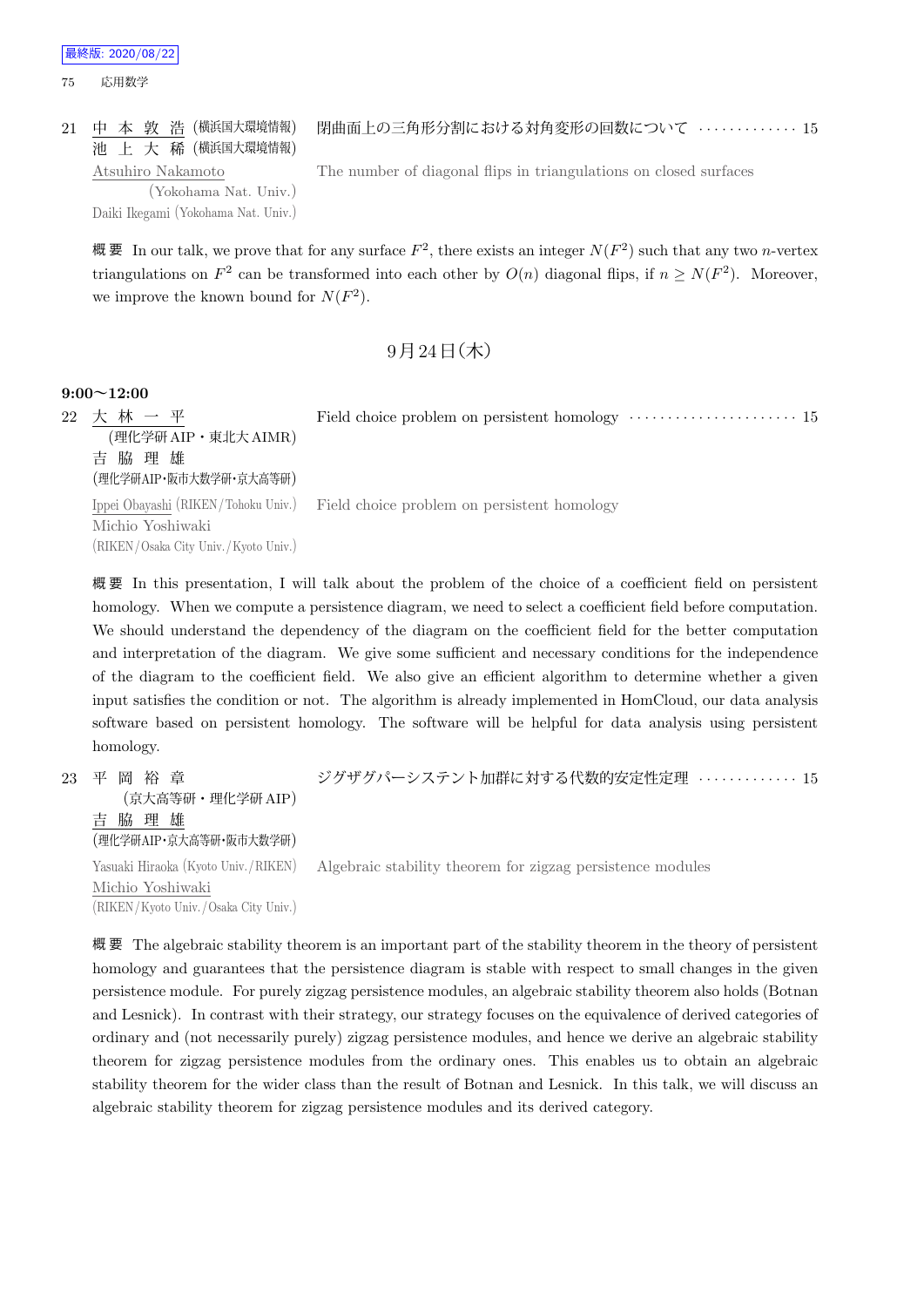21 中本敦浩 (横浜国大環境情報)
池上大稀 (横浜国大環境情報)

閉曲面上の三角形分割における対角変形の回数について ············· 15

Atsuhiro Nakamoto (Yokohama Nat. Univ.)
Daiki Ikegami (Yokohama Nat. Univ.)

The number of diagonal flips in triangulations on closed surfaces

概要 In our talk, we prove that for any surface $F^2$, there exists an integer $N(F^2)$ such that any two $n$-vertex triangulations on $F^2$ can be transformed into each other by $O(n)$ diagonal flips, if $n \geq N(F^2)$. Moreover, we improve the known bound for $N(F^2)$.

## 9月24日(木)

**9:00〜12:00**

22 大林一平 (理化学研AIP・東北大AIMR)
吉脇理雄 (理化学研AIP・阪市大数学研・京大高等研)

Field choice problem on persistent homology ······················ 15

Ippei Obayashi (RIKEN/Tohoku Univ.)
Michio Yoshiwaki (RIKEN/Osaka City Univ./Kyoto Univ.)

Field choice problem on persistent homology

概要 In this presentation, I will talk about the problem of the choice of a coefficient field on persistent homology. When we compute a persistence diagram, we need to select a coefficient field before computation. We should understand the dependency of the diagram on the coefficient field for the better computation and interpretation of the diagram. We give some sufficient and necessary conditions for the independence of the diagram to the coefficient field. We also give an efficient algorithm to determine whether a given input satisfies the condition or not. The algorithm is already implemented in HomCloud, our data analysis software based on persistent homology. The software will be helpful for data analysis using persistent homology.

23 平岡裕章 (京大高等研・理化学研AIP)
吉脇理雄 (理化学研AIP・京大高等研・阪市大数学研)

ジグザグパーシステント加群に対する代数的安定性定理 ············· 15

Yasuaki Hiraoka (Kyoto Univ./RIKEN)
Michio Yoshiwaki (RIKEN/Kyoto Univ./Osaka City Univ.)

Algebraic stability theorem for zigzag persistence modules

概要 The algebraic stability theorem is an important part of the stability theorem in the theory of persistent homology and guarantees that the persistence diagram is stable with respect to small changes in the given persistence module. For purely zigzag persistence modules, an algebraic stability theorem also holds (Botnan and Lesnick). In contrast with their strategy, our strategy focuses on the equivalence of derived categories of ordinary and (not necessarily purely) zigzag persistence modules, and hence we derive an algebraic stability theorem for zigzag persistence modules from the ordinary ones. This enables us to obtain an algebraic stability theorem for the wider class than the result of Botnan and Lesnick. In this talk, we will discuss an algebraic stability theorem for zigzag persistence modules and its derived category.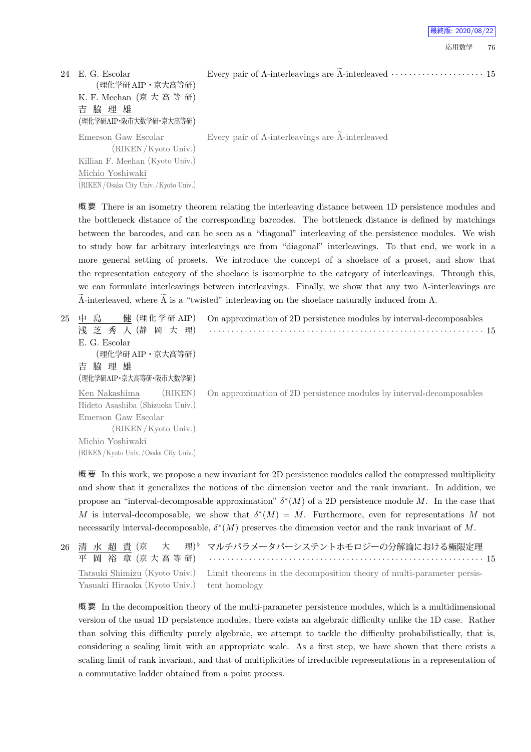24 E. G. Escolar (理化学研 AIP・京大高等研)
K. F. Meehan (京大高等研)
吉脇理雄 (理化学研AIP・阪市大数学研・京大高等研)

Every pair of $\Lambda$-interleavings are $\widetilde{\Lambda}$-interleaved ···················· 15

Emerson Gaw Escolar (RIKEN/Kyoto Univ.)
Killian F. Meehan (Kyoto Univ.)
Michio Yoshiwaki (RIKEN/Osaka City Univ./Kyoto Univ.)

Every pair of $\Lambda$-interleavings are $\widetilde{\Lambda}$-interleaved

**概要** There is an isometry theorem relating the interleaving distance between 1D persistence modules and the bottleneck distance of the corresponding barcodes. The bottleneck distance is defined by matchings between the barcodes, and can be seen as a "diagonal" interleaving of the persistence modules. We wish to study how far arbitrary interleavings are from "diagonal" interleavings. To that end, we work in a more general setting of prosets. We introduce the concept of a shoelace of a proset, and show that the representation category of the shoelace is isomorphic to the category of interleavings. Through this, we can formulate interleavings between interleavings. Finally, we show that any two $\Lambda$-interleavings are $\widetilde{\Lambda}$-interleaved, where $\widetilde{\Lambda}$ is a "twisted" interleaving on the shoelace naturally induced from $\Lambda$.

25 中島 健 (理化学研 AIP)
浅芝秀人 (静岡大理)
E. G. Escolar (理化学研 AIP・京大高等研)
吉脇理雄 (理化学研AIP・京大高等研・阪市大数学研)

On approximation of 2D persistence modules by interval-decomposables ···························································· 15

Ken Nakashima (RIKEN)
Hideto Asashiba (Shizuoka Univ.)
Emerson Gaw Escolar (RIKEN/Kyoto Univ.)
Michio Yoshiwaki (RIKEN/Kyoto Univ./Osaka City Univ.)

On approximation of 2D persistence modules by interval-decomposables

**概要** In this work, we propose a new invariant for 2D persistence modules called the compressed multiplicity and show that it generalizes the notions of the dimension vector and the rank invariant. In addition, we propose an "interval-decomposable approximation" $\delta^*(M)$ of a 2D persistence module $M$. In the case that $M$ is interval-decomposable, we show that $\delta^*(M) = M$. Furthermore, even for representations $M$ not necessarily interval-decomposable, $\delta^*(M)$ preserves the dimension vector and the rank invariant of $M$.

26 清水超貴 (京大理)♭
平岡裕章 (京大高等研)

マルチパラメータパーシステントホモロジーの分解論における極限定理 ···························································· 15

Tatsuki Shimizu (Kyoto Univ.)
Yasuaki Hiraoka (Kyoto Univ.)

Limit theorems in the decomposition theory of multi-parameter persistent homology

**概要** In the decomposition theory of the multi-parameter persistence modules, which is a multidimensional version of the usual 1D persistence modules, there exists an algebraic difficulty unlike the 1D case. Rather than solving this difficulty purely algebraic, we attempt to tackle the difficulty probabilistically, that is, considering a scaling limit with an appropriate scale. As a first step, we have shown that there exists a scaling limit of rank invariant, and that of multiplicities of irreducible representations in a representation of a commutative ladder obtained from a point process.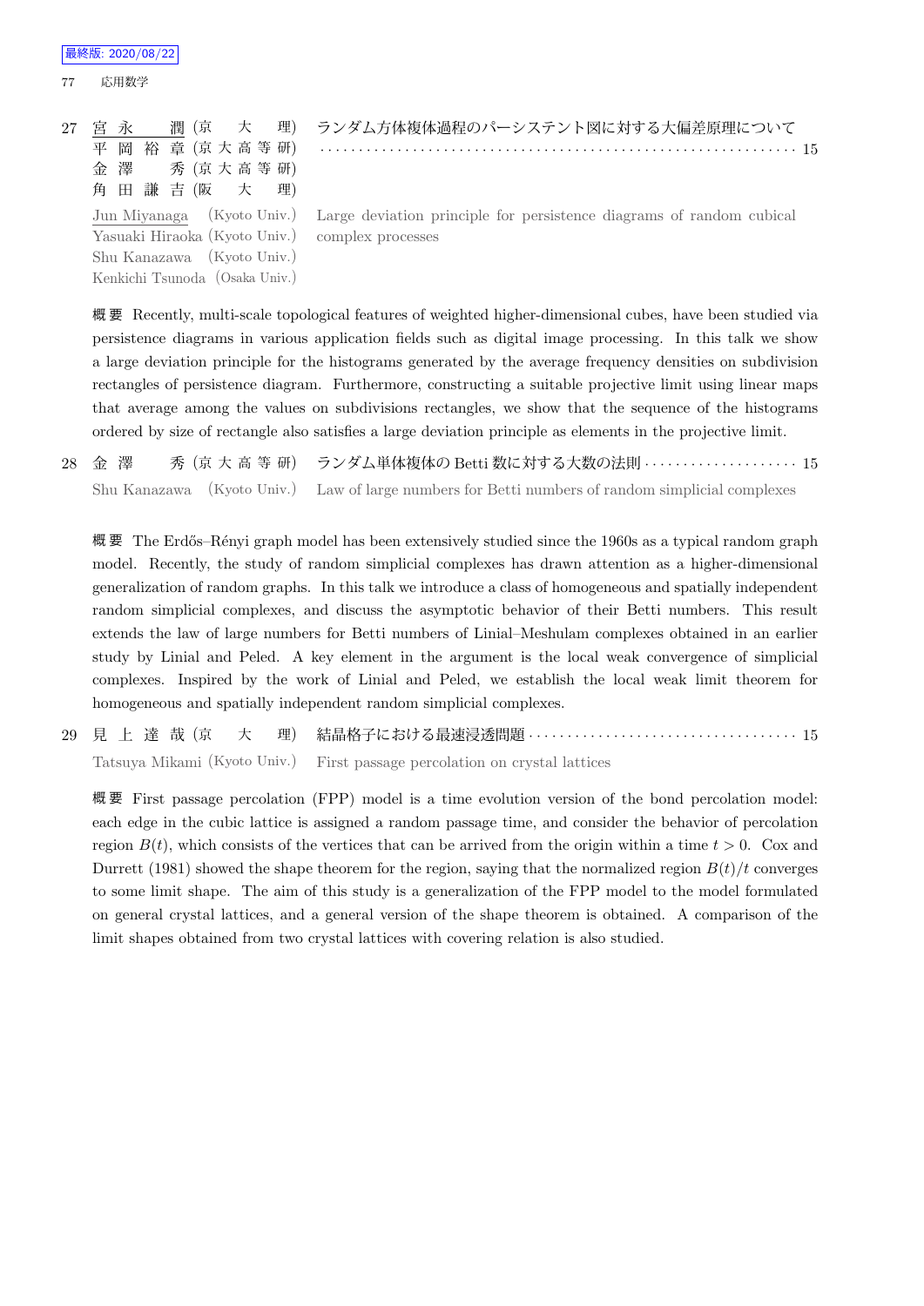27 宮永 潤 (京大理)　ランダム方体複体過程のパーシステント図に対する大偏差原理について ……… 15
平岡 裕章 (京大高等研)
金澤 秀 (京大高等研)
角田 謙吉 (阪大理)

Jun Miyanaga (Kyoto Univ.)　Large deviation principle for persistence diagrams of random cubical complex processes
Yasuaki Hiraoka (Kyoto Univ.)
Shu Kanazawa (Kyoto Univ.)
Kenkichi Tsunoda (Osaka Univ.)

概要 Recently, multi-scale topological features of weighted higher-dimensional cubes, have been studied via persistence diagrams in various application fields such as digital image processing. In this talk we show a large deviation principle for the histograms generated by the average frequency densities on subdivision rectangles of persistence diagram. Furthermore, constructing a suitable projective limit using linear maps that average among the values on subdivisions rectangles, we show that the sequence of the histograms ordered by size of rectangle also satisfies a large deviation principle as elements in the projective limit.

28 金澤 秀 (京大高等研)　ランダム単体複体の Betti 数に対する大数の法則 ……… 15

Shu Kanazawa (Kyoto Univ.)　Law of large numbers for Betti numbers of random simplicial complexes

概要 The Erdős–Rényi graph model has been extensively studied since the 1960s as a typical random graph model. Recently, the study of random simplicial complexes has drawn attention as a higher-dimensional generalization of random graphs. In this talk we introduce a class of homogeneous and spatially independent random simplicial complexes, and discuss the asymptotic behavior of their Betti numbers. This result extends the law of large numbers for Betti numbers of Linial–Meshulam complexes obtained in an earlier study by Linial and Peled. A key element in the argument is the local weak convergence of simplicial complexes. Inspired by the work of Linial and Peled, we establish the local weak limit theorem for homogeneous and spatially independent random simplicial complexes.

29 見上 達哉 (京大理)　結晶格子における最速浸透問題 ……… 15

Tatsuya Mikami (Kyoto Univ.)　First passage percolation on crystal lattices

概要 First passage percolation (FPP) model is a time evolution version of the bond percolation model: each edge in the cubic lattice is assigned a random passage time, and consider the behavior of percolation region $B(t)$, which consists of the vertices that can be arrived from the origin within a time $t > 0$. Cox and Durrett (1981) showed the shape theorem for the region, saying that the normalized region $B(t)/t$ converges to some limit shape. The aim of this study is a generalization of the FPP model to the model formulated on general crystal lattices, and a general version of the shape theorem is obtained. A comparison of the limit shapes obtained from two crystal lattices with covering relation is also studied.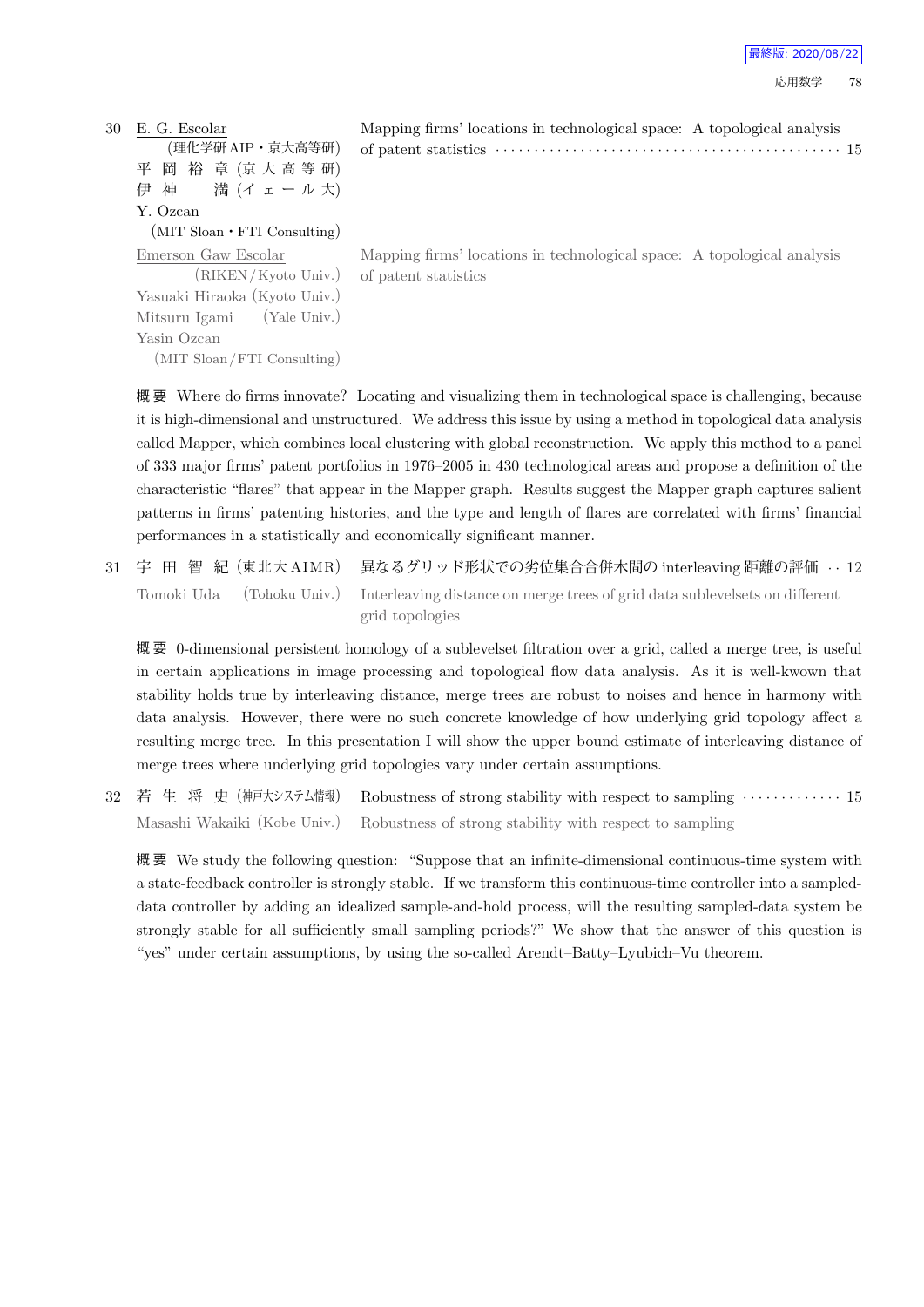30 E. G. Escolar (理化学研 AIP・京大高等研) 平 岡 裕 章 (京 大 高 等 研) 伊 神 満 (イ ェ ー ル 大) Y. Ozcan (MIT Sloan・FTI Consulting)

Mapping firms' locations in technological space: A topological analysis of patent statistics ······ 15

Emerson Gaw Escolar (RIKEN/Kyoto Univ.) Yasuaki Hiraoka (Kyoto Univ.) Mitsuru Igami (Yale Univ.) Yasin Ozcan (MIT Sloan/FTI Consulting)

Mapping firms' locations in technological space: A topological analysis of patent statistics

**概 要** Where do firms innovate? Locating and visualizing them in technological space is challenging, because it is high-dimensional and unstructured. We address this issue by using a method in topological data analysis called Mapper, which combines local clustering with global reconstruction. We apply this method to a panel of 333 major firms' patent portfolios in 1976–2005 in 430 technological areas and propose a definition of the characteristic "flares" that appear in the Mapper graph. Results suggest the Mapper graph captures salient patterns in firms' patenting histories, and the type and length of flares are correlated with firms' financial performances in a statistically and economically significant manner.

31 宇 田 智 紀 (東北大 AIMR) 異なるグリッド形状での劣位集合合併木間の interleaving 距離の評価 ·· 12

Tomoki Uda (Tohoku Univ.) Interleaving distance on merge trees of grid data sublevelsets on different grid topologies

**概 要** 0-dimensional persistent homology of a sublevelset filtration over a grid, called a merge tree, is useful in certain applications in image processing and topological flow data analysis. As it is well-kwown that stability holds true by interleaving distance, merge trees are robust to noises and hence in harmony with data analysis. However, there were no such concrete knowledge of how underlying grid topology affect a resulting merge tree. In this presentation I will show the upper bound estimate of interleaving distance of merge trees where underlying grid topologies vary under certain assumptions.

32 若 生 将 史 (神戸大システム情報) Robustness of strong stability with respect to sampling ······ 15

Masashi Wakaiki (Kobe Univ.) Robustness of strong stability with respect to sampling

**概 要** We study the following question: "Suppose that an infinite-dimensional continuous-time system with a state-feedback controller is strongly stable. If we transform this continuous-time controller into a sampled-data controller by adding an idealized sample-and-hold process, will the resulting sampled-data system be strongly stable for all sufficiently small sampling periods?" We show that the answer of this question is "yes" under certain assumptions, by using the so-called Arendt–Batty–Lyubich–Vu theorem.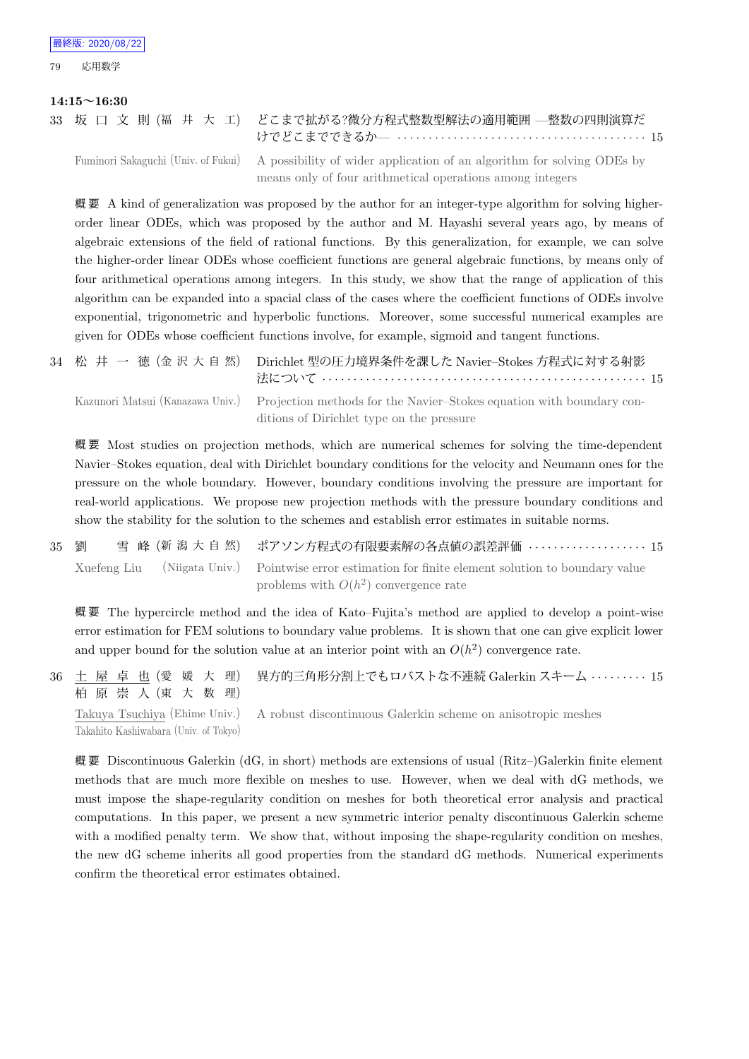**14:15〜16:30**

33 坂口文則 (福井大工) どこまで拡がる?微分方程式整数型解法の適用範囲 —整数の四則演算だけでどこまでできるか— ……… 15

Fuminori Sakaguchi (Univ. of Fukui) A possibility of wider application of an algorithm for solving ODEs by means only of four arithmetical operations among integers

概要 A kind of generalization was proposed by the author for an integer-type algorithm for solving higher-order linear ODEs, which was proposed by the author and M. Hayashi several years ago, by means of algebraic extensions of the field of rational functions. By this generalization, for example, we can solve the higher-order linear ODEs whose coefficient functions are general algebraic functions, by means only of four arithmetical operations among integers. In this study, we show that the range of application of this algorithm can be expanded into a spacial class of the cases where the coefficient functions of ODEs involve exponential, trigonometric and hyperbolic functions. Moreover, some successful numerical examples are given for ODEs whose coefficient functions involve, for example, sigmoid and tangent functions.

34 松井一徳 (金沢大自然) Dirichlet 型の圧力境界条件を課した Navier–Stokes 方程式に対する射影法について ……… 15

Kazunori Matsui (Kanazawa Univ.) Projection methods for the Navier–Stokes equation with boundary conditions of Dirichlet type on the pressure

概要 Most studies on projection methods, which are numerical schemes for solving the time-dependent Navier–Stokes equation, deal with Dirichlet boundary conditions for the velocity and Neumann ones for the pressure on the whole boundary. However, boundary conditions involving the pressure are important for real-world applications. We propose new projection methods with the pressure boundary conditions and show the stability for the solution to the schemes and establish error estimates in suitable norms.

35 劉雪峰 (新潟大自然) ポアソン方程式の有限要素解の各点値の誤差評価 ……… 15

Xuefeng Liu (Niigata Univ.) Pointwise error estimation for finite element solution to boundary value problems with $O(h^2)$ convergence rate

概要 The hypercircle method and the idea of Kato–Fujita's method are applied to develop a point-wise error estimation for FEM solutions to boundary value problems. It is shown that one can give explicit lower and upper bound for the solution value at an interior point with an $O(h^2)$ convergence rate.

36 土屋卓也 (愛媛大理), 柏原崇人 (東大数理) 異方的三角形分割上でもロバストな不連続 Galerkin スキーム ……… 15

Takuya Tsuchiya (Ehime Univ.), Takahito Kashiwabara (Univ. of Tokyo) A robust discontinuous Galerkin scheme on anisotropic meshes

概要 Discontinuous Galerkin (dG, in short) methods are extensions of usual (Ritz–)Galerkin finite element methods that are much more flexible on meshes to use. However, when we deal with dG methods, we must impose the shape-regularity condition on meshes for both theoretical error analysis and practical computations. In this paper, we present a new symmetric interior penalty discontinuous Galerkin scheme with a modified penalty term. We show that, without imposing the shape-regularity condition on meshes, the new dG scheme inherits all good properties from the standard dG methods. Numerical experiments confirm the theoretical error estimates obtained.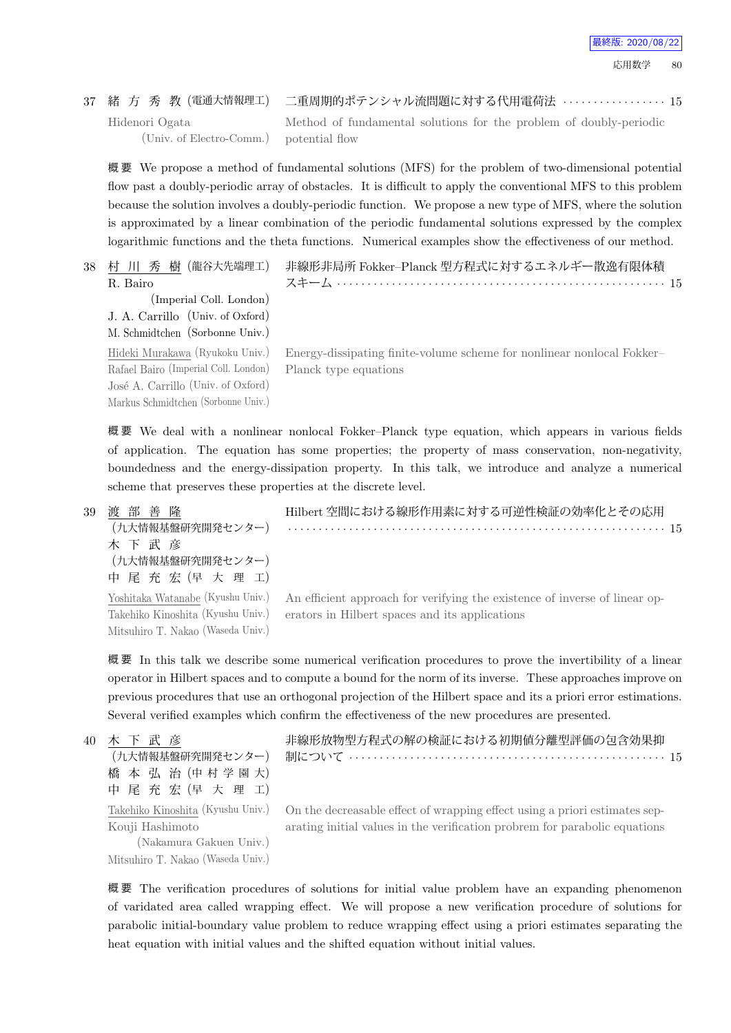37 緒 方 秀 教 (電通大情報理工) 二重周期的ポテンシャル流問題に対する代用電荷法 ・・・・・・・・・・・・・・・・・ 15

Hidenori Ogata (Univ. of Electro-Comm.) Method of fundamental solutions for the problem of doubly-periodic potential flow

**概要** We propose a method of fundamental solutions (MFS) for the problem of two-dimensional potential flow past a doubly-periodic array of obstacles. It is difficult to apply the conventional MFS to this problem because the solution involves a doubly-periodic function. We propose a new type of MFS, where the solution is approximated by a linear combination of the periodic fundamental solutions expressed by the complex logarithmic functions and the theta functions. Numerical examples show the effectiveness of our method.

38 村 川 秀 樹 (龍谷大先端理工) 非線形非局所 Fokker–Planck 型方程式に対するエネルギー散逸有限体積スキーム ・・・・・・・・・・・・・・・・・・・・・・・・・・・・・・・・・・・・・・・・・・・・・・・・・・・・ 15
R. Bairo (Imperial Coll. London)
J. A. Carrillo (Univ. of Oxford)
M. Schmidtchen (Sorbonne Univ.)

Hideki Murakawa (Ryukoku Univ.) Energy-dissipating finite-volume scheme for nonlinear nonlocal Fokker–Planck type equations
Rafael Bairo (Imperial Coll. London)
José A. Carrillo (Univ. of Oxford)
Markus Schmidtchen (Sorbonne Univ.)

**概要** We deal with a nonlinear nonlocal Fokker–Planck type equation, which appears in various fields of application. The equation has some properties; the property of mass conservation, non-negativity, boundedness and the energy-dissipation property. In this talk, we introduce and analyze a numerical scheme that preserves these properties at the discrete level.

39 渡 部 善 隆 (九大情報基盤研究開発センター) Hilbert 空間における線形作用素に対する可逆性検証の効率化とその応用 ・・・・・・・・・・・・・・・・・・・・・・・・・・・・・・・・・・・・・・・・・・・・・・・・・・・・・・・・・・・・ 15
木 下 武 彦 (九大情報基盤研究開発センター)
中 尾 充 宏 (早 大 理 工)

Yoshitaka Watanabe (Kyushu Univ.) An efficient approach for verifying the existence of inverse of linear operators in Hilbert spaces and its applications
Takehiko Kinoshita (Kyushu Univ.)
Mitsuhiro T. Nakao (Waseda Univ.)

**概要** In this talk we describe some numerical verification procedures to prove the invertibility of a linear operator in Hilbert spaces and to compute a bound for the norm of its inverse. These approaches improve on previous procedures that use an orthogonal projection of the Hilbert space and its a priori error estimations. Several verified examples which confirm the effectiveness of the new procedures are presented.

40 木 下 武 彦 (九大情報基盤研究開発センター) 非線形放物型方程式の解の検証における初期値分離型評価の包含効果抑制について ・・・・・・・・・・・・・・・・・・・・・・・・・・・・・・・・・・・・・・・・・・・・・・・・・・ 15
橋 本 弘 治 (中 村 学 園 大)
中 尾 充 宏 (早 大 理 工)

Takehiko Kinoshita (Kyushu Univ.) On the decreasable effect of wrapping effect using a priori estimates separating initial values in the verification probrem for parabolic equations
Kouji Hashimoto (Nakamura Gakuen Univ.)
Mitsuhiro T. Nakao (Waseda Univ.)

**概要** The verification procedures of solutions for initial value problem have an expanding phenomenon of varidated area called wrapping effect. We will propose a new verification procedure of solutions for parabolic initial-boundary value problem to reduce wrapping effect using a priori estimates separating the heat equation with initial values and the shifted equation without initial values.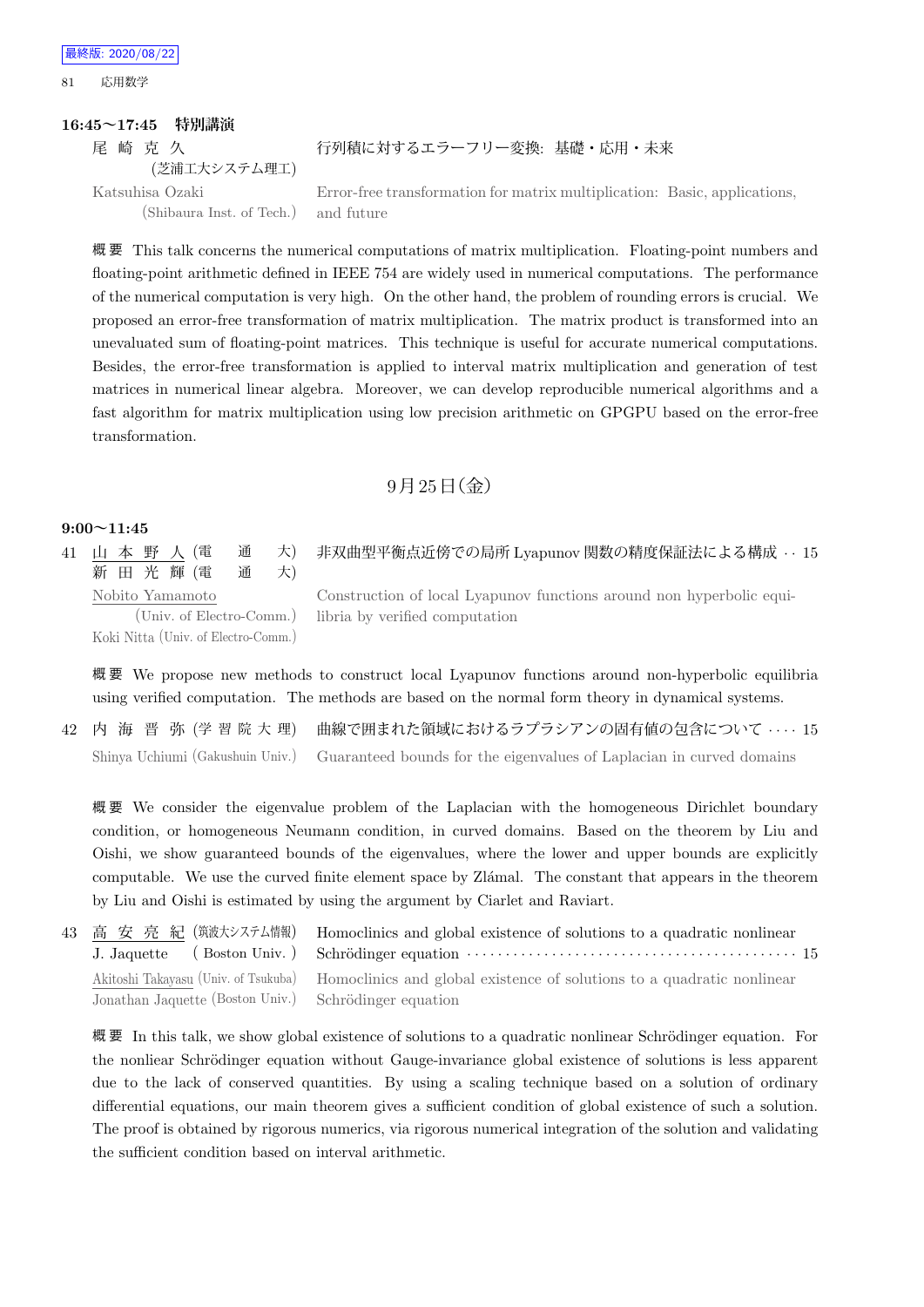### 16:45〜17:45　特別講演

尾崎克久（芝浦工大システム理工）　行列積に対するエラーフリー変換: 基礎・応用・未来

Katsuhisa Ozaki (Shibaura Inst. of Tech.)　Error-free transformation for matrix multiplication: Basic, applications, and future

概要 This talk concerns the numerical computations of matrix multiplication. Floating-point numbers and floating-point arithmetic defined in IEEE 754 are widely used in numerical computations. The performance of the numerical computation is very high. On the other hand, the problem of rounding errors is crucial. We proposed an error-free transformation of matrix multiplication. The matrix product is transformed into an unevaluated sum of floating-point matrices. This technique is useful for accurate numerical computations. Besides, the error-free transformation is applied to interval matrix multiplication and generation of test matrices in numerical linear algebra. Moreover, we can develop reproducible numerical algorithms and a fast algorithm for matrix multiplication using low precision arithmetic on GPGPU based on the error-free transformation.

## 9月25日（金）

### 9:00〜11:45

**41** 山本野人（電通大）、新田光輝（電通大）　非双曲型平衡点近傍での局所 Lyapunov 関数の精度保証法による構成 ‥ 15

Nobito Yamamoto (Univ. of Electro-Comm.), Koki Nitta (Univ. of Electro-Comm.)　Construction of local Lyapunov functions around non hyperbolic equilibria by verified computation

概要 We propose new methods to construct local Lyapunov functions around non-hyperbolic equilibria using verified computation. The methods are based on the normal form theory in dynamical systems.

**42** 内海晋弥（学習院大理）　曲線で囲まれた領域におけるラプラシアンの固有値の包含について ‥‥ 15

Shinya Uchiumi (Gakushuin Univ.)　Guaranteed bounds for the eigenvalues of Laplacian in curved domains

概要 We consider the eigenvalue problem of the Laplacian with the homogeneous Dirichlet boundary condition, or homogeneous Neumann condition, in curved domains. Based on the theorem by Liu and Oishi, we show guaranteed bounds of the eigenvalues, where the lower and upper bounds are explicitly computable. We use the curved finite element space by Zlámal. The constant that appears in the theorem by Liu and Oishi is estimated by using the argument by Ciarlet and Raviart.

**43** 高安亮紀（筑波大システム情報）、J. Jaquette（Boston Univ.）　Homoclinics and global existence of solutions to a quadratic nonlinear Schrödinger equation ‥‥ 15

Akitoshi Takayasu (Univ. of Tsukuba), Jonathan Jaquette (Boston Univ.)　Homoclinics and global existence of solutions to a quadratic nonlinear Schrödinger equation

概要 In this talk, we show global existence of solutions to a quadratic nonlinear Schrödinger equation. For the nonliear Schrödinger equation without Gauge-invariance global existence of solutions is less apparent due to the lack of conserved quantities. By using a scaling technique based on a solution of ordinary differential equations, our main theorem gives a sufficient condition of global existence of such a solution. The proof is obtained by rigorous numerics, via rigorous numerical integration of the solution and validating the sufficient condition based on interval arithmetic.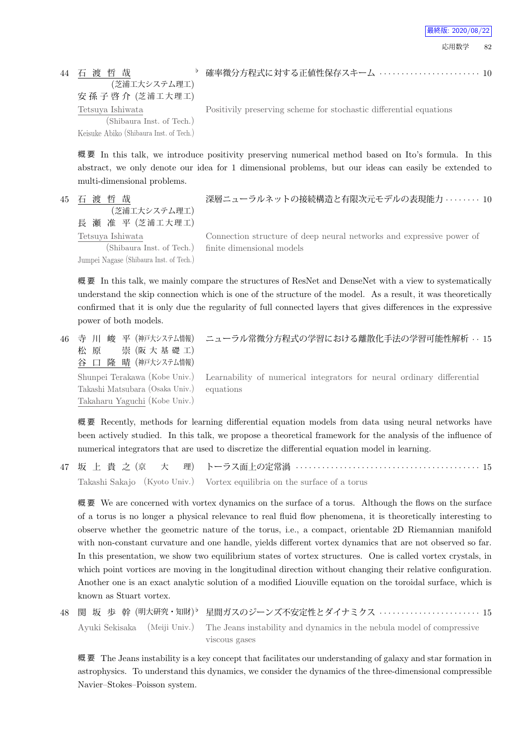44 石渡哲哉♭ (芝浦工大システム理工) 安孫子啓介 (芝浦工大理工)
Tetsuya Ishiwata (Shibaura Inst. of Tech.) Keisuke Abiko (Shibaura Inst. of Tech.)

確率微分方程式に対する正値性保存スキーム ・・・・・・・・・・・・・・・・・・・・・・ 10

Positivily preserving scheme for stochastic differential equations

概要 In this talk, we introduce positivity preserving numerical method based on Ito's formula. In this abstract, we only denote our idea for 1 dimensional problems, but our ideas can easily be extended to multi-dimensional problems.

45 石渡哲哉 (芝浦工大システム理工) 長瀬准平 (芝浦工大理工)
Tetsuya Ishiwata (Shibaura Inst. of Tech.) Jumpei Nagase (Shibaura Inst. of Tech.)

深層ニューラルネットの接続構造と有限次元モデルの表現能力 ・・・・・・・・ 10

Connection structure of deep neural networks and expressive power of finite dimensional models

概要 In this talk, we mainly compare the structures of ResNet and DenseNet with a view to systematically understand the skip connection which is one of the structure of the model. As a result, it was theoretically confirmed that it is only due the regularity of full connected layers that gives differences in the expressive power of both models.

46 寺川峻平 (神戸大システム情報) 松原崇 (阪大基礎工) 谷口隆晴 (神戸大システム情報)
Shunpei Terakawa (Kobe Univ.) Takashi Matsubara (Osaka Univ.) Takaharu Yaguchi (Kobe Univ.)

ニューラル常微分方程式の学習における離散化手法の学習可能性解析 ・・ 15

Learnability of numerical integrators for neural ordinary differential equations

概要 Recently, methods for learning differential equation models from data using neural networks have been actively studied. In this talk, we propose a theoretical framework for the analysis of the influence of numerical integrators that are used to discretize the differential equation model in learning.

47 坂上貴之 (京大理)
Takashi Sakajo (Kyoto Univ.)

トーラス面上の定常渦 ・・・・・・・・・・・・・・・・・・・・・・・・・・・・・・・・・・・・・・・・・ 15

Vortex equilibria on the surface of a torus

概要 We are concerned with vortex dynamics on the surface of a torus. Although the flows on the surface of a torus is no longer a physical relevance to real fluid flow phenomena, it is theoretically interesting to observe whether the geometric nature of the torus, i.e., a compact, orientable 2D Riemannian manifold with non-constant curvature and one handle, yields different vortex dynamics that are not observed so far. In this presentation, we show two equilibrium states of vortex structures. One is called vortex crystals, in which point vortices are moving in the longitudinal direction without changing their relative configuration. Another one is an exact analytic solution of a modified Liouville equation on the toroidal surface, which is known as Stuart vortex.

48 関坂歩幹 (明大研究・知財)♭
Ayuki Sekisaka (Meiji Univ.)

星間ガスのジーンズ不安定性とダイナミクス ・・・・・・・・・・・・・・・・・・・・・・ 15

The Jeans instability and dynamics in the nebula model of compressive viscous gases

概要 The Jeans instability is a key concept that facilitates our understanding of galaxy and star formation in astrophysics. To understand this dynamics, we consider the dynamics of the three-dimensional compressible Navier–Stokes–Poisson system.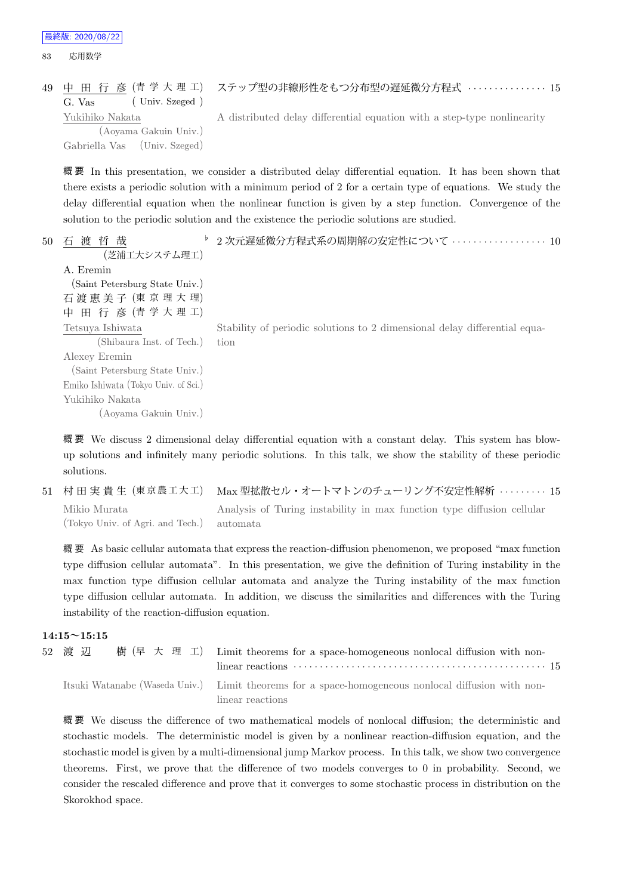49 中田行彦 (青学大理工) G. Vas (Univ. Szeged)

ステップ型の非線形性をもつ分布型の遅延微分方程式 …………… 15

Yukihiko Nakata (Aoyama Gakuin Univ.)
Gabriella Vas (Univ. Szeged)

A distributed delay differential equation with a step-type nonlinearity

概要 In this presentation, we consider a distributed delay differential equation. It has been shown that there exists a periodic solution with a minimum period of 2 for a certain type of equations. We study the delay differential equation when the nonlinear function is given by a step function. Convergence of the solution to the periodic solution and the existence the periodic solutions are studied.

50 石渡哲哉 (芝浦工大システム理工) ♭
A. Eremin (Saint Petersburg State Univ.)
石渡恵美子 (東京理大理)
中田行彦 (青学大理工)

2次元遅延微分方程式系の周期解の安定性について ……………… 10

Tetsuya Ishiwata (Shibaura Inst. of Tech.)
Alexey Eremin (Saint Petersburg State Univ.)
Emiko Ishiwata (Tokyo Univ. of Sci.)
Yukihiko Nakata (Aoyama Gakuin Univ.)

Stability of periodic solutions to 2 dimensional delay differential equation

概要 We discuss 2 dimensional delay differential equation with a constant delay. This system has blow-up solutions and infinitely many periodic solutions. In this talk, we show the stability of these periodic solutions.

51 村田実貴生 (東京農工大工)

Max 型拡散セル・オートマトンのチューリング不安定性解析 ……… 15

Mikio Murata (Tokyo Univ. of Agri. and Tech.)

Analysis of Turing instability in max function type diffusion cellular automata

概要 As basic cellular automata that express the reaction-diffusion phenomenon, we proposed "max function type diffusion cellular automata". In this presentation, we give the definition of Turing instability in the max function type diffusion cellular automata and analyze the Turing instability of the max function type diffusion cellular automata. In addition, we discuss the similarities and differences with the Turing instability of the reaction-diffusion equation.

**14:15〜15:15**

52 渡辺　樹 (早大理工)

Limit theorems for a space-homogeneous nonlocal diffusion with nonlinear reactions ……………………………………………… 15

Itsuki Watanabe (Waseda Univ.)

Limit theorems for a space-homogeneous nonlocal diffusion with nonlinear reactions

概要 We discuss the difference of two mathematical models of nonlocal diffusion; the deterministic and stochastic models. The deterministic model is given by a nonlinear reaction-diffusion equation, and the stochastic model is given by a multi-dimensional jump Markov process. In this talk, we show two convergence theorems. First, we prove that the difference of two models converges to 0 in probability. Second, we consider the rescaled difference and prove that it converges to some stochastic process in distribution on the Skorokhod space.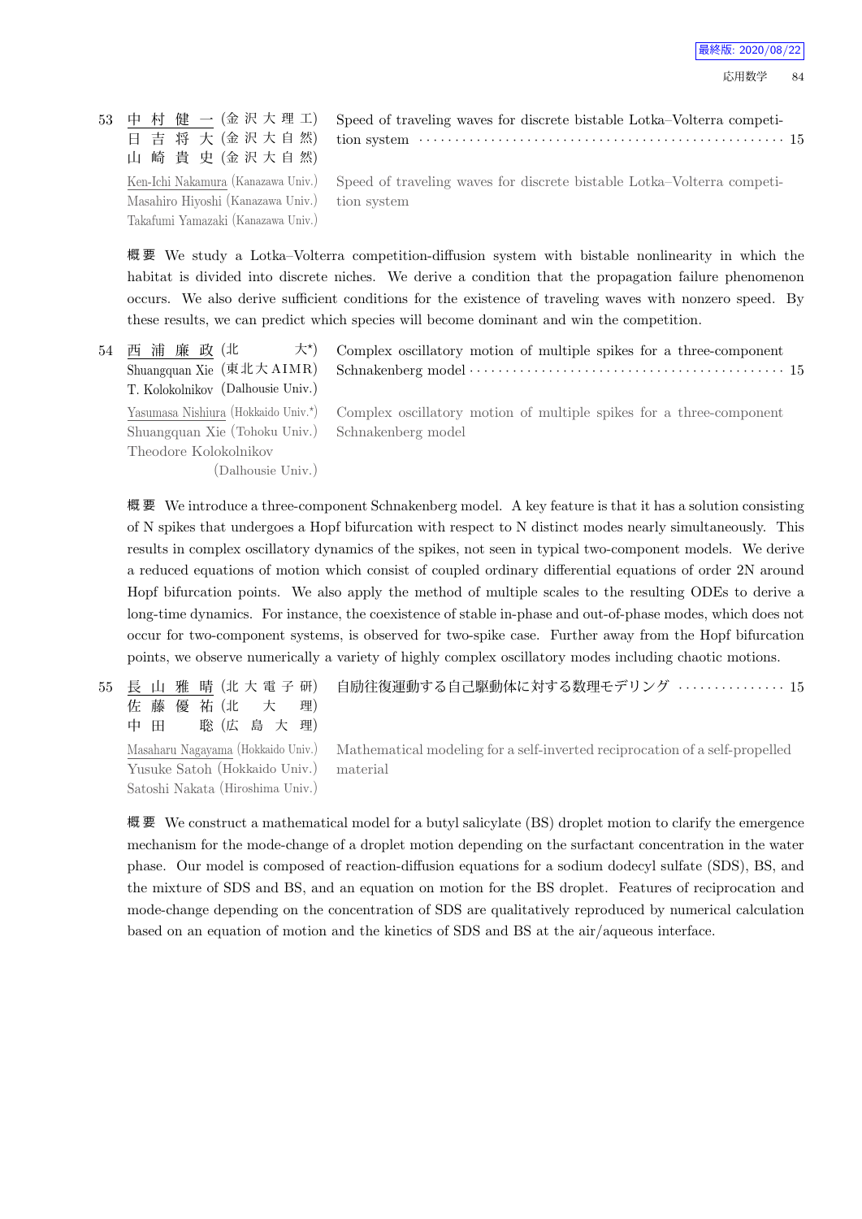53 中村健一 (金沢大理工) 日吉将大 (金沢大自然) 山崎貴史 (金沢大自然)

Speed of traveling waves for discrete bistable Lotka–Volterra competition system ……… 15

Ken-Ichi Nakamura (Kanazawa Univ.) Masahiro Hiyoshi (Kanazawa Univ.) Takafumi Yamazaki (Kanazawa Univ.)

Speed of traveling waves for discrete bistable Lotka–Volterra competition system

**概要** We study a Lotka–Volterra competition-diffusion system with bistable nonlinearity in which the habitat is divided into discrete niches. We derive a condition that the propagation failure phenomenon occurs. We also derive sufficient conditions for the existence of traveling waves with nonzero speed. By these results, we can predict which species will become dominant and win the competition.

54 西浦廉政 (北大⋆) Shuangquan Xie (東北大AIMR) T. Kolokolnikov (Dalhousie Univ.)

Complex oscillatory motion of multiple spikes for a three-component Schnakenberg model ……… 15

Yasumasa Nishiura (Hokkaido Univ.⋆) Shuangquan Xie (Tohoku Univ.) Theodore Kolokolnikov (Dalhousie Univ.)

Complex oscillatory motion of multiple spikes for a three-component Schnakenberg model

**概要** We introduce a three-component Schnakenberg model. A key feature is that it has a solution consisting of N spikes that undergoes a Hopf bifurcation with respect to N distinct modes nearly simultaneously. This results in complex oscillatory dynamics of the spikes, not seen in typical two-component models. We derive a reduced equations of motion which consist of coupled ordinary differential equations of order 2N around Hopf bifurcation points. We also apply the method of multiple scales to the resulting ODEs to derive a long-time dynamics. For instance, the coexistence of stable in-phase and out-of-phase modes, which does not occur for two-component systems, is observed for two-spike case. Further away from the Hopf bifurcation points, we observe numerically a variety of highly complex oscillatory modes including chaotic motions.

55 長山雅晴 (北大電子研) 佐藤優祐 (北大理) 中田聡 (広島大理)

自励往復運動する自己駆動体に対する数理モデリング ……… 15

Masaharu Nagayama (Hokkaido Univ.) Yusuke Satoh (Hokkaido Univ.) Satoshi Nakata (Hiroshima Univ.)

Mathematical modeling for a self-inverted reciprocation of a self-propelled material

**概要** We construct a mathematical model for a butyl salicylate (BS) droplet motion to clarify the emergence mechanism for the mode-change of a droplet motion depending on the surfactant concentration in the water phase. Our model is composed of reaction-diffusion equations for a sodium dodecyl sulfate (SDS), BS, and the mixture of SDS and BS, and an equation on motion for the BS droplet. Features of reciprocation and mode-change depending on the concentration of SDS are qualitatively reproduced by numerical calculation based on an equation of motion and the kinetics of SDS and BS at the air/aqueous interface.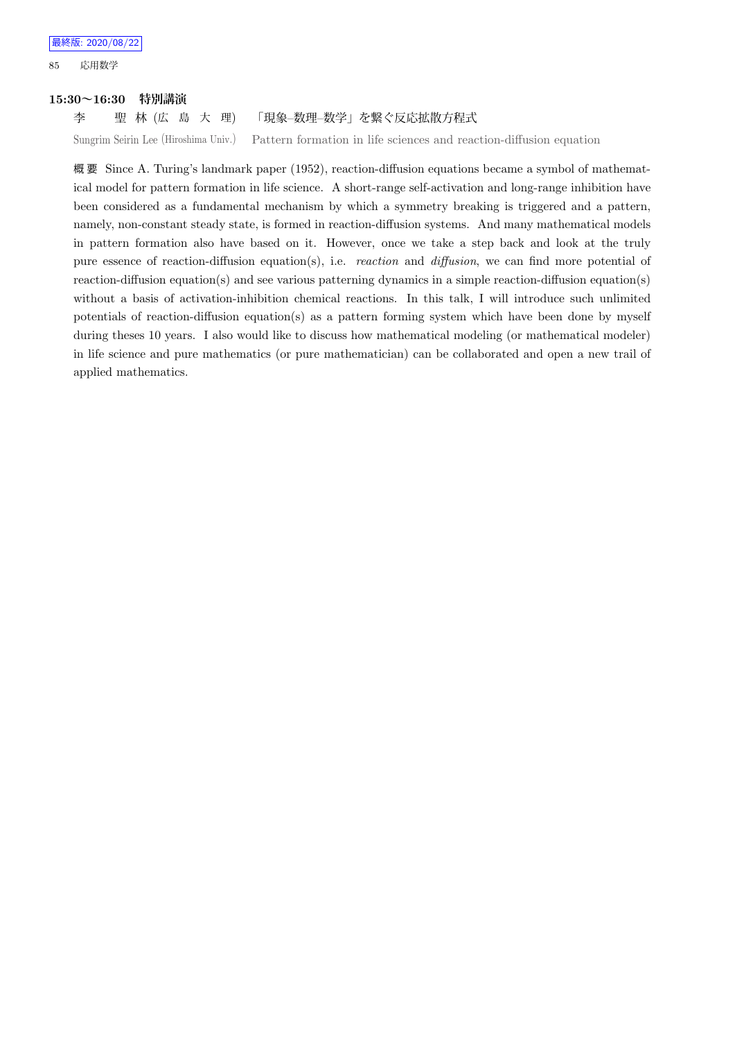## 15:30〜16:30　特別講演

李　　聖 林 (広 島 大 理)　「現象–数理–数学」を繋ぐ反応拡散方程式

Sungrim Seirin Lee (Hiroshima Univ.)　Pattern formation in life sciences and reaction-diffusion equation

**概 要** Since A. Turing's landmark paper (1952), reaction-diffusion equations became a symbol of mathematical model for pattern formation in life science. A short-range self-activation and long-range inhibition have been considered as a fundamental mechanism by which a symmetry breaking is triggered and a pattern, namely, non-constant steady state, is formed in reaction-diffusion systems. And many mathematical models in pattern formation also have based on it. However, once we take a step back and look at the truly pure essence of reaction-diffusion equation(s), i.e. *reaction* and *diffusion*, we can find more potential of reaction-diffusion equation(s) and see various patterning dynamics in a simple reaction-diffusion equation(s) without a basis of activation-inhibition chemical reactions. In this talk, I will introduce such unlimited potentials of reaction-diffusion equation(s) as a pattern forming system which have been done by myself during theses 10 years. I also would like to discuss how mathematical modeling (or mathematical modeler) in life science and pure mathematics (or pure mathematician) can be collaborated and open a new trail of applied mathematics.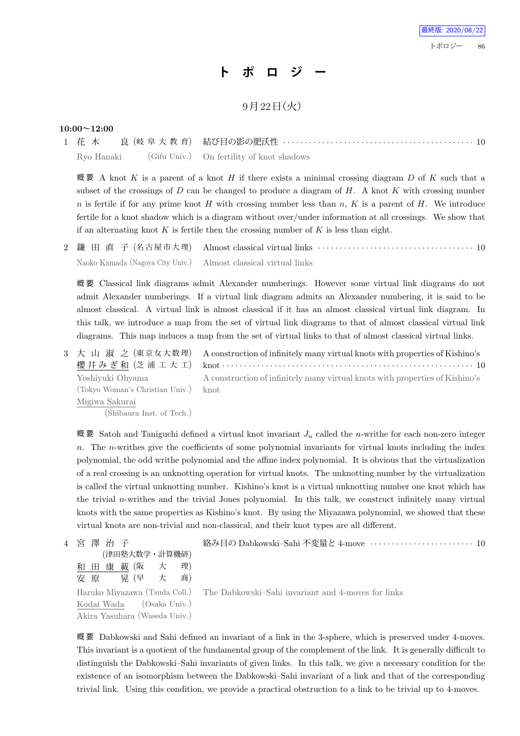最終版: 2020/08/22

# ト ポ ロ ジ ー

9月22日(火)

**10:00〜12:00**

1 花 木　　良 (岐 阜 大 教 育)　結び目の影の肥沃性 ……………………………………………… 10
Ryo Hanaki (Gifu Univ.)　On fertility of knot shadows

概要 A knot $K$ is a parent of a knot $H$ if there exists a minimal crossing diagram $D$ of $K$ such that a subset of the crossings of $D$ can be changed to produce a diagram of $H$. A knot $K$ with crossing number $n$ is fertile if for any prime knot $H$ with crossing number less than $n$, $K$ is a parent of $H$. We introduce fertile for a knot shadow which is a diagram without over/under information at all crossings. We show that if an alternating knot $K$ is fertile then the crossing number of $K$ is less than eight.

2 鎌 田 直 子 (名古屋市大理)　Almost classical virtual links ……………………………………… 10
Naoko Kamada (Nagoya City Univ.)　Almost classical virtual links

概要 Classical link diagrams admit Alexander numberings. However some virtual link diagrams do not admit Alexander numberings. If a virtual link diagram admits an Alexander numbering, it is said to be almost classical. A virtual link is almost classical if it has an almost classical virtual link diagram. In this talk, we introduce a map from the set of virtual link diagrams to that of almost classical virtual link diagrams. This map induces a map from the set of virtual links to that of almost classical virtual links.

3 大 山 淑 之 (東京女大数理)　A construction of infinitely many virtual knots with properties of Kishino's
櫻 井 みぎ和 (芝 浦 工 大 工)　knot ……………………………………………………………… 10
Yoshiyuki Ohyama (Tokyo Woman's Christian Univ.)　A construction of infinitely many virtual knots with properties of Kishino's knot
Migiwa Sakurai (Shibaura Inst. of Tech.)

概要 Satoh and Taniguchi defined a virtual knot invariant $J_n$ called the $n$-writhe for each non-zero integer $n$. The $n$-writhes give the coefficients of some polynomial invariants for virtual knots including the index polynomial, the odd writhe polynomial and the affine index polynomial. It is obvious that the virtualization of a real crossing is an unknotting operation for virtual knots. The unknotting number by the virtualization is called the virtual unknotting number. Kishino's knot is a virtual unknotting number one knot which has the trivial $n$-writhes and the trivial Jones polynomial. In this talk, we construct infinitely many virtual knots with the same properties as Kishino's knot. By using the Miyazawa polynomial, we showed that these virtual knots are non-trivial and non-classical, and their knot types are all different.

4 宮 澤 治 子 (津田塾大数学・計算機研)　絡み目の Dabkowski–Sahi 不変量と 4-move ……………………… 10
和 田 康 載 (阪　大　理)
安 原　　晃 (早　大　商)
Haruko Miyazawa (Tsuda Coll.)　The Dabkowski–Sahi invariant and 4-moves for links
Kodai Wada (Osaka Univ.)
Akira Yasuhara (Waseda Univ.)

概要 Dabkowski and Sahi defined an invariant of a link in the 3-sphere, which is preserved under 4-moves. This invariant is a quotient of the fundamental group of the complement of the link. It is generally difficult to distinguish the Dabkowski–Sahi invariants of given links. In this talk, we give a necessary condition for the existence of an isomorphism between the Dabkowski–Sahi invariant of a link and that of the corresponding trivial link. Using this condition, we provide a practical obstruction to a link to be trivial up to 4-moves.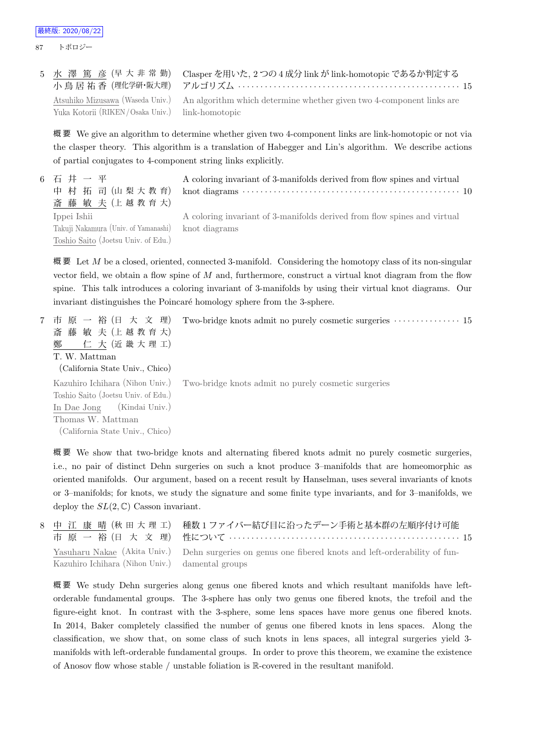5 水澤篤彦 (早大非常勤) 小鳥居祐香 (理化学研・阪大理) Clasperを用いた, 2つの4成分linkがlink-homotopicであるか判定するアルゴリズム ・・・ 15

Atsuhiko Mizusawa (Waseda Univ.) Yuka Kotorii (RIKEN/Osaka Univ.) An algorithm which determine whether given two 4-component links are link-homotopic

概要 We give an algorithm to determine whether given two 4-component links are link-homotopic or not via the clasper theory. This algorithm is a translation of Habegger and Lin's algorithm. We describe actions of partial conjugates to 4-component string links explicitly.

6 石井一平 中村拓司 (山梨大教育) 斎藤敏夫 (上越教育大) A coloring invariant of 3-manifolds derived from flow spines and virtual knot diagrams ・・・ 10

Ippei Ishii Takuji Nakamura (Univ. of Yamanashi) Toshio Saito (Joetsu Univ. of Edu.) A coloring invariant of 3-manifolds derived from flow spines and virtual knot diagrams

概要 Let $M$ be a closed, oriented, connected 3-manifold. Considering the homotopy class of its non-singular vector field, we obtain a flow spine of $M$ and, furthermore, construct a virtual knot diagram from the flow spine. This talk introduces a coloring invariant of 3-manifolds by using their virtual knot diagrams. Our invariant distinguishes the Poincaré homology sphere from the 3-sphere.

7 市原一裕 (日大文理) 斎藤敏夫 (上越教育大) 鄭仁大 (近畿大理工) T. W. Mattman (California State Univ., Chico) Two-bridge knots admit no purely cosmetic surgeries ・・・ 15

Kazuhiro Ichihara (Nihon Univ.) Toshio Saito (Joetsu Univ. of Edu.) In Dae Jong (Kindai Univ.) Thomas W. Mattman (California State Univ., Chico) Two-bridge knots admit no purely cosmetic surgeries

概要 We show that two-bridge knots and alternating fibered knots admit no purely cosmetic surgeries, i.e., no pair of distinct Dehn surgeries on such a knot produce 3–manifolds that are homeomorphic as oriented manifolds. Our argument, based on a recent result by Hanselman, uses several invariants of knots or 3–manifolds; for knots, we study the signature and some finite type invariants, and for 3–manifolds, we deploy the $SL(2,\mathbb{C})$ Casson invariant.

8 中江康晴 (秋田大理工) 市原一裕 (日大文理) 種数1ファイバー結び目に沿ったデーン手術と基本群の左順序付け可能性について ・・・ 15

Yasuharu Nakae (Akita Univ.) Kazuhiro Ichihara (Nihon Univ.) Dehn surgeries on genus one fibered knots and left-orderability of fundamental groups

概要 We study Dehn surgeries along genus one fibered knots and which resultant manifolds have left-orderable fundamental groups. The 3-sphere has only two genus one fibered knots, the trefoil and the figure-eight knot. In contrast with the 3-sphere, some lens spaces have more genus one fibered knots. In 2014, Baker completely classified the number of genus one fibered knots in lens spaces. Along the classification, we show that, on some class of such knots in lens spaces, all integral surgeries yield 3-manifolds with left-orderable fundamental groups. In order to prove this theorem, we examine the existence of Anosov flow whose stable / unstable foliation is $\mathbb{R}$-covered in the resultant manifold.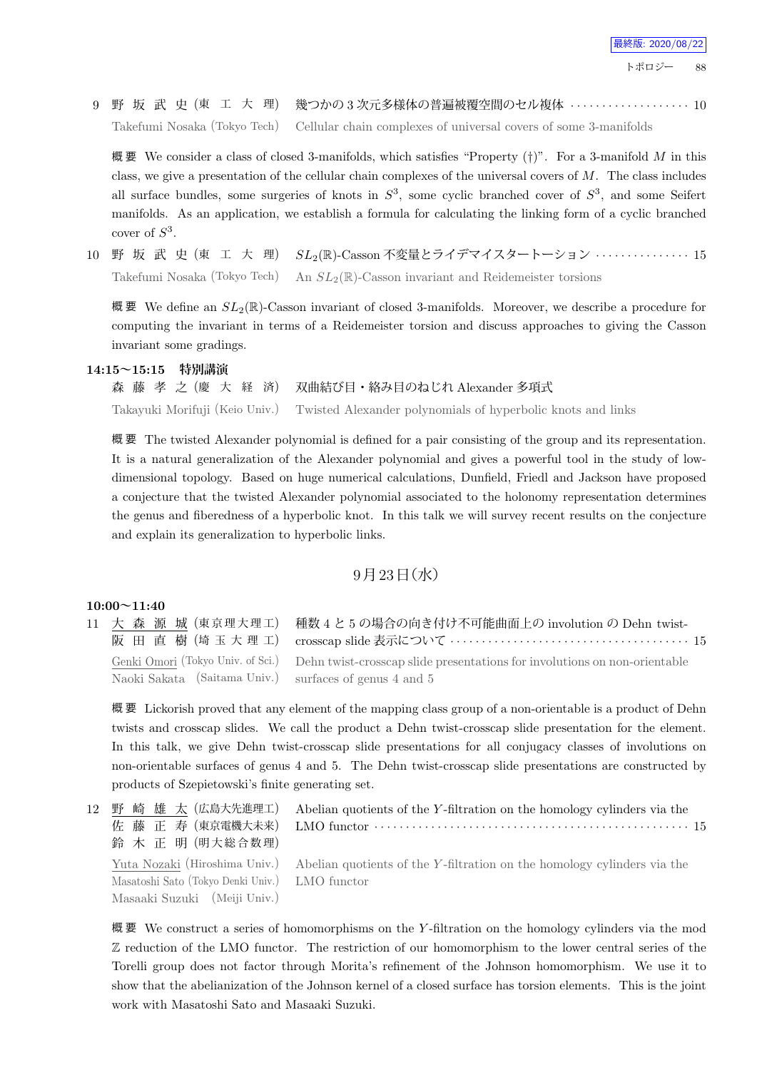9　野 坂 武 史 (東 工 大 理)　幾つかの 3 次元多様体の普遍被覆空間のセル複体 ・・・・・・・・・・・・・・・・・・ 10

Takefumi Nosaka (Tokyo Tech)　Cellular chain complexes of universal covers of some 3-manifolds

**概要** We consider a class of closed 3-manifolds, which satisfies "Property (†)". For a 3-manifold $M$ in this class, we give a presentation of the cellular chain complexes of the universal covers of $M$. The class includes all surface bundles, some surgeries of knots in $S^3$, some cyclic branched cover of $S^3$, and some Seifert manifolds. As an application, we establish a formula for calculating the linking form of a cyclic branched cover of $S^3$.

10　野 坂 武 史 (東 工 大 理)　$SL_2(\mathbb{R})$-Casson 不変量とライデマイスタートーション ・・・・・・・・・・・・・・・ 15

Takefumi Nosaka (Tokyo Tech)　An $SL_2(\mathbb{R})$-Casson invariant and Reidemeister torsions

**概要** We define an $SL_2(\mathbb{R})$-Casson invariant of closed 3-manifolds. Moreover, we describe a procedure for computing the invariant in terms of a Reidemeister torsion and discuss approaches to giving the Casson invariant some gradings.

**14:15〜15:15　特別講演**

森 藤 孝 之 (慶 大 経 済)　双曲結び目・絡み目のねじれ Alexander 多項式

Takayuki Morifuji (Keio Univ.)　Twisted Alexander polynomials of hyperbolic knots and links

**概要** The twisted Alexander polynomial is defined for a pair consisting of the group and its representation. It is a natural generalization of the Alexander polynomial and gives a powerful tool in the study of low-dimensional topology. Based on huge numerical calculations, Dunfield, Friedl and Jackson have proposed a conjecture that the twisted Alexander polynomial associated to the holonomy representation determines the genus and fiberedness of a hyperbolic knot. In this talk we will survey recent results on the conjecture and explain its generalization to hyperbolic links.

## 9月23日(水)

**10:00〜11:40**

11　大 森 源 城 (東京理大理工)　種数 4 と 5 の場合の向き付け不可能曲面上の involution の Dehn twist-
　　阪 田 直 樹 (埼 玉 大 理 工)　crosscap slide 表示について ・・・・・・・・・・・・・・・・・・・・・・・・・・・・・・・・・・・・ 15

Genki Omori (Tokyo Univ. of Sci.)　Dehn twist-crosscap slide presentations for involutions on non-orientable
Naoki Sakata (Saitama Univ.)　surfaces of genus 4 and 5

**概要** Lickorish proved that any element of the mapping class group of a non-orientable is a product of Dehn twists and crosscap slides. We call the product a Dehn twist-crosscap slide presentation for the element. In this talk, we give Dehn twist-crosscap slide presentations for all conjugacy classes of involutions on non-orientable surfaces of genus 4 and 5. The Dehn twist-crosscap slide presentations are constructed by products of Szepietowski's finite generating set.

12　野 崎 雄 太 (広島大先進理工)　Abelian quotients of the $Y$-filtration on the homology cylinders via the
　　佐 藤 正 寿 (東京電機大未来)　LMO functor ・・・・・・・・・・・・・・・・・・・・・・・・・・・・・・・・・・・・・・・・・・・・・・・ 15
　　鈴 木 正 明 (明大総合数理)

Yuta Nozaki (Hiroshima Univ.)　Abelian quotients of the $Y$-filtration on the homology cylinders via the
Masatoshi Sato (Tokyo Denki Univ.)　LMO functor
Masaaki Suzuki (Meiji Univ.)

**概要** We construct a series of homomorphisms on the $Y$-filtration on the homology cylinders via the mod $\mathbb{Z}$ reduction of the LMO functor. The restriction of our homomorphism to the lower central series of the Torelli group does not factor through Morita's refinement of the Johnson homomorphism. We use it to show that the abelianization of the Johnson kernel of a closed surface has torsion elements. This is the joint work with Masatoshi Sato and Masaaki Suzuki.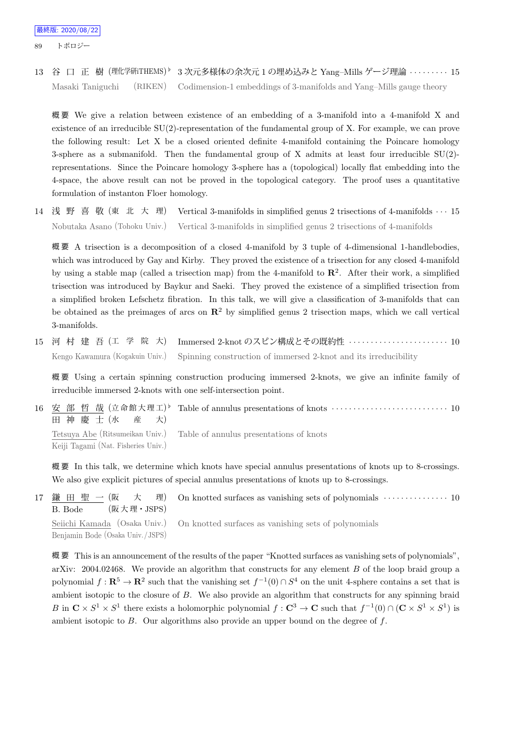13 谷口正樹 (理化学研iTHEMS)♭ 3 次元多様体の余次元 1 の埋め込みと Yang–Mills ゲージ理論 ……… 15

Masaki Taniguchi (RIKEN) Codimension-1 embeddings of 3-manifolds and Yang–Mills gauge theory

概要 We give a relation between existence of an embedding of a 3-manifold into a 4-manifold X and existence of an irreducible SU(2)-representation of the fundamental group of X. For example, we can prove the following result: Let X be a closed oriented definite 4-manifold containing the Poincare homology 3-sphere as a submanifold. Then the fundamental group of X admits at least four irreducible SU(2)-representations. Since the Poincare homology 3-sphere has a (topological) locally flat embedding into the 4-space, the above result can not be proved in the topological category. The proof uses a quantitative formulation of instanton Floer homology.

14 浅野喜敬 (東北大理) Vertical 3-manifolds in simplified genus 2 trisections of 4-manifolds ··· 15

Nobutaka Asano (Tohoku Univ.) Vertical 3-manifolds in simplified genus 2 trisections of 4-manifolds

概要 A trisection is a decomposition of a closed 4-manifold by 3 tuple of 4-dimensional 1-handlebodies, which was introduced by Gay and Kirby. They proved the existence of a trisection for any closed 4-manifold by using a stable map (called a trisection map) from the 4-manifold to $\mathbf{R}^2$. After their work, a simplified trisection was introduced by Baykur and Saeki. They proved the existence of a simplified trisection from a simplified broken Lefschetz fibration. In this talk, we will give a classification of 3-manifolds that can be obtained as the preimages of arcs on $\mathbf{R}^2$ by simplified genus 2 trisection maps, which we call vertical 3-manifolds.

15 河村建吾 (工学院大) Immersed 2-knot のスピン構成とその既約性 ······················· 10

Kengo Kawamura (Kogakuin Univ.) Spinning construction of immersed 2-knot and its irreducibility

概要 Using a certain spinning construction producing immersed 2-knots, we give an infinite family of irreducible immersed 2-knots with one self-intersection point.

16 安部哲哉 (立命館大理工)♭ Table of annulus presentations of knots ·························· 10
田神慶士 (水産大)

Tetsuya Abe (Ritsumeikan Univ.) Table of annulus presentations of knots
Keiji Tagami (Nat. Fisheries Univ.)

概要 In this talk, we determine which knots have special annulus presentations of knots up to 8-crossings. We also give explicit pictures of special annulus presentations of knots up to 8-crossings.

17 鎌田聖一 (阪大理) On knotted surfaces as vanishing sets of polynomials ··············· 10
B. Bode (阪大理・JSPS)

Seiichi Kamada (Osaka Univ.) On knotted surfaces as vanishing sets of polynomials
Benjamin Bode (Osaka Univ./JSPS)

概要 This is an announcement of the results of the paper "Knotted surfaces as vanishing sets of polynomials", arXiv: 2004.02468. We provide an algorithm that constructs for any element $B$ of the loop braid group a polynomial $f : \mathbf{R}^5 \to \mathbf{R}^2$ such that the vanishing set $f^{-1}(0) \cap S^4$ on the unit 4-sphere contains a set that is ambient isotopic to the closure of $B$. We also provide an algorithm that constructs for any spinning braid $B$ in $\mathbf{C} \times S^1 \times S^1$ there exists a holomorphic polynomial $f : \mathbf{C}^3 \to \mathbf{C}$ such that $f^{-1}(0) \cap (\mathbf{C} \times S^1 \times S^1)$ is ambient isotopic to $B$. Our algorithms also provide an upper bound on the degree of $f$.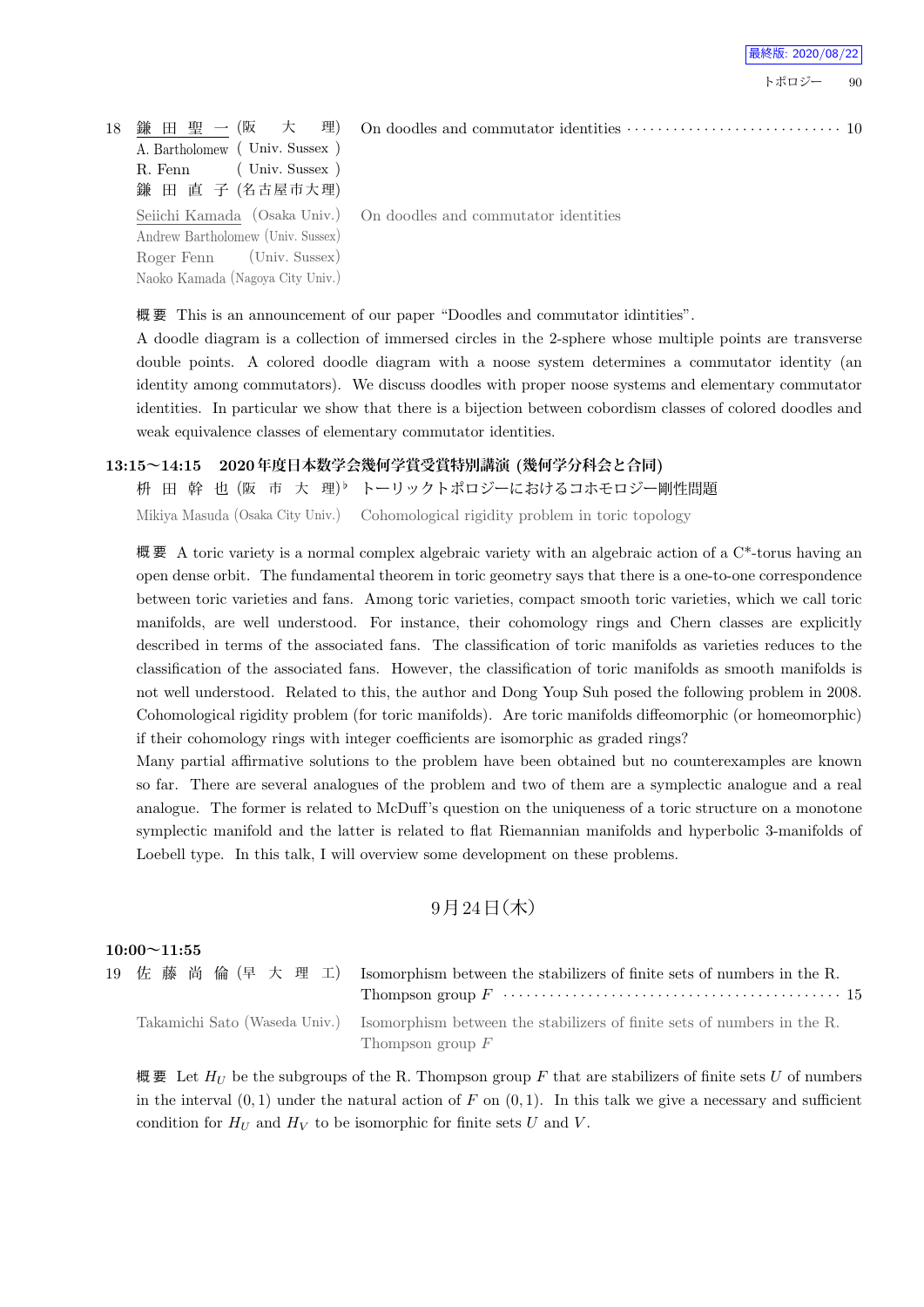18 鎌 田 聖 一 (阪　大　理)　On doodles and commutator identities ··························· 10
A. Bartholomew ( Univ. Sussex )
R. Fenn ( Univ. Sussex )
鎌 田 直 子 (名古屋市大理)

Seiichi Kamada (Osaka Univ.)　On doodles and commutator identities
Andrew Bartholomew (Univ. Sussex)
Roger Fenn (Univ. Sussex)
Naoko Kamada (Nagoya City Univ.)

概要 This is an announcement of our paper "Doodles and commutator idintities".
A doodle diagram is a collection of immersed circles in the 2-sphere whose multiple points are transverse double points. A colored doodle diagram with a noose system determines a commutator identity (an identity among commutators). We discuss doodles with proper noose systems and elementary commutator identities. In particular we show that there is a bijection between cobordism classes of colored doodles and weak equivalence classes of elementary commutator identities.

**13:15～14:15　2020年度日本数学会幾何学賞受賞特別講演 (幾何学分科会と合同)**

枡 田 幹 也 (阪 市 大 理)♭　トーリックトポロジーにおけるコホモロジー剛性問題

Mikiya Masuda (Osaka City Univ.)　Cohomological rigidity problem in toric topology

概要 A toric variety is a normal complex algebraic variety with an algebraic action of a C*-torus having an open dense orbit. The fundamental theorem in toric geometry says that there is a one-to-one correspondence between toric varieties and fans. Among toric varieties, compact smooth toric varieties, which we call toric manifolds, are well understood. For instance, their cohomology rings and Chern classes are explicitly described in terms of the associated fans. The classification of toric manifolds as varieties reduces to the classification of the associated fans. However, the classification of toric manifolds as smooth manifolds is not well understood. Related to this, the author and Dong Youp Suh posed the following problem in 2008. Cohomological rigidity problem (for toric manifolds). Are toric manifolds diffeomorphic (or homeomorphic) if their cohomology rings with integer coefficients are isomorphic as graded rings?
Many partial affirmative solutions to the problem have been obtained but no counterexamples are known so far. There are several analogues of the problem and two of them are a symplectic analogue and a real analogue. The former is related to McDuff's question on the uniqueness of a toric structure on a monotone symplectic manifold and the latter is related to flat Riemannian manifolds and hyperbolic 3-manifolds of Loebell type. In this talk, I will overview some development on these problems.

## 9月24日(木)

**10:00～11:55**

19 佐 藤 尚 倫 (早 大 理 工)　Isomorphism between the stabilizers of finite sets of numbers in the R. Thompson group $F$ ·········································· 15

Takamichi Sato (Waseda Univ.)　Isomorphism between the stabilizers of finite sets of numbers in the R. Thompson group $F$

概要 Let $H_U$ be the subgroups of the R. Thompson group $F$ that are stabilizers of finite sets $U$ of numbers in the interval $(0,1)$ under the natural action of $F$ on $(0,1)$. In this talk we give a necessary and sufficient condition for $H_U$ and $H_V$ to be isomorphic for finite sets $U$ and $V$.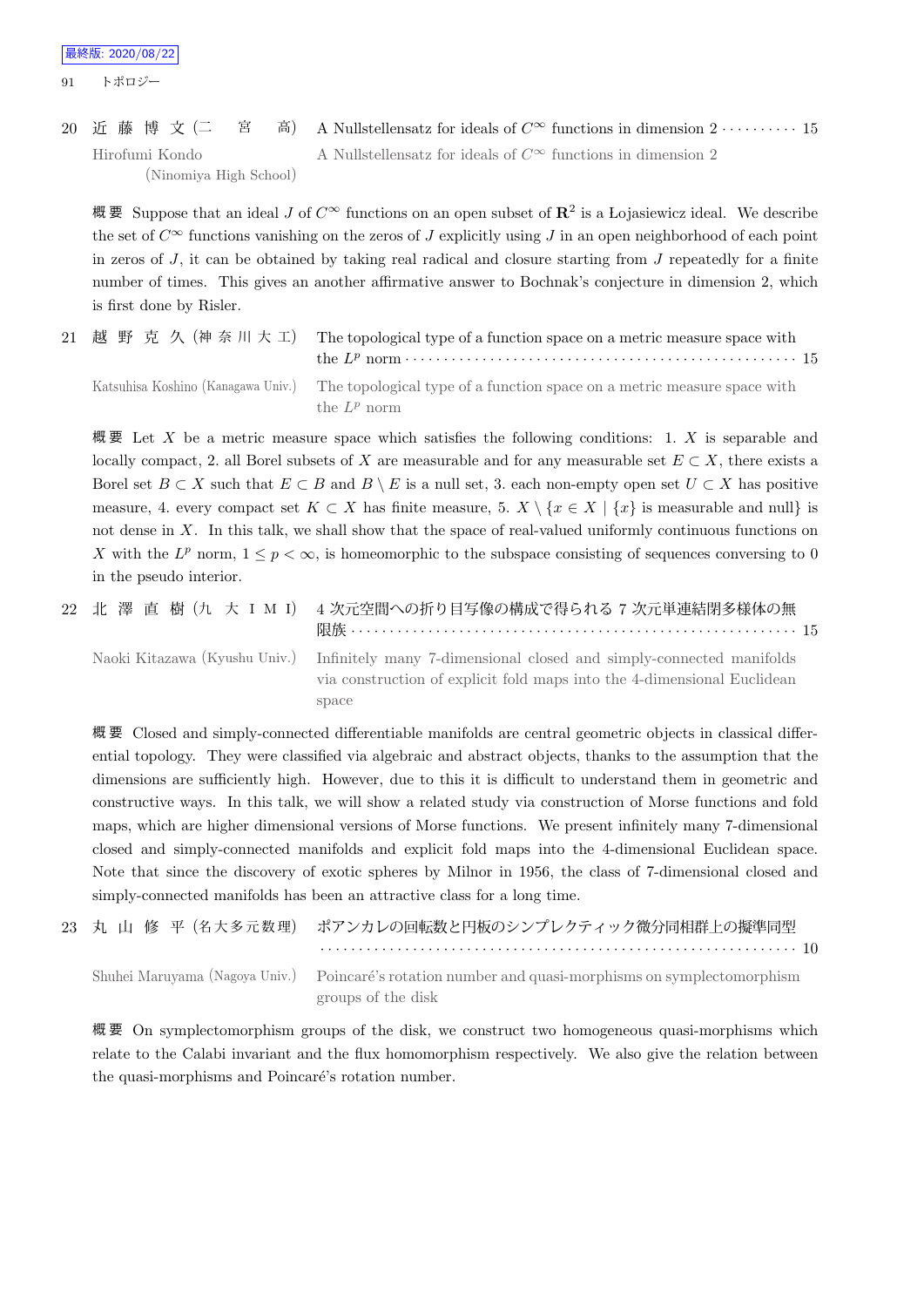20 近 藤 博 文 (二 宮 高) A Nullstellensatz for ideals of $C^\infty$ functions in dimension 2 ・・・・・・・・・・ 15

Hirofumi Kondo (Ninomiya High School) A Nullstellensatz for ideals of $C^\infty$ functions in dimension 2

概要 Suppose that an ideal $J$ of $C^\infty$ functions on an open subset of $\mathbf{R}^2$ is a Łojasiewicz ideal. We describe the set of $C^\infty$ functions vanishing on the zeros of $J$ explicitly using $J$ in an open neighborhood of each point in zeros of $J$, it can be obtained by taking real radical and closure starting from $J$ repeatedly for a finite number of times. This gives an another affirmative answer to Bochnak's conjecture in dimension 2, which is first done by Risler.

21 越 野 克 久 (神 奈 川 大 工) The topological type of a function space on a metric measure space with the $L^p$ norm ・・・・・・・・・・ 15

Katsuhisa Koshino (Kanagawa Univ.) The topological type of a function space on a metric measure space with the $L^p$ norm

概要 Let $X$ be a metric measure space which satisfies the following conditions: 1. $X$ is separable and locally compact, 2. all Borel subsets of $X$ are measurable and for any measurable set $E \subset X$, there exists a Borel set $B \subset X$ such that $E \subset B$ and $B \setminus E$ is a null set, 3. each non-empty open set $U \subset X$ has positive measure, 4. every compact set $K \subset X$ has finite measure, 5. $X \setminus \{x \in X \mid \{x\}$ is measurable and null$\}$ is not dense in $X$. In this talk, we shall show that the space of real-valued uniformly continuous functions on $X$ with the $L^p$ norm, $1 \leq p < \infty$, is homeomorphic to the subspace consisting of sequences conversing to 0 in the pseudo interior.

22 北 澤 直 樹 (九 大 I M I) 4 次元空間への折り目写像の構成で得られる 7 次元単連結閉多様体の無限族 ・・・・・・・・・・ 15

Naoki Kitazawa (Kyushu Univ.) Infinitely many 7-dimensional closed and simply-connected manifolds via construction of explicit fold maps into the 4-dimensional Euclidean space

概要 Closed and simply-connected differentiable manifolds are central geometric objects in classical differential topology. They were classified via algebraic and abstract objects, thanks to the assumption that the dimensions are sufficiently high. However, due to this it is difficult to understand them in geometric and constructive ways. In this talk, we will show a related study via construction of Morse functions and fold maps, which are higher dimensional versions of Morse functions. We present infinitely many 7-dimensional closed and simply-connected manifolds and explicit fold maps into the 4-dimensional Euclidean space. Note that since the discovery of exotic spheres by Milnor in 1956, the class of 7-dimensional closed and simply-connected manifolds has been an attractive class for a long time.

23 丸 山 修 平 (名大多元数理) ポアンカレの回転数と円板のシンプレクティック微分同相群上の擬準同型 ・・・・・・・・・・ 10

Shuhei Maruyama (Nagoya Univ.) Poincaré's rotation number and quasi-morphisms on symplectomorphism groups of the disk

概要 On symplectomorphism groups of the disk, we construct two homogeneous quasi-morphisms which relate to the Calabi invariant and the flux homomorphism respectively. We also give the relation between the quasi-morphisms and Poincaré's rotation number.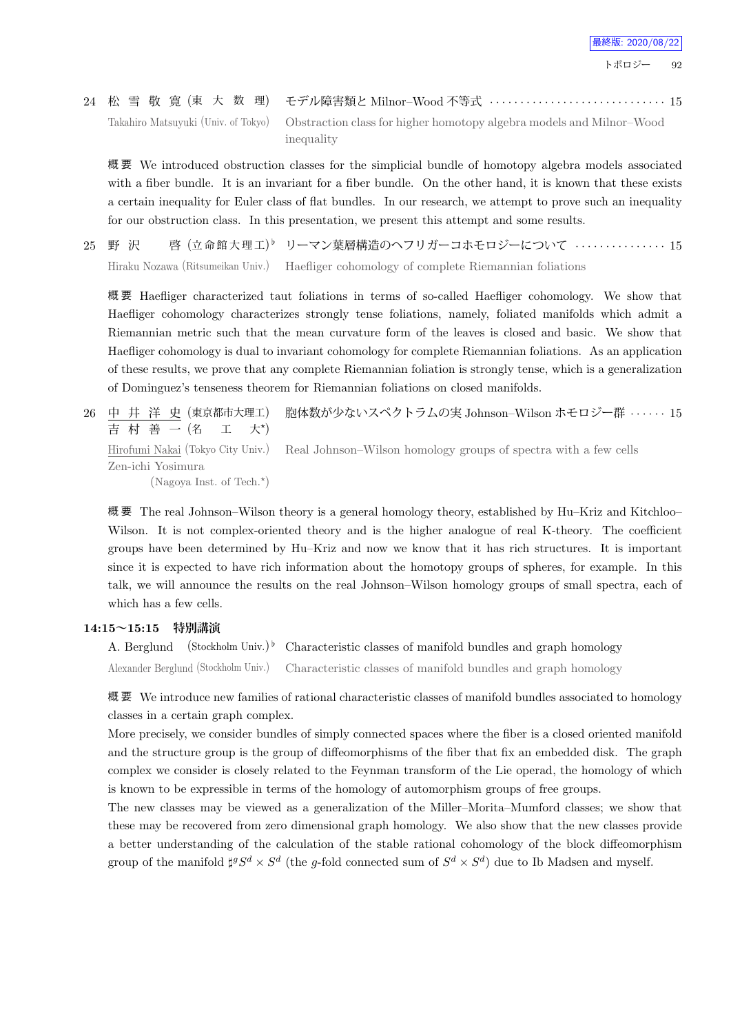24 松 雪 敬 寛 (東 大 数 理) モデル障害類と Milnor–Wood 不等式 ………………………… 15

Takahiro Matsuyuki (Univ. of Tokyo) Obstraction class for higher homotopy algebra models and Milnor–Wood inequality

概要 We introduced obstruction classes for the simplicial bundle of homotopy algebra models associated with a fiber bundle. It is an invariant for a fiber bundle. On the other hand, it is known that these exists a certain inequality for Euler class of flat bundles. In our research, we attempt to prove such an inequality for our obstruction class. In this presentation, we present this attempt and some results.

25 野 沢 啓 (立命館大理工)♭ リーマン葉層構造のヘフリガーコホモロジーについて …………… 15

Hiraku Nozawa (Ritsumeikan Univ.) Haefliger cohomology of complete Riemannian foliations

概要 Haefliger characterized taut foliations in terms of so-called Haefliger cohomology. We show that Haefliger cohomology characterizes strongly tense foliations, namely, foliated manifolds which admit a Riemannian metric such that the mean curvature form of the leaves is closed and basic. We show that Haefliger cohomology is dual to invariant cohomology for complete Riemannian foliations. As an application of these results, we prove that any complete Riemannian foliation is strongly tense, which is a generalization of Dominguez's tenseness theorem for Riemannian foliations on closed manifolds.

26 中 井 洋 史 (東京都市大理工) 胞体数が少ないスペクトラムの実 Johnson–Wilson ホモロジー群 …… 15
吉 村 善 一 (名 工 大*)

Hirofumi Nakai (Tokyo City Univ.) Real Johnson–Wilson homology groups of spectra with a few cells
Zen-ichi Yosimura (Nagoya Inst. of Tech.*)

概要 The real Johnson–Wilson theory is a general homology theory, established by Hu–Kriz and Kitchloo–Wilson. It is not complex-oriented theory and is the higher analogue of real K-theory. The coefficient groups have been determined by Hu–Kriz and now we know that it has rich structures. It is important since it is expected to have rich information about the homotopy groups of spheres, for example. In this talk, we will announce the results on the real Johnson–Wilson homology groups of small spectra, each of which has a few cells.

**14:15〜15:15 特別講演**

A. Berglund (Stockholm Univ.)♭ Characteristic classes of manifold bundles and graph homology

Alexander Berglund (Stockholm Univ.) Characteristic classes of manifold bundles and graph homology

概要 We introduce new families of rational characteristic classes of manifold bundles associated to homology classes in a certain graph complex.

More precisely, we consider bundles of simply connected spaces where the fiber is a closed oriented manifold and the structure group is the group of diffeomorphisms of the fiber that fix an embedded disk. The graph complex we consider is closely related to the Feynman transform of the Lie operad, the homology of which is known to be expressible in terms of the homology of automorphism groups of free groups.

The new classes may be viewed as a generalization of the Miller–Morita–Mumford classes; we show that these may be recovered from zero dimensional graph homology. We also show that the new classes provide a better understanding of the calculation of the stable rational cohomology of the block diffeomorphism group of the manifold $\sharp^g S^d \times S^d$ (the $g$-fold connected sum of $S^d \times S^d$) due to Ib Madsen and myself.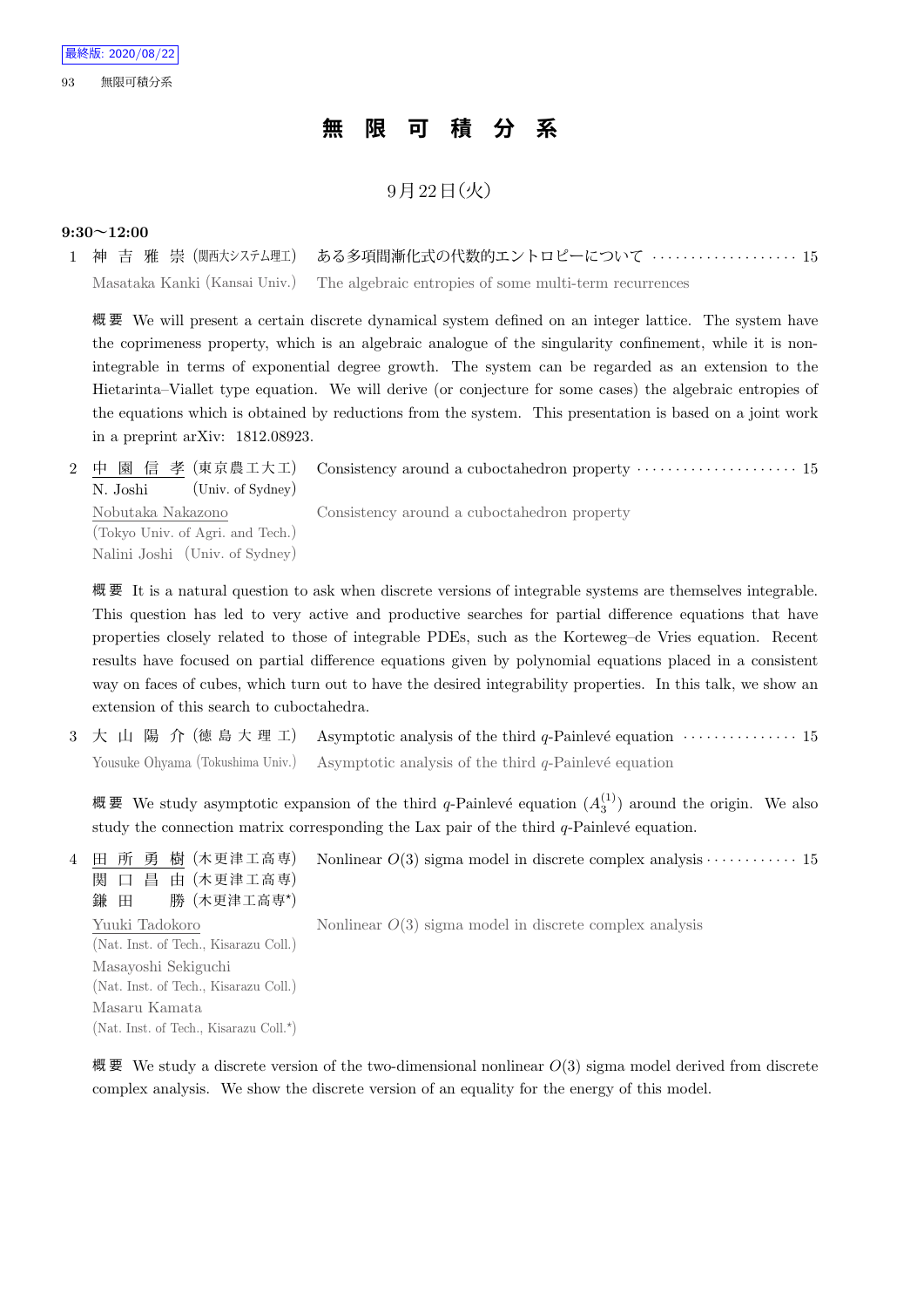# 無 限 可 積 分 系

## 9月22日(火)

### 9:30〜12:00

1 神 吉 雅 崇 (関西大システム理工) ある多項間漸化式の代数的エントロピーについて ・・・・・・・・・・・・・・・・・・ 15
Masataka Kanki (Kansai Univ.) The algebraic entropies of some multi-term recurrences

概要 We will present a certain discrete dynamical system defined on an integer lattice. The system have the coprimeness property, which is an algebraic analogue of the singularity confinement, while it is non-integrable in terms of exponential degree growth. The system can be regarded as an extension to the Hietarinta–Viallet type equation. We will derive (or conjecture for some cases) the algebraic entropies of the equations which is obtained by reductions from the system. This presentation is based on a joint work in a preprint arXiv: 1812.08923.

2 中 園 信 孝 (東京農工大工) Consistency around a cuboctahedron property ・・・・・・・・・・・・・・・・・・・・・ 15
N. Joshi (Univ. of Sydney)
Nobutaka Nakazono (Tokyo Univ. of Agri. and Tech.) Consistency around a cuboctahedron property
Nalini Joshi (Univ. of Sydney)

概要 It is a natural question to ask when discrete versions of integrable systems are themselves integrable. This question has led to very active and productive searches for partial difference equations that have properties closely related to those of integrable PDEs, such as the Korteweg–de Vries equation. Recent results have focused on partial difference equations given by polynomial equations placed in a consistent way on faces of cubes, which turn out to have the desired integrability properties. In this talk, we show an extension of this search to cuboctahedra.

3 大 山 陽 介 (徳 島 大 理 工) Asymptotic analysis of the third $q$-Painlevé equation ・・・・・・・・・・・・・・・ 15
Yousuke Ohyama (Tokushima Univ.) Asymptotic analysis of the third $q$-Painlevé equation

概要 We study asymptotic expansion of the third $q$-Painlevé equation $(A_3^{(1)})$ around the origin. We also study the connection matrix corresponding the Lax pair of the third $q$-Painlevé equation.

4 田 所 勇 樹 (木更津工高専) Nonlinear $O(3)$ sigma model in discrete complex analysis ・・・・・・・・・・・・ 15
関 口 昌 由 (木更津工高専)
鎌 田 勝 (木更津工高専*)
Yuuki Tadokoro (Nat. Inst. of Tech., Kisarazu Coll.) Nonlinear $O(3)$ sigma model in discrete complex analysis
Masayoshi Sekiguchi (Nat. Inst. of Tech., Kisarazu Coll.)
Masaru Kamata (Nat. Inst. of Tech., Kisarazu Coll.*)

概要 We study a discrete version of the two-dimensional nonlinear $O(3)$ sigma model derived from discrete complex analysis. We show the discrete version of an equality for the energy of this model.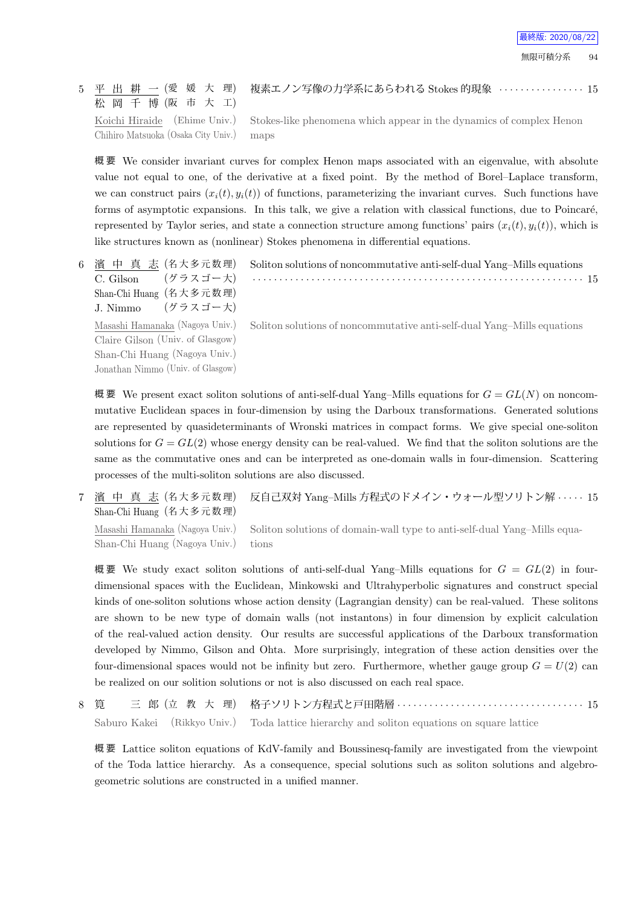5 平出耕一 (愛媛大理) 松岡千博 (阪市大工) 複素エノン写像の力学系にあらわれる Stokes 的現象 ················ 15

Koichi Hiraide (Ehime Univ.) Chihiro Matsuoka (Osaka City Univ.) Stokes-like phenomena which appear in the dynamics of complex Henon maps

概要 We consider invariant curves for complex Henon maps associated with an eigenvalue, with absolute value not equal to one, of the derivative at a fixed point. By the method of Borel–Laplace transform, we can construct pairs $(x_i(t), y_i(t))$ of functions, parameterizing the invariant curves. Such functions have forms of asymptotic expansions. In this talk, we give a relation with classical functions, due to Poincaré, represented by Taylor series, and state a connection structure among functions' pairs $(x_i(t), y_i(t))$, which is like structures known as (nonlinear) Stokes phenomena in differential equations.

6 濱中真志 (名大多元数理) C. Gilson (グラスゴー大) Shan-Chi Huang (名大多元数理) J. Nimmo (グラスゴー大) Soliton solutions of noncommutative anti-self-dual Yang–Mills equations ································································ 15

Masashi Hamanaka (Nagoya Univ.) Claire Gilson (Univ. of Glasgow) Shan-Chi Huang (Nagoya Univ.) Jonathan Nimmo (Univ. of Glasgow) Soliton solutions of noncommutative anti-self-dual Yang–Mills equations

概要 We present exact soliton solutions of anti-self-dual Yang–Mills equations for $G = GL(N)$ on noncommutative Euclidean spaces in four-dimension by using the Darboux transformations. Generated solutions are represented by quasideterminants of Wronski matrices in compact forms. We give special one-soliton solutions for $G = GL(2)$ whose energy density can be real-valued. We find that the soliton solutions are the same as the commutative ones and can be interpreted as one-domain walls in four-dimension. Scattering processes of the multi-soliton solutions are also discussed.

7 濱中真志 (名大多元数理) Shan-Chi Huang (名大多元数理) 反自己双対 Yang–Mills 方程式のドメイン・ウォール型ソリトン解 ····· 15

Masashi Hamanaka (Nagoya Univ.) Shan-Chi Huang (Nagoya Univ.) Soliton solutions of domain-wall type to anti-self-dual Yang–Mills equations

概要 We study exact soliton solutions of anti-self-dual Yang–Mills equations for $G = GL(2)$ in four-dimensional spaces with the Euclidean, Minkowski and Ultrahyperbolic signatures and construct special kinds of one-soliton solutions whose action density (Lagrangian density) can be real-valued. These solitons are shown to be new type of domain walls (not instantons) in four dimension by explicit calculation of the real-valued action density. Our results are successful applications of the Darboux transformation developed by Nimmo, Gilson and Ohta. More surprisingly, integration of these action densities over the four-dimensional spaces would not be infinity but zero. Furthermore, whether gauge group $G = U(2)$ can be realized on our solition solutions or not is also discussed on each real space.

8 筧　三郎 (立教大理) 格子ソリトン方程式と戸田階層 ······································ 15

Saburo Kakei (Rikkyo Univ.) Toda lattice hierarchy and soliton equations on square lattice

概要 Lattice soliton equations of KdV-family and Boussinesq-family are investigated from the viewpoint of the Toda lattice hierarchy. As a consequence, special solutions such as soliton solutions and algebro-geometric solutions are constructed in a unified manner.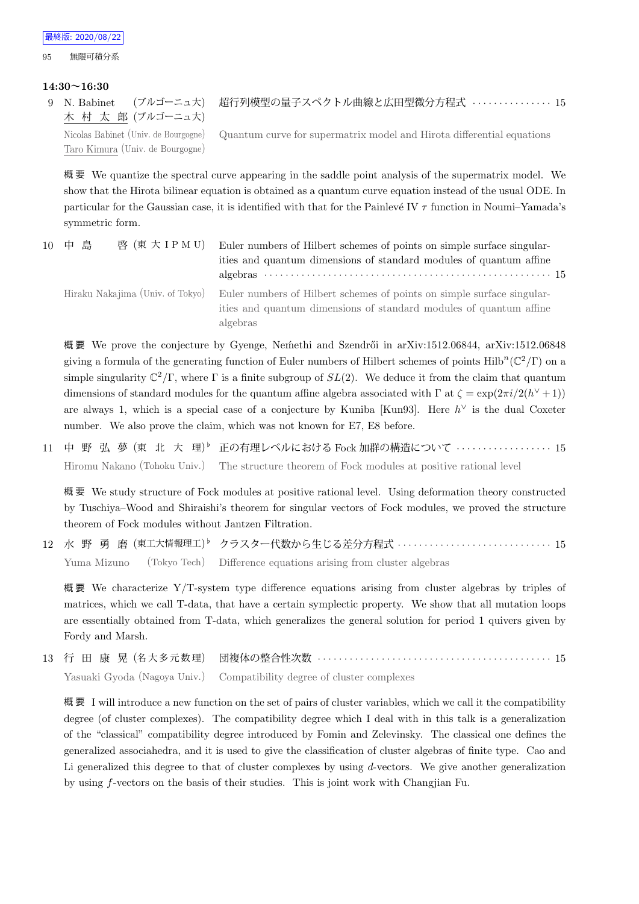**14:30〜16:30**

9 N. Babinet (ブルゴーニュ大) 木 村 太 郎 (ブルゴーニュ大) 超行列模型の量子スペクトル曲線と広田型微分方程式 ··············· 15

Nicolas Babinet (Univ. de Bourgogne) Taro Kimura (Univ. de Bourgogne) Quantum curve for supermatrix model and Hirota differential equations

概要 We quantize the spectral curve appearing in the saddle point analysis of the supermatrix model. We show that the Hirota bilinear equation is obtained as a quantum curve equation instead of the usual ODE. In particular for the Gaussian case, it is identified with that for the Painlevé IV $\tau$ function in Noumi–Yamada's symmetric form.

10 中 島 啓 (東 大 I P M U) Euler numbers of Hilbert schemes of points on simple surface singularities and quantum dimensions of standard modules of quantum affine algebras ··············· 15

Hiraku Nakajima (Univ. of Tokyo) Euler numbers of Hilbert schemes of points on simple surface singularities and quantum dimensions of standard modules of quantum affine algebras

概要 We prove the conjecture by Gyenge, Neḿethi and Szendrői in arXiv:1512.06844, arXiv:1512.06848 giving a formula of the generating function of Euler numbers of Hilbert schemes of points $\mathrm{Hilb}^n(\mathbb{C}^2/\Gamma)$ on a simple singularity $\mathbb{C}^2/\Gamma$, where $\Gamma$ is a finite subgroup of $SL(2)$. We deduce it from the claim that quantum dimensions of standard modules for the quantum affine algebra associated with $\Gamma$ at $\zeta = \exp(2\pi i/2(h^\vee + 1))$ are always 1, which is a special case of a conjecture by Kuniba [Kun93]. Here $h^\vee$ is the dual Coxeter number. We also prove the claim, which was not known for E7, E8 before.

11 中 野 弘 夢 (東 北 大 理)♭ 正の有理レベルにおける Fock 加群の構造について ··············· 15

Hiromu Nakano (Tohoku Univ.) The structure theorem of Fock modules at positive rational level

概要 We study structure of Fock modules at positive rational level. Using deformation theory constructed by Tuschiya–Wood and Shiraishi's theorem for singular vectors of Fock modules, we proved the structure theorem of Fock modules without Jantzen Filtration.

12 水 野 勇 磨 (東工大情報理工)♭ クラスター代数から生じる差分方程式 ··············· 15

Yuma Mizuno (Tokyo Tech) Difference equations arising from cluster algebras

概要 We characterize Y/T-system type difference equations arising from cluster algebras by triples of matrices, which we call T-data, that have a certain symplectic property. We show that all mutation loops are essentially obtained from T-data, which generalizes the general solution for period 1 quivers given by Fordy and Marsh.

13 行 田 康 晃 (名大多元数理) 団複体の整合性次数 ··············· 15

Yasuaki Gyoda (Nagoya Univ.) Compatibility degree of cluster complexes

概要 I will introduce a new function on the set of pairs of cluster variables, which we call it the compatibility degree (of cluster complexes). The compatibility degree which I deal with in this talk is a generalization of the "classical" compatibility degree introduced by Fomin and Zelevinsky. The classical one defines the generalized associahedra, and it is used to give the classification of cluster algebras of finite type. Cao and Li generalized this degree to that of cluster complexes by using $d$-vectors. We give another generalization by using $f$-vectors on the basis of their studies. This is joint work with Changjian Fu.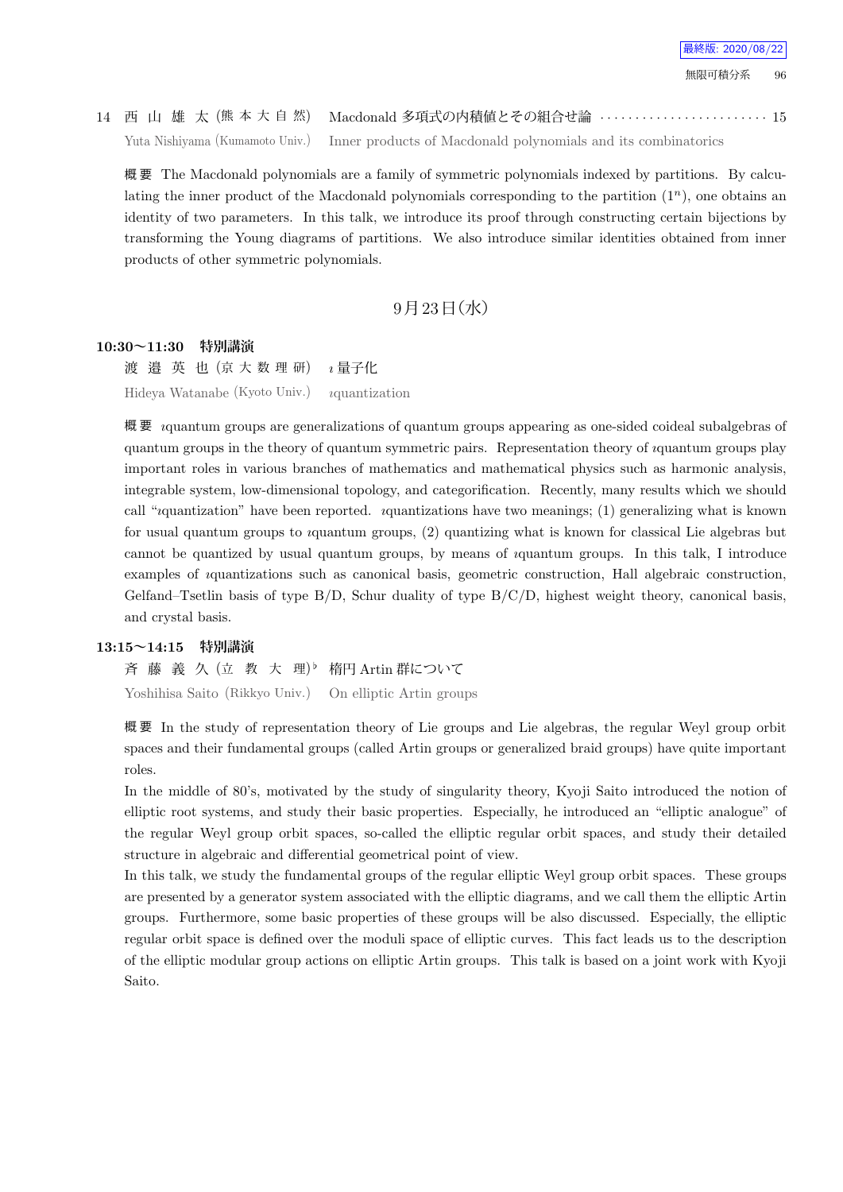14 西 山 雄 太 (熊本大自然) Macdonald 多項式の内積値とその組合せ論 ··························· 15

Yuta Nishiyama (Kumamoto Univ.) Inner products of Macdonald polynomials and its combinatorics

概要 The Macdonald polynomials are a family of symmetric polynomials indexed by partitions. By calculating the inner product of the Macdonald polynomials corresponding to the partition $(1^n)$, one obtains an identity of two parameters. In this talk, we introduce its proof through constructing certain bijections by transforming the Young diagrams of partitions. We also introduce similar identities obtained from inner products of other symmetric polynomials.

## 9月23日(水)

### 10:30〜11:30 特別講演

渡 邉 英 也 (京大数理研) $\imath$量子化

Hideya Watanabe (Kyoto Univ.) $\imath$quantization

概要 $\imath$quantum groups are generalizations of quantum groups appearing as one-sided coideal subalgebras of quantum groups in the theory of quantum symmetric pairs. Representation theory of $\imath$quantum groups play important roles in various branches of mathematics and mathematical physics such as harmonic analysis, integrable system, low-dimensional topology, and categorification. Recently, many results which we should call "$\imath$quantization" have been reported. $\imath$quantizations have two meanings; (1) generalizing what is known for usual quantum groups to $\imath$quantum groups, (2) quantizing what is known for classical Lie algebras but cannot be quantized by usual quantum groups, by means of $\imath$quantum groups. In this talk, I introduce examples of $\imath$quantizations such as canonical basis, geometric construction, Hall algebraic construction, Gelfand–Tsetlin basis of type B/D, Schur duality of type B/C/D, highest weight theory, canonical basis, and crystal basis.

### 13:15〜14:15 特別講演

斉 藤 義 久 (立教大理)$^\flat$ 楕円 Artin 群について

Yoshihisa Saito (Rikkyo Univ.) On elliptic Artin groups

概要 In the study of representation theory of Lie groups and Lie algebras, the regular Weyl group orbit spaces and their fundamental groups (called Artin groups or generalized braid groups) have quite important roles.

In the middle of 80's, motivated by the study of singularity theory, Kyoji Saito introduced the notion of elliptic root systems, and study their basic properties. Especially, he introduced an "elliptic analogue" of the regular Weyl group orbit spaces, so-called the elliptic regular orbit spaces, and study their detailed structure in algebraic and differential geometrical point of view.

In this talk, we study the fundamental groups of the regular elliptic Weyl group orbit spaces. These groups are presented by a generator system associated with the elliptic diagrams, and we call them the elliptic Artin groups. Furthermore, some basic properties of these groups will be also discussed. Especially, the elliptic regular orbit space is defined over the moduli space of elliptic curves. This fact leads us to the description of the elliptic modular group actions on elliptic Artin groups. This talk is based on a joint work with Kyoji Saito.